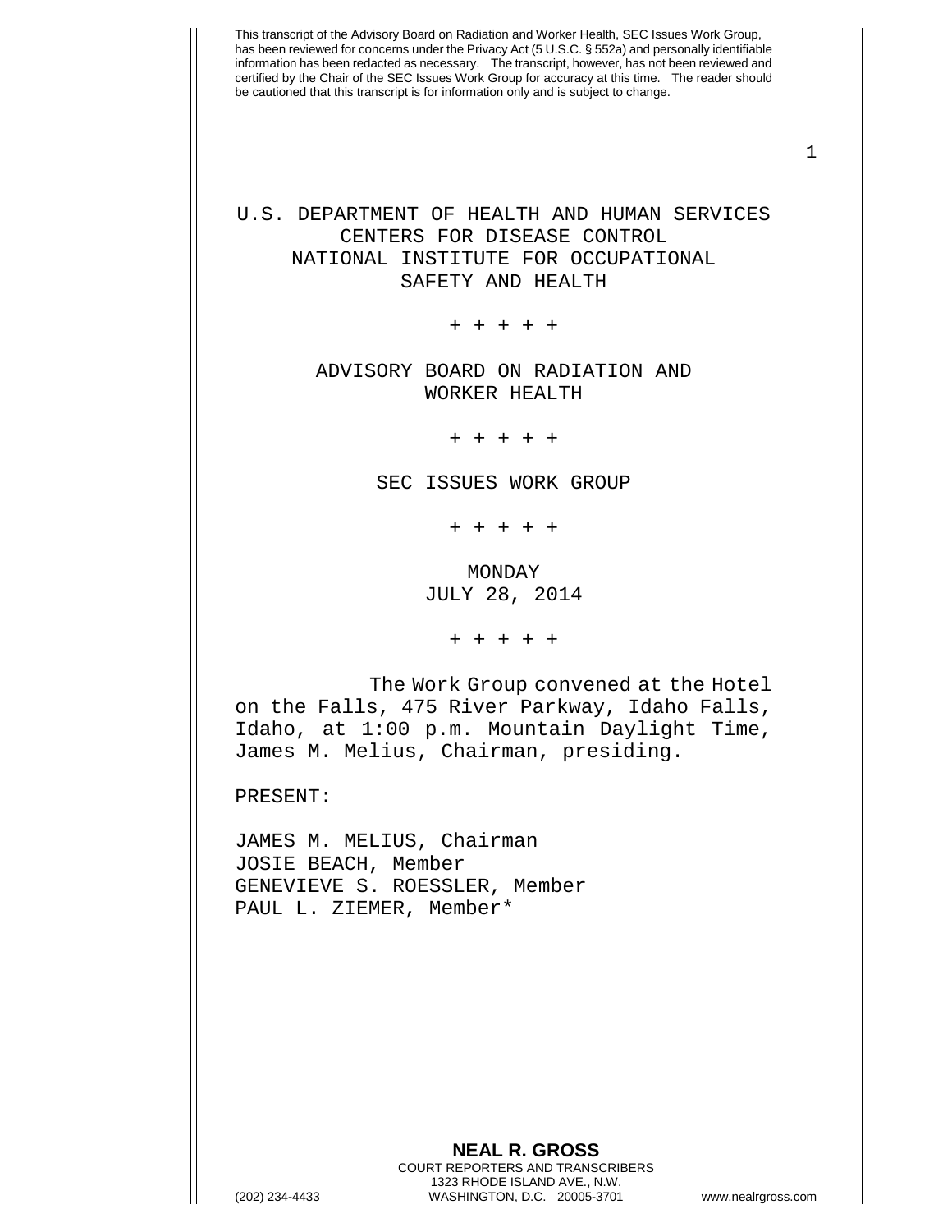This transcript of the Advisory Board on Radiation and Worker Health, SEC Issues Work Group, has been reviewed for concerns under the Privacy Act (5 U.S.C. § 552a) and personally identifiable information has been redacted as necessary. The transcript, however, has not been reviewed and certified by the Chair of the SEC Issues Work Group for accuracy at this time. The reader should be cautioned that this transcript is for information only and is subject to change.

U.S. DEPARTMENT OF HEALTH AND HUMAN SERVICES
CENTERS FOR DISEASE CONTROL
NATIONAL INSTITUTE FOR OCCUPATIONAL
SAFETY AND HEALTH

\+ + + + +

ADVISORY BOARD ON RADIATION AND
WORKER HEALTH

\+ + + + +

SEC ISSUES WORK GROUP

\+ + + + +

MONDAY
JULY 28, 2014

\+ + + + +

The Work Group convened at the Hotel on the Falls, 475 River Parkway, Idaho Falls, Idaho, at 1:00 p.m. Mountain Daylight Time, James M. Melius, Chairman, presiding.

PRESENT:

JAMES M. MELIUS, Chairman
JOSIE BEACH, Member
GENEVIEVE S. ROESSLER, Member
PAUL L. ZIEMER, Member*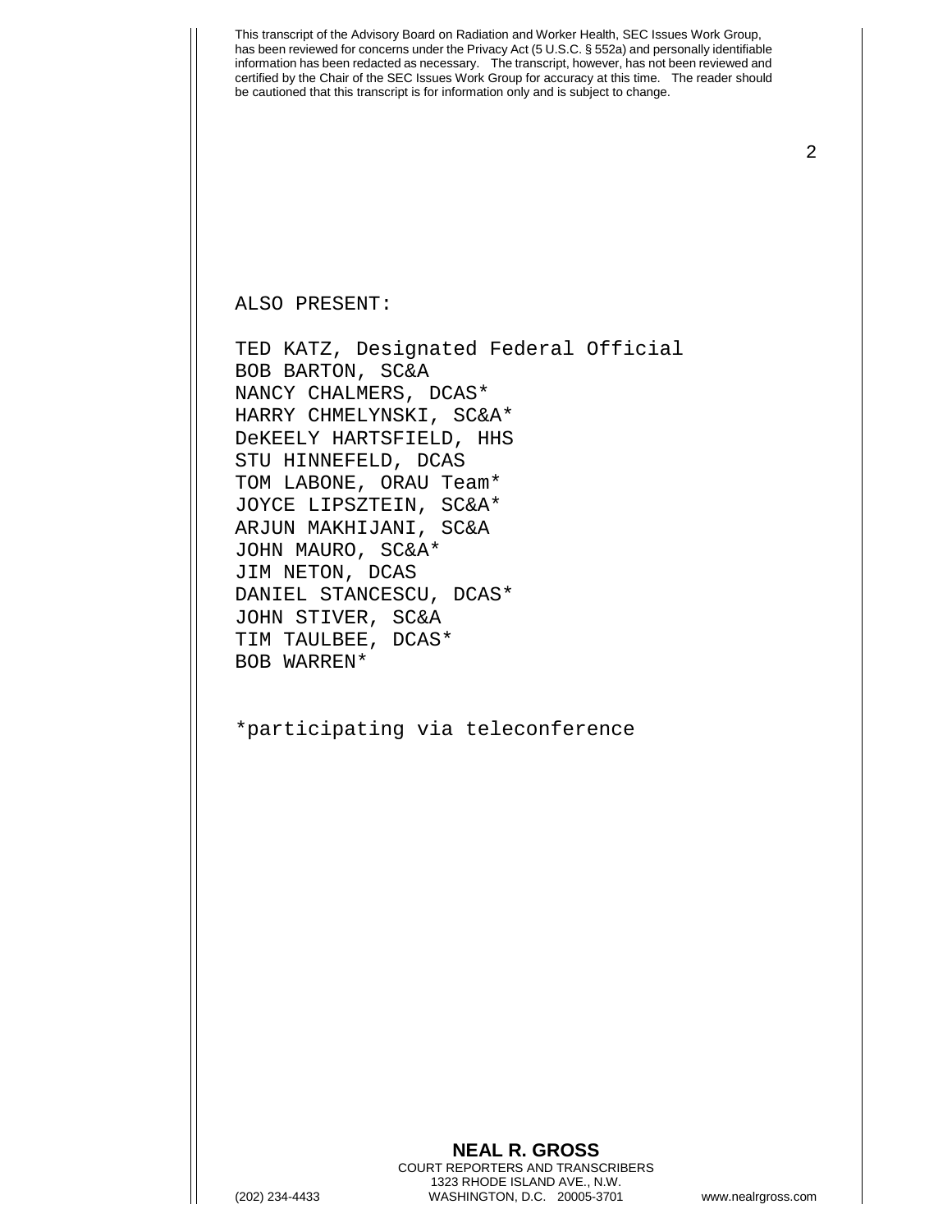ALSO PRESENT:

TED KATZ, Designated Federal Official
BOB BARTON, SC&A
NANCY CHALMERS, DCAS*
HARRY CHMELYNSKI, SC&A*
DeKEELY HARTSFIELD, HHS
STU HINNEFELD, DCAS
TOM LABONE, ORAU Team*
JOYCE LIPSZTEIN, SC&A*
ARJUN MAKHIJANI, SC&A
JOHN MAURO, SC&A*
JIM NETON, DCAS
DANIEL STANCESCU, DCAS*
JOHN STIVER, SC&A
TIM TAULBEE, DCAS*
BOB WARREN*

*participating via teleconference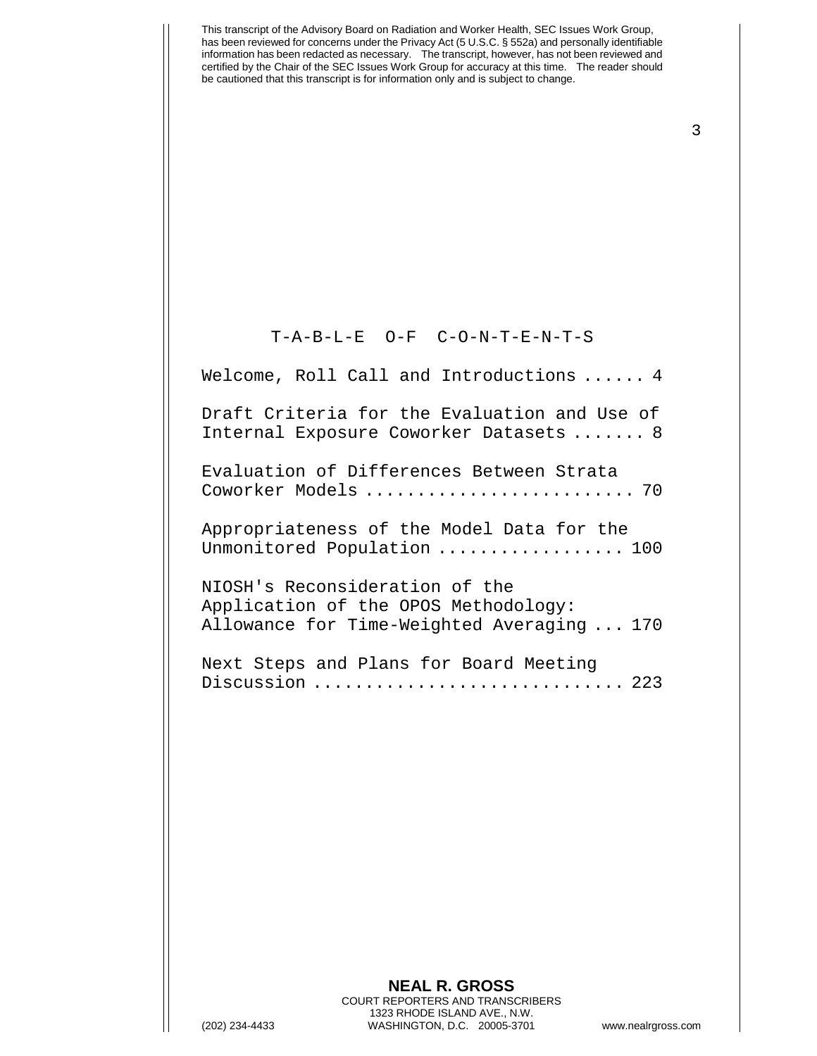T-A-B-L-E O-F C-O-N-T-E-N-T-S

Welcome, Roll Call and Introductions ...... 4

Draft Criteria for the Evaluation and Use of Internal Exposure Coworker Datasets ....... 8

Evaluation of Differences Between Strata Coworker Models .......................... 70

Appropriateness of the Model Data for the Unmonitored Population .................. 100

NIOSH's Reconsideration of the Application of the OPOS Methodology: Allowance for Time-Weighted Averaging ... 170

Next Steps and Plans for Board Meeting Discussion ............................. 223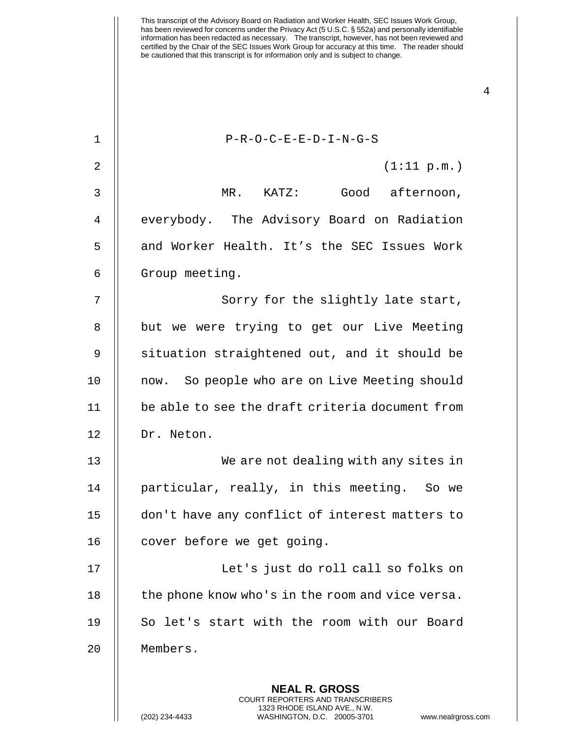P-R-O-C-E-E-D-I-N-G-S

(1:11 p.m.)

MR. KATZ: Good afternoon, everybody. The Advisory Board on Radiation and Worker Health. It's the SEC Issues Work Group meeting.

Sorry for the slightly late start, but we were trying to get our Live Meeting situation straightened out, and it should be now. So people who are on Live Meeting should be able to see the draft criteria document from Dr. Neton.

We are not dealing with any sites in particular, really, in this meeting. So we don't have any conflict of interest matters to cover before we get going.

Let's just do roll call so folks on the phone know who's in the room and vice versa. So let's start with the room with our Board Members.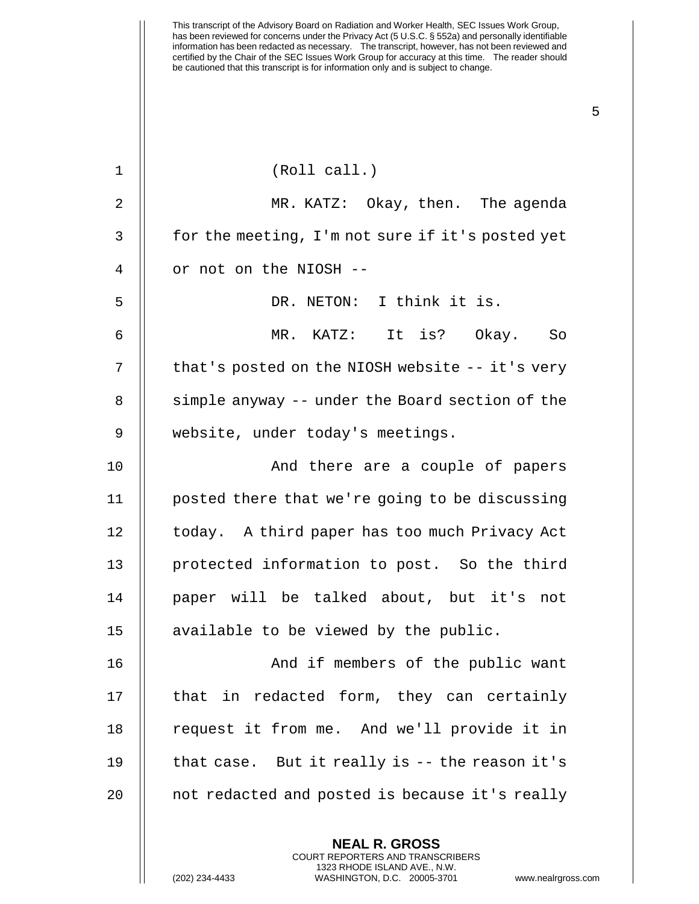(Roll call.)

MR. KATZ: Okay, then. The agenda for the meeting, I'm not sure if it's posted yet or not on the NIOSH --

DR. NETON: I think it is.

MR. KATZ: It is? Okay. So that's posted on the NIOSH website -- it's very simple anyway -- under the Board section of the website, under today's meetings.

And there are a couple of papers posted there that we're going to be discussing today. A third paper has too much Privacy Act protected information to post. So the third paper will be talked about, but it's not available to be viewed by the public.

And if members of the public want that in redacted form, they can certainly request it from me. And we'll provide it in that case. But it really is -- the reason it's not redacted and posted is because it's really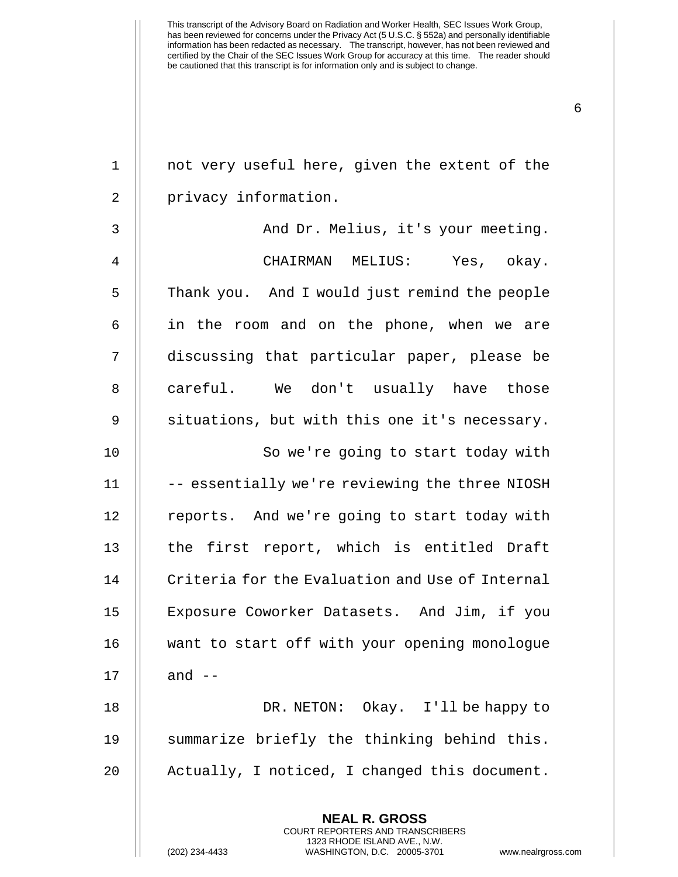not very useful here, given the extent of the privacy information.

And Dr. Melius, it's your meeting.

CHAIRMAN MELIUS: Yes, okay. Thank you. And I would just remind the people in the room and on the phone, when we are discussing that particular paper, please be careful. We don't usually have those situations, but with this one it's necessary.

So we're going to start today with -- essentially we're reviewing the three NIOSH reports. And we're going to start today with the first report, which is entitled Draft Criteria for the Evaluation and Use of Internal Exposure Coworker Datasets. And Jim, if you want to start off with your opening monologue and --

DR. NETON: Okay. I'll be happy to summarize briefly the thinking behind this. Actually, I noticed, I changed this document.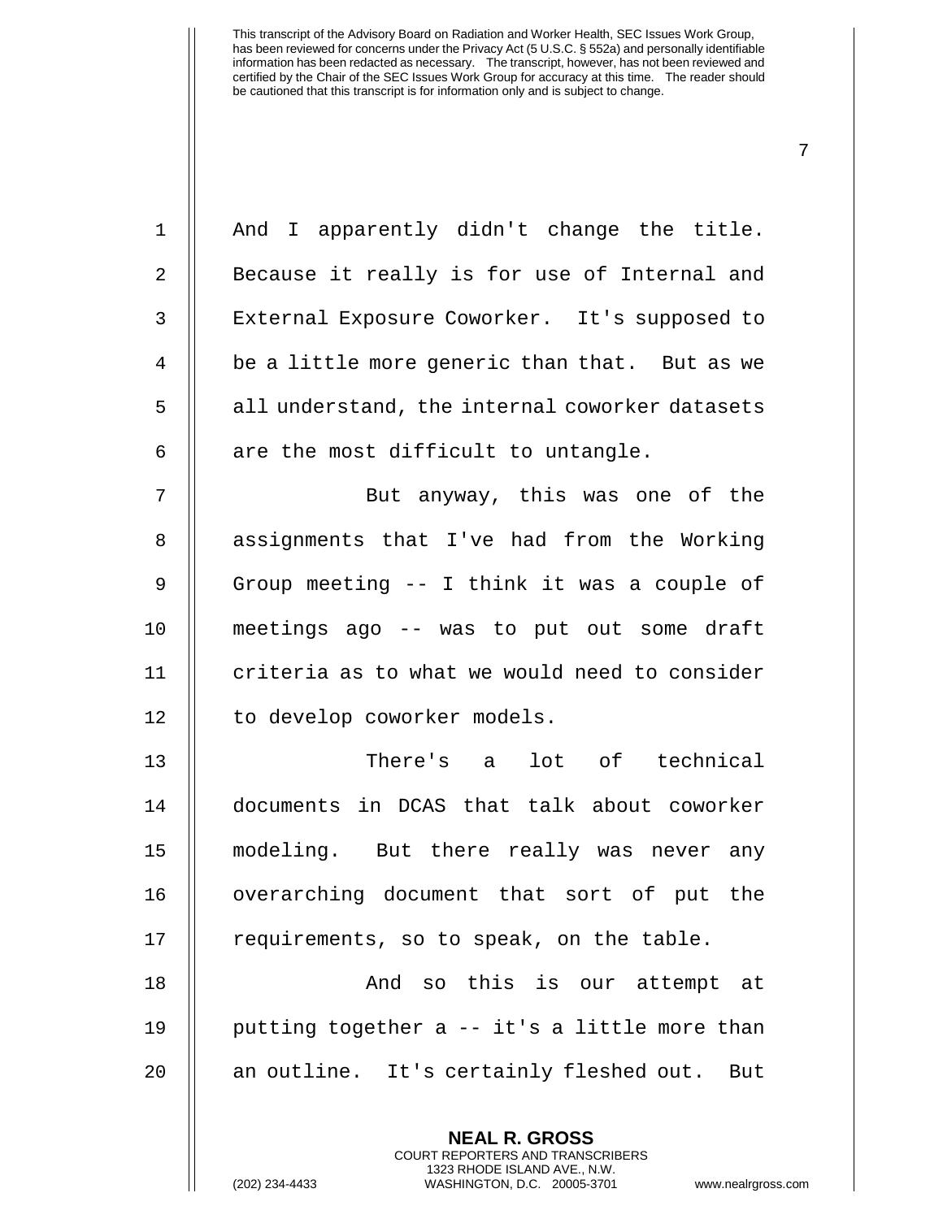And I apparently didn't change the title. Because it really is for use of Internal and External Exposure Coworker. It's supposed to be a little more generic than that. But as we all understand, the internal coworker datasets are the most difficult to untangle.

But anyway, this was one of the assignments that I've had from the Working Group meeting -- I think it was a couple of meetings ago -- was to put out some draft criteria as to what we would need to consider to develop coworker models.

There's a lot of technical documents in DCAS that talk about coworker modeling. But there really was never any overarching document that sort of put the requirements, so to speak, on the table.

And so this is our attempt at putting together a -- it's a little more than an outline. It's certainly fleshed out. But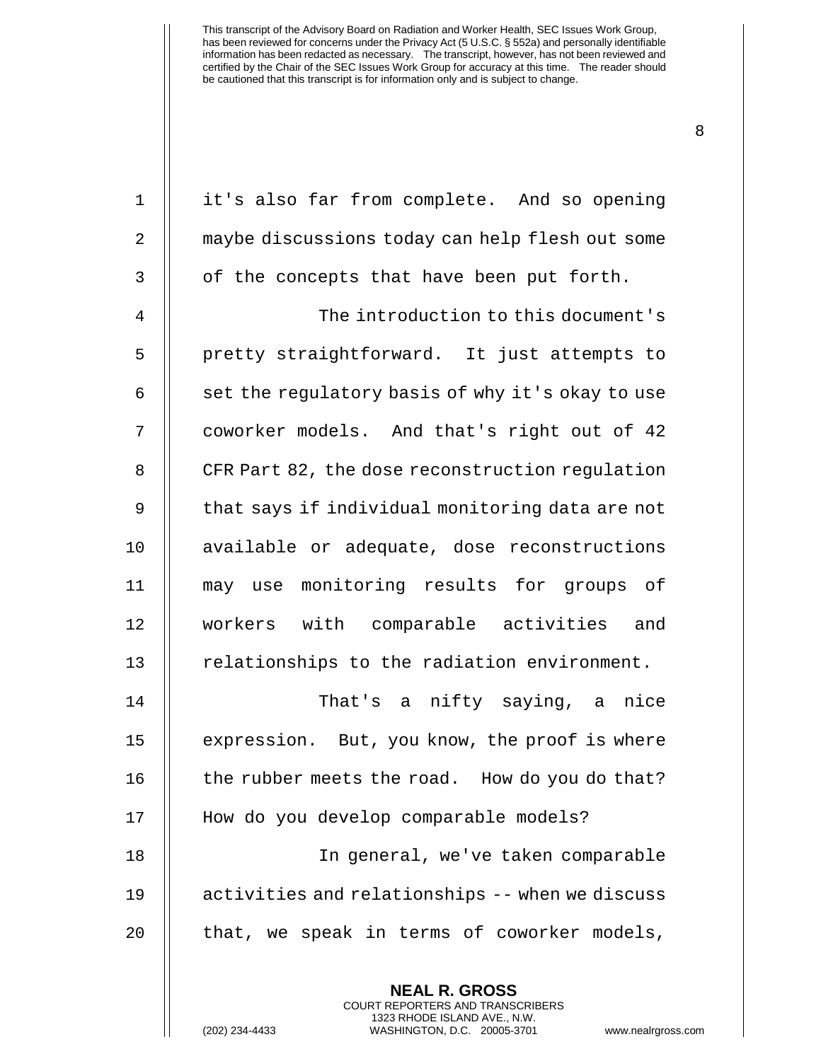it's also far from complete. And so opening maybe discussions today can help flesh out some of the concepts that have been put forth.

The introduction to this document's pretty straightforward. It just attempts to set the regulatory basis of why it's okay to use coworker models. And that's right out of 42 CFR Part 82, the dose reconstruction regulation that says if individual monitoring data are not available or adequate, dose reconstructions may use monitoring results for groups of workers with comparable activities and relationships to the radiation environment.

That's a nifty saying, a nice expression. But, you know, the proof is where the rubber meets the road. How do you do that? How do you develop comparable models?

In general, we've taken comparable activities and relationships -- when we discuss that, we speak in terms of coworker models,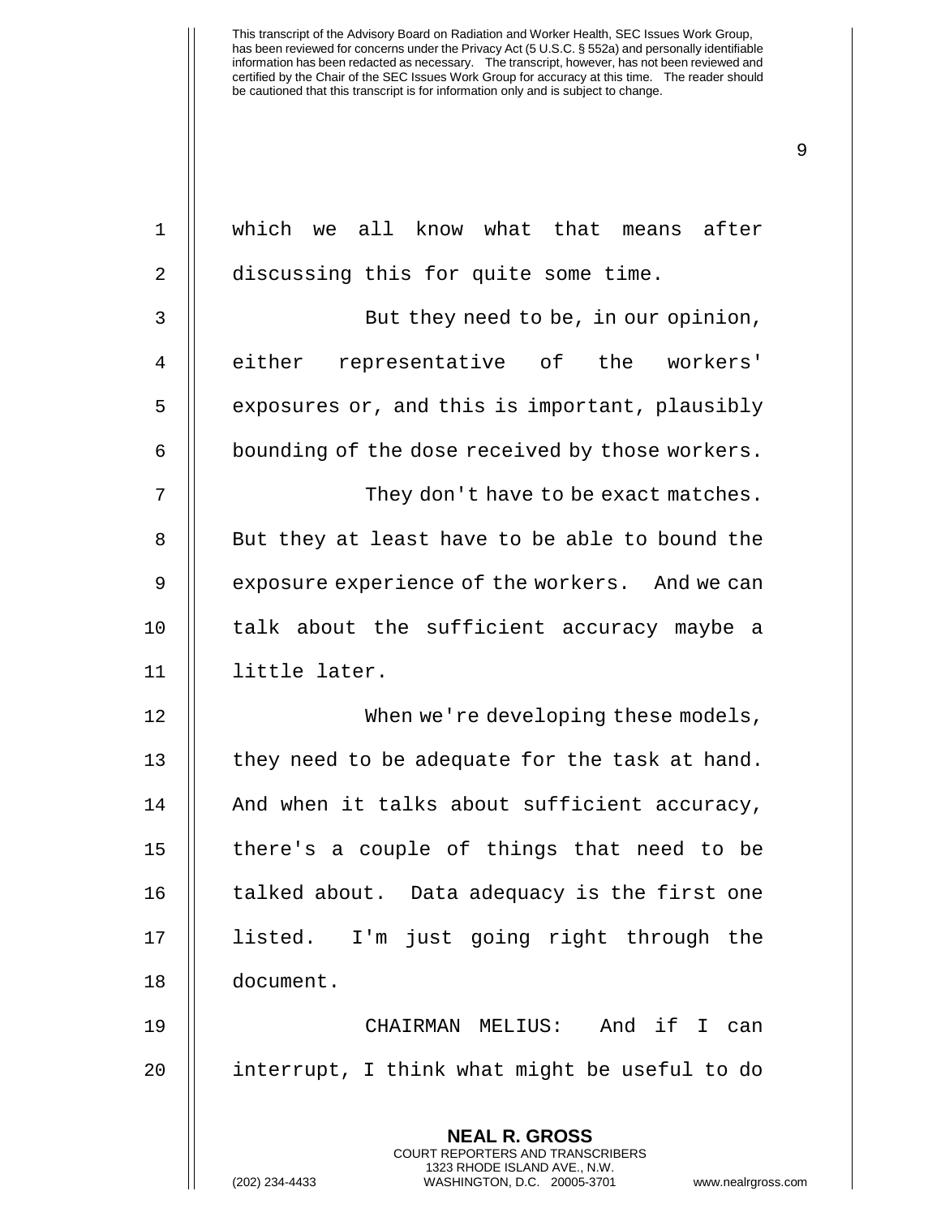which we all know what that means after discussing this for quite some time.

But they need to be, in our opinion, either representative of the workers' exposures or, and this is important, plausibly bounding of the dose received by those workers.

They don't have to be exact matches. But they at least have to be able to bound the exposure experience of the workers. And we can talk about the sufficient accuracy maybe a little later.

When we're developing these models, they need to be adequate for the task at hand. And when it talks about sufficient accuracy, there's a couple of things that need to be talked about. Data adequacy is the first one listed. I'm just going right through the document.

CHAIRMAN MELIUS: And if I can interrupt, I think what might be useful to do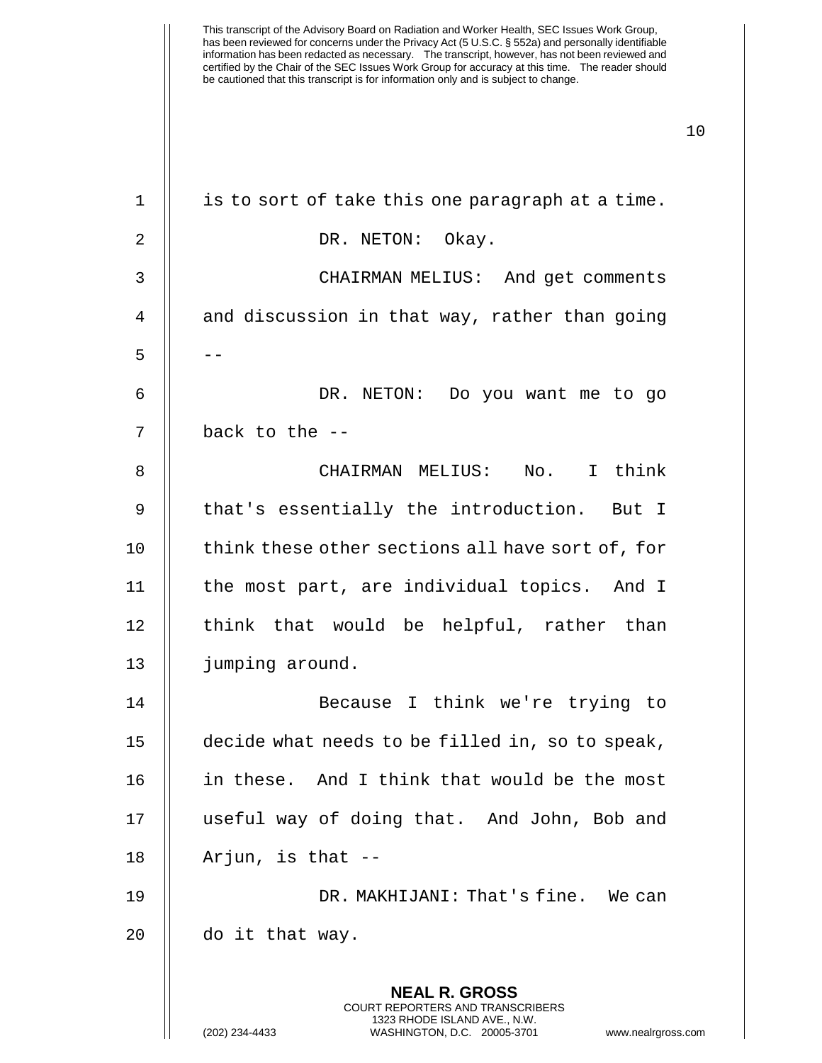is to sort of take this one paragraph at a time.

DR. NETON: Okay.

CHAIRMAN MELIUS: And get comments and discussion in that way, rather than going --

DR. NETON: Do you want me to go back to the --

CHAIRMAN MELIUS: No. I think that's essentially the introduction. But I think these other sections all have sort of, for the most part, are individual topics. And I think that would be helpful, rather than jumping around.

Because I think we're trying to decide what needs to be filled in, so to speak, in these. And I think that would be the most useful way of doing that. And John, Bob and Arjun, is that --

DR. MAKHIJANI: That's fine. We can do it that way.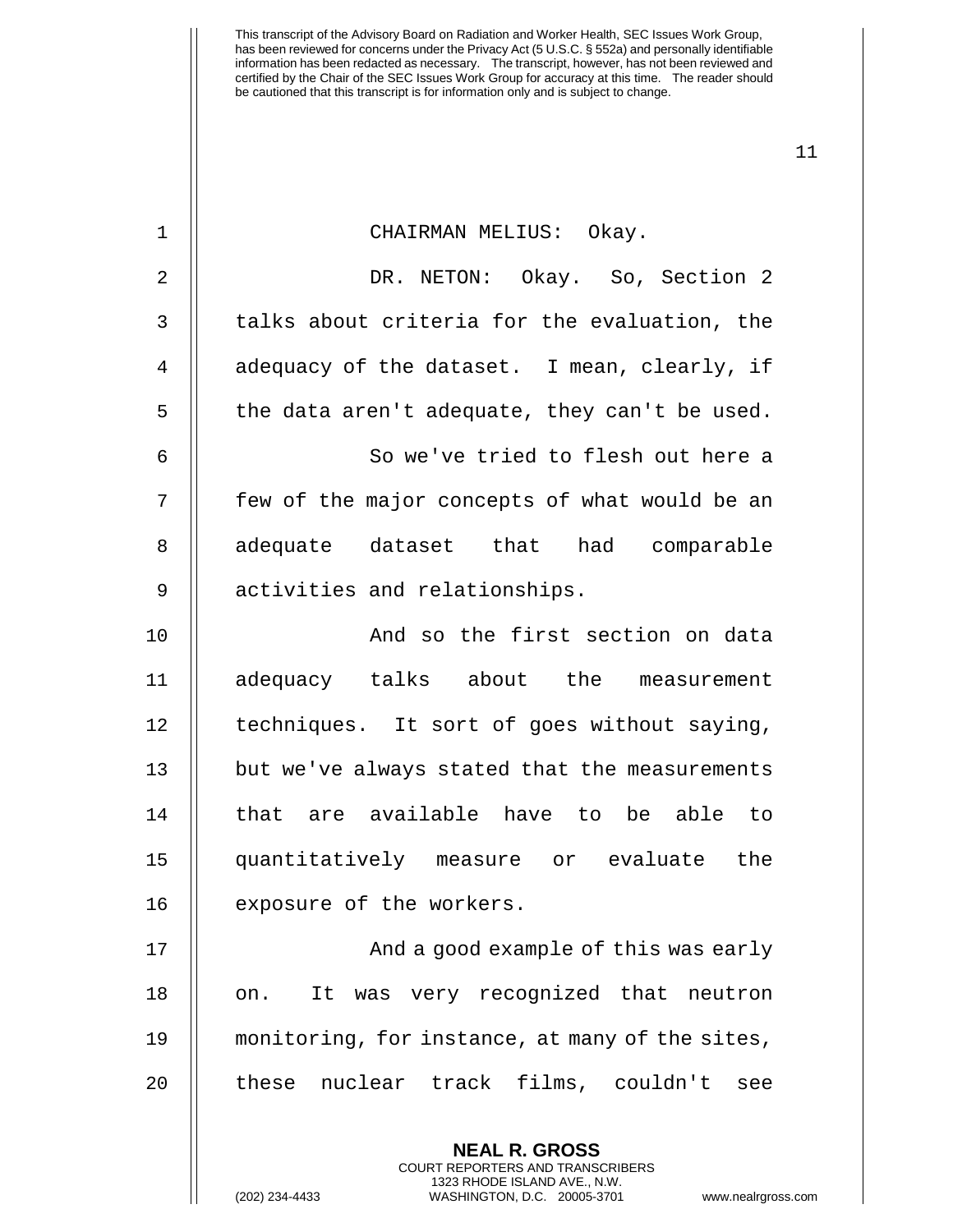CHAIRMAN MELIUS: Okay.

DR. NETON: Okay. So, Section 2 talks about criteria for the evaluation, the adequacy of the dataset. I mean, clearly, if the data aren't adequate, they can't be used.

So we've tried to flesh out here a few of the major concepts of what would be an adequate dataset that had comparable activities and relationships.

And so the first section on data adequacy talks about the measurement techniques. It sort of goes without saying, but we've always stated that the measurements that are available have to be able to quantitatively measure or evaluate the exposure of the workers.

And a good example of this was early on. It was very recognized that neutron monitoring, for instance, at many of the sites, these nuclear track films, couldn't see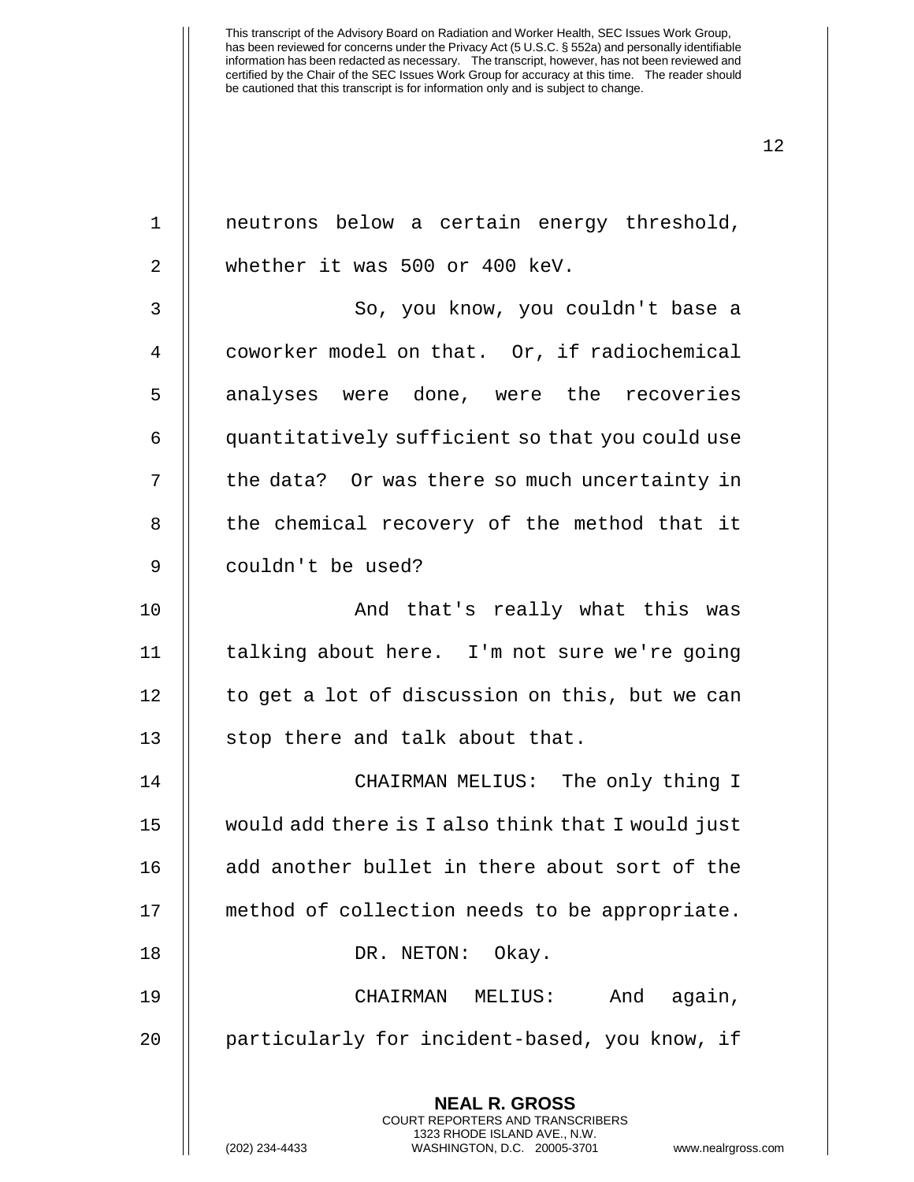neutrons below a certain energy threshold, whether it was 500 or 400 keV.

So, you know, you couldn't base a coworker model on that. Or, if radiochemical analyses were done, were the recoveries quantitatively sufficient so that you could use the data? Or was there so much uncertainty in the chemical recovery of the method that it couldn't be used?

And that's really what this was talking about here. I'm not sure we're going to get a lot of discussion on this, but we can stop there and talk about that.

CHAIRMAN MELIUS: The only thing I would add there is I also think that I would just add another bullet in there about sort of the method of collection needs to be appropriate.

DR. NETON: Okay.

CHAIRMAN MELIUS: And again, particularly for incident-based, you know, if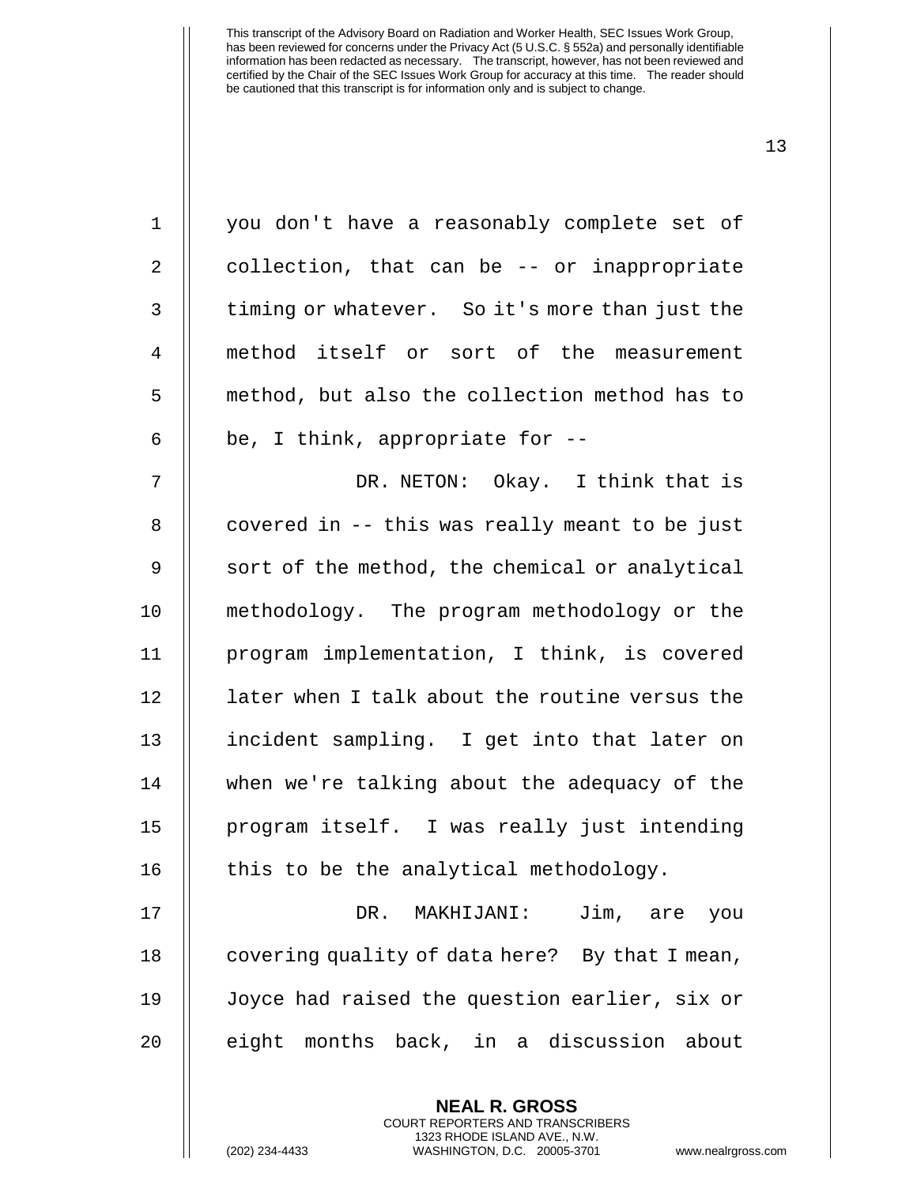you don't have a reasonably complete set of collection, that can be -- or inappropriate timing or whatever. So it's more than just the method itself or sort of the measurement method, but also the collection method has to be, I think, appropriate for --

DR. NETON: Okay. I think that is covered in -- this was really meant to be just sort of the method, the chemical or analytical methodology. The program methodology or the program implementation, I think, is covered later when I talk about the routine versus the incident sampling. I get into that later on when we're talking about the adequacy of the program itself. I was really just intending this to be the analytical methodology.

DR. MAKHIJANI: Jim, are you covering quality of data here? By that I mean, Joyce had raised the question earlier, six or eight months back, in a discussion about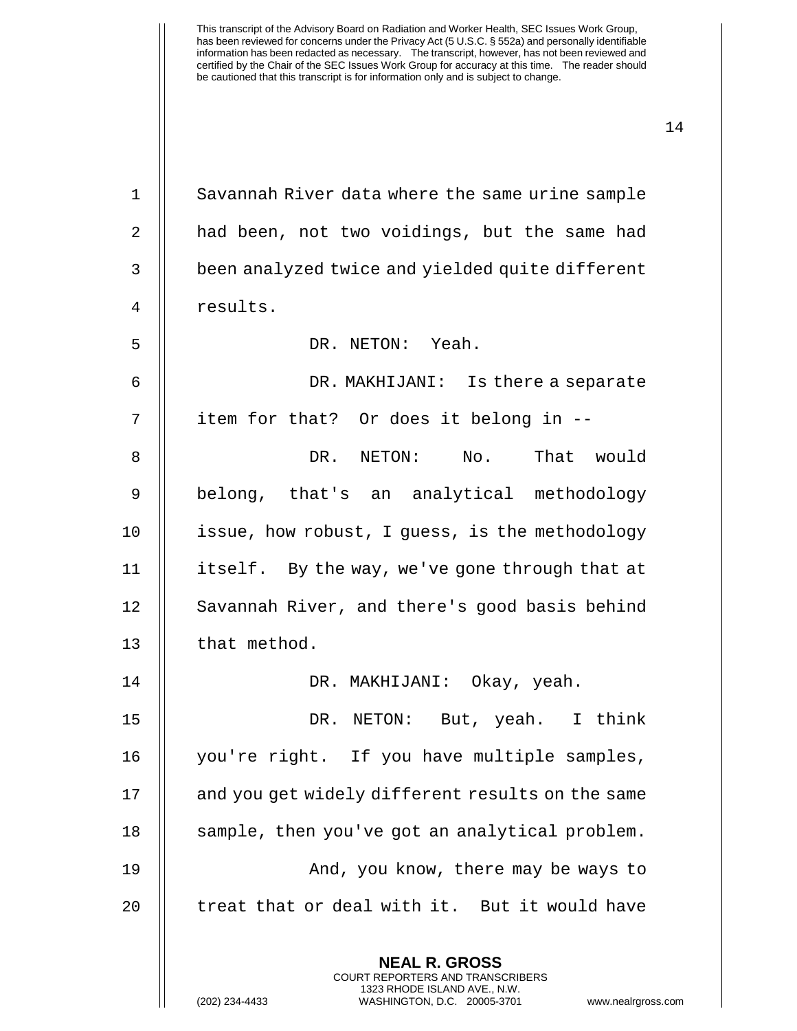Savannah River data where the same urine sample had been, not two voidings, but the same had been analyzed twice and yielded quite different results.

DR. NETON: Yeah.

DR. MAKHIJANI: Is there a separate item for that? Or does it belong in --

DR. NETON: No. That would belong, that's an analytical methodology issue, how robust, I guess, is the methodology itself. By the way, we've gone through that at Savannah River, and there's good basis behind that method.

DR. MAKHIJANI: Okay, yeah.

DR. NETON: But, yeah. I think you're right. If you have multiple samples, and you get widely different results on the same sample, then you've got an analytical problem.

And, you know, there may be ways to treat that or deal with it. But it would have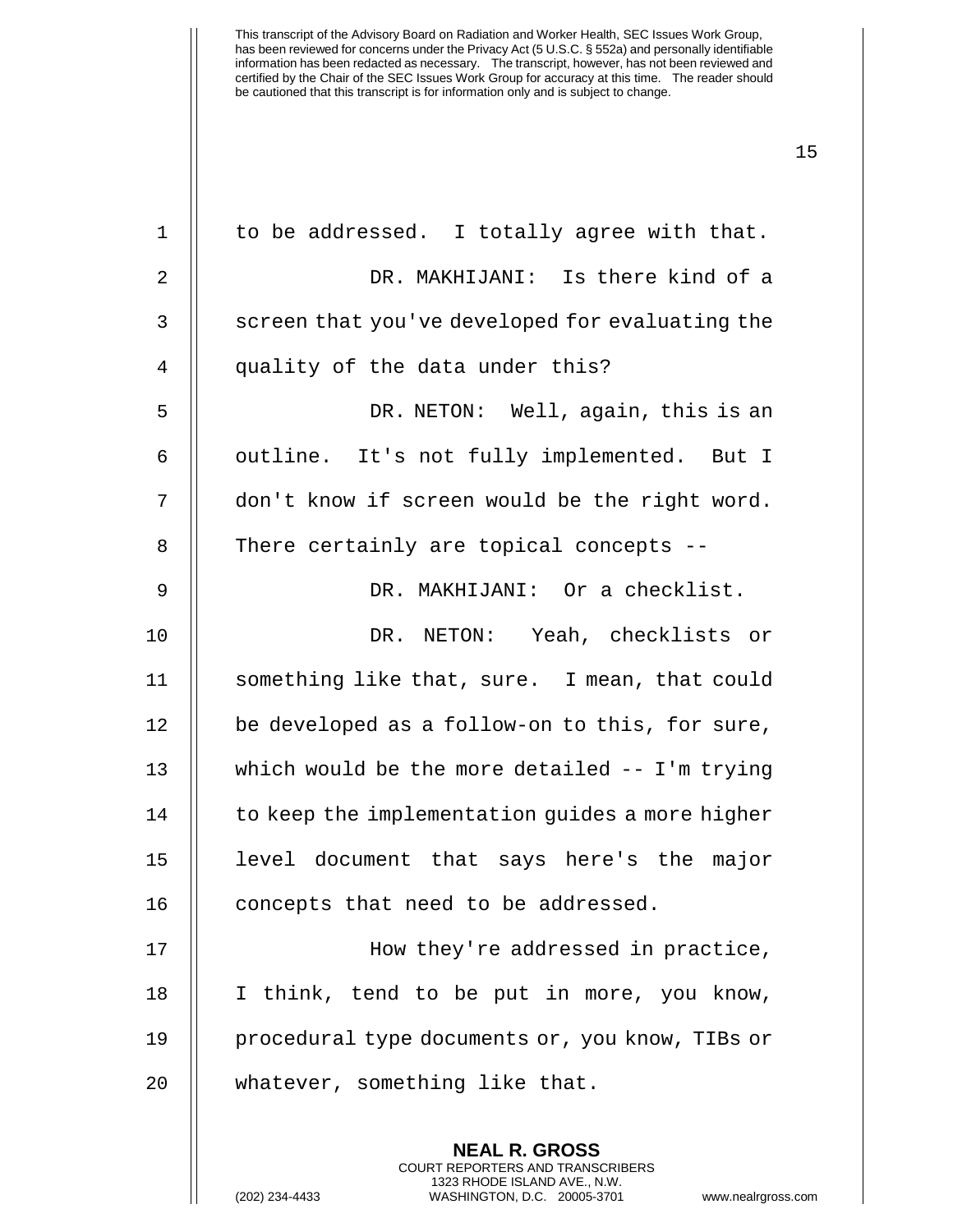to be addressed. I totally agree with that.

DR. MAKHIJANI: Is there kind of a screen that you've developed for evaluating the quality of the data under this?

DR. NETON: Well, again, this is an outline. It's not fully implemented. But I don't know if screen would be the right word. There certainly are topical concepts --

DR. MAKHIJANI: Or a checklist.

DR. NETON: Yeah, checklists or something like that, sure. I mean, that could be developed as a follow-on to this, for sure, which would be the more detailed -- I'm trying to keep the implementation guides a more higher level document that says here's the major concepts that need to be addressed.

How they're addressed in practice, I think, tend to be put in more, you know, procedural type documents or, you know, TIBs or whatever, something like that.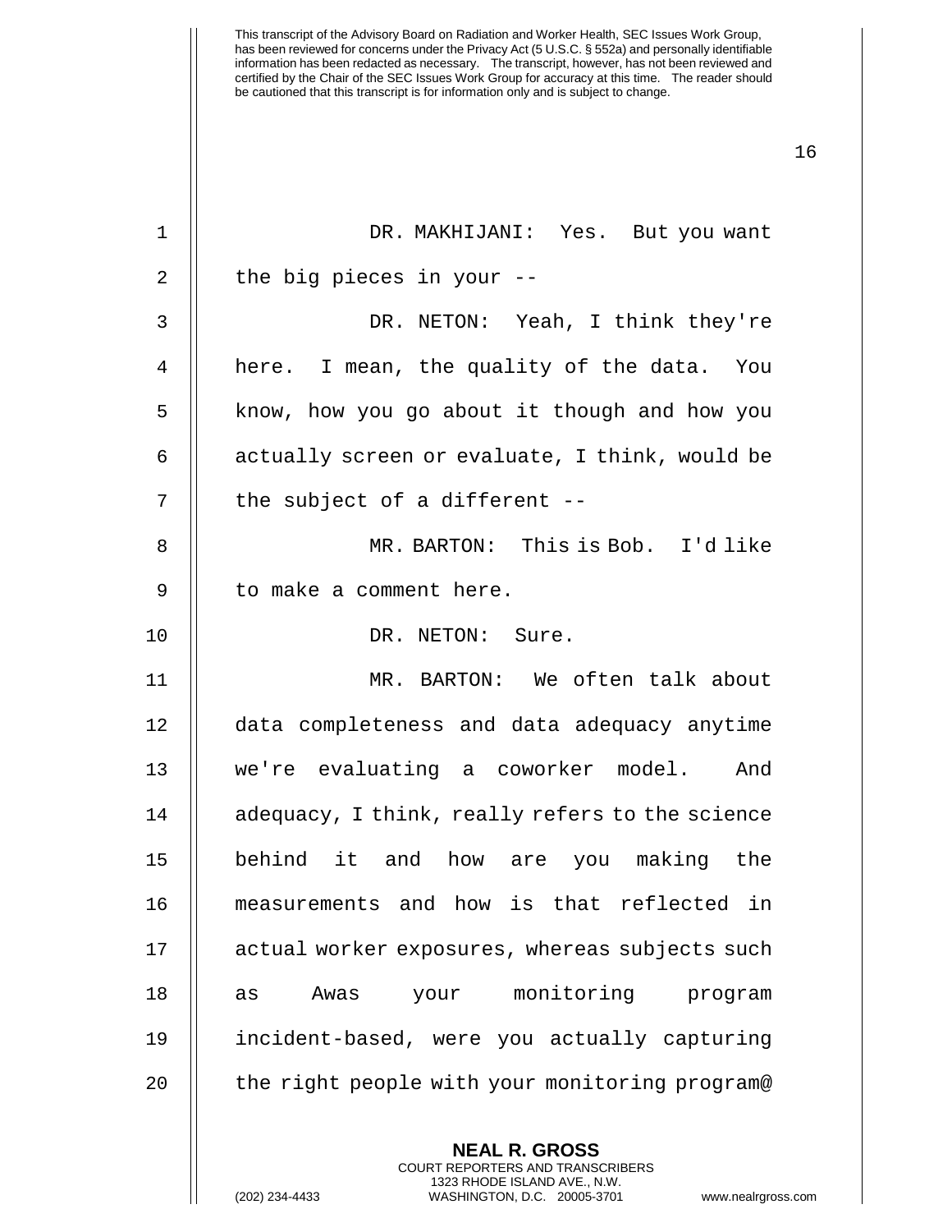This transcript of the Advisory Board on Radiation and Worker Health, SEC Issues Work Group, has been reviewed for concerns under the Privacy Act (5 U.S.C. § 552a) and personally identifiable information has been redacted as necessary. The transcript, however, has not been reviewed and certified by the Chair of the SEC Issues Work Group for accuracy at this time. The reader should be cautioned that this transcript is for information only and is subject to change.

DR. MAKHIJANI: Yes. But you want the big pieces in your --

DR. NETON: Yeah, I think they're here. I mean, the quality of the data. You know, how you go about it though and how you actually screen or evaluate, I think, would be the subject of a different --

MR. BARTON: This is Bob. I'd like to make a comment here.

DR. NETON: Sure.

MR. BARTON: We often talk about data completeness and data adequacy anytime we're evaluating a coworker model. And adequacy, I think, really refers to the science behind it and how are you making the measurements and how is that reflected in actual worker exposures, whereas subjects such as Awas your monitoring program incident-based, were you actually capturing the right people with your monitoring program@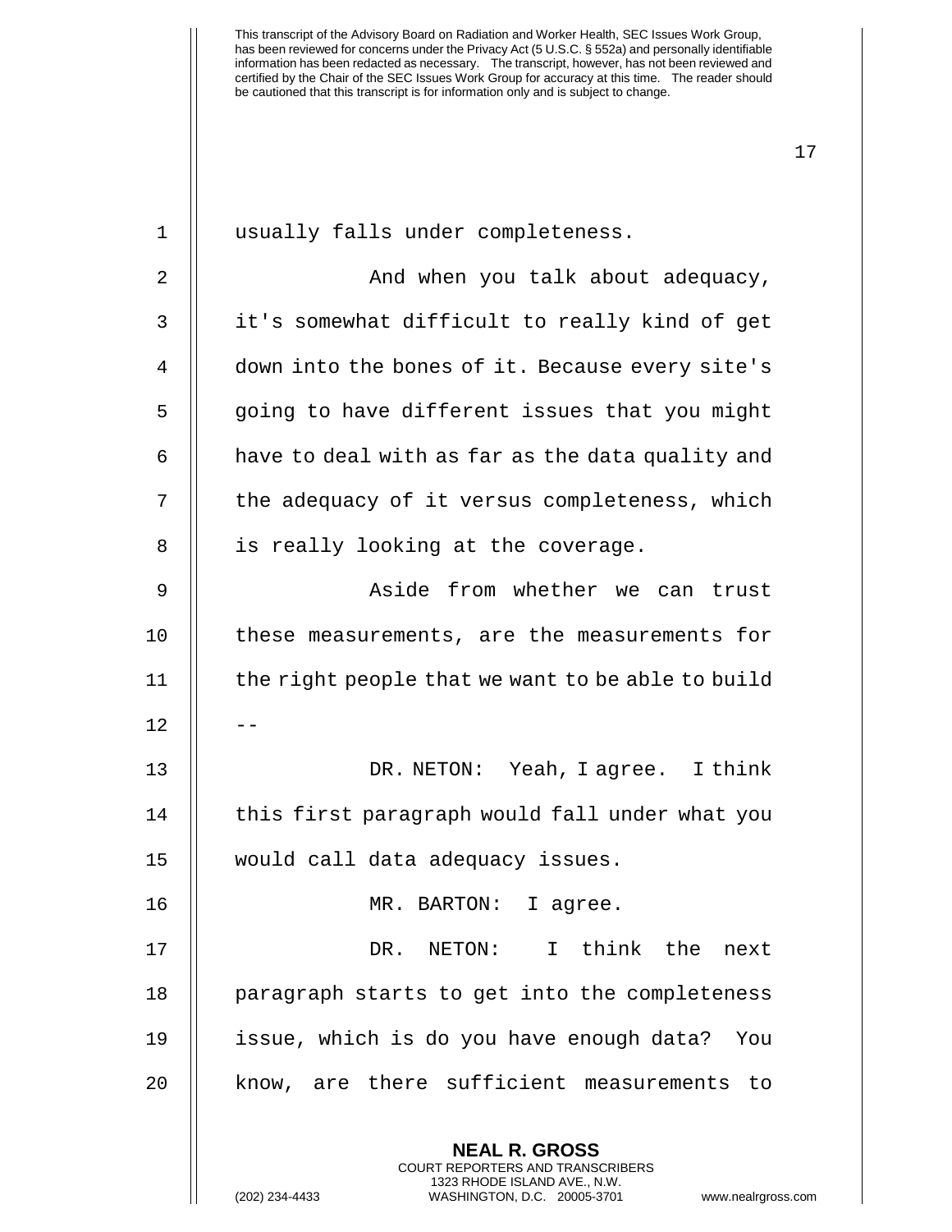usually falls under completeness.

And when you talk about adequacy, it's somewhat difficult to really kind of get down into the bones of it. Because every site's going to have different issues that you might have to deal with as far as the data quality and the adequacy of it versus completeness, which is really looking at the coverage.

Aside from whether we can trust these measurements, are the measurements for the right people that we want to be able to build --

DR. NETON: Yeah, I agree. I think this first paragraph would fall under what you would call data adequacy issues.

MR. BARTON: I agree.

DR. NETON: I think the next paragraph starts to get into the completeness issue, which is do you have enough data? You know, are there sufficient measurements to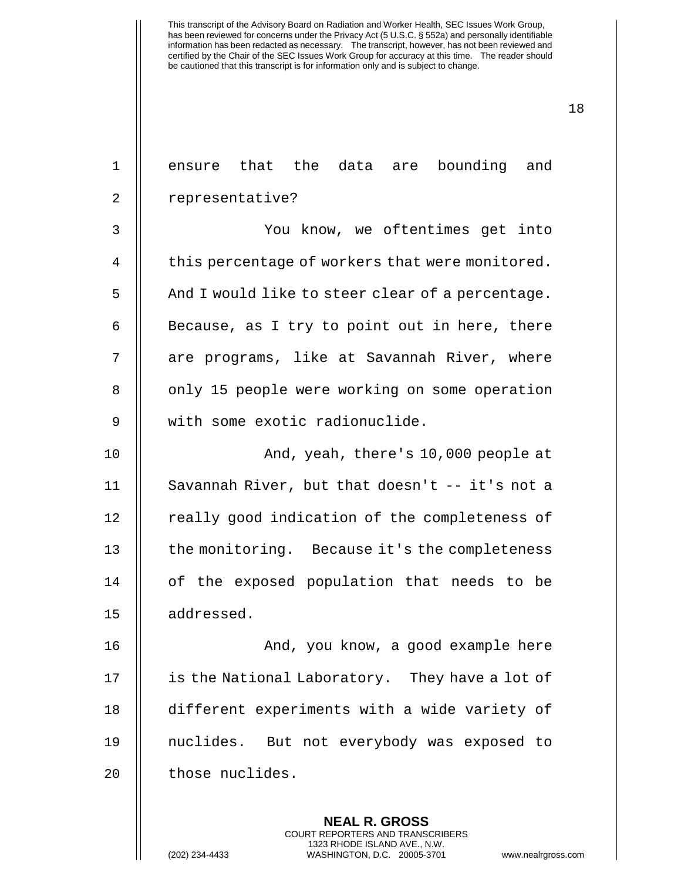ensure that the data are bounding and representative?

You know, we oftentimes get into this percentage of workers that were monitored. And I would like to steer clear of a percentage. Because, as I try to point out in here, there are programs, like at Savannah River, where only 15 people were working on some operation with some exotic radionuclide.

And, yeah, there's 10,000 people at Savannah River, but that doesn't -- it's not a really good indication of the completeness of the monitoring. Because it's the completeness of the exposed population that needs to be addressed.

And, you know, a good example here is the National Laboratory. They have a lot of different experiments with a wide variety of nuclides. But not everybody was exposed to those nuclides.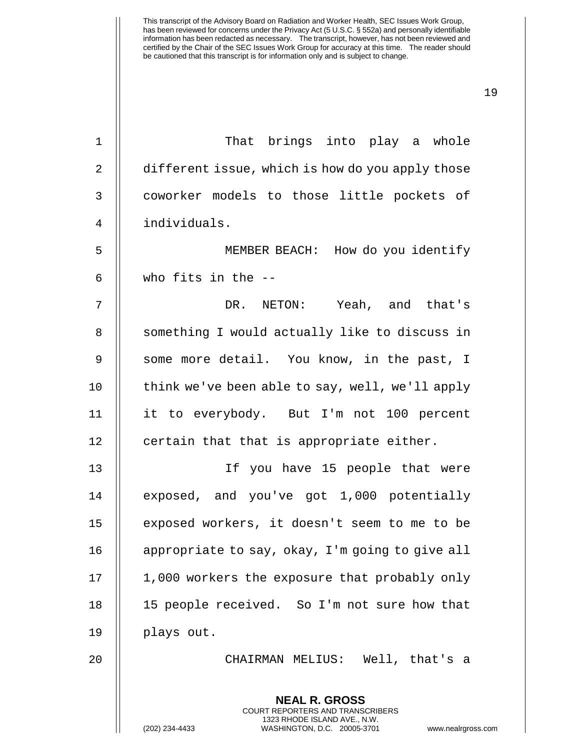That brings into play a whole different issue, which is how do you apply those coworker models to those little pockets of individuals.

MEMBER BEACH: How do you identify who fits in the --

DR. NETON: Yeah, and that's something I would actually like to discuss in some more detail. You know, in the past, I think we've been able to say, well, we'll apply it to everybody. But I'm not 100 percent certain that that is appropriate either.

If you have 15 people that were exposed, and you've got 1,000 potentially exposed workers, it doesn't seem to me to be appropriate to say, okay, I'm going to give all 1,000 workers the exposure that probably only 15 people received. So I'm not sure how that plays out.

CHAIRMAN MELIUS: Well, that's a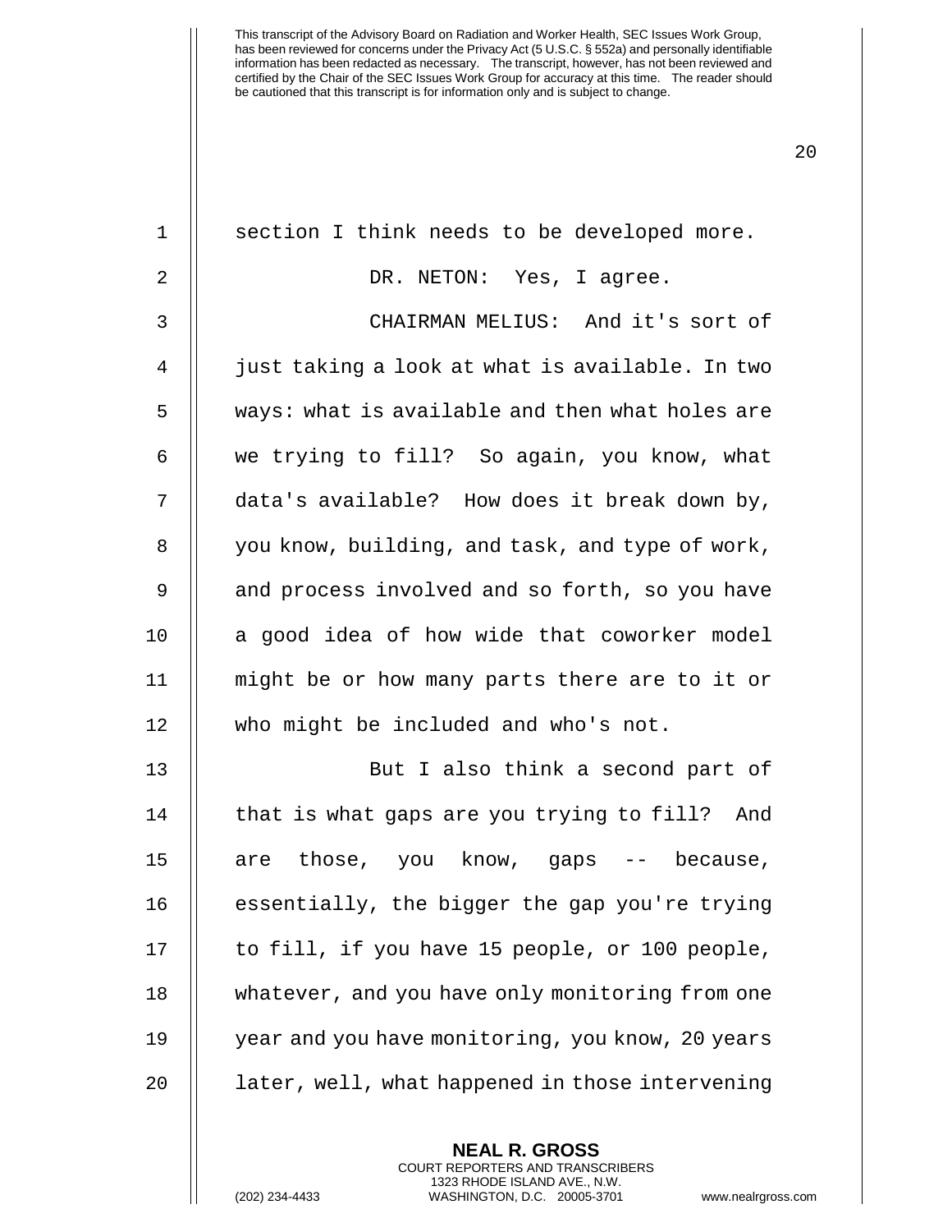section I think needs to be developed more.

DR. NETON: Yes, I agree.

CHAIRMAN MELIUS: And it's sort of just taking a look at what is available. In two ways: what is available and then what holes are we trying to fill? So again, you know, what data's available? How does it break down by, you know, building, and task, and type of work, and process involved and so forth, so you have a good idea of how wide that coworker model might be or how many parts there are to it or who might be included and who's not.

But I also think a second part of that is what gaps are you trying to fill? And are those, you know, gaps -- because, essentially, the bigger the gap you're trying to fill, if you have 15 people, or 100 people, whatever, and you have only monitoring from one year and you have monitoring, you know, 20 years later, well, what happened in those intervening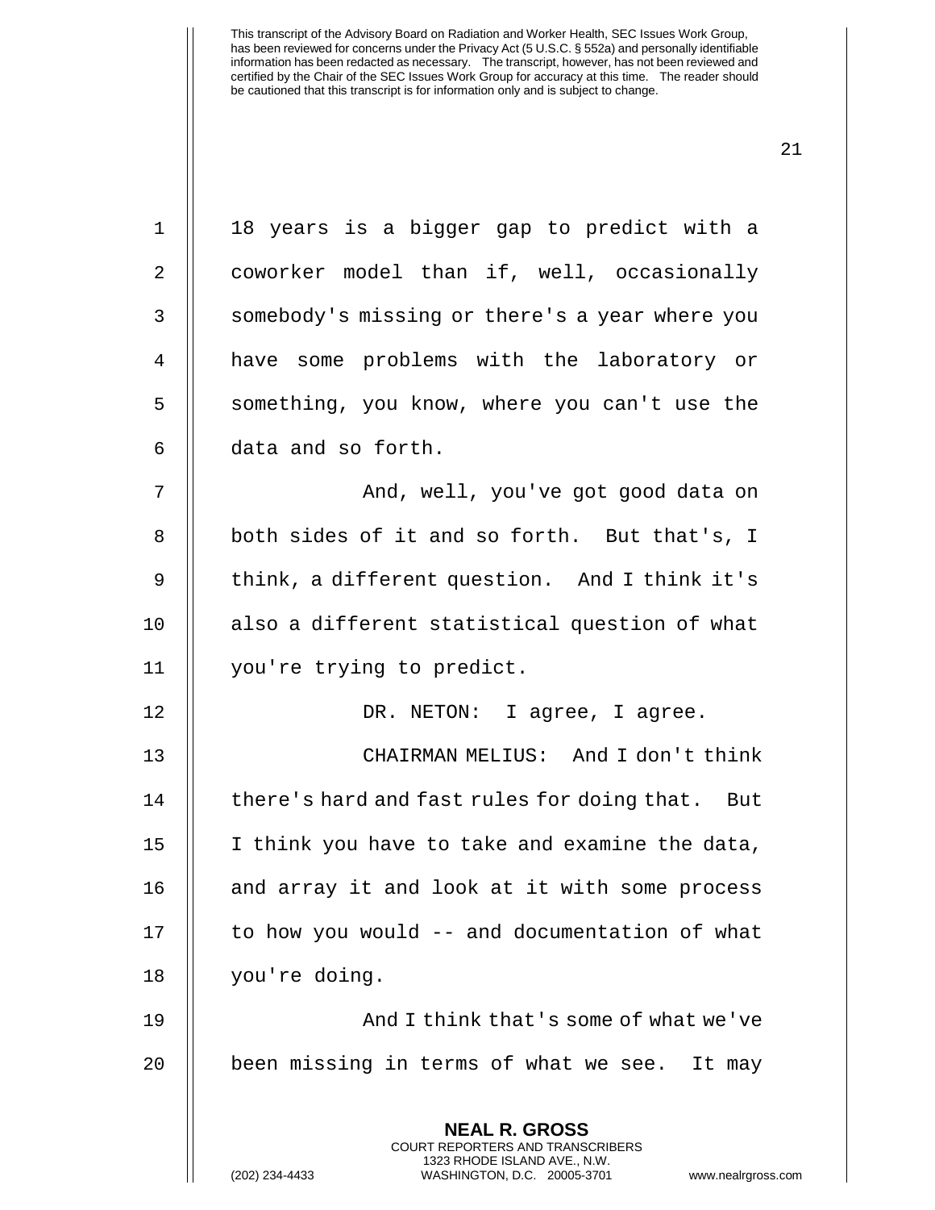18 years is a bigger gap to predict with a coworker model than if, well, occasionally somebody's missing or there's a year where you have some problems with the laboratory or something, you know, where you can't use the data and so forth.

And, well, you've got good data on both sides of it and so forth. But that's, I think, a different question. And I think it's also a different statistical question of what you're trying to predict.

DR. NETON: I agree, I agree.

CHAIRMAN MELIUS: And I don't think there's hard and fast rules for doing that. But I think you have to take and examine the data, and array it and look at it with some process to how you would -- and documentation of what you're doing.

And I think that's some of what we've been missing in terms of what we see. It may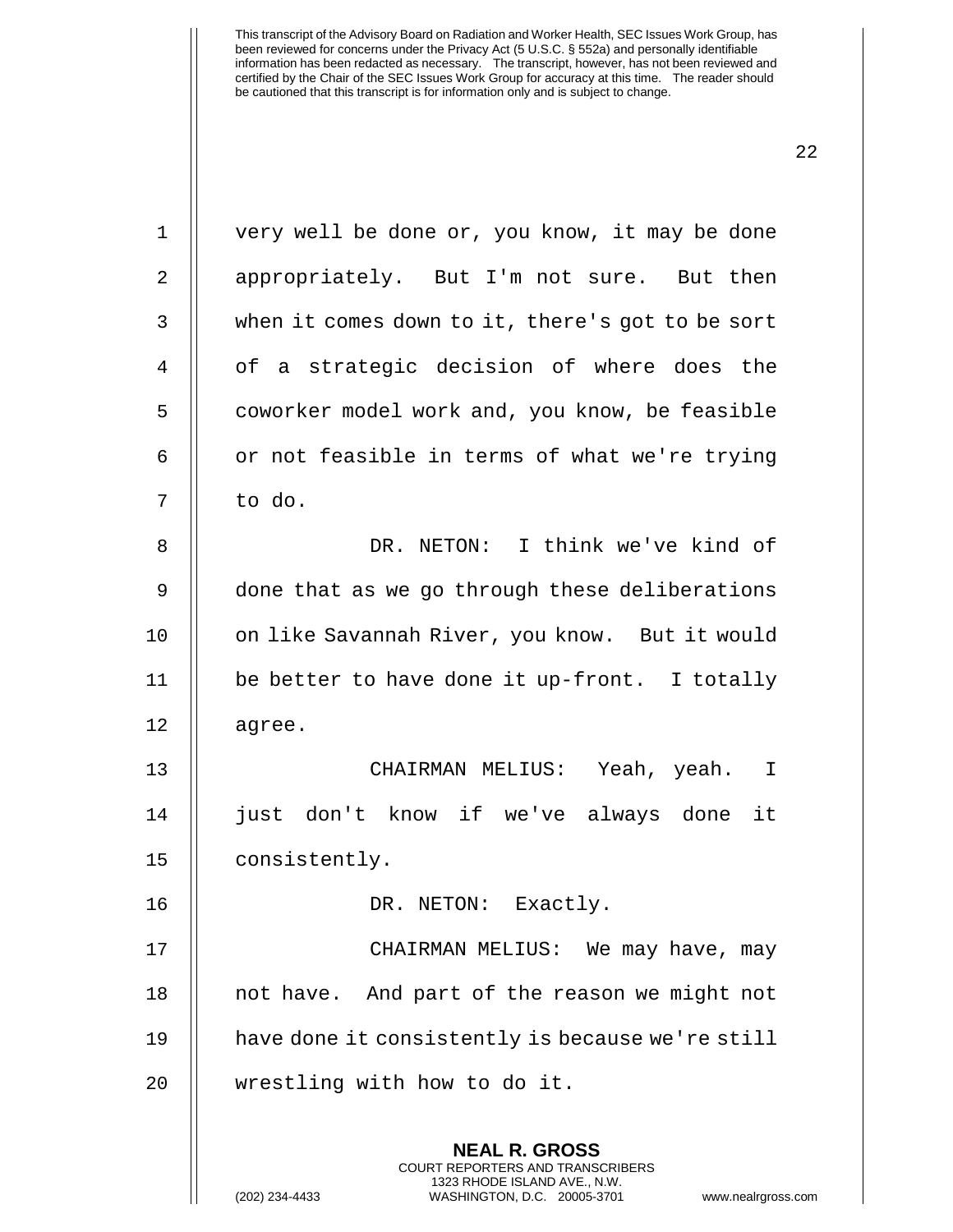very well be done or, you know, it may be done appropriately. But I'm not sure. But then when it comes down to it, there's got to be sort of a strategic decision of where does the coworker model work and, you know, be feasible or not feasible in terms of what we're trying to do.

DR. NETON: I think we've kind of done that as we go through these deliberations on like Savannah River, you know. But it would be better to have done it up-front. I totally agree.

CHAIRMAN MELIUS: Yeah, yeah. I just don't know if we've always done it consistently.

DR. NETON: Exactly.

CHAIRMAN MELIUS: We may have, may not have. And part of the reason we might not have done it consistently is because we're still wrestling with how to do it.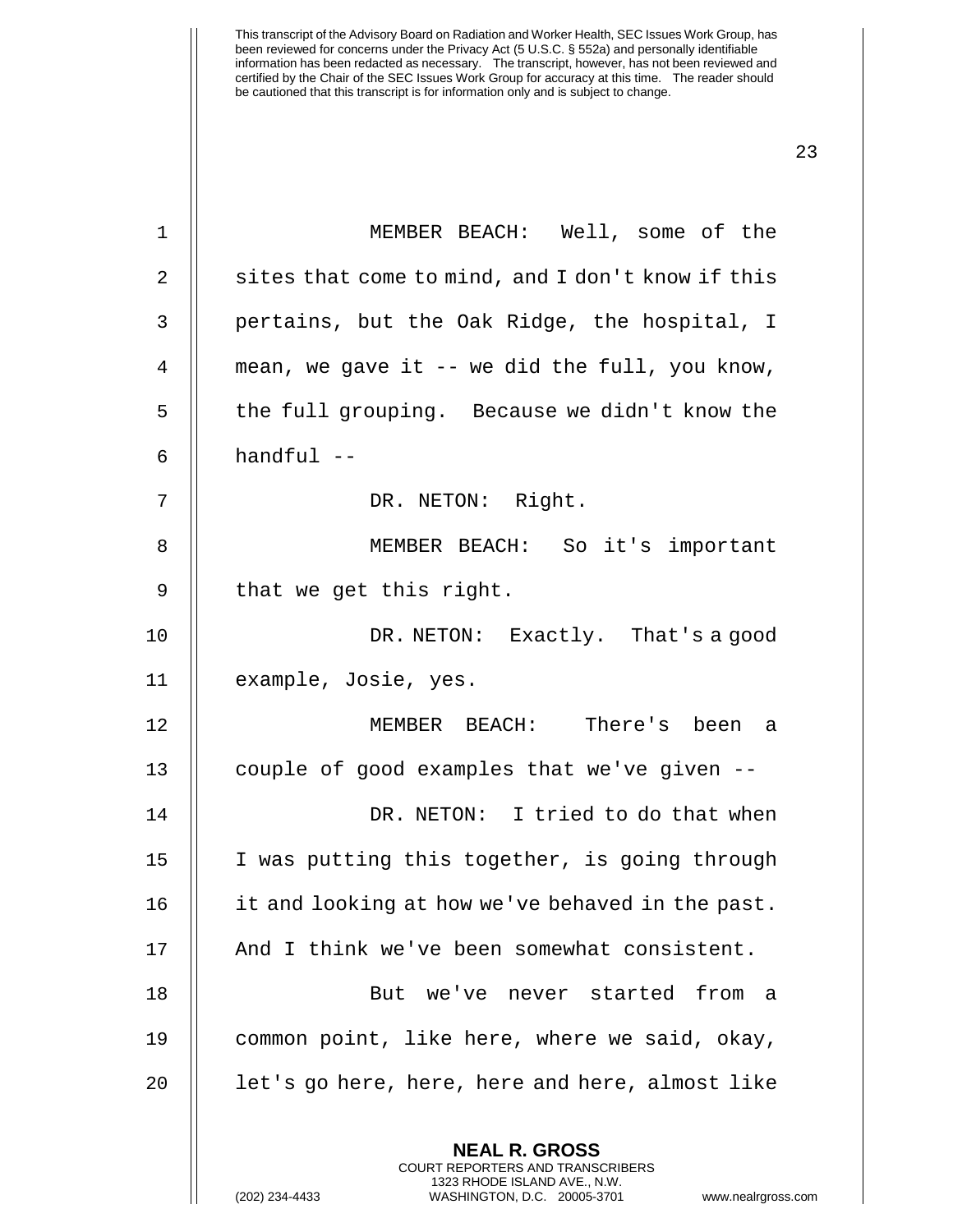MEMBER BEACH: Well, some of the sites that come to mind, and I don't know if this pertains, but the Oak Ridge, the hospital, I mean, we gave it -- we did the full, you know, the full grouping. Because we didn't know the handful --

DR. NETON: Right.

MEMBER BEACH: So it's important that we get this right.

DR. NETON: Exactly. That's a good example, Josie, yes.

MEMBER BEACH: There's been a couple of good examples that we've given --

DR. NETON: I tried to do that when I was putting this together, is going through it and looking at how we've behaved in the past. And I think we've been somewhat consistent.

But we've never started from a common point, like here, where we said, okay, let's go here, here, here and here, almost like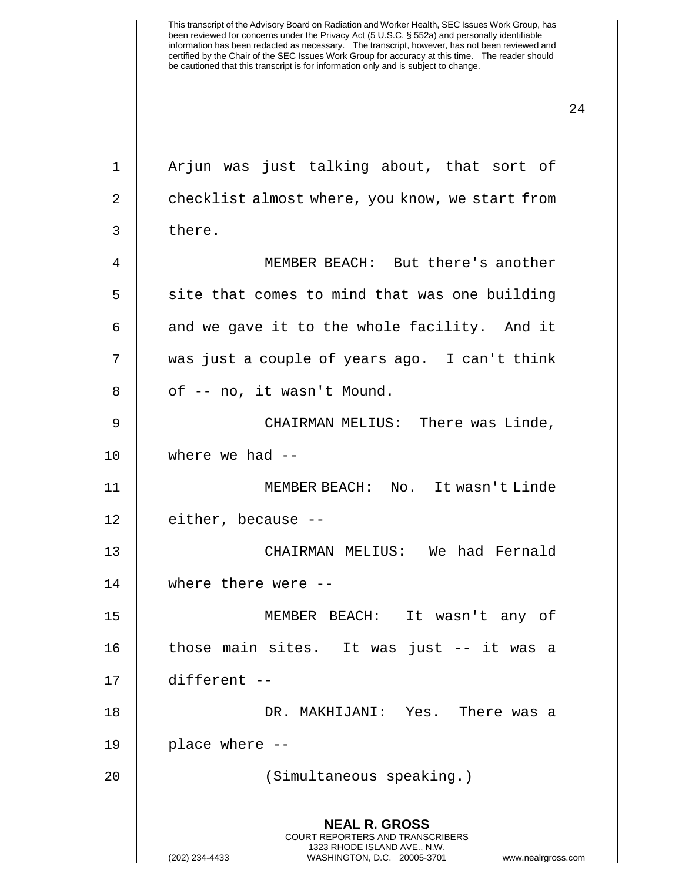Arjun was just talking about, that sort of checklist almost where, you know, we start from there.

MEMBER BEACH: But there's another site that comes to mind that was one building and we gave it to the whole facility. And it was just a couple of years ago. I can't think of -- no, it wasn't Mound.

CHAIRMAN MELIUS: There was Linde, where we had --

MEMBER BEACH: No. It wasn't Linde either, because --

CHAIRMAN MELIUS: We had Fernald where there were --

MEMBER BEACH: It wasn't any of those main sites. It was just -- it was a different --

DR. MAKHIJANI: Yes. There was a place where --

(Simultaneous speaking.)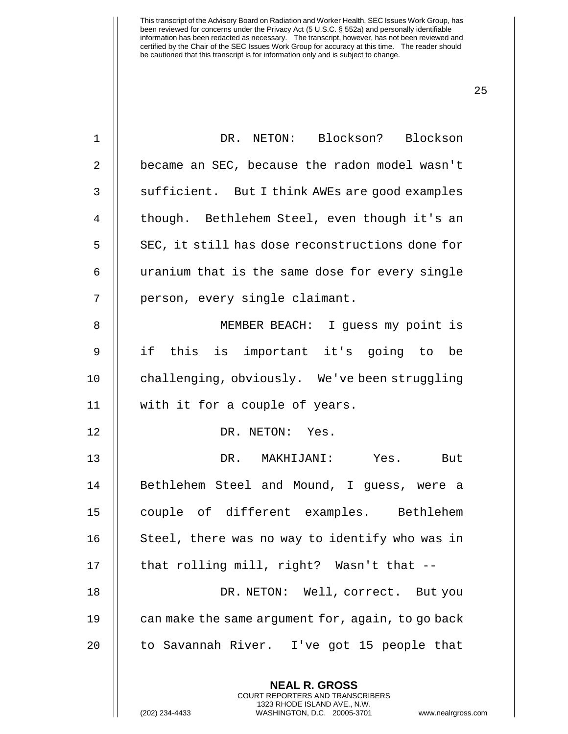DR. NETON: Blockson? Blockson became an SEC, because the radon model wasn't sufficient. But I think AWEs are good examples though. Bethlehem Steel, even though it's an SEC, it still has dose reconstructions done for uranium that is the same dose for every single person, every single claimant.

MEMBER BEACH: I guess my point is if this is important it's going to be challenging, obviously. We've been struggling with it for a couple of years.

DR. NETON: Yes.

DR. MAKHIJANI: Yes. But Bethlehem Steel and Mound, I guess, were a couple of different examples. Bethlehem Steel, there was no way to identify who was in that rolling mill, right? Wasn't that --

DR. NETON: Well, correct. But you can make the same argument for, again, to go back to Savannah River. I've got 15 people that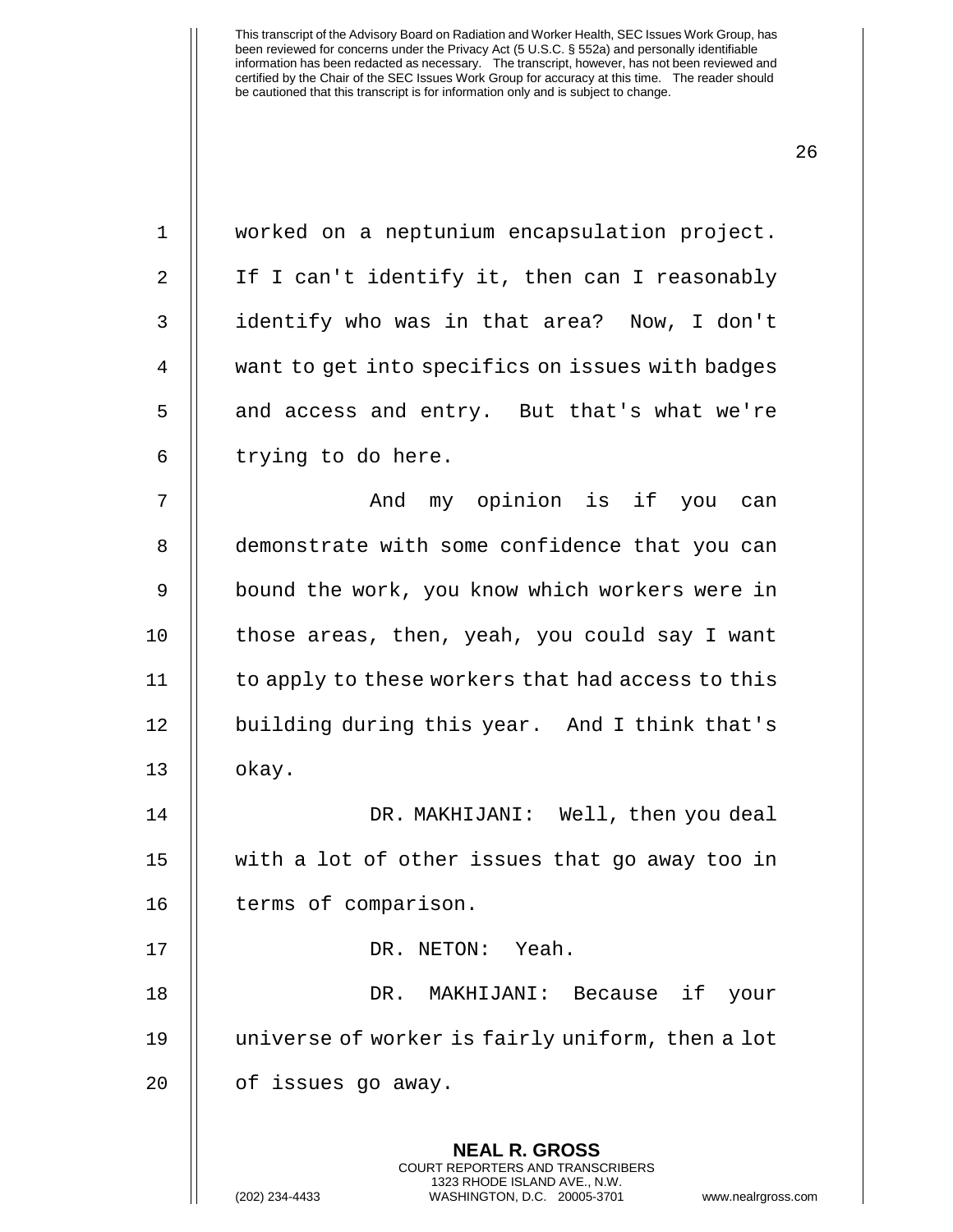worked on a neptunium encapsulation project. If I can't identify it, then can I reasonably identify who was in that area? Now, I don't want to get into specifics on issues with badges and access and entry. But that's what we're trying to do here.

And my opinion is if you can demonstrate with some confidence that you can bound the work, you know which workers were in those areas, then, yeah, you could say I want to apply to these workers that had access to this building during this year. And I think that's okay.

DR. MAKHIJANI: Well, then you deal with a lot of other issues that go away too in terms of comparison.

DR. NETON: Yeah.

DR. MAKHIJANI: Because if your universe of worker is fairly uniform, then a lot of issues go away.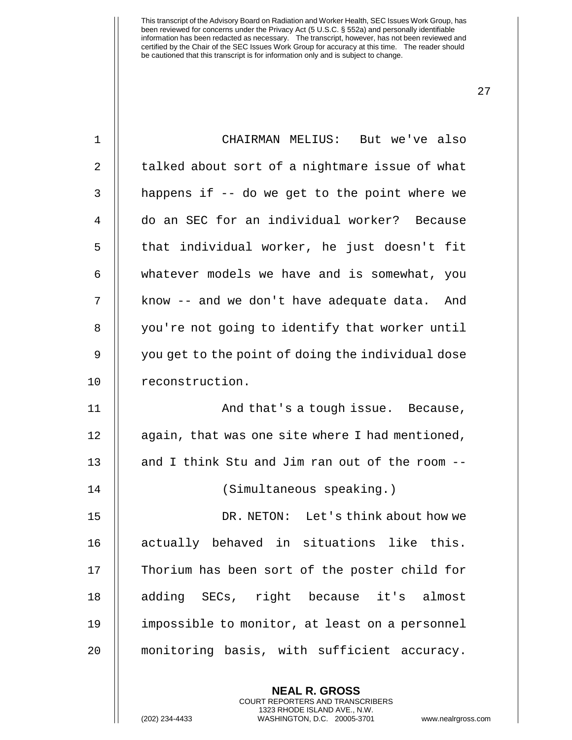CHAIRMAN MELIUS: But we've also talked about sort of a nightmare issue of what happens if -- do we get to the point where we do an SEC for an individual worker? Because that individual worker, he just doesn't fit whatever models we have and is somewhat, you know -- and we don't have adequate data. And you're not going to identify that worker until you get to the point of doing the individual dose reconstruction.

And that's a tough issue. Because, again, that was one site where I had mentioned, and I think Stu and Jim ran out of the room --

(Simultaneous speaking.)

DR. NETON: Let's think about how we actually behaved in situations like this. Thorium has been sort of the poster child for adding SECs, right because it's almost impossible to monitor, at least on a personnel monitoring basis, with sufficient accuracy.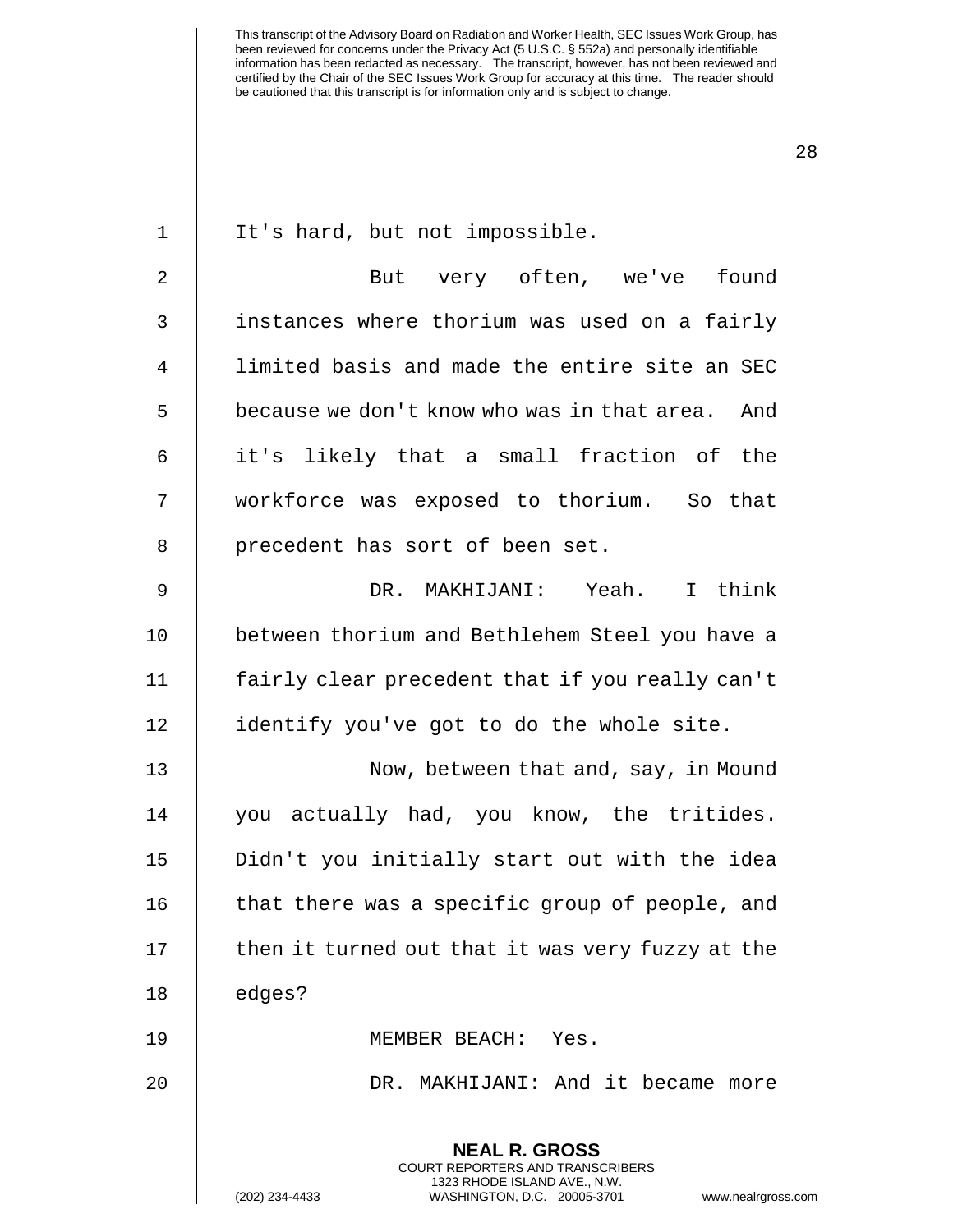It's hard, but not impossible.

But very often, we've found instances where thorium was used on a fairly limited basis and made the entire site an SEC because we don't know who was in that area. And it's likely that a small fraction of the workforce was exposed to thorium. So that precedent has sort of been set.

DR. MAKHIJANI: Yeah. I think between thorium and Bethlehem Steel you have a fairly clear precedent that if you really can't identify you've got to do the whole site.

Now, between that and, say, in Mound you actually had, you know, the tritides. Didn't you initially start out with the idea that there was a specific group of people, and then it turned out that it was very fuzzy at the edges?

MEMBER BEACH: Yes.

DR. MAKHIJANI: And it became more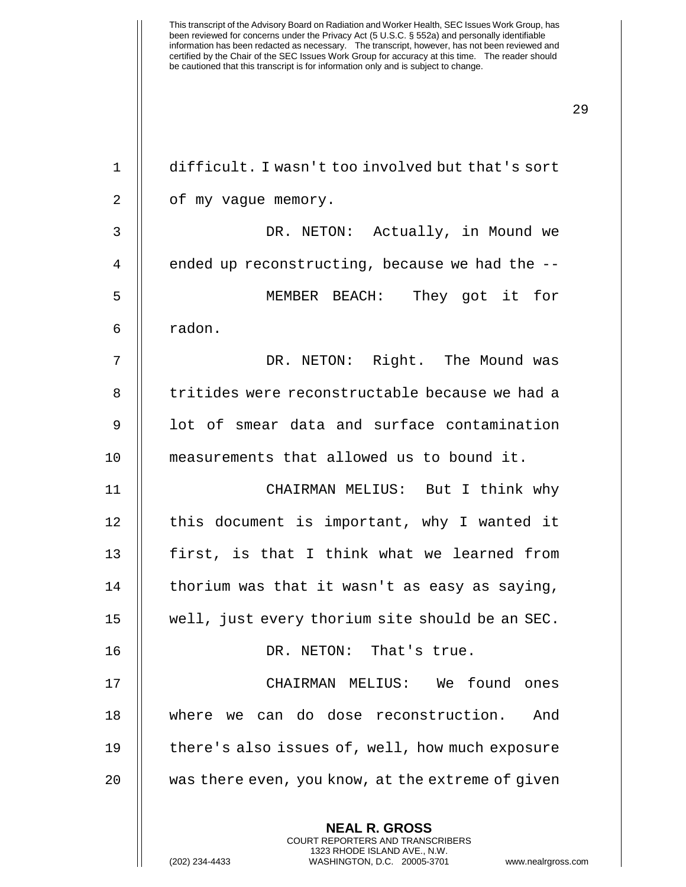difficult. I wasn't too involved but that's sort of my vague memory.

DR. NETON: Actually, in Mound we ended up reconstructing, because we had the --

MEMBER BEACH: They got it for radon.

DR. NETON: Right. The Mound was tritides were reconstructable because we had a lot of smear data and surface contamination measurements that allowed us to bound it.

CHAIRMAN MELIUS: But I think why this document is important, why I wanted it first, is that I think what we learned from thorium was that it wasn't as easy as saying, well, just every thorium site should be an SEC.

DR. NETON: That's true.

CHAIRMAN MELIUS: We found ones where we can do dose reconstruction. And there's also issues of, well, how much exposure was there even, you know, at the extreme of given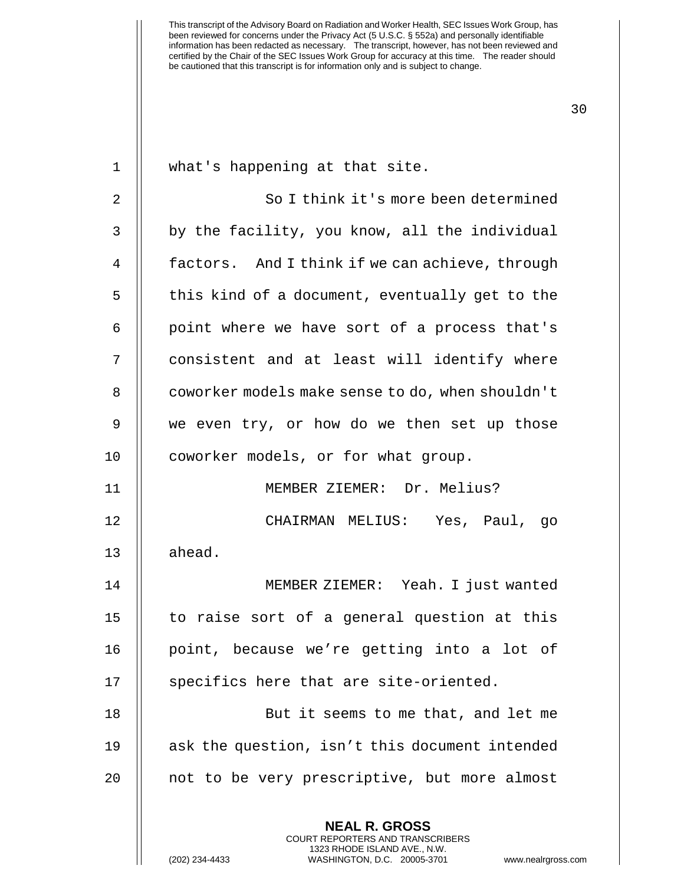what's happening at that site.

So I think it's more been determined by the facility, you know, all the individual factors. And I think if we can achieve, through this kind of a document, eventually get to the point where we have sort of a process that's consistent and at least will identify where coworker models make sense to do, when shouldn't we even try, or how do we then set up those coworker models, or for what group.

MEMBER ZIEMER: Dr. Melius?

CHAIRMAN MELIUS: Yes, Paul, go ahead.

MEMBER ZIEMER: Yeah. I just wanted to raise sort of a general question at this point, because we're getting into a lot of specifics here that are site-oriented.

But it seems to me that, and let me ask the question, isn't this document intended not to be very prescriptive, but more almost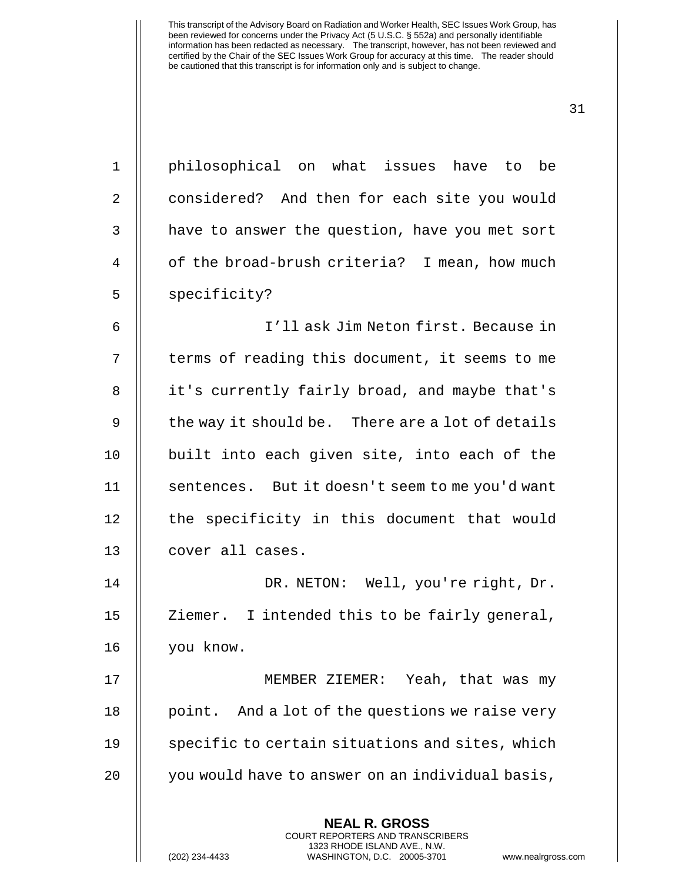philosophical on what issues have to be considered? And then for each site you would have to answer the question, have you met sort of the broad-brush criteria? I mean, how much specificity?

I'll ask Jim Neton first. Because in terms of reading this document, it seems to me it's currently fairly broad, and maybe that's the way it should be. There are a lot of details built into each given site, into each of the sentences. But it doesn't seem to me you'd want the specificity in this document that would cover all cases.

DR. NETON: Well, you're right, Dr. Ziemer. I intended this to be fairly general, you know.

MEMBER ZIEMER: Yeah, that was my point. And a lot of the questions we raise very specific to certain situations and sites, which you would have to answer on an individual basis,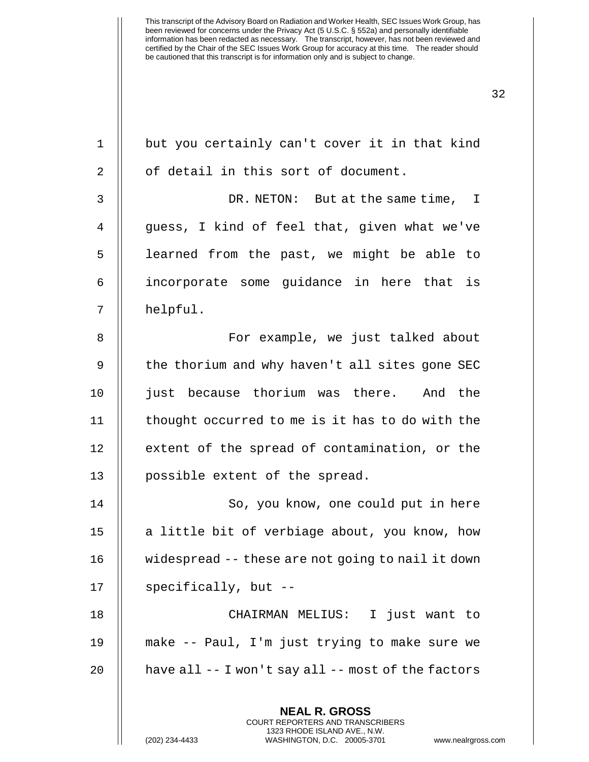but you certainly can't cover it in that kind of detail in this sort of document.

DR. NETON: But at the same time, I guess, I kind of feel that, given what we've learned from the past, we might be able to incorporate some guidance in here that is helpful.

For example, we just talked about the thorium and why haven't all sites gone SEC just because thorium was there. And the thought occurred to me is it has to do with the extent of the spread of contamination, or the possible extent of the spread.

So, you know, one could put in here a little bit of verbiage about, you know, how widespread -- these are not going to nail it down specifically, but --

CHAIRMAN MELIUS: I just want to make -- Paul, I'm just trying to make sure we have all -- I won't say all -- most of the factors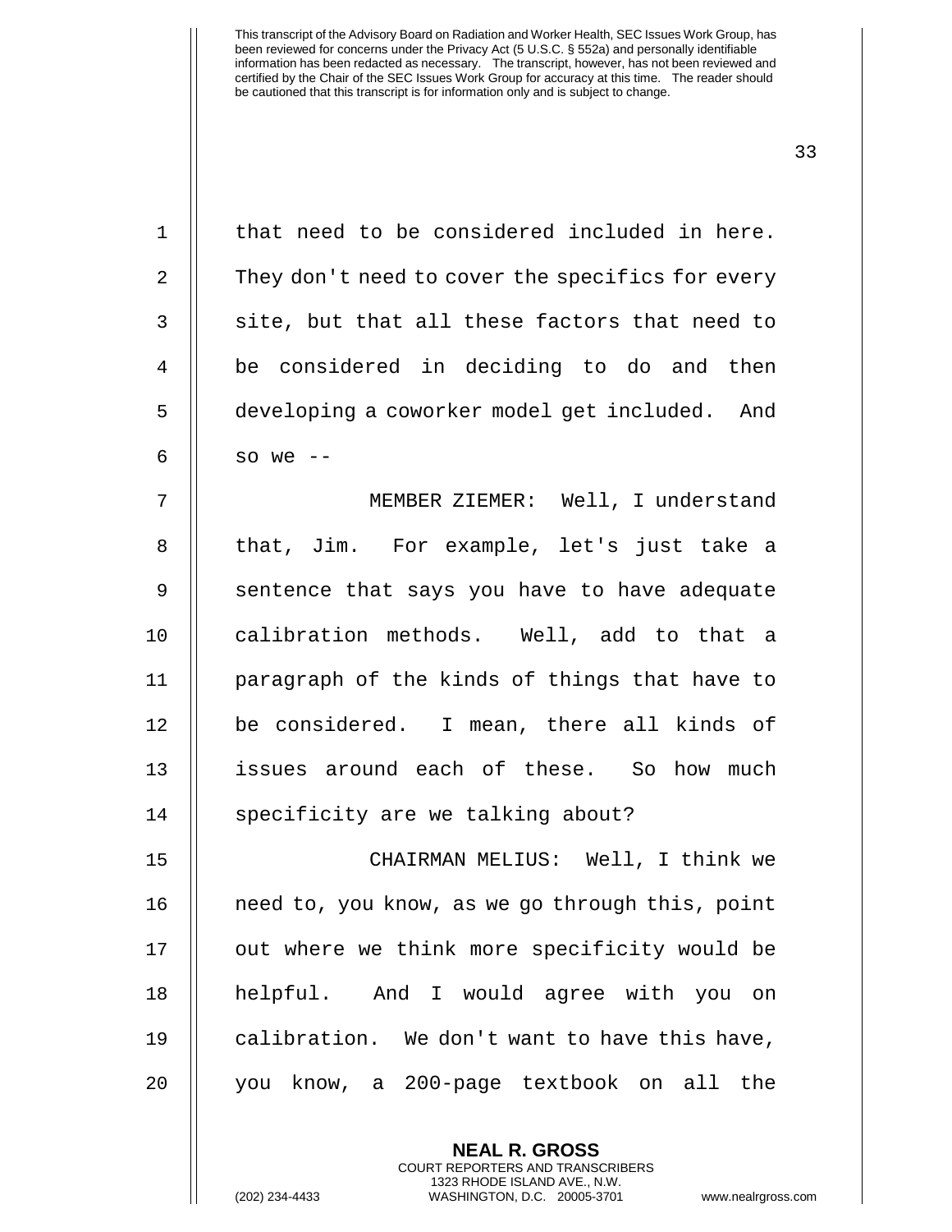that need to be considered included in here. They don't need to cover the specifics for every site, but that all these factors that need to be considered in deciding to do and then developing a coworker model get included. And so we --

MEMBER ZIEMER: Well, I understand that, Jim. For example, let's just take a sentence that says you have to have adequate calibration methods. Well, add to that a paragraph of the kinds of things that have to be considered. I mean, there all kinds of issues around each of these. So how much specificity are we talking about?

CHAIRMAN MELIUS: Well, I think we need to, you know, as we go through this, point out where we think more specificity would be helpful. And I would agree with you on calibration. We don't want to have this have, you know, a 200-page textbook on all the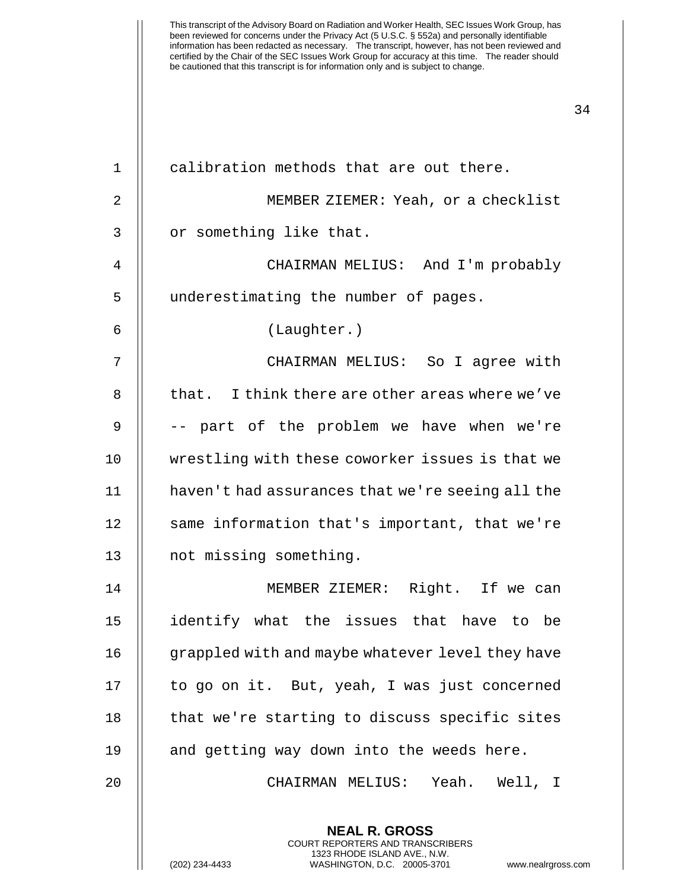calibration methods that are out there.

MEMBER ZIEMER: Yeah, or a checklist or something like that.

CHAIRMAN MELIUS: And I'm probably underestimating the number of pages.

(Laughter.)

CHAIRMAN MELIUS: So I agree with that. I think there are other areas where we've -- part of the problem we have when we're wrestling with these coworker issues is that we haven't had assurances that we're seeing all the same information that's important, that we're not missing something.

MEMBER ZIEMER: Right. If we can identify what the issues that have to be grappled with and maybe whatever level they have to go on it. But, yeah, I was just concerned that we're starting to discuss specific sites and getting way down into the weeds here.

CHAIRMAN MELIUS: Yeah. Well, I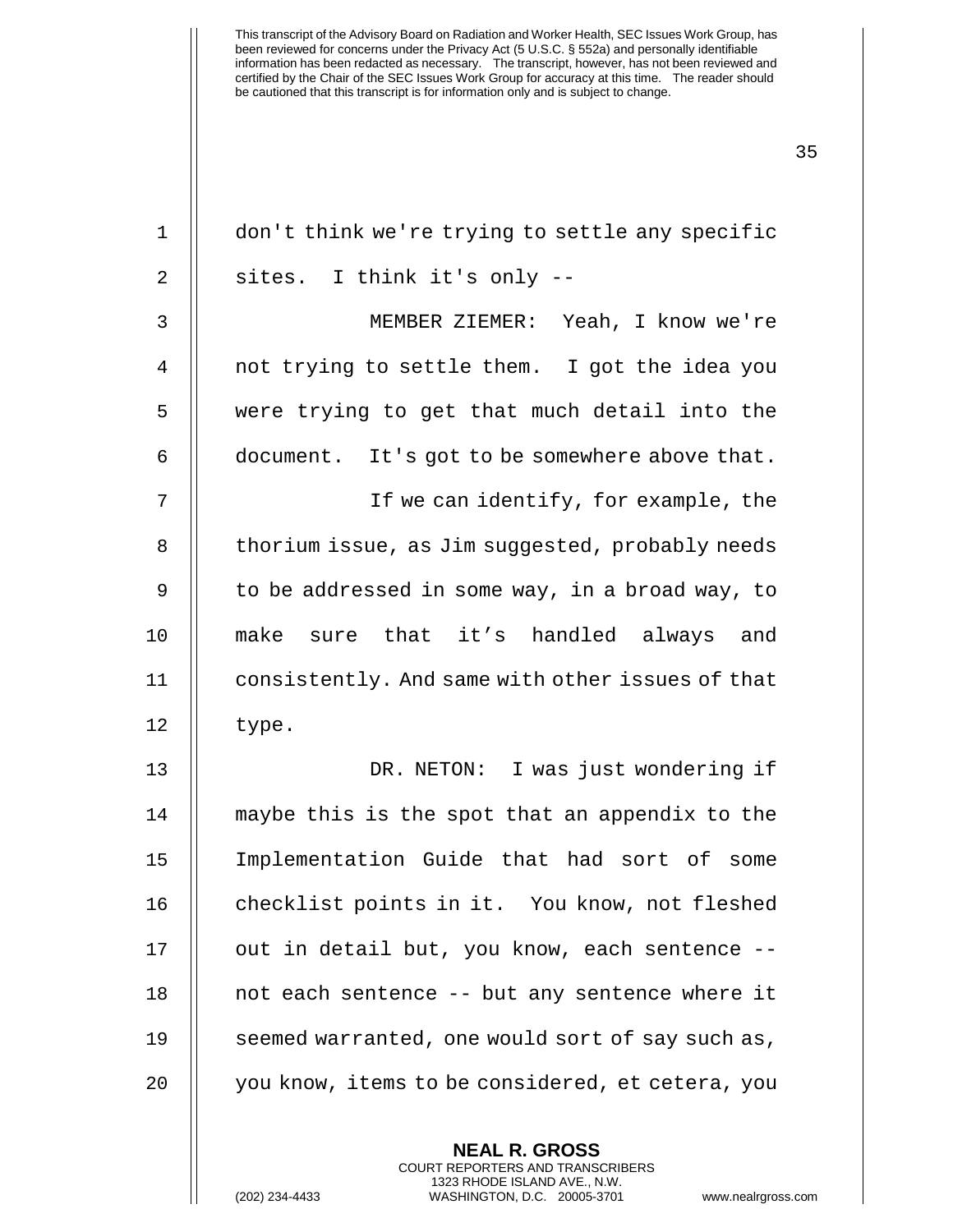don't think we're trying to settle any specific sites. I think it's only --

MEMBER ZIEMER: Yeah, I know we're not trying to settle them. I got the idea you were trying to get that much detail into the document. It's got to be somewhere above that.

If we can identify, for example, the thorium issue, as Jim suggested, probably needs to be addressed in some way, in a broad way, to make sure that it's handled always and consistently. And same with other issues of that type.

DR. NETON: I was just wondering if maybe this is the spot that an appendix to the Implementation Guide that had sort of some checklist points in it. You know, not fleshed out in detail but, you know, each sentence -- not each sentence -- but any sentence where it seemed warranted, one would sort of say such as, you know, items to be considered, et cetera, you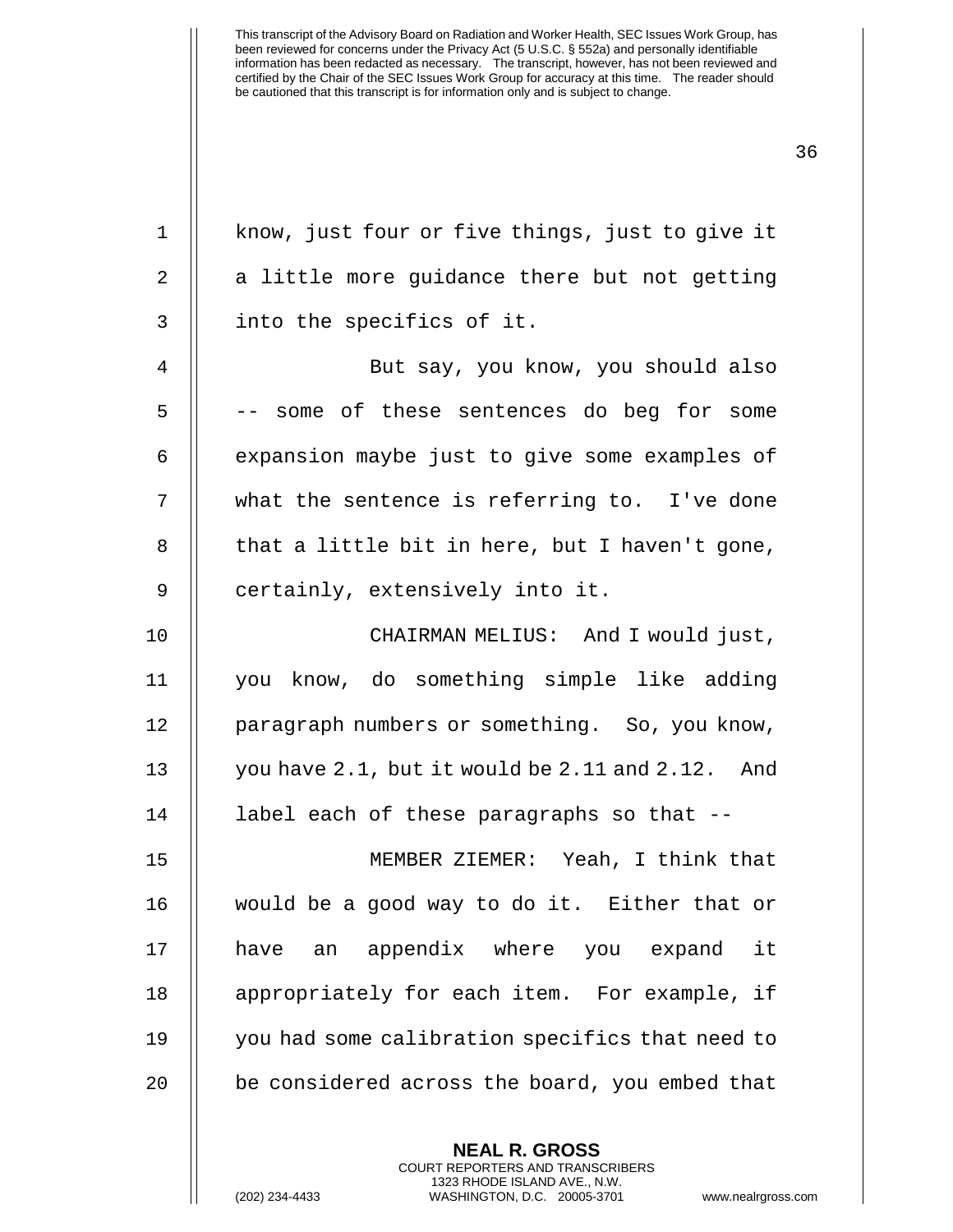know, just four or five things, just to give it a little more guidance there but not getting into the specifics of it.

But say, you know, you should also -- some of these sentences do beg for some expansion maybe just to give some examples of what the sentence is referring to. I've done that a little bit in here, but I haven't gone, certainly, extensively into it.

CHAIRMAN MELIUS: And I would just, you know, do something simple like adding paragraph numbers or something. So, you know, you have 2.1, but it would be 2.11 and 2.12. And label each of these paragraphs so that --

MEMBER ZIEMER: Yeah, I think that would be a good way to do it. Either that or have an appendix where you expand it appropriately for each item. For example, if you had some calibration specifics that need to be considered across the board, you embed that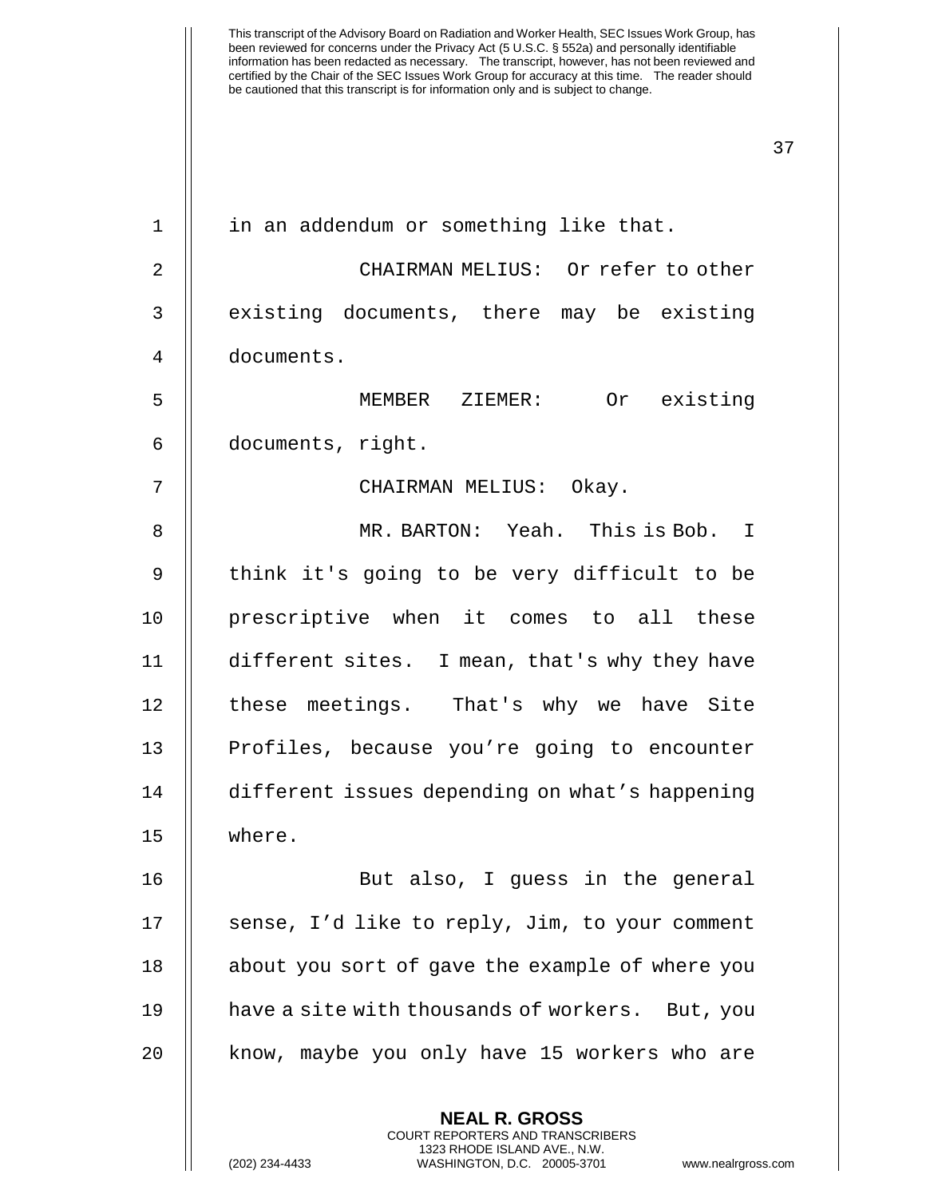in an addendum or something like that.

CHAIRMAN MELIUS: Or refer to other existing documents, there may be existing documents.

MEMBER ZIEMER: Or existing documents, right.

CHAIRMAN MELIUS: Okay.

MR. BARTON: Yeah. This is Bob. I think it's going to be very difficult to be prescriptive when it comes to all these different sites. I mean, that's why they have these meetings. That's why we have Site Profiles, because you're going to encounter different issues depending on what's happening where.

But also, I guess in the general sense, I'd like to reply, Jim, to your comment about you sort of gave the example of where you have a site with thousands of workers. But, you know, maybe you only have 15 workers who are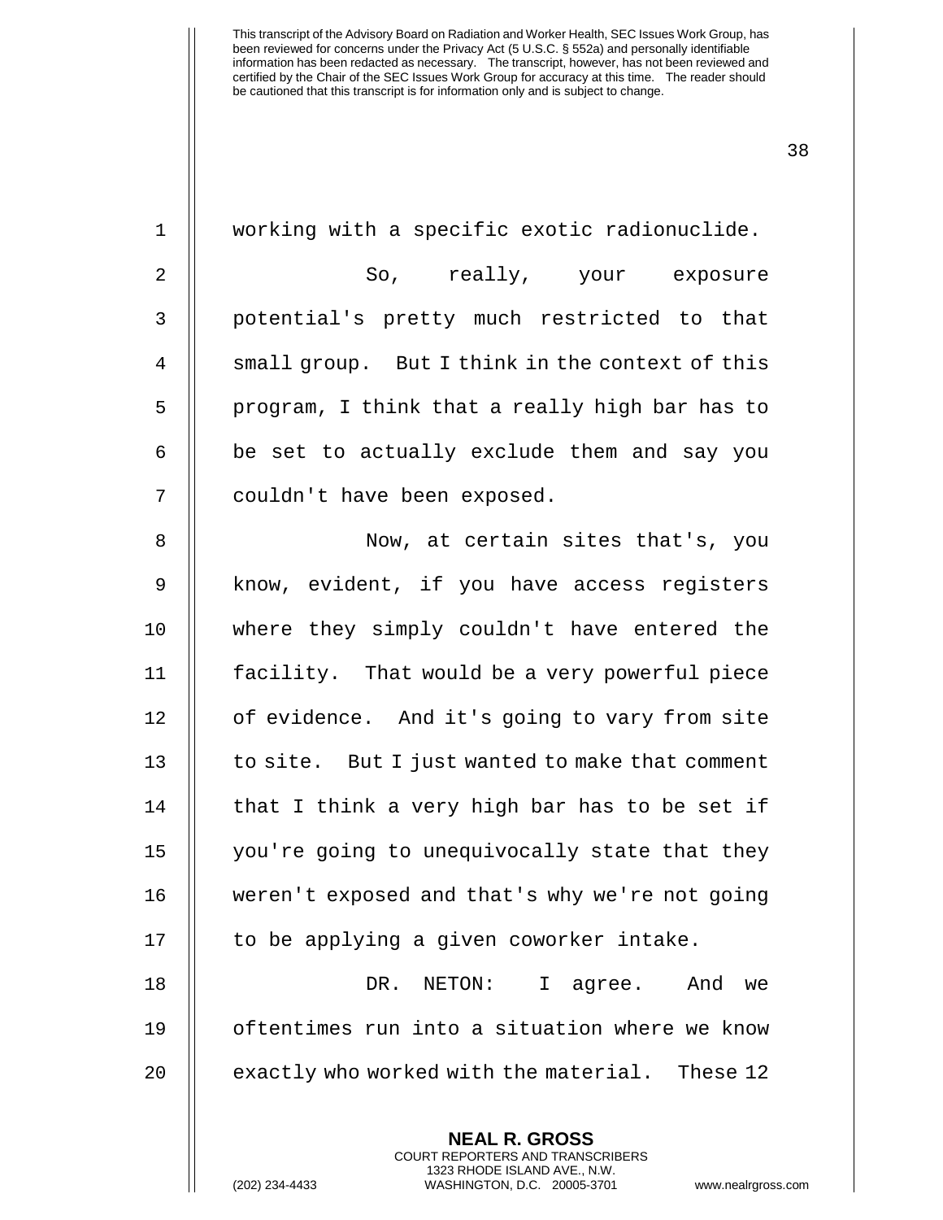working with a specific exotic radionuclide.

So, really, your exposure potential's pretty much restricted to that small group. But I think in the context of this program, I think that a really high bar has to be set to actually exclude them and say you couldn't have been exposed.

Now, at certain sites that's, you know, evident, if you have access registers where they simply couldn't have entered the facility. That would be a very powerful piece of evidence. And it's going to vary from site to site. But I just wanted to make that comment that I think a very high bar has to be set if you're going to unequivocally state that they weren't exposed and that's why we're not going to be applying a given coworker intake.

DR. NETON: I agree. And we oftentimes run into a situation where we know exactly who worked with the material. These 12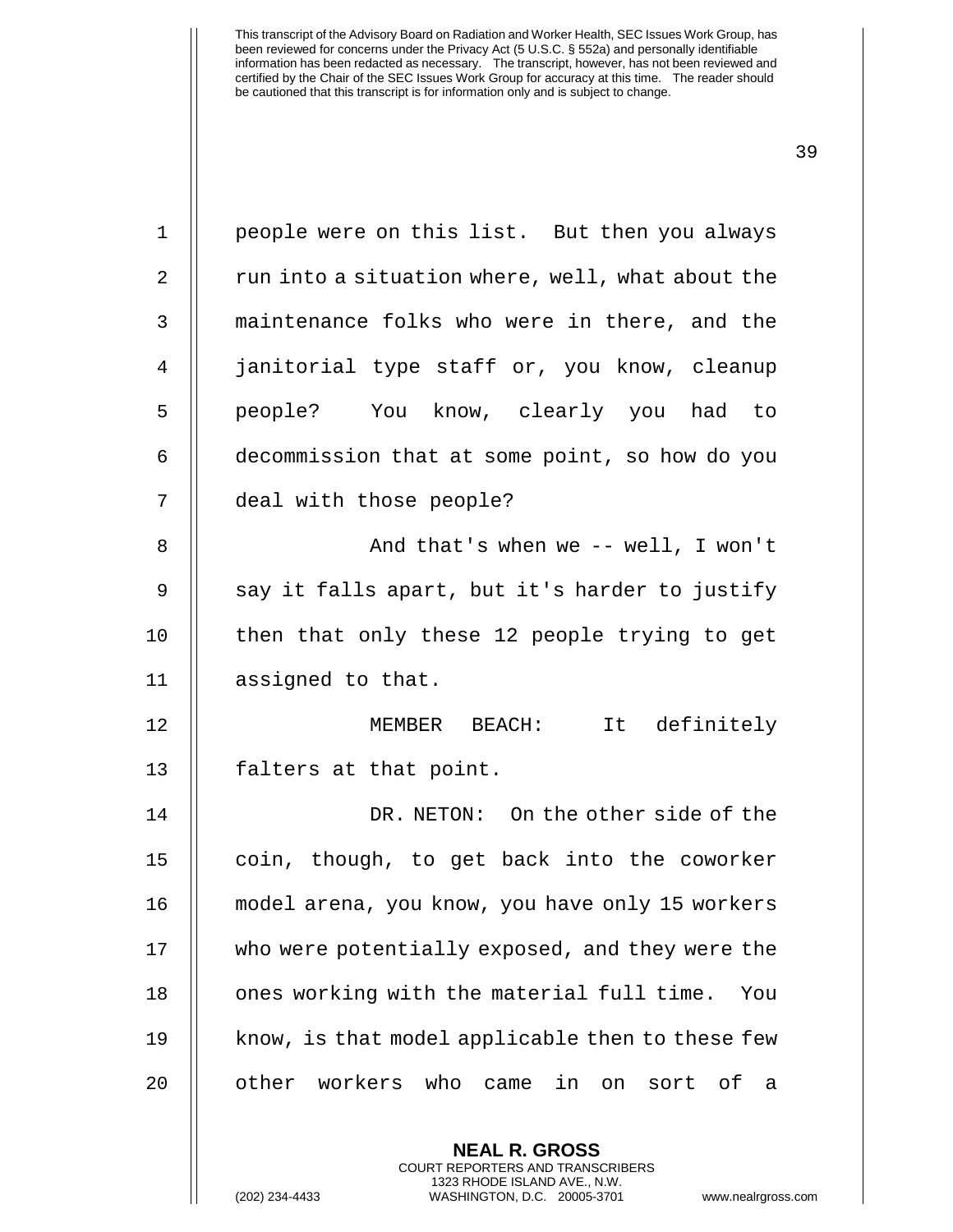people were on this list. But then you always run into a situation where, well, what about the maintenance folks who were in there, and the janitorial type staff or, you know, cleanup people? You know, clearly you had to decommission that at some point, so how do you deal with those people?

And that's when we -- well, I won't say it falls apart, but it's harder to justify then that only these 12 people trying to get assigned to that.

MEMBER BEACH: It definitely falters at that point.

DR. NETON: On the other side of the coin, though, to get back into the coworker model arena, you know, you have only 15 workers who were potentially exposed, and they were the ones working with the material full time. You know, is that model applicable then to these few other workers who came in on sort of a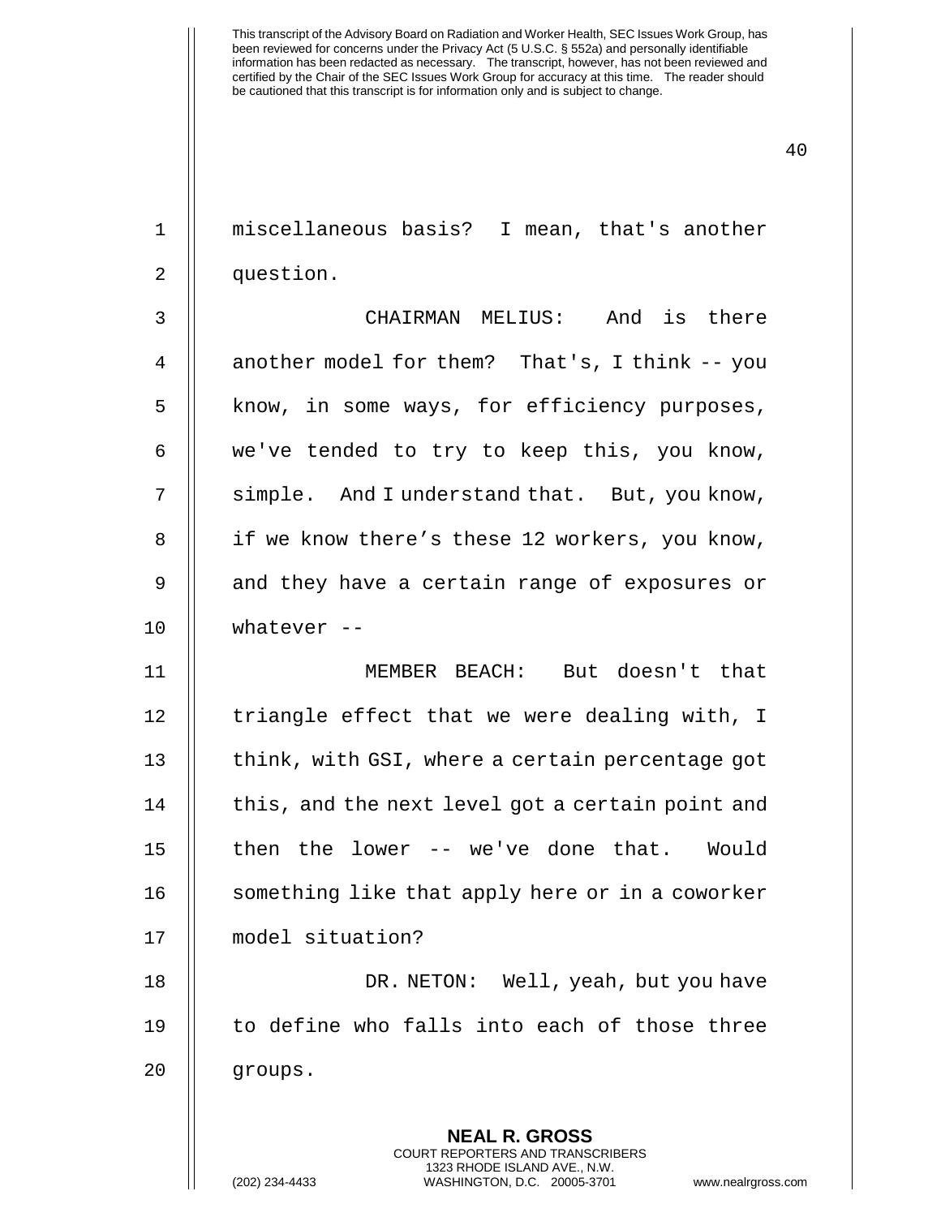miscellaneous basis? I mean, that's another question.

CHAIRMAN MELIUS: And is there another model for them? That's, I think -- you know, in some ways, for efficiency purposes, we've tended to try to keep this, you know, simple. And I understand that. But, you know, if we know there's these 12 workers, you know, and they have a certain range of exposures or whatever --

MEMBER BEACH: But doesn't that triangle effect that we were dealing with, I think, with GSI, where a certain percentage got this, and the next level got a certain point and then the lower -- we've done that. Would something like that apply here or in a coworker model situation?

DR. NETON: Well, yeah, but you have to define who falls into each of those three groups.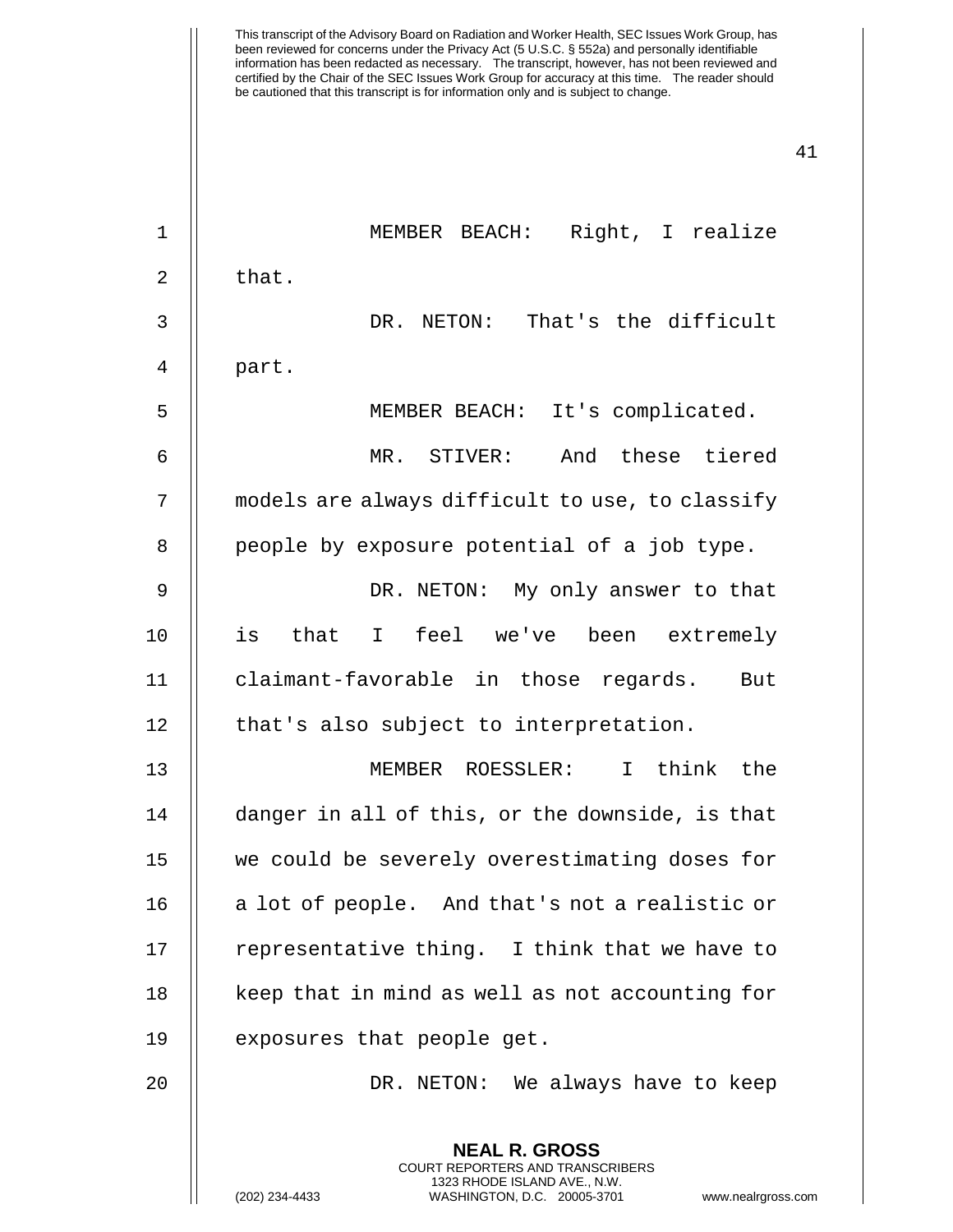MEMBER BEACH: Right, I realize that.

DR. NETON: That's the difficult part.

MEMBER BEACH: It's complicated.

MR. STIVER: And these tiered models are always difficult to use, to classify people by exposure potential of a job type.

DR. NETON: My only answer to that is that I feel we've been extremely claimant-favorable in those regards. But that's also subject to interpretation.

MEMBER ROESSLER: I think the danger in all of this, or the downside, is that we could be severely overestimating doses for a lot of people. And that's not a realistic or representative thing. I think that we have to keep that in mind as well as not accounting for exposures that people get.

DR. NETON: We always have to keep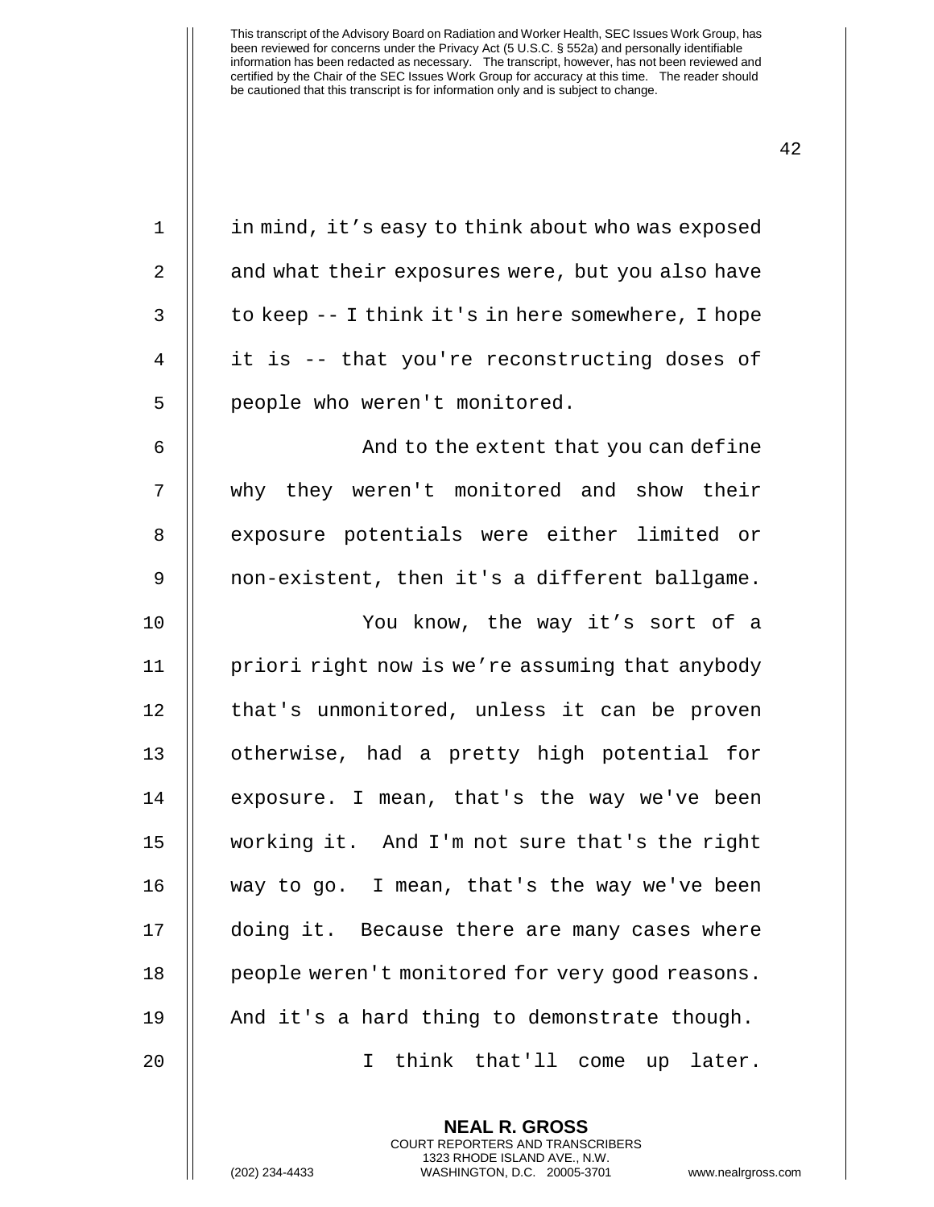in mind, it’s easy to think about who was exposed and what their exposures were, but you also have to keep -- I think it's in here somewhere, I hope it is -- that you're reconstructing doses of people who weren't monitored.

And to the extent that you can define why they weren't monitored and show their exposure potentials were either limited or non-existent, then it's a different ballgame.

You know, the way it’s sort of a priori right now is we’re assuming that anybody that's unmonitored, unless it can be proven otherwise, had a pretty high potential for exposure. I mean, that's the way we've been working it. And I'm not sure that's the right way to go. I mean, that's the way we've been doing it. Because there are many cases where people weren't monitored for very good reasons. And it's a hard thing to demonstrate though.

I think that'll come up later.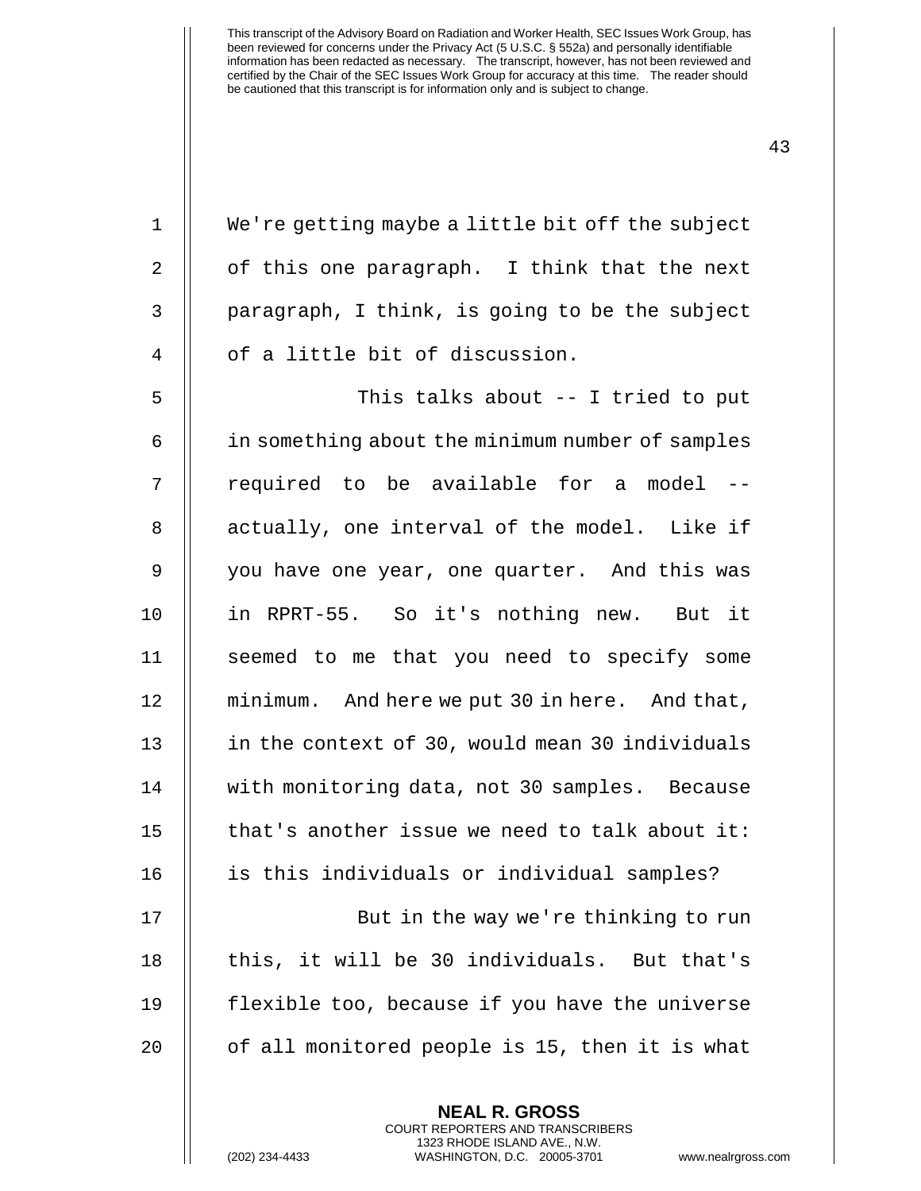We're getting maybe a little bit off the subject of this one paragraph. I think that the next paragraph, I think, is going to be the subject of a little bit of discussion.

This talks about -- I tried to put in something about the minimum number of samples required to be available for a model -- actually, one interval of the model. Like if you have one year, one quarter. And this was in RPRT-55. So it's nothing new. But it seemed to me that you need to specify some minimum. And here we put 30 in here. And that, in the context of 30, would mean 30 individuals with monitoring data, not 30 samples. Because that's another issue we need to talk about it: is this individuals or individual samples?

But in the way we're thinking to run this, it will be 30 individuals. But that's flexible too, because if you have the universe of all monitored people is 15, then it is what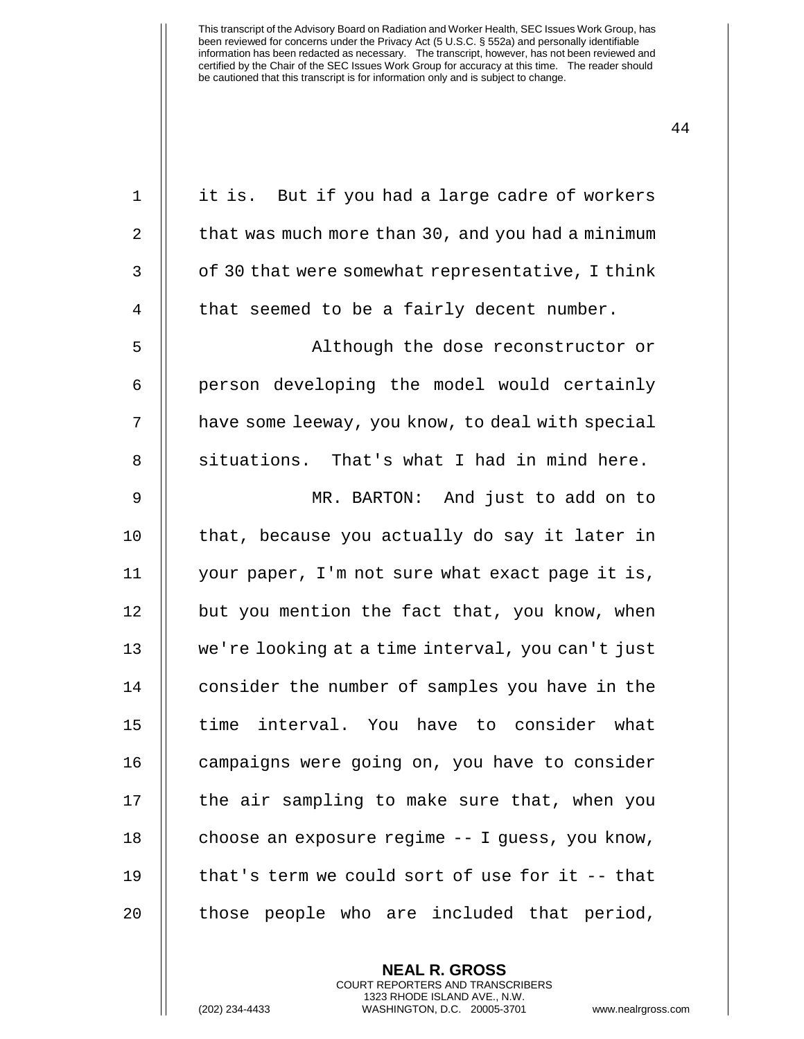it is. But if you had a large cadre of workers that was much more than 30, and you had a minimum of 30 that were somewhat representative, I think that seemed to be a fairly decent number.

Although the dose reconstructor or person developing the model would certainly have some leeway, you know, to deal with special situations. That's what I had in mind here.

MR. BARTON: And just to add on to that, because you actually do say it later in your paper, I'm not sure what exact page it is, but you mention the fact that, you know, when we're looking at a time interval, you can't just consider the number of samples you have in the time interval. You have to consider what campaigns were going on, you have to consider the air sampling to make sure that, when you choose an exposure regime -- I guess, you know, that's term we could sort of use for it -- that those people who are included that period,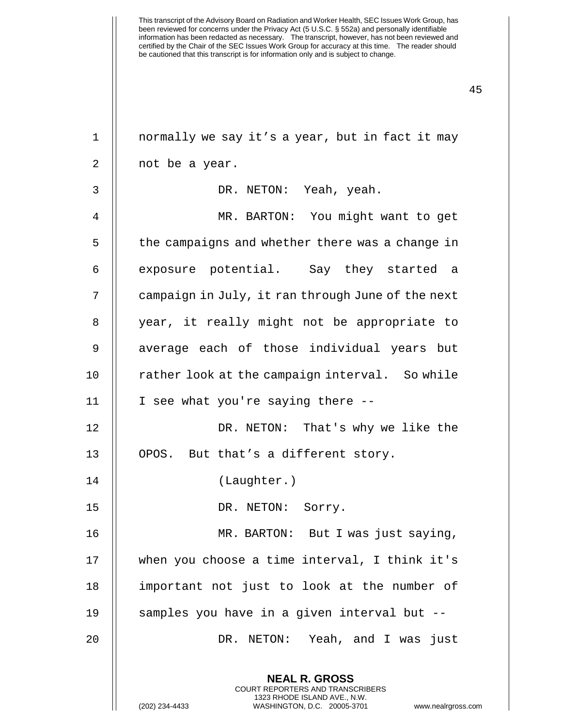normally we say it’s a year, but in fact it may not be a year.

DR. NETON: Yeah, yeah.

MR. BARTON: You might want to get the campaigns and whether there was a change in exposure potential. Say they started a campaign in July, it ran through June of the next year, it really might not be appropriate to average each of those individual years but rather look at the campaign interval. So while I see what you're saying there --

DR. NETON: That's why we like the OPOS. But that’s a different story.

(Laughter.)

DR. NETON: Sorry.

MR. BARTON: But I was just saying, when you choose a time interval, I think it's important not just to look at the number of samples you have in a given interval but --

DR. NETON: Yeah, and I was just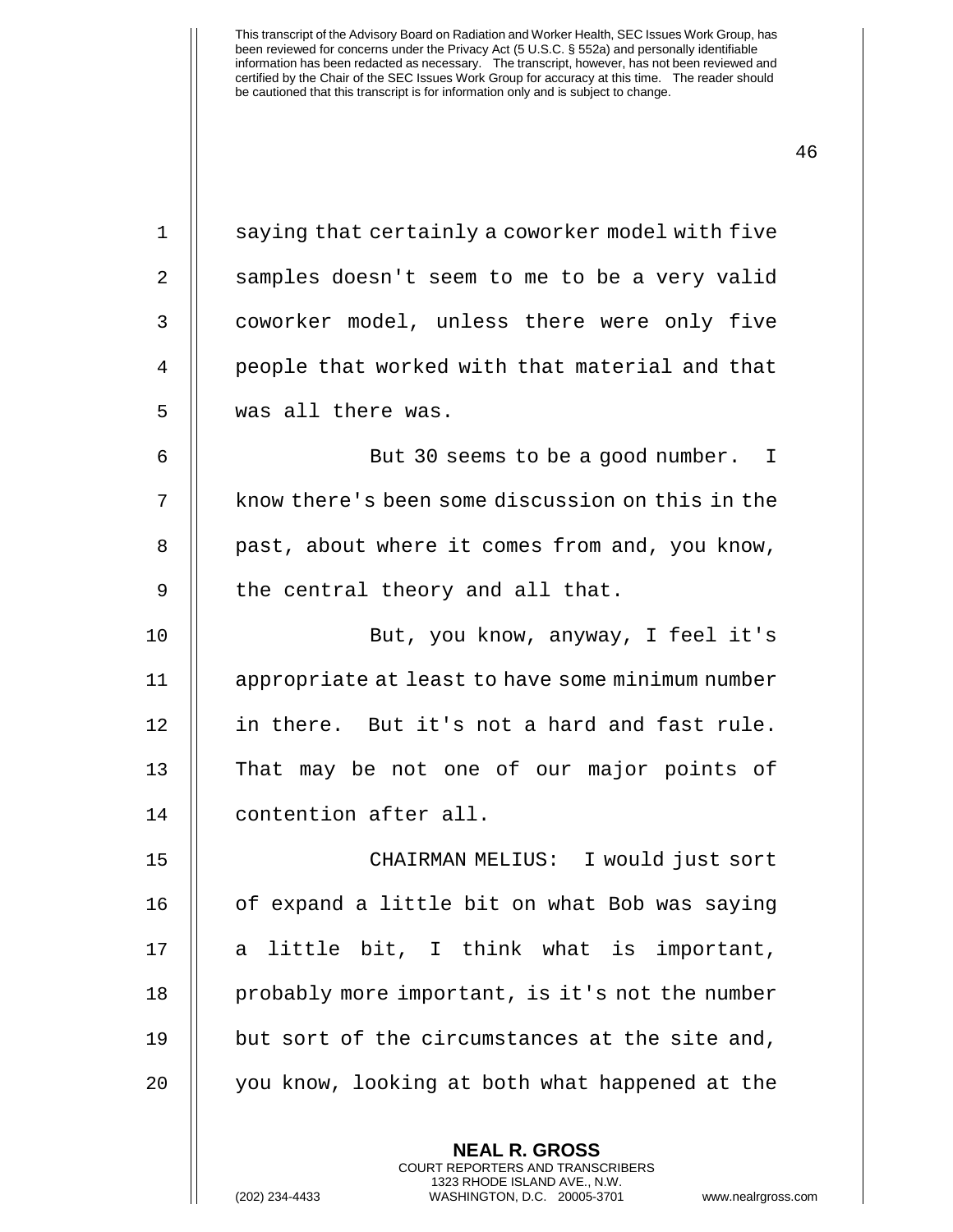saying that certainly a coworker model with five samples doesn't seem to me to be a very valid coworker model, unless there were only five people that worked with that material and that was all there was.

But 30 seems to be a good number. I know there's been some discussion on this in the past, about where it comes from and, you know, the central theory and all that.

But, you know, anyway, I feel it's appropriate at least to have some minimum number in there. But it's not a hard and fast rule. That may be not one of our major points of contention after all.

CHAIRMAN MELIUS: I would just sort of expand a little bit on what Bob was saying a little bit, I think what is important, probably more important, is it's not the number but sort of the circumstances at the site and, you know, looking at both what happened at the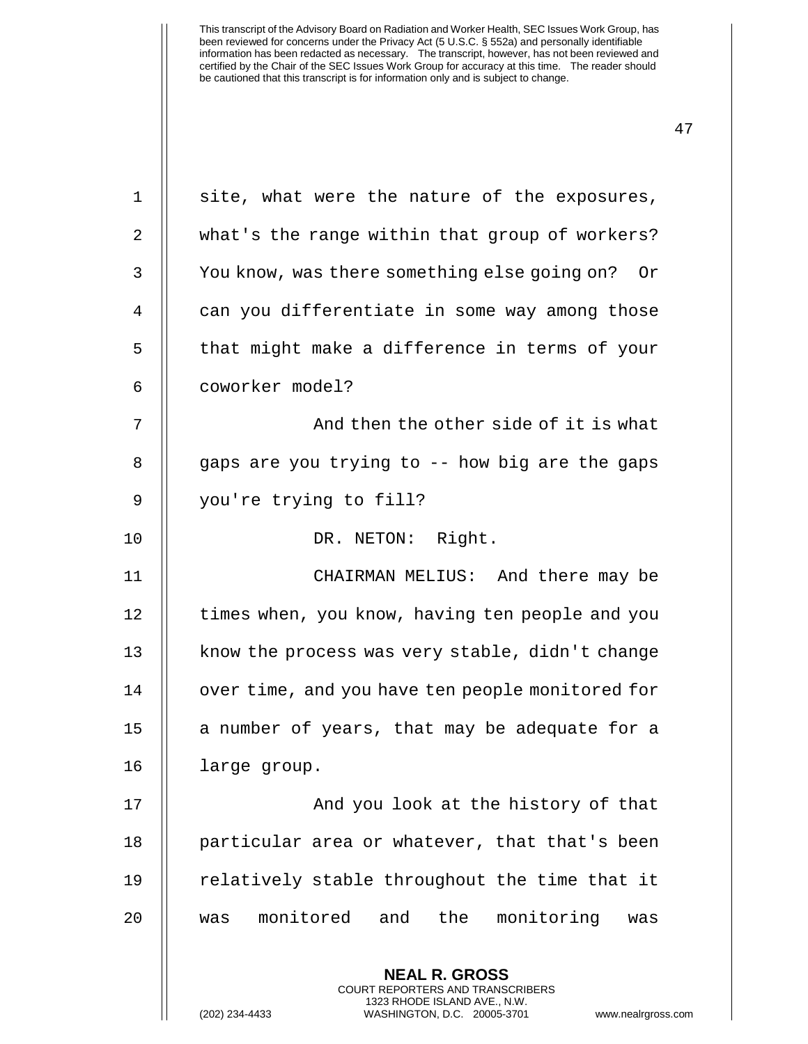site, what were the nature of the exposures, what's the range within that group of workers? You know, was there something else going on? Or can you differentiate in some way among those that might make a difference in terms of your coworker model?

And then the other side of it is what gaps are you trying to -- how big are the gaps you're trying to fill?

DR. NETON: Right.

CHAIRMAN MELIUS: And there may be times when, you know, having ten people and you know the process was very stable, didn't change over time, and you have ten people monitored for a number of years, that may be adequate for a large group.

And you look at the history of that particular area or whatever, that that's been relatively stable throughout the time that it was monitored and the monitoring was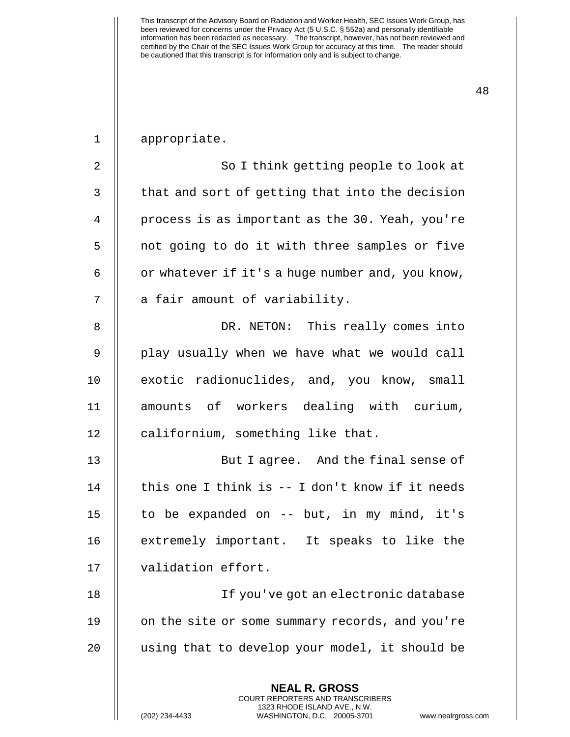appropriate.

So I think getting people to look at that and sort of getting that into the decision process is as important as the 30. Yeah, you're not going to do it with three samples or five or whatever if it's a huge number and, you know, a fair amount of variability.

DR. NETON: This really comes into play usually when we have what we would call exotic radionuclides, and, you know, small amounts of workers dealing with curium, californium, something like that.

But I agree. And the final sense of this one I think is -- I don't know if it needs to be expanded on -- but, in my mind, it's extremely important. It speaks to like the validation effort.

If you've got an electronic database on the site or some summary records, and you're using that to develop your model, it should be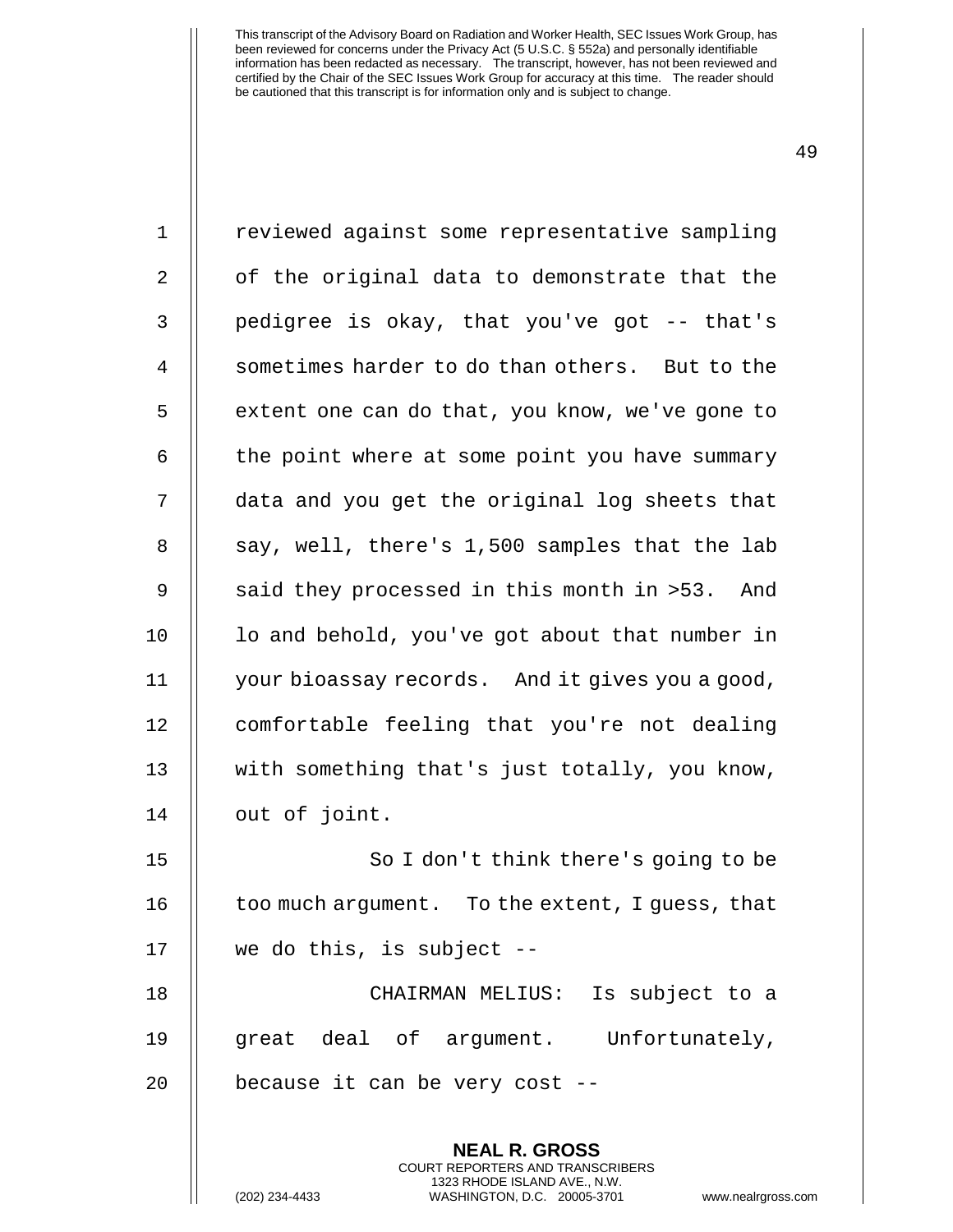reviewed against some representative sampling of the original data to demonstrate that the pedigree is okay, that you've got -- that's sometimes harder to do than others. But to the extent one can do that, you know, we've gone to the point where at some point you have summary data and you get the original log sheets that say, well, there's 1,500 samples that the lab said they processed in this month in >53. And lo and behold, you've got about that number in your bioassay records. And it gives you a good, comfortable feeling that you're not dealing with something that's just totally, you know, out of joint.

So I don't think there's going to be too much argument. To the extent, I guess, that we do this, is subject --

CHAIRMAN MELIUS: Is subject to a great deal of argument. Unfortunately, because it can be very cost --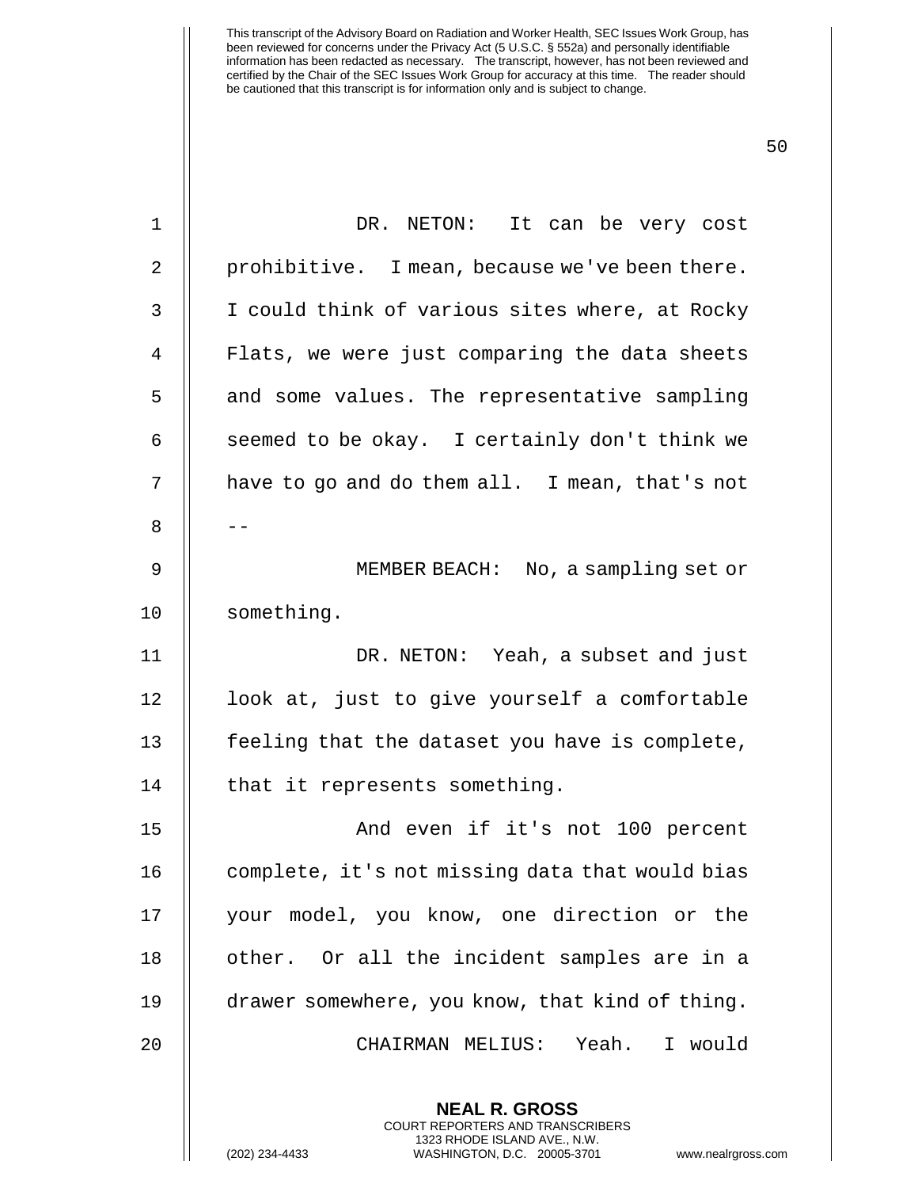DR. NETON: It can be very cost prohibitive. I mean, because we've been there. I could think of various sites where, at Rocky Flats, we were just comparing the data sheets and some values. The representative sampling seemed to be okay. I certainly don't think we have to go and do them all. I mean, that's not --

MEMBER BEACH: No, a sampling set or something.

DR. NETON: Yeah, a subset and just look at, just to give yourself a comfortable feeling that the dataset you have is complete, that it represents something.

And even if it's not 100 percent complete, it's not missing data that would bias your model, you know, one direction or the other. Or all the incident samples are in a drawer somewhere, you know, that kind of thing.

CHAIRMAN MELIUS: Yeah. I would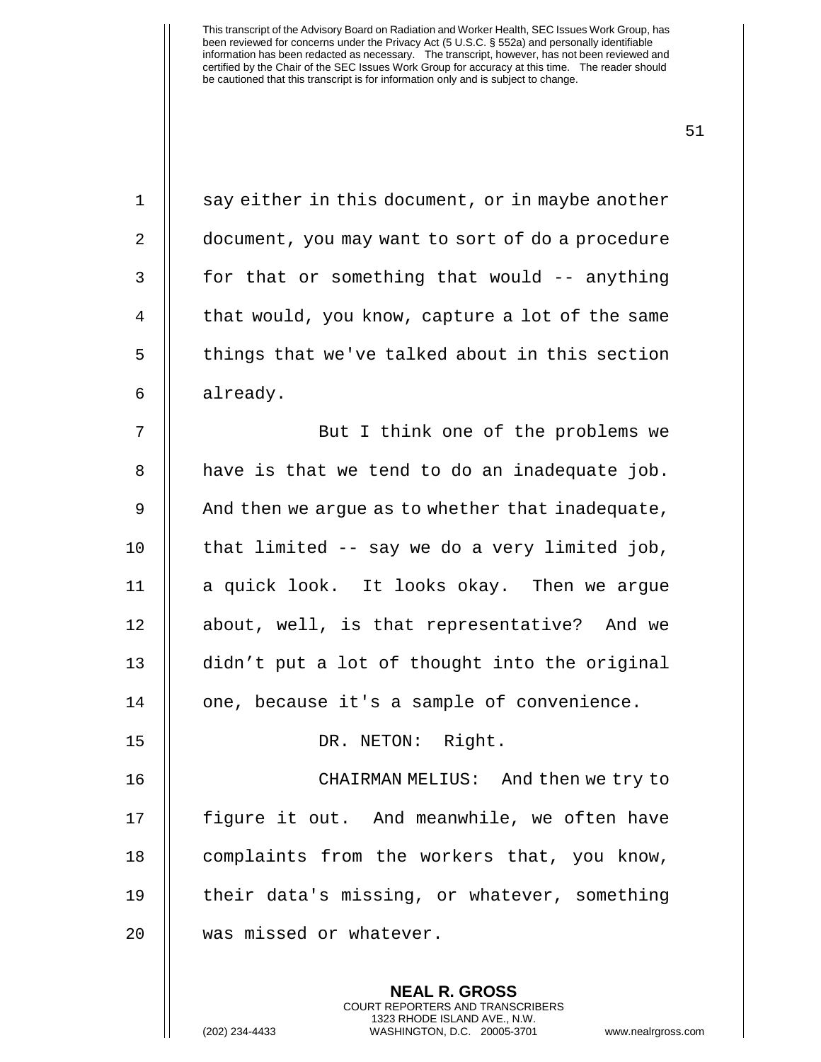say either in this document, or in maybe another document, you may want to sort of do a procedure for that or something that would -- anything that would, you know, capture a lot of the same things that we've talked about in this section already.

But I think one of the problems we have is that we tend to do an inadequate job. And then we argue as to whether that inadequate, that limited -- say we do a very limited job, a quick look. It looks okay. Then we argue about, well, is that representative? And we didn't put a lot of thought into the original one, because it's a sample of convenience.

DR. NETON: Right.

CHAIRMAN MELIUS: And then we try to figure it out. And meanwhile, we often have complaints from the workers that, you know, their data's missing, or whatever, something was missed or whatever.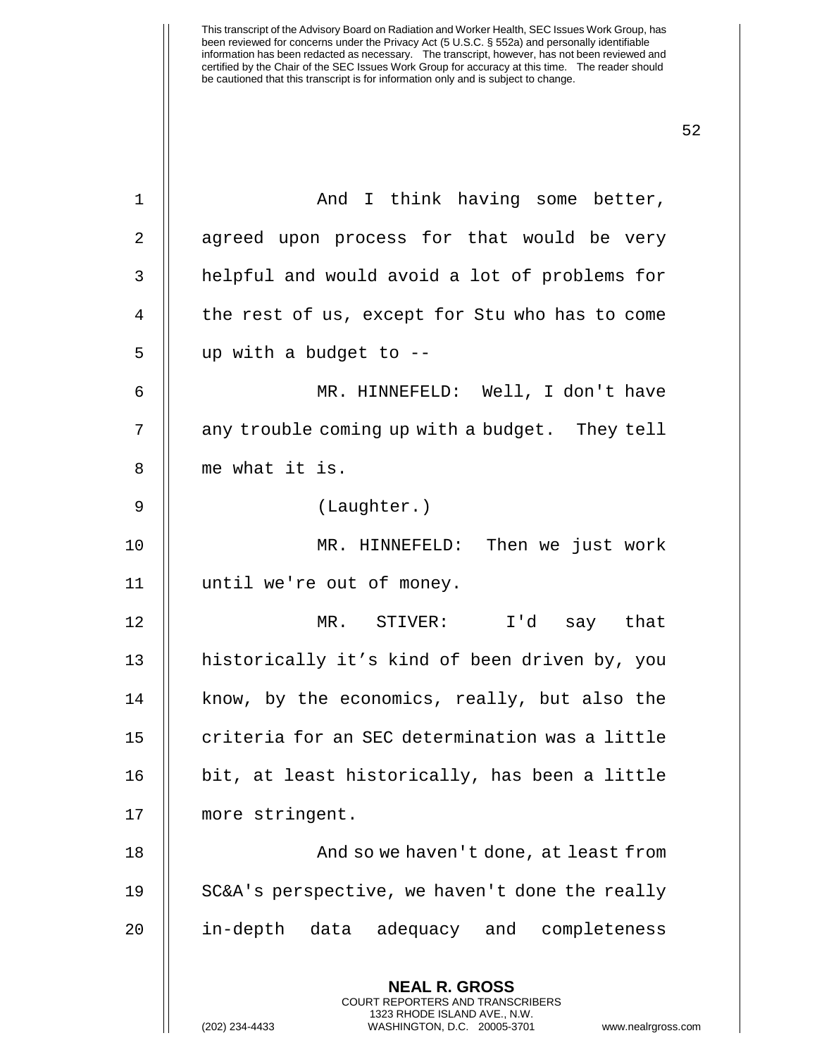And I think having some better, agreed upon process for that would be very helpful and would avoid a lot of problems for the rest of us, except for Stu who has to come up with a budget to --

MR. HINNEFELD: Well, I don't have any trouble coming up with a budget. They tell me what it is.

(Laughter.)

MR. HINNEFELD: Then we just work until we're out of money.

MR. STIVER: I'd say that historically it's kind of been driven by, you know, by the economics, really, but also the criteria for an SEC determination was a little bit, at least historically, has been a little more stringent.

And so we haven't done, at least from SC&A's perspective, we haven't done the really in-depth data adequacy and completeness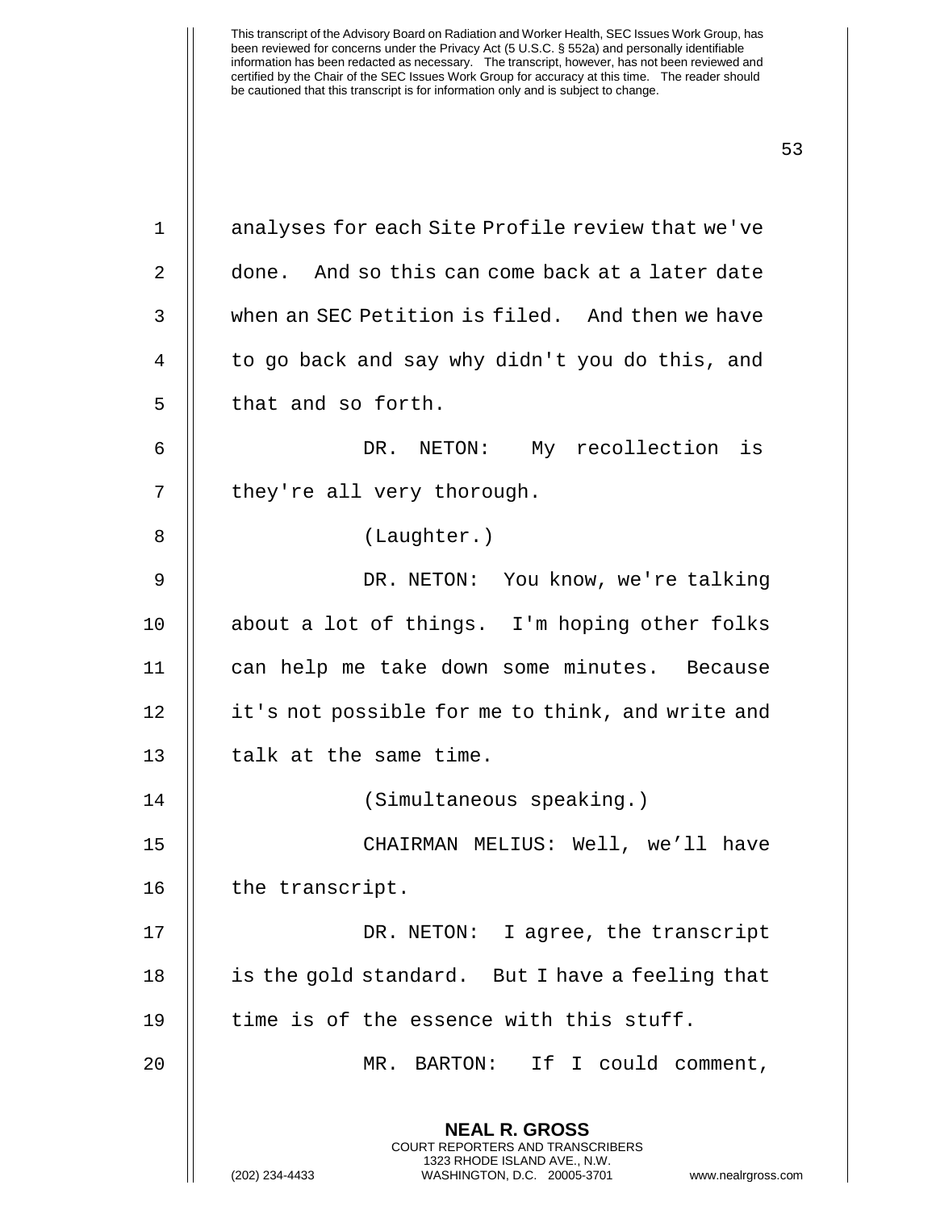analyses for each Site Profile review that we've done. And so this can come back at a later date when an SEC Petition is filed. And then we have to go back and say why didn't you do this, and that and so forth.

DR. NETON: My recollection is they're all very thorough.

(Laughter.)

DR. NETON: You know, we're talking about a lot of things. I'm hoping other folks can help me take down some minutes. Because it's not possible for me to think, and write and talk at the same time.

(Simultaneous speaking.)

CHAIRMAN MELIUS: Well, we'll have the transcript.

DR. NETON: I agree, the transcript is the gold standard. But I have a feeling that time is of the essence with this stuff.

MR. BARTON: If I could comment,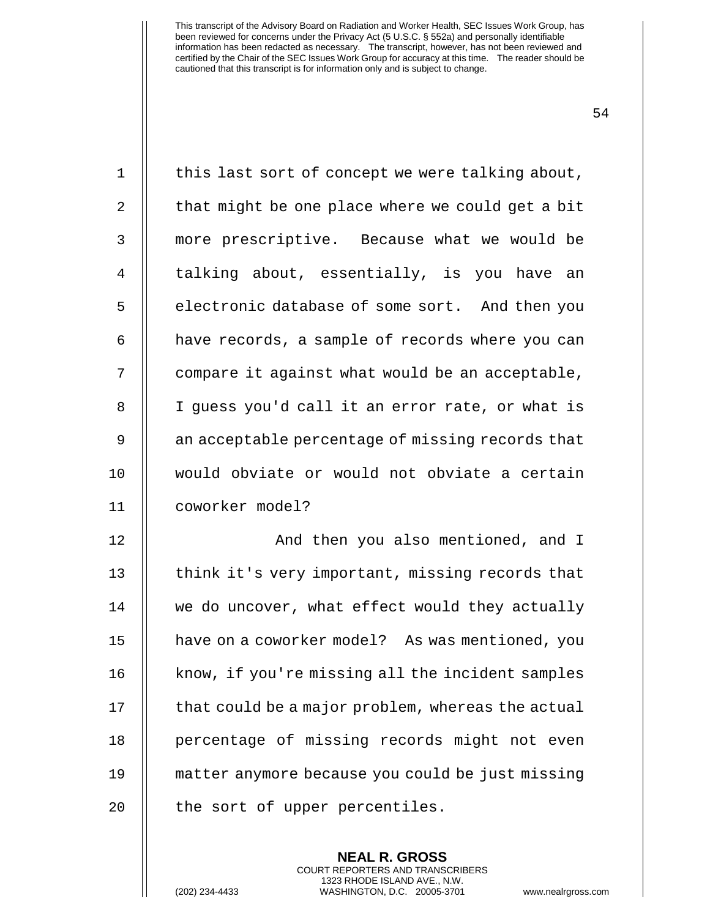this last sort of concept we were talking about, that might be one place where we could get a bit more prescriptive. Because what we would be talking about, essentially, is you have an electronic database of some sort. And then you have records, a sample of records where you can compare it against what would be an acceptable, I guess you'd call it an error rate, or what is an acceptable percentage of missing records that would obviate or would not obviate a certain coworker model?

And then you also mentioned, and I think it's very important, missing records that we do uncover, what effect would they actually have on a coworker model? As was mentioned, you know, if you're missing all the incident samples that could be a major problem, whereas the actual percentage of missing records might not even matter anymore because you could be just missing the sort of upper percentiles.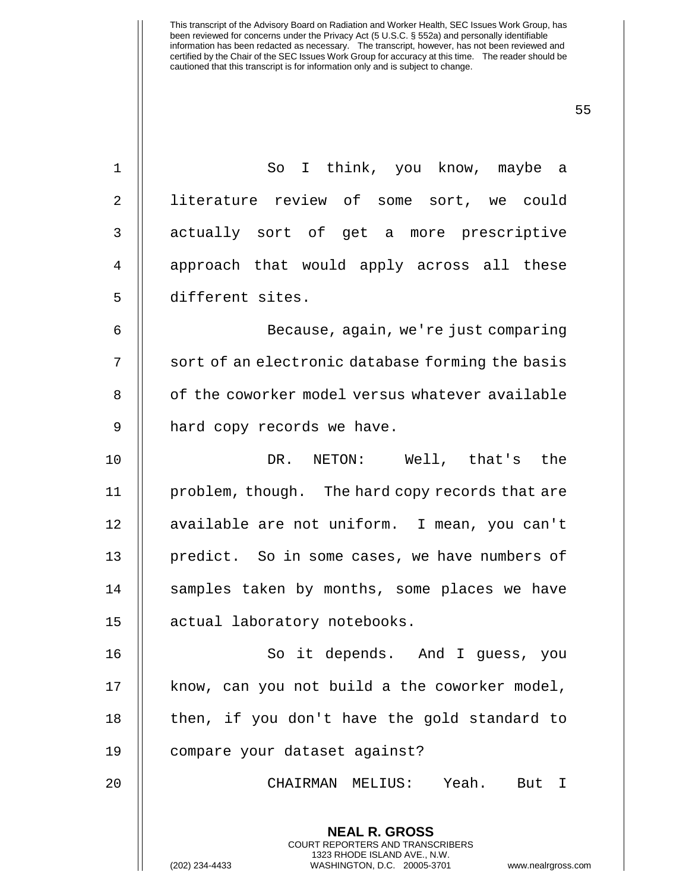So I think, you know, maybe a literature review of some sort, we could actually sort of get a more prescriptive approach that would apply across all these different sites.

Because, again, we're just comparing sort of an electronic database forming the basis of the coworker model versus whatever available hard copy records we have.

DR. NETON: Well, that's the problem, though. The hard copy records that are available are not uniform. I mean, you can't predict. So in some cases, we have numbers of samples taken by months, some places we have actual laboratory notebooks.

So it depends. And I guess, you know, can you not build a the coworker model, then, if you don't have the gold standard to compare your dataset against?

CHAIRMAN MELIUS: Yeah. But I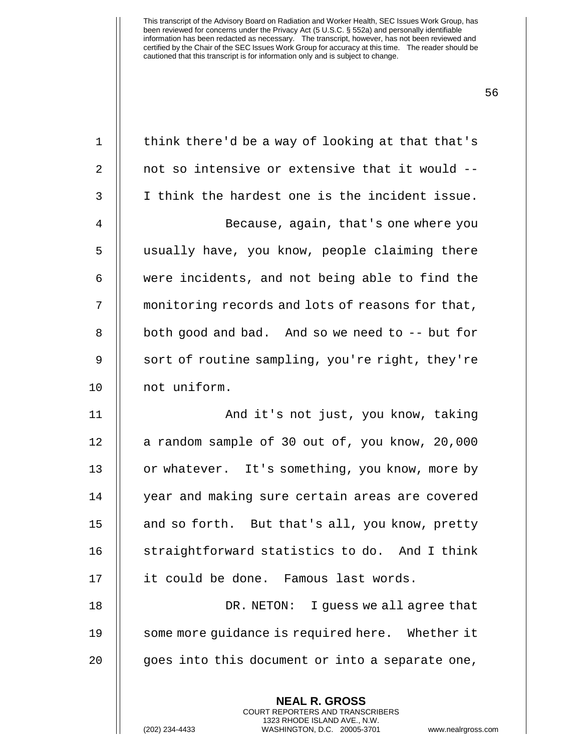think there'd be a way of looking at that that's not so intensive or extensive that it would -- I think the hardest one is the incident issue.

Because, again, that's one where you usually have, you know, people claiming there were incidents, and not being able to find the monitoring records and lots of reasons for that, both good and bad. And so we need to -- but for sort of routine sampling, you're right, they're not uniform.

And it's not just, you know, taking a random sample of 30 out of, you know, 20,000 or whatever. It's something, you know, more by year and making sure certain areas are covered and so forth. But that's all, you know, pretty straightforward statistics to do. And I think it could be done. Famous last words.

DR. NETON: I guess we all agree that some more guidance is required here. Whether it goes into this document or into a separate one,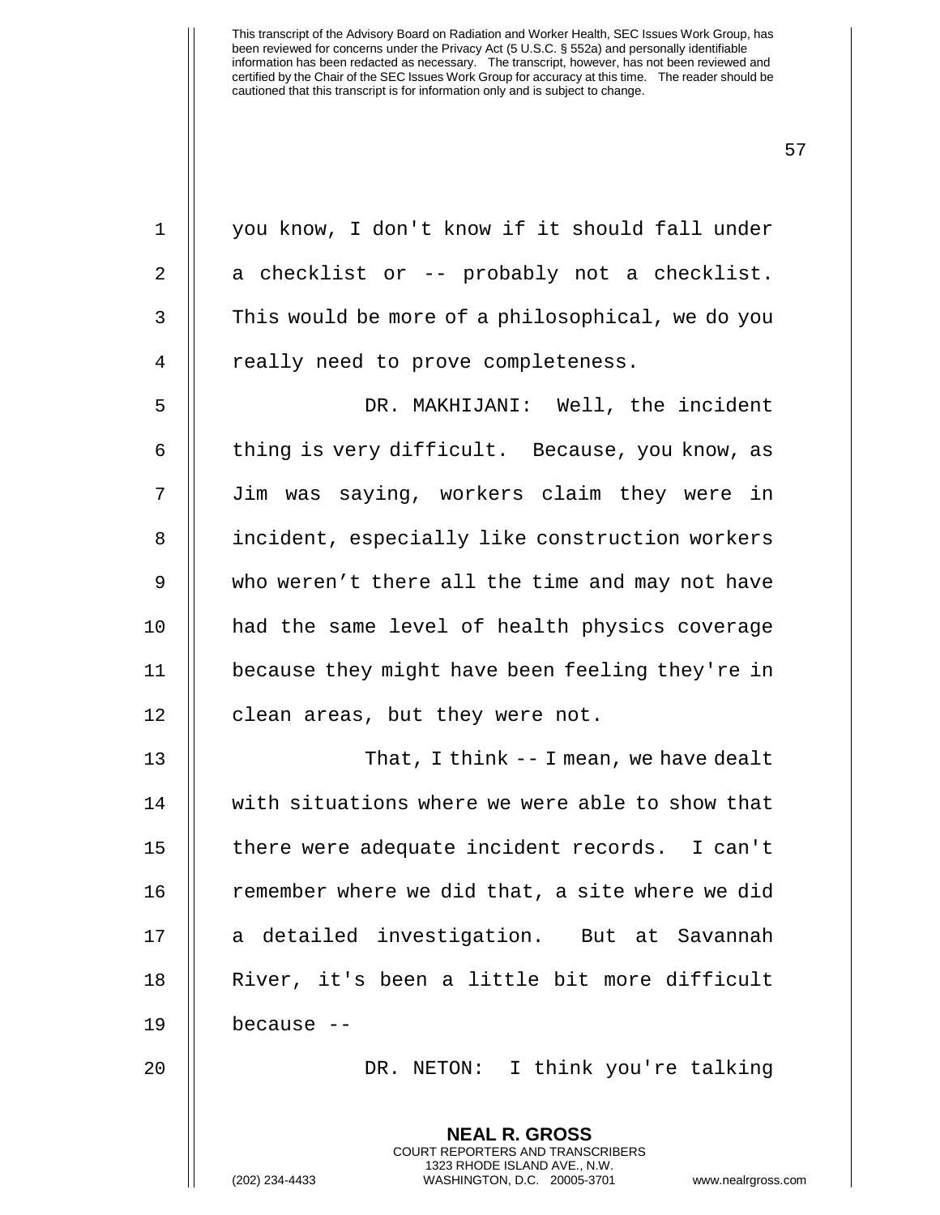you know, I don't know if it should fall under a checklist or -- probably not a checklist. This would be more of a philosophical, we do you really need to prove completeness.

DR. MAKHIJANI: Well, the incident thing is very difficult. Because, you know, as Jim was saying, workers claim they were in incident, especially like construction workers who weren't there all the time and may not have had the same level of health physics coverage because they might have been feeling they're in clean areas, but they were not.

That, I think -- I mean, we have dealt with situations where we were able to show that there were adequate incident records. I can't remember where we did that, a site where we did a detailed investigation. But at Savannah River, it's been a little bit more difficult because --

DR. NETON: I think you're talking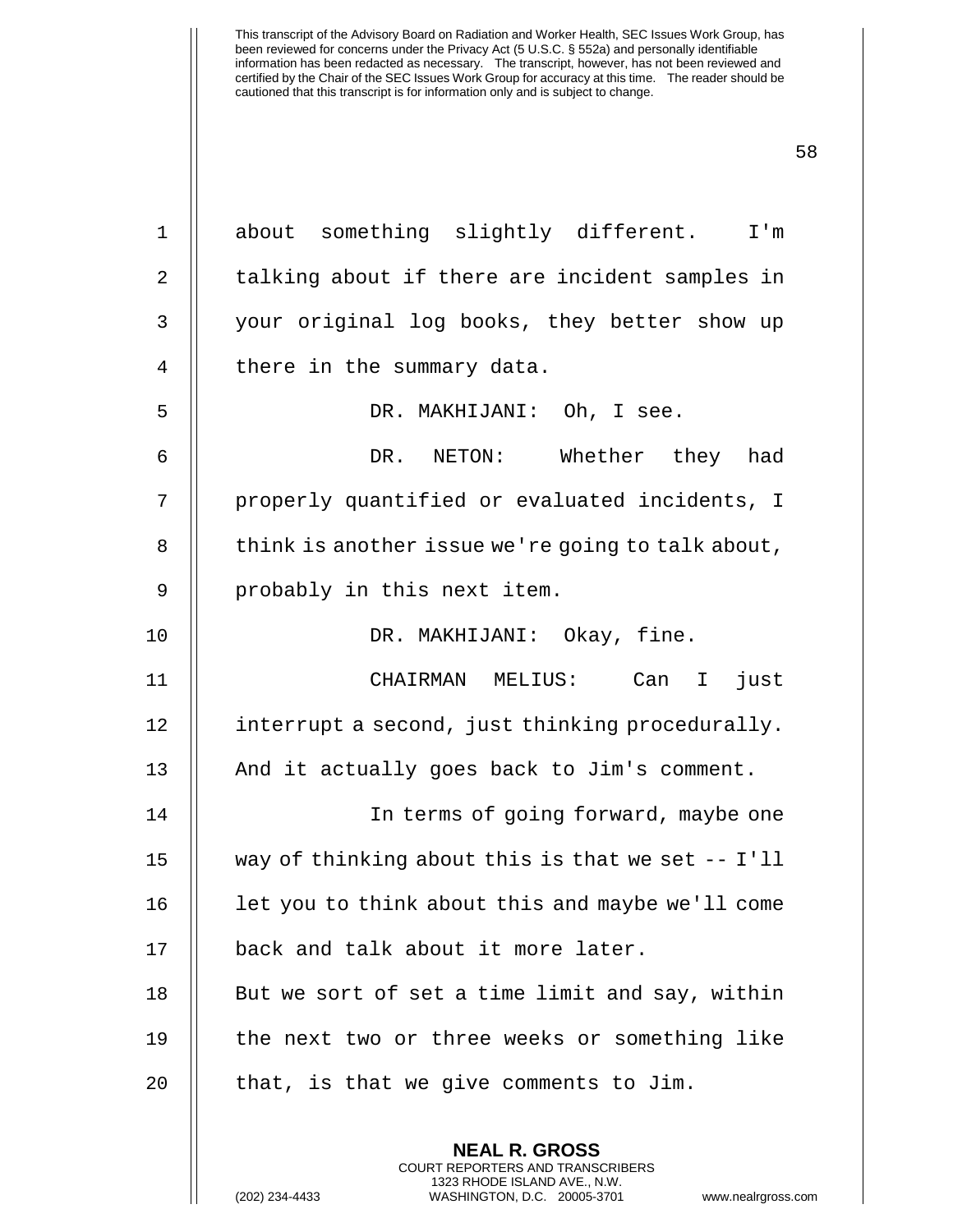about something slightly different. I'm talking about if there are incident samples in your original log books, they better show up there in the summary data.

DR. MAKHIJANI: Oh, I see.

DR. NETON: Whether they had properly quantified or evaluated incidents, I think is another issue we're going to talk about, probably in this next item.

DR. MAKHIJANI: Okay, fine.

CHAIRMAN MELIUS: Can I just interrupt a second, just thinking procedurally. And it actually goes back to Jim's comment.

In terms of going forward, maybe one way of thinking about this is that we set -- I'll let you to think about this and maybe we'll come back and talk about it more later. But we sort of set a time limit and say, within the next two or three weeks or something like that, is that we give comments to Jim.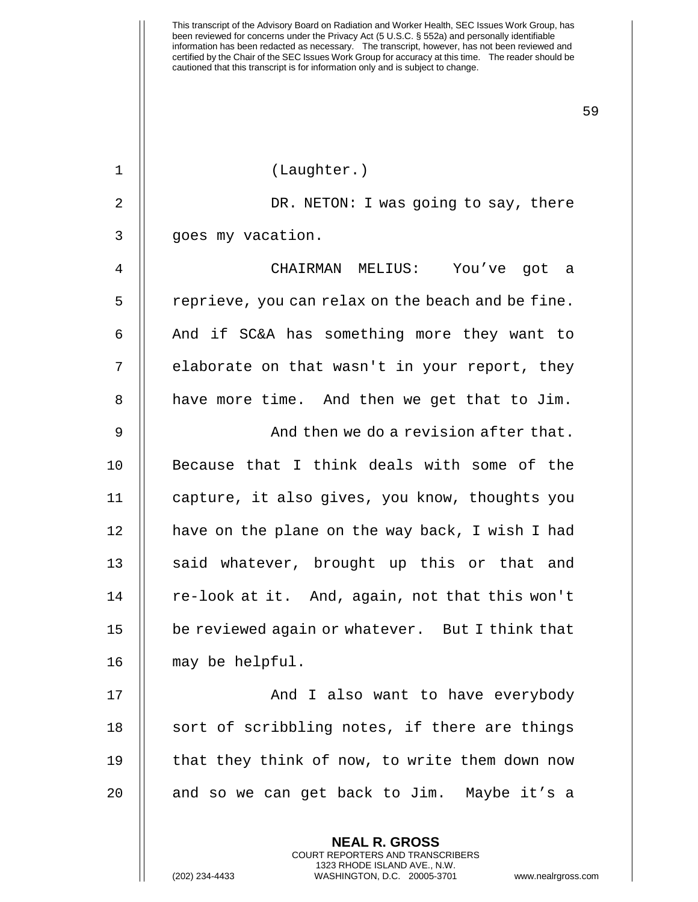(Laughter.)

DR. NETON: I was going to say, there goes my vacation.

CHAIRMAN MELIUS: You've got a reprieve, you can relax on the beach and be fine. And if SC&A has something more they want to elaborate on that wasn't in your report, they have more time. And then we get that to Jim.

And then we do a revision after that. Because that I think deals with some of the capture, it also gives, you know, thoughts you have on the plane on the way back, I wish I had said whatever, brought up this or that and re-look at it. And, again, not that this won't be reviewed again or whatever. But I think that may be helpful.

And I also want to have everybody sort of scribbling notes, if there are things that they think of now, to write them down now and so we can get back to Jim. Maybe it's a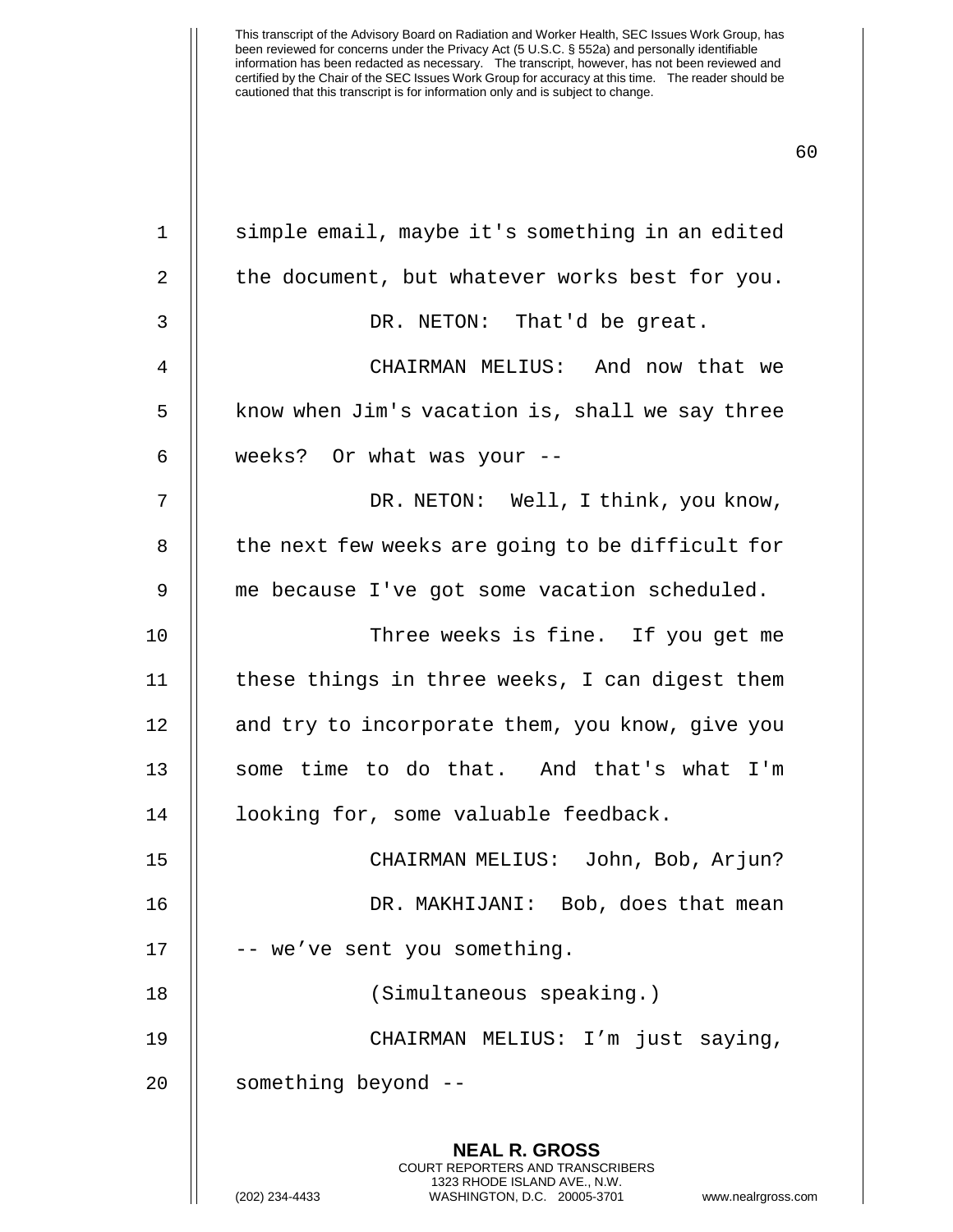simple email, maybe it's something in an edited the document, but whatever works best for you.

DR. NETON: That'd be great.

CHAIRMAN MELIUS: And now that we know when Jim's vacation is, shall we say three weeks? Or what was your --

DR. NETON: Well, I think, you know, the next few weeks are going to be difficult for me because I've got some vacation scheduled.

Three weeks is fine. If you get me these things in three weeks, I can digest them and try to incorporate them, you know, give you some time to do that. And that's what I'm looking for, some valuable feedback.

CHAIRMAN MELIUS: John, Bob, Arjun?

DR. MAKHIJANI: Bob, does that mean -- we've sent you something.

(Simultaneous speaking.)

CHAIRMAN MELIUS: I'm just saying, something beyond --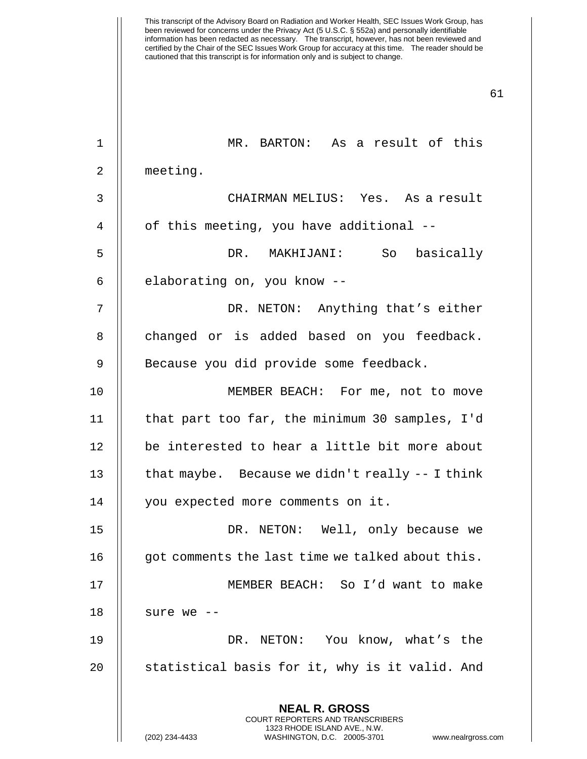MR. BARTON: As a result of this meeting.

CHAIRMAN MELIUS: Yes. As a result of this meeting, you have additional --

DR. MAKHIJANI: So basically elaborating on, you know --

DR. NETON: Anything that's either changed or is added based on you feedback. Because you did provide some feedback.

MEMBER BEACH: For me, not to move that part too far, the minimum 30 samples, I'd be interested to hear a little bit more about that maybe. Because we didn't really -- I think you expected more comments on it.

DR. NETON: Well, only because we got comments the last time we talked about this.

MEMBER BEACH: So I'd want to make sure we --

DR. NETON: You know, what's the statistical basis for it, why is it valid. And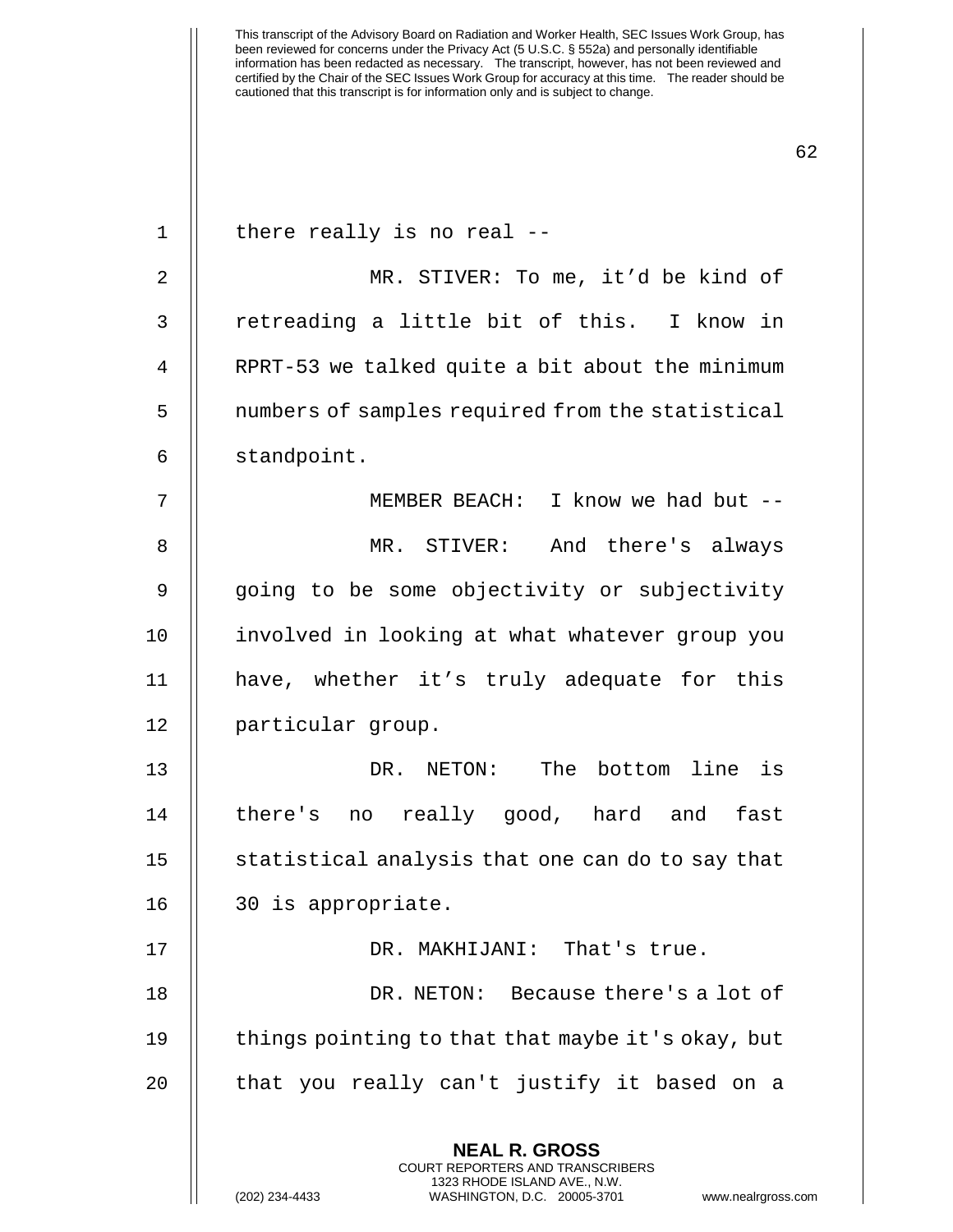there really is no real --

MR. STIVER: To me, it'd be kind of retreading a little bit of this. I know in RPRT-53 we talked quite a bit about the minimum numbers of samples required from the statistical standpoint.

MEMBER BEACH: I know we had but --

MR. STIVER: And there's always going to be some objectivity or subjectivity involved in looking at what whatever group you have, whether it's truly adequate for this particular group.

DR. NETON: The bottom line is there's no really good, hard and fast statistical analysis that one can do to say that 30 is appropriate.

DR. MAKHIJANI: That's true.

DR. NETON: Because there's a lot of things pointing to that that maybe it's okay, but that you really can't justify it based on a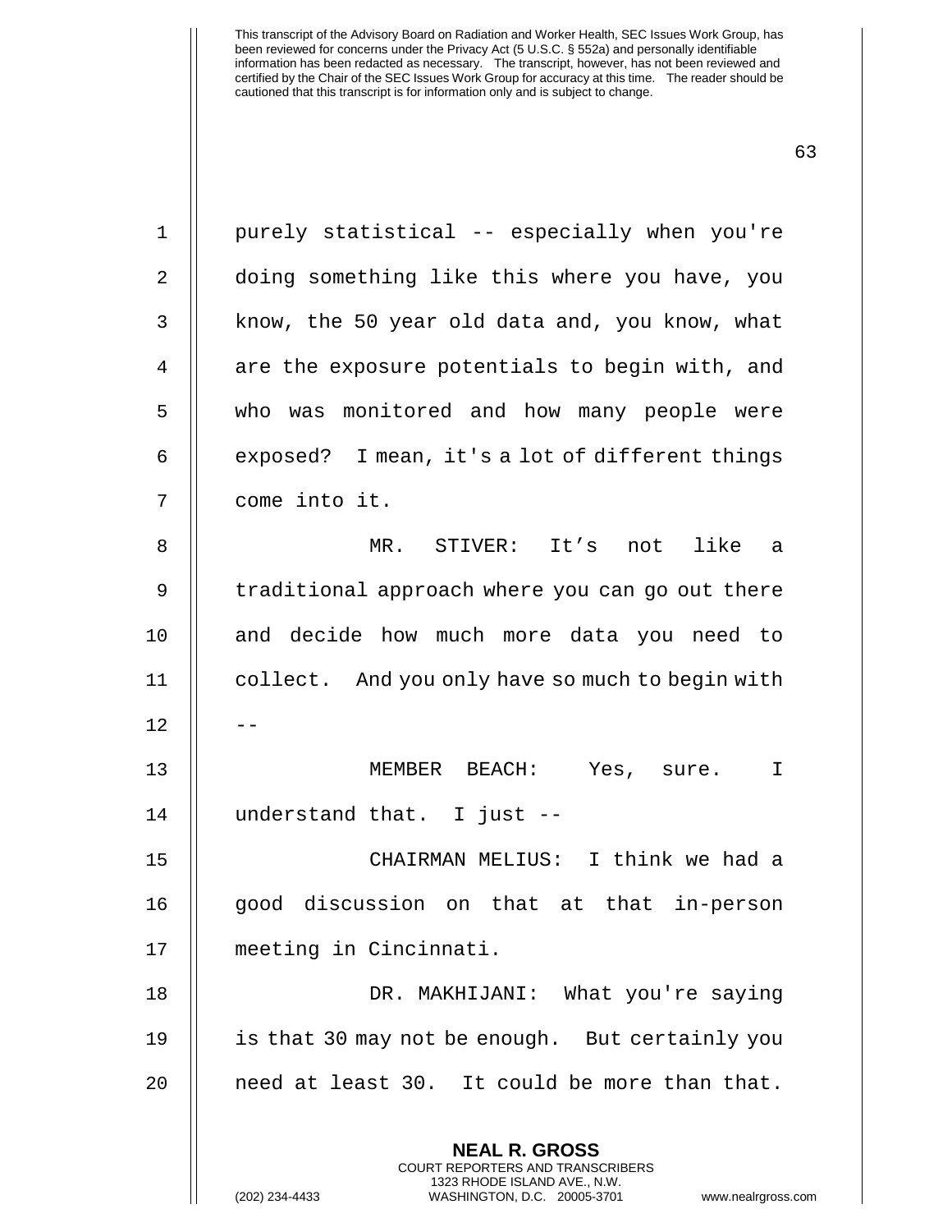purely statistical -- especially when you're doing something like this where you have, you know, the 50 year old data and, you know, what are the exposure potentials to begin with, and who was monitored and how many people were exposed? I mean, it's a lot of different things come into it.

MR. STIVER: It's not like a traditional approach where you can go out there and decide how much more data you need to collect. And you only have so much to begin with --

MEMBER BEACH: Yes, sure. I understand that. I just --

CHAIRMAN MELIUS: I think we had a good discussion on that at that in-person meeting in Cincinnati.

DR. MAKHIJANI: What you're saying is that 30 may not be enough. But certainly you need at least 30. It could be more than that.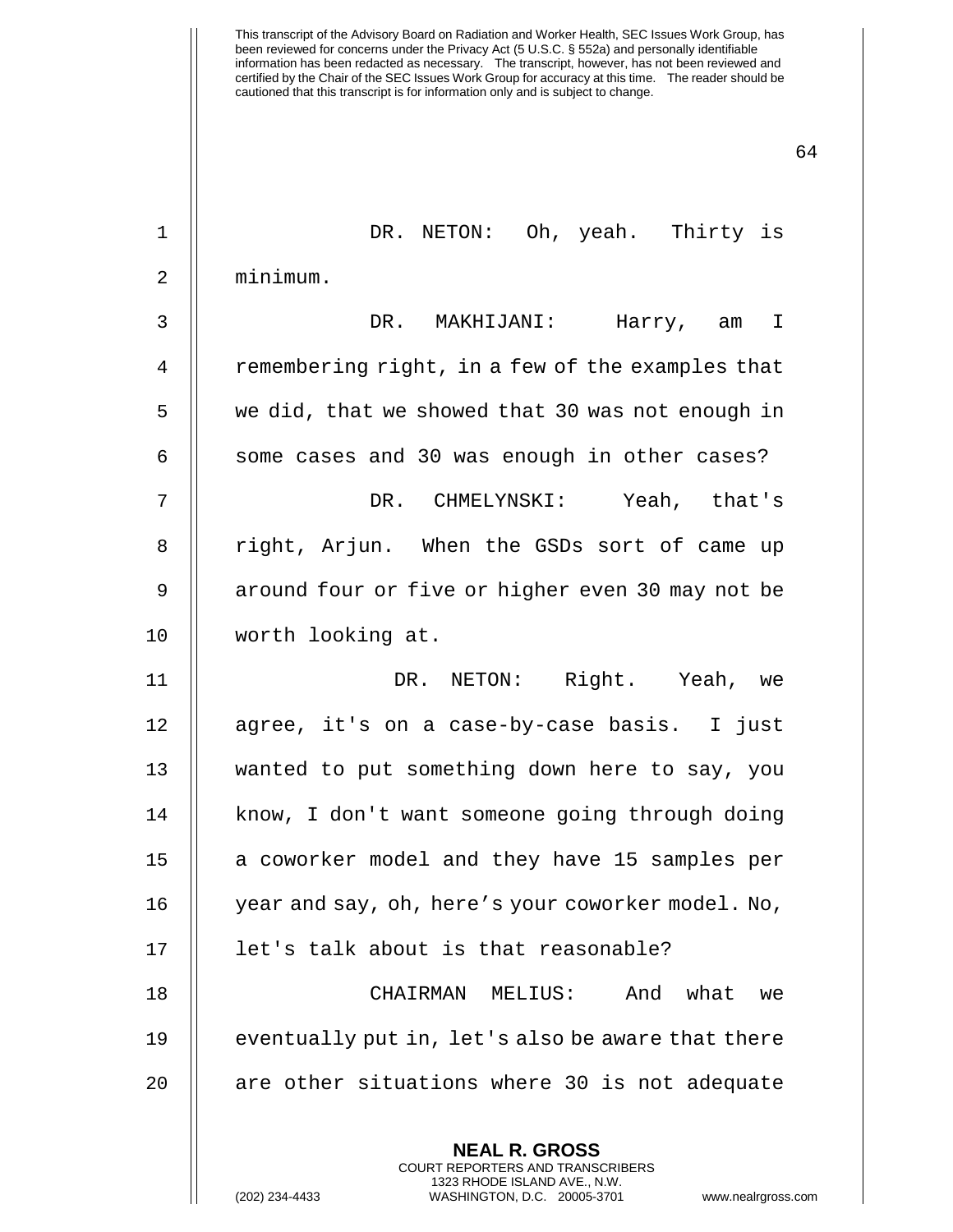This transcript of the Advisory Board on Radiation and Worker Health, SEC Issues Work Group, has been reviewed for concerns under the Privacy Act (5 U.S.C. § 552a) and personally identifiable information has been redacted as necessary. The transcript, however, has not been reviewed and certified by the Chair of the SEC Issues Work Group for accuracy at this time. The reader should be cautioned that this transcript is for information only and is subject to change.

DR. NETON: Oh, yeah. Thirty is minimum.

DR. MAKHIJANI: Harry, am I remembering right, in a few of the examples that we did, that we showed that 30 was not enough in some cases and 30 was enough in other cases?

DR. CHMELYNSKI: Yeah, that's right, Arjun. When the GSDs sort of came up around four or five or higher even 30 may not be worth looking at.

DR. NETON: Right. Yeah, we agree, it's on a case-by-case basis. I just wanted to put something down here to say, you know, I don't want someone going through doing a coworker model and they have 15 samples per year and say, oh, here's your coworker model. No, let's talk about is that reasonable?

CHAIRMAN MELIUS: And what we eventually put in, let's also be aware that there are other situations where 30 is not adequate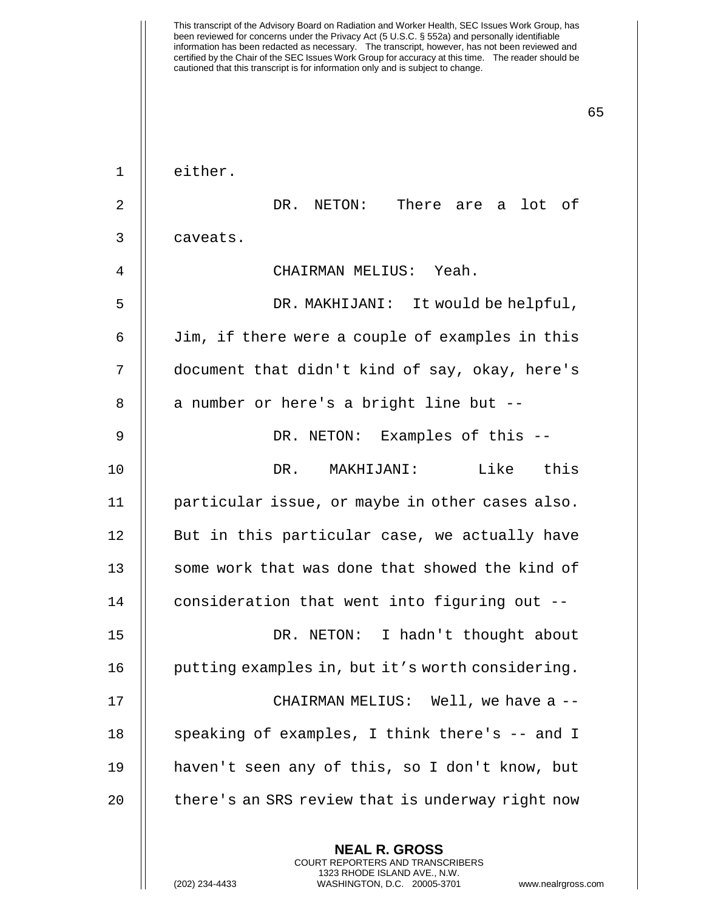either.

DR. NETON: There are a lot of caveats.

CHAIRMAN MELIUS: Yeah.

DR. MAKHIJANI: It would be helpful, Jim, if there were a couple of examples in this document that didn't kind of say, okay, here's a number or here's a bright line but --

DR. NETON: Examples of this --

DR. MAKHIJANI: Like this particular issue, or maybe in other cases also. But in this particular case, we actually have some work that was done that showed the kind of consideration that went into figuring out --

DR. NETON: I hadn't thought about putting examples in, but it's worth considering.

CHAIRMAN MELIUS: Well, we have a -- speaking of examples, I think there's -- and I haven't seen any of this, so I don't know, but there's an SRS review that is underway right now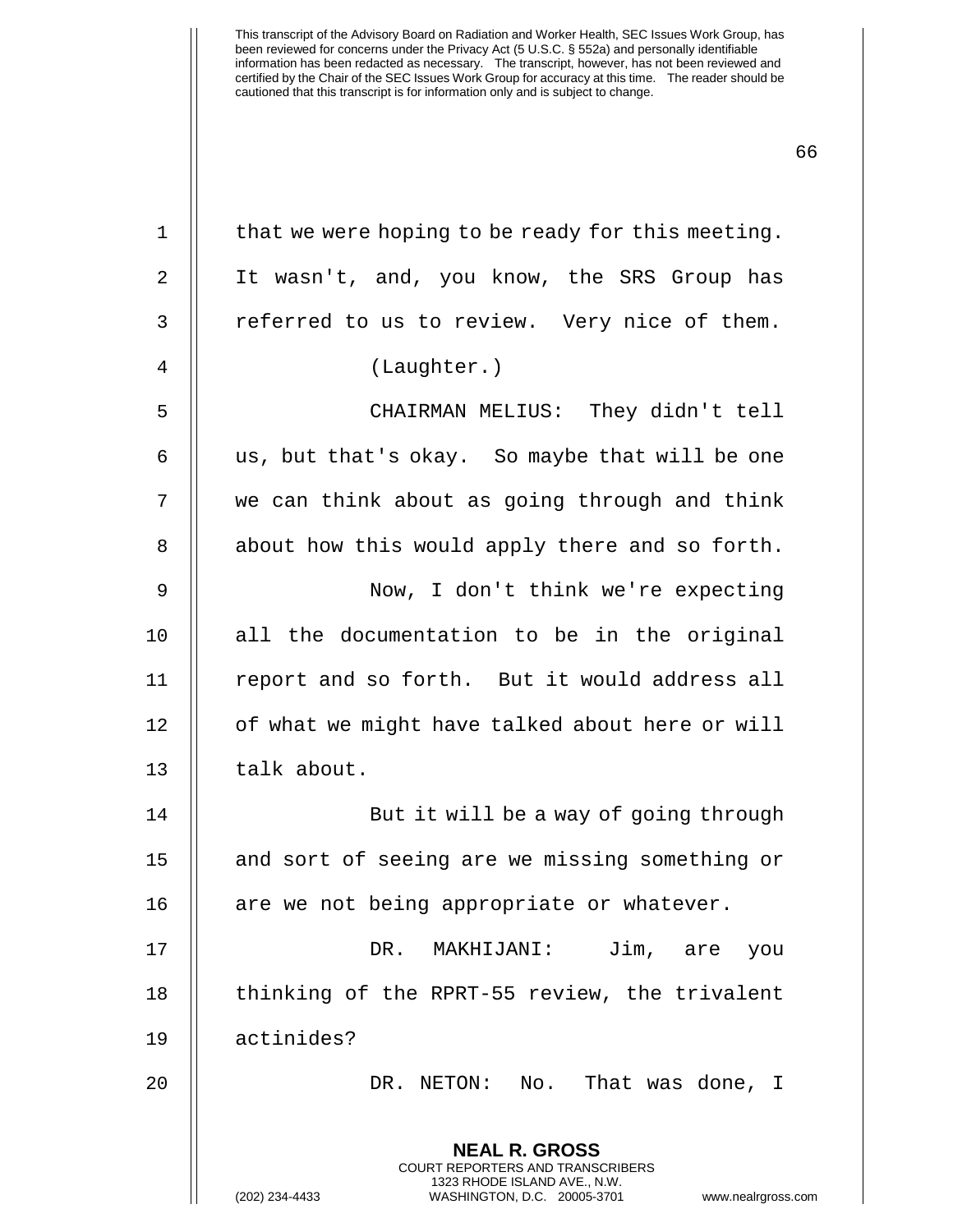that we were hoping to be ready for this meeting. It wasn't, and, you know, the SRS Group has referred to us to review. Very nice of them.

(Laughter.)

CHAIRMAN MELIUS: They didn't tell us, but that's okay. So maybe that will be one we can think about as going through and think about how this would apply there and so forth.

Now, I don't think we're expecting all the documentation to be in the original report and so forth. But it would address all of what we might have talked about here or will talk about.

But it will be a way of going through and sort of seeing are we missing something or are we not being appropriate or whatever.

DR. MAKHIJANI: Jim, are you thinking of the RPRT-55 review, the trivalent actinides?

DR. NETON: No. That was done, I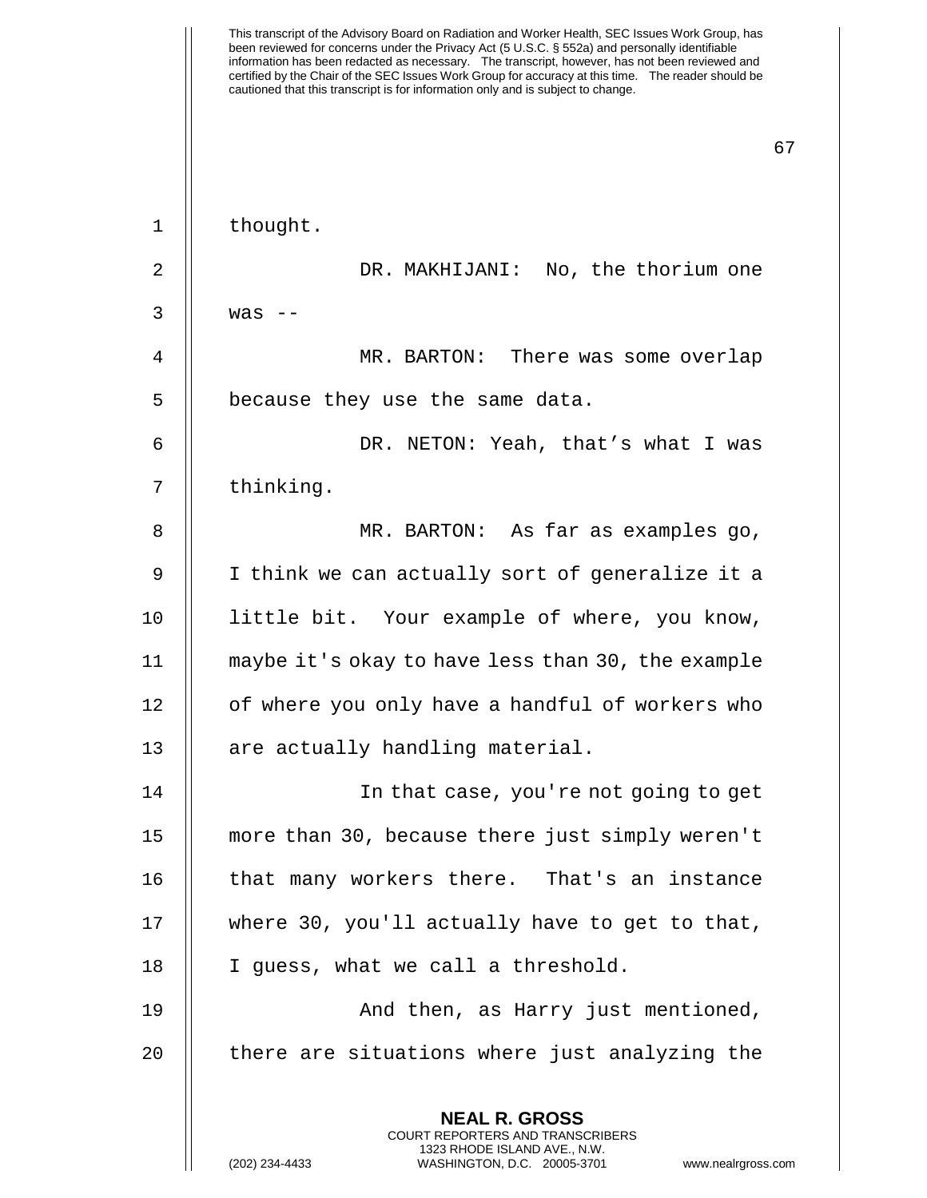thought.

DR. MAKHIJANI: No, the thorium one was --

MR. BARTON: There was some overlap because they use the same data.

DR. NETON: Yeah, that's what I was thinking.

MR. BARTON: As far as examples go, I think we can actually sort of generalize it a little bit. Your example of where, you know, maybe it's okay to have less than 30, the example of where you only have a handful of workers who are actually handling material.

In that case, you're not going to get more than 30, because there just simply weren't that many workers there. That's an instance where 30, you'll actually have to get to that, I guess, what we call a threshold.

And then, as Harry just mentioned, there are situations where just analyzing the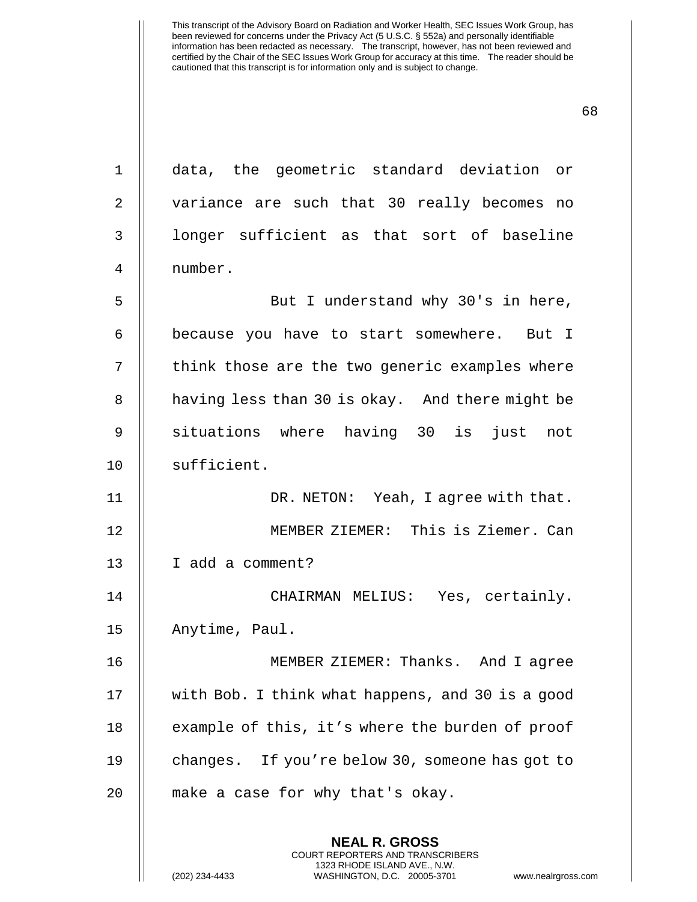data, the geometric standard deviation or variance are such that 30 really becomes no longer sufficient as that sort of baseline number.

But I understand why 30's in here, because you have to start somewhere. But I think those are the two generic examples where having less than 30 is okay. And there might be situations where having 30 is just not sufficient.

DR. NETON: Yeah, I agree with that.

MEMBER ZIEMER: This is Ziemer. Can I add a comment?

CHAIRMAN MELIUS: Yes, certainly. Anytime, Paul.

MEMBER ZIEMER: Thanks. And I agree with Bob. I think what happens, and 30 is a good example of this, it's where the burden of proof changes. If you're below 30, someone has got to make a case for why that's okay.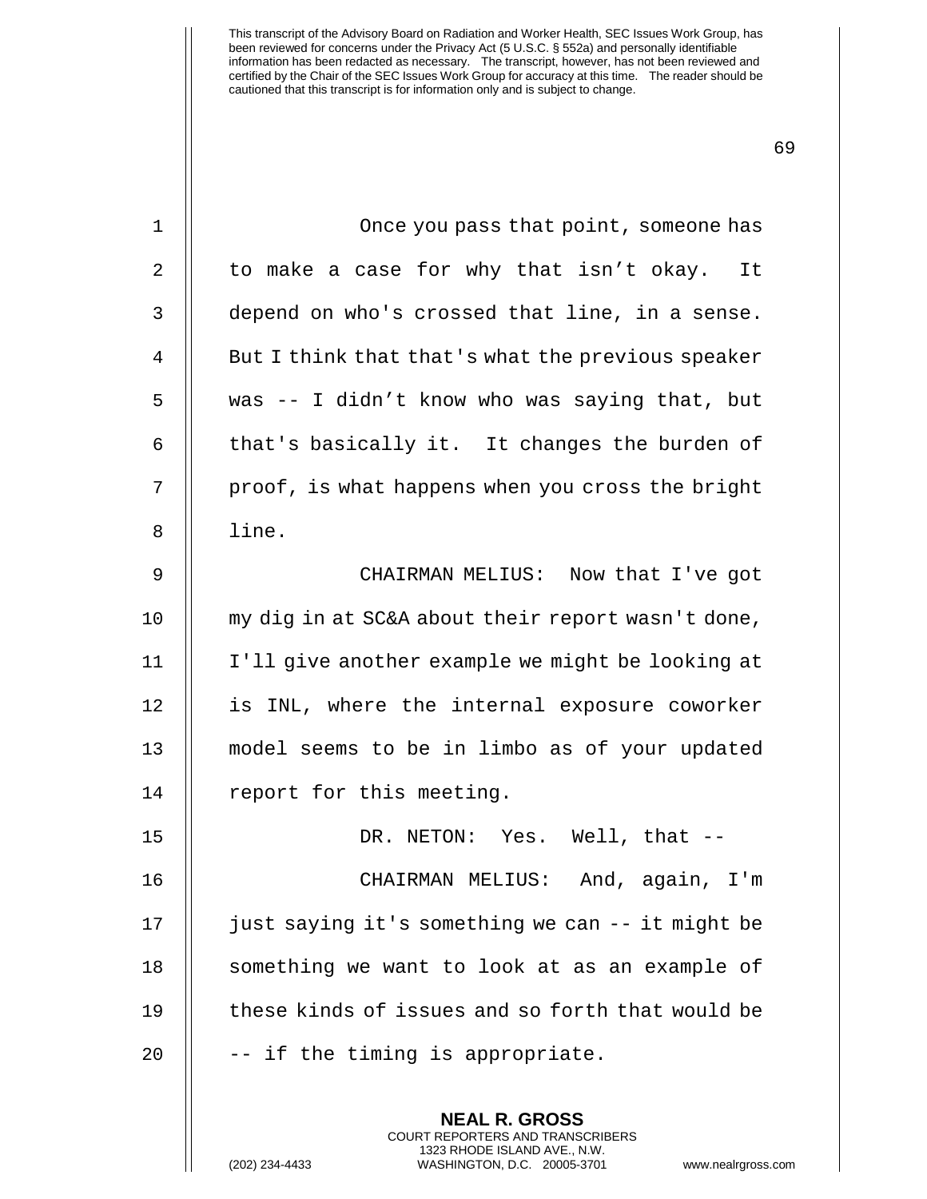Once you pass that point, someone has to make a case for why that isn't okay. It depend on who's crossed that line, in a sense. But I think that that's what the previous speaker was -- I didn't know who was saying that, but that's basically it. It changes the burden of proof, is what happens when you cross the bright line.

CHAIRMAN MELIUS: Now that I've got my dig in at SC&A about their report wasn't done, I'll give another example we might be looking at is INL, where the internal exposure coworker model seems to be in limbo as of your updated report for this meeting.

DR. NETON: Yes. Well, that --

CHAIRMAN MELIUS: And, again, I'm just saying it's something we can -- it might be something we want to look at as an example of these kinds of issues and so forth that would be -- if the timing is appropriate.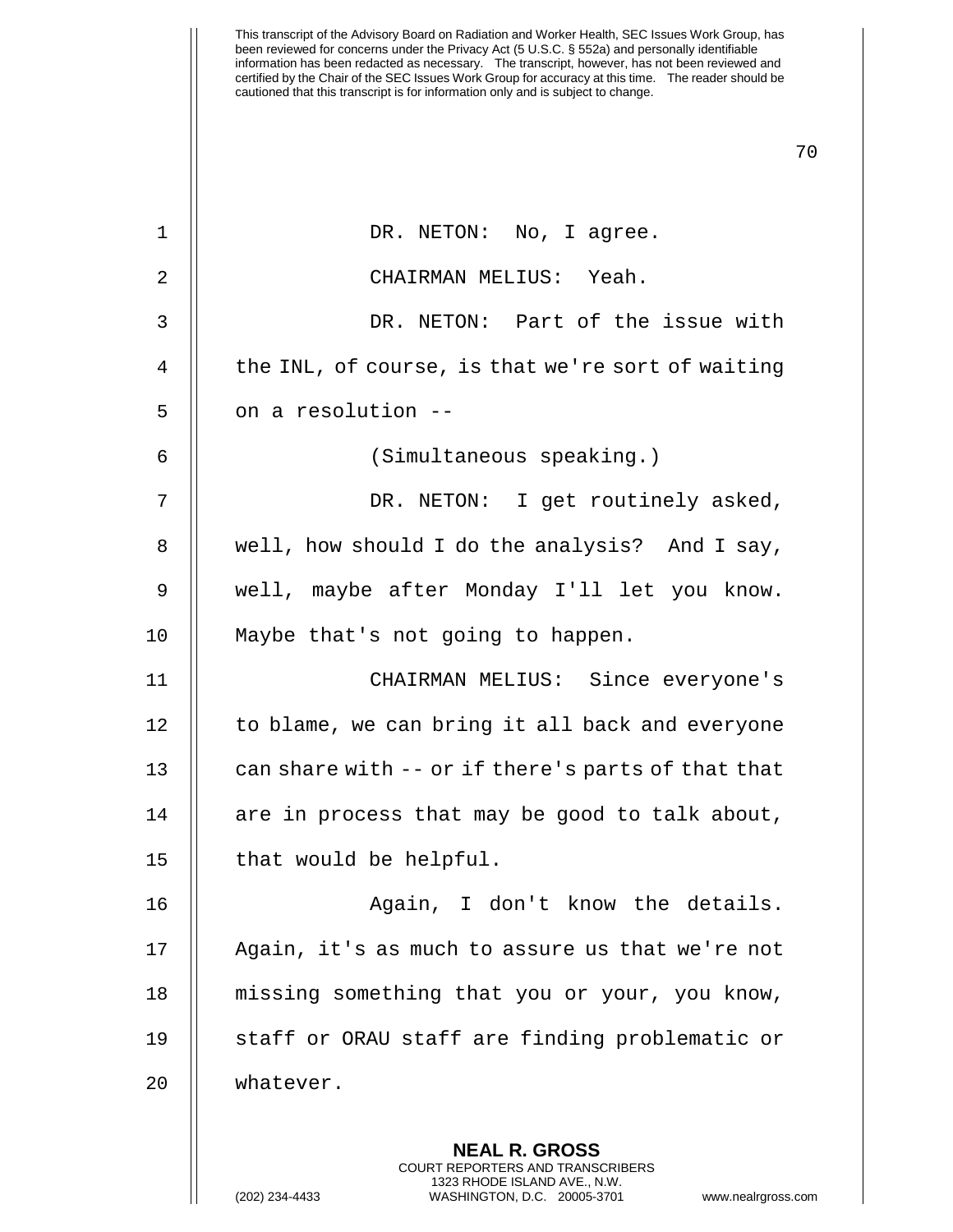DR. NETON: No, I agree.

CHAIRMAN MELIUS: Yeah.

DR. NETON: Part of the issue with the INL, of course, is that we're sort of waiting on a resolution --

(Simultaneous speaking.)

DR. NETON: I get routinely asked, well, how should I do the analysis? And I say, well, maybe after Monday I'll let you know. Maybe that's not going to happen.

CHAIRMAN MELIUS: Since everyone's to blame, we can bring it all back and everyone can share with -- or if there's parts of that that are in process that may be good to talk about, that would be helpful.

Again, I don't know the details. Again, it's as much to assure us that we're not missing something that you or your, you know, staff or ORAU staff are finding problematic or whatever.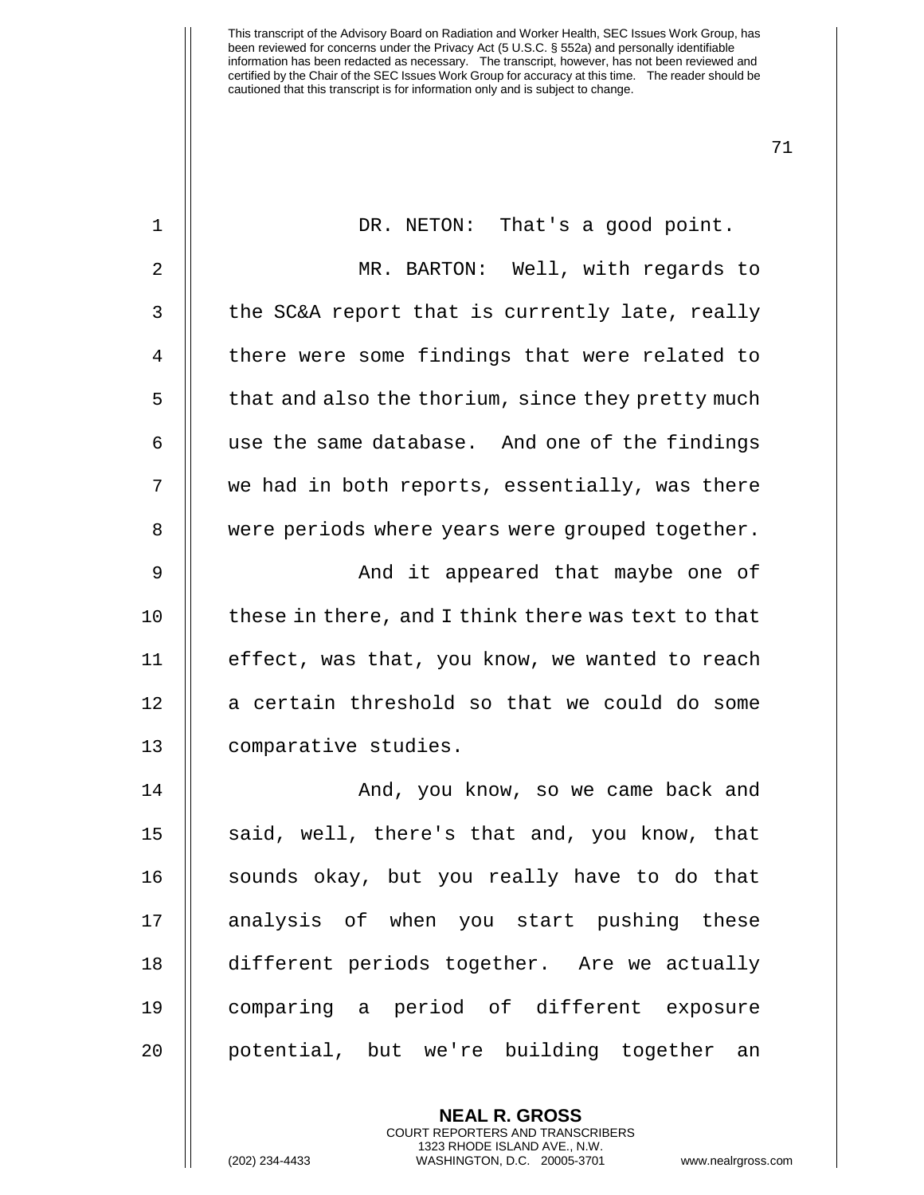DR. NETON: That's a good point.

MR. BARTON: Well, with regards to the SC&A report that is currently late, really there were some findings that were related to that and also the thorium, since they pretty much use the same database. And one of the findings we had in both reports, essentially, was there were periods where years were grouped together.

And it appeared that maybe one of these in there, and I think there was text to that effect, was that, you know, we wanted to reach a certain threshold so that we could do some comparative studies.

And, you know, so we came back and said, well, there's that and, you know, that sounds okay, but you really have to do that analysis of when you start pushing these different periods together. Are we actually comparing a period of different exposure potential, but we're building together an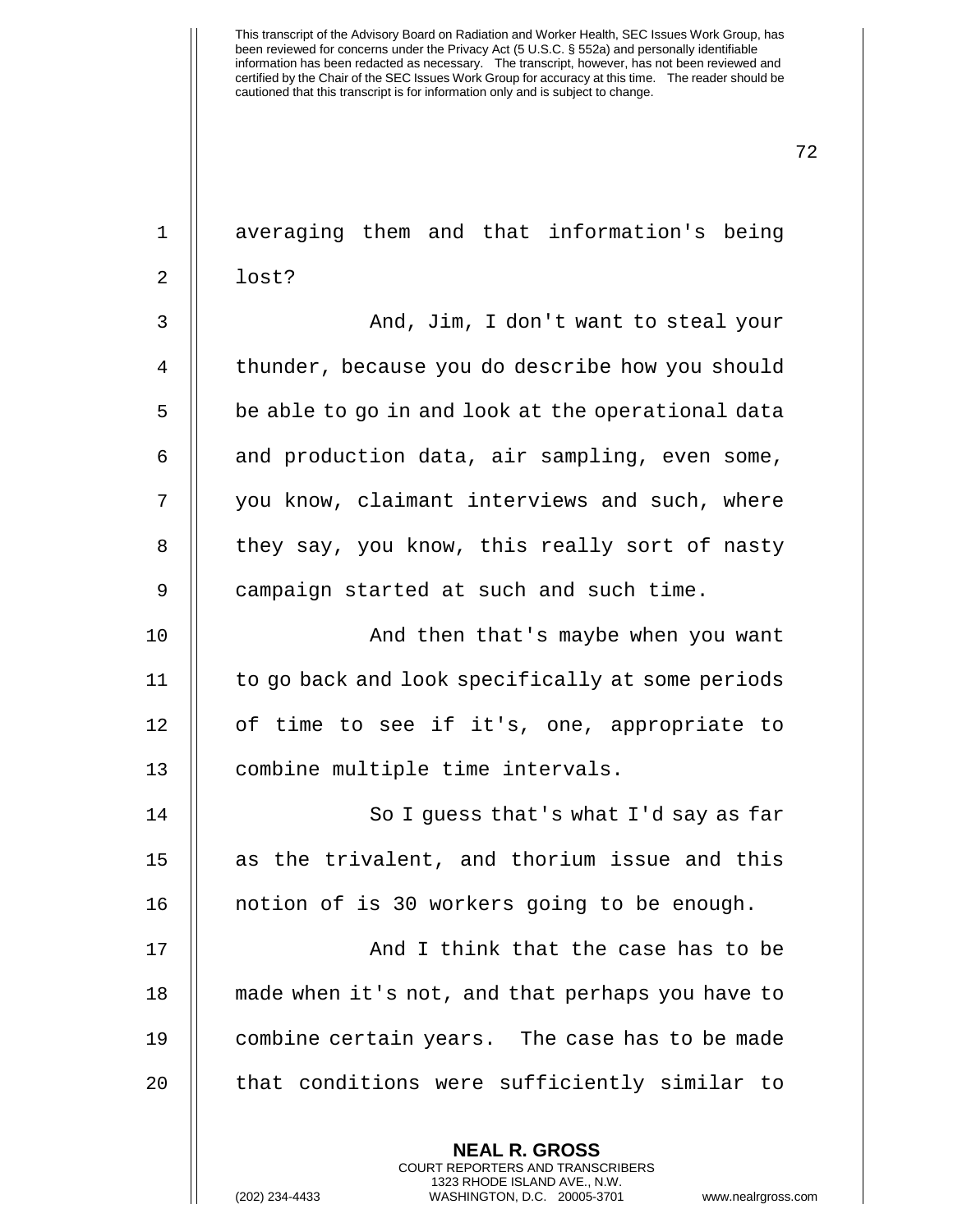averaging them and that information's being lost?

And, Jim, I don't want to steal your thunder, because you do describe how you should be able to go in and look at the operational data and production data, air sampling, even some, you know, claimant interviews and such, where they say, you know, this really sort of nasty campaign started at such and such time.

And then that's maybe when you want to go back and look specifically at some periods of time to see if it's, one, appropriate to combine multiple time intervals.

So I guess that's what I'd say as far as the trivalent, and thorium issue and this notion of is 30 workers going to be enough.

And I think that the case has to be made when it's not, and that perhaps you have to combine certain years. The case has to be made that conditions were sufficiently similar to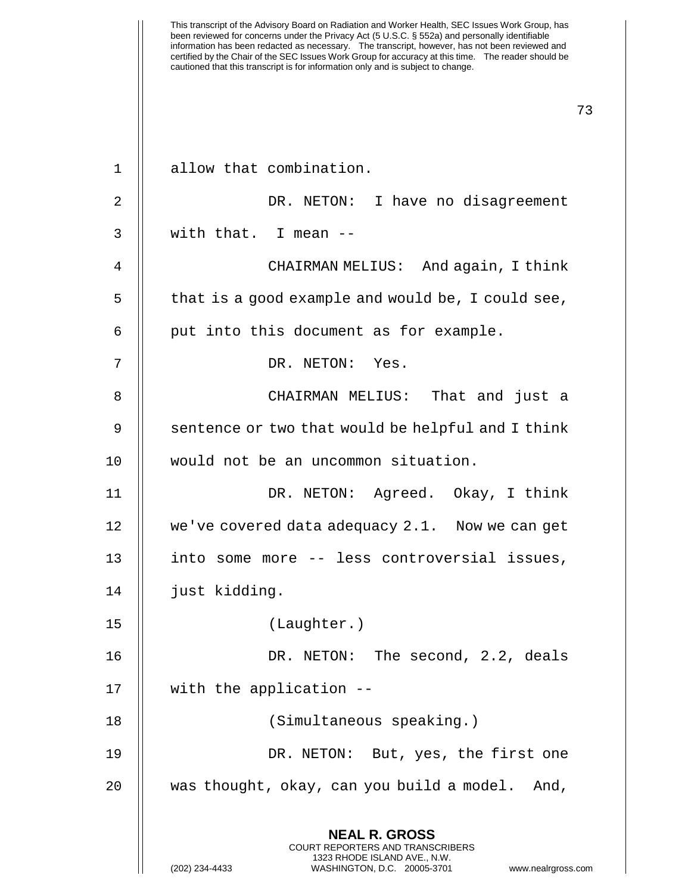allow that combination.

DR. NETON: I have no disagreement with that. I mean --

CHAIRMAN MELIUS: And again, I think that is a good example and would be, I could see, put into this document as for example.

DR. NETON: Yes.

CHAIRMAN MELIUS: That and just a sentence or two that would be helpful and I think would not be an uncommon situation.

DR. NETON: Agreed. Okay, I think we've covered data adequacy 2.1. Now we can get into some more -- less controversial issues, just kidding.

(Laughter.)

DR. NETON: The second, 2.2, deals with the application --

(Simultaneous speaking.)

DR. NETON: But, yes, the first one was thought, okay, can you build a model. And,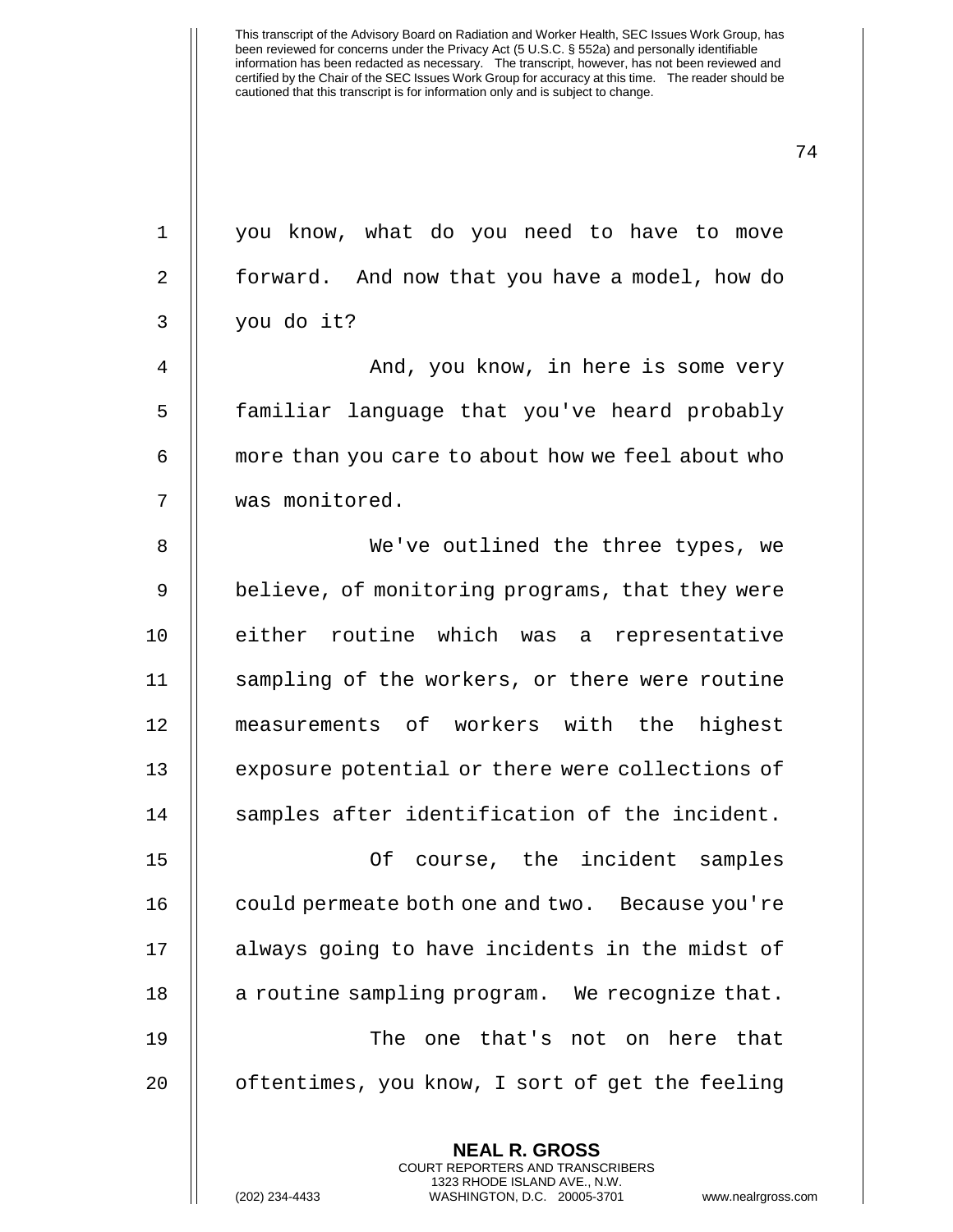This transcript of the Advisory Board on Radiation and Worker Health, SEC Issues Work Group, has been reviewed for concerns under the Privacy Act (5 U.S.C. § 552a) and personally identifiable information has been redacted as necessary. The transcript, however, has not been reviewed and certified by the Chair of the SEC Issues Work Group for accuracy at this time. The reader should be cautioned that this transcript is for information only and is subject to change.

you know, what do you need to have to move forward. And now that you have a model, how do you do it?

And, you know, in here is some very familiar language that you've heard probably more than you care to about how we feel about who was monitored.

We've outlined the three types, we believe, of monitoring programs, that they were either routine which was a representative sampling of the workers, or there were routine measurements of workers with the highest exposure potential or there were collections of samples after identification of the incident.

Of course, the incident samples could permeate both one and two. Because you're always going to have incidents in the midst of a routine sampling program. We recognize that.

The one that's not on here that oftentimes, you know, I sort of get the feeling

**NEAL R. GROSS**
COURT REPORTERS AND TRANSCRIBERS
1323 RHODE ISLAND AVE., N.W.
(202) 234-4433 WASHINGTON, D.C. 20005-3701 www.nealrgross.com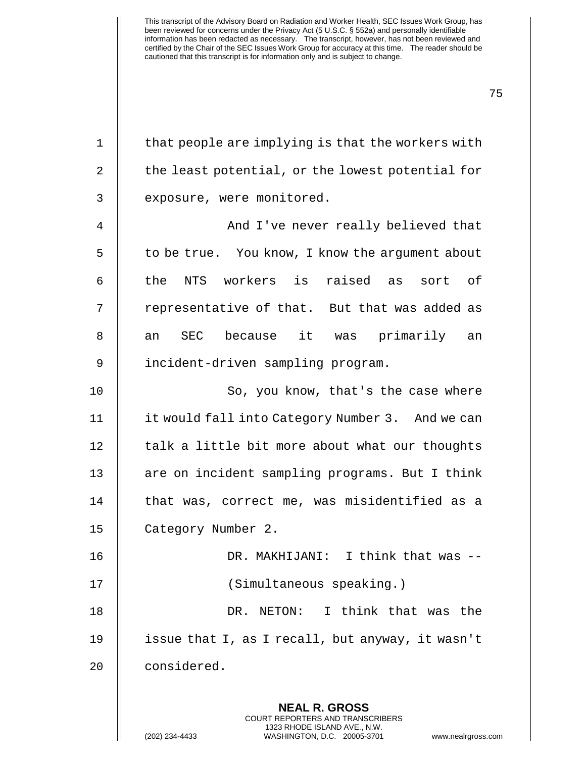that people are implying is that the workers with the least potential, or the lowest potential for exposure, were monitored.

And I've never really believed that to be true. You know, I know the argument about the NTS workers is raised as sort of representative of that. But that was added as an SEC because it was primarily an incident-driven sampling program.

So, you know, that's the case where it would fall into Category Number 3. And we can talk a little bit more about what our thoughts are on incident sampling programs. But I think that was, correct me, was misidentified as a Category Number 2.

DR. MAKHIJANI: I think that was --

(Simultaneous speaking.)

DR. NETON: I think that was the issue that I, as I recall, but anyway, it wasn't considered.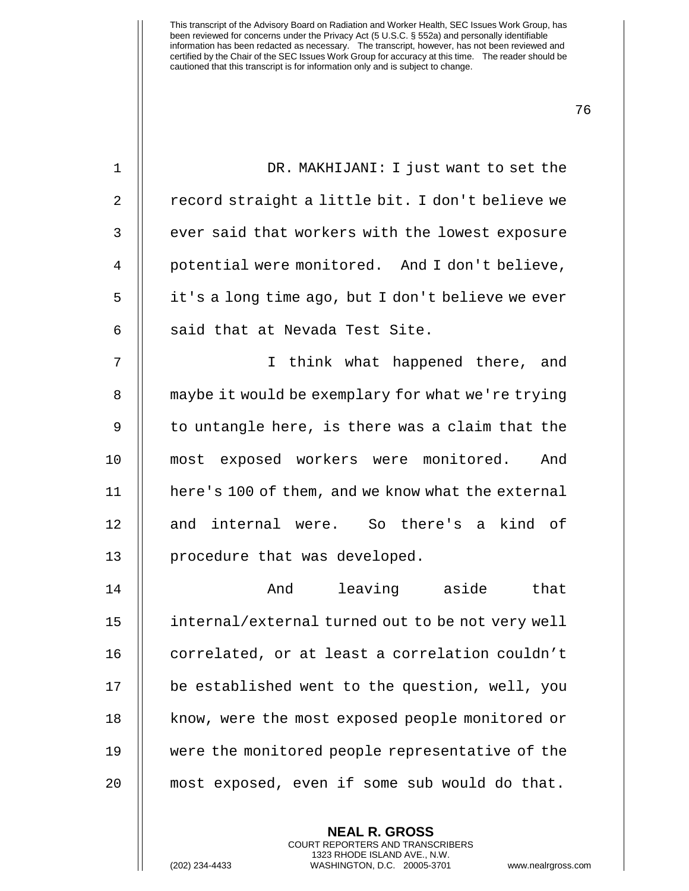DR. MAKHIJANI: I just want to set the record straight a little bit. I don't believe we ever said that workers with the lowest exposure potential were monitored. And I don't believe, it's a long time ago, but I don't believe we ever said that at Nevada Test Site.

I think what happened there, and maybe it would be exemplary for what we're trying to untangle here, is there was a claim that the most exposed workers were monitored. And here's 100 of them, and we know what the external and internal were. So there's a kind of procedure that was developed.

And leaving aside that internal/external turned out to be not very well correlated, or at least a correlation couldn't be established went to the question, well, you know, were the most exposed people monitored or were the monitored people representative of the most exposed, even if some sub would do that.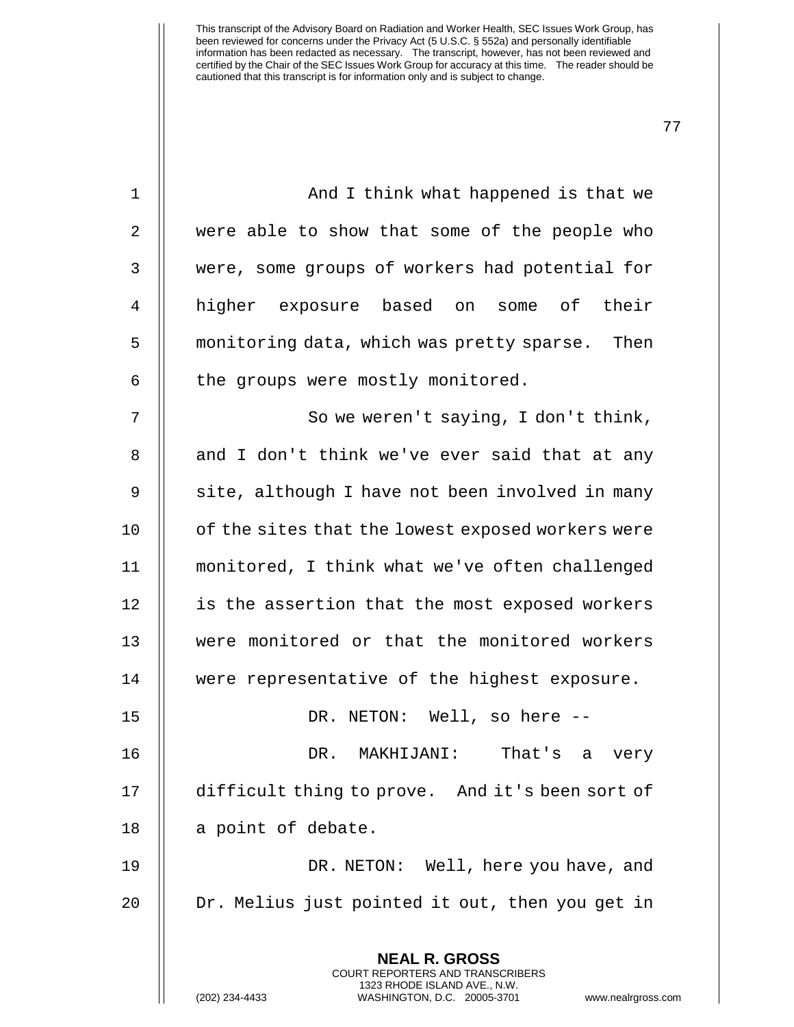And I think what happened is that we were able to show that some of the people who were, some groups of workers had potential for higher exposure based on some of their monitoring data, which was pretty sparse. Then the groups were mostly monitored.

So we weren't saying, I don't think, and I don't think we've ever said that at any site, although I have not been involved in many of the sites that the lowest exposed workers were monitored, I think what we've often challenged is the assertion that the most exposed workers were monitored or that the monitored workers were representative of the highest exposure.

DR. NETON: Well, so here --

DR. MAKHIJANI: That's a very difficult thing to prove. And it's been sort of a point of debate.

DR. NETON: Well, here you have, and Dr. Melius just pointed it out, then you get in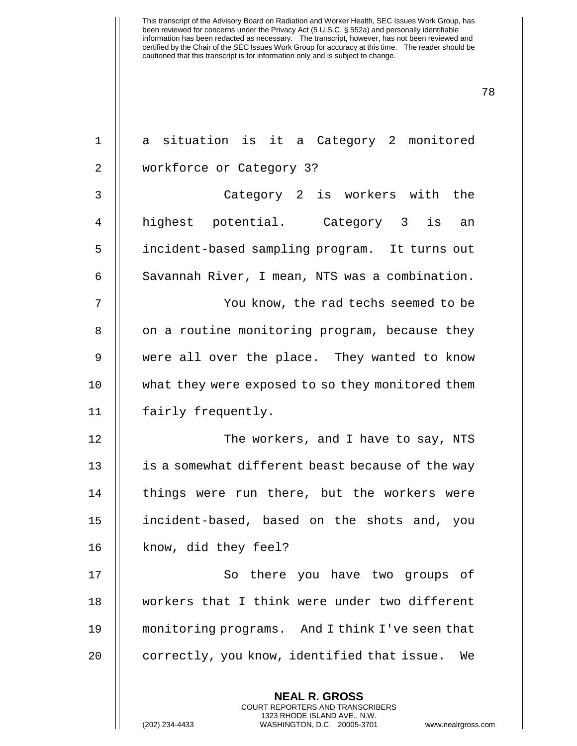a situation is it a Category 2 monitored workforce or Category 3?

Category 2 is workers with the highest potential. Category 3 is an incident-based sampling program. It turns out Savannah River, I mean, NTS was a combination.

You know, the rad techs seemed to be on a routine monitoring program, because they were all over the place. They wanted to know what they were exposed to so they monitored them fairly frequently.

The workers, and I have to say, NTS is a somewhat different beast because of the way things were run there, but the workers were incident-based, based on the shots and, you know, did they feel?

So there you have two groups of workers that I think were under two different monitoring programs. And I think I've seen that correctly, you know, identified that issue. We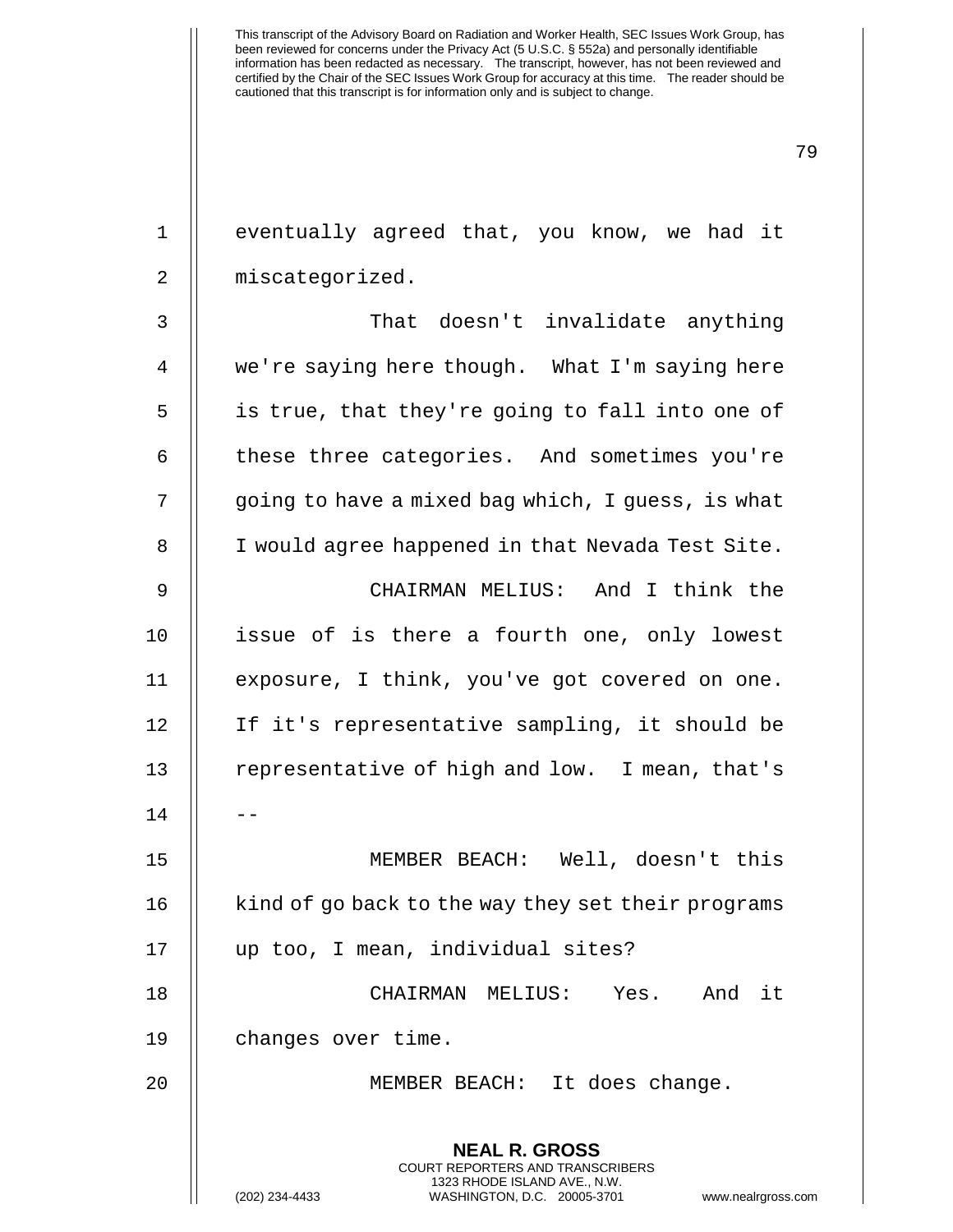eventually agreed that, you know, we had it miscategorized.

That doesn't invalidate anything we're saying here though. What I'm saying here is true, that they're going to fall into one of these three categories. And sometimes you're going to have a mixed bag which, I guess, is what I would agree happened in that Nevada Test Site.

CHAIRMAN MELIUS: And I think the issue of is there a fourth one, only lowest exposure, I think, you've got covered on one. If it's representative sampling, it should be representative of high and low. I mean, that's --

MEMBER BEACH: Well, doesn't this kind of go back to the way they set their programs up too, I mean, individual sites?

CHAIRMAN MELIUS: Yes. And it changes over time.

MEMBER BEACH: It does change.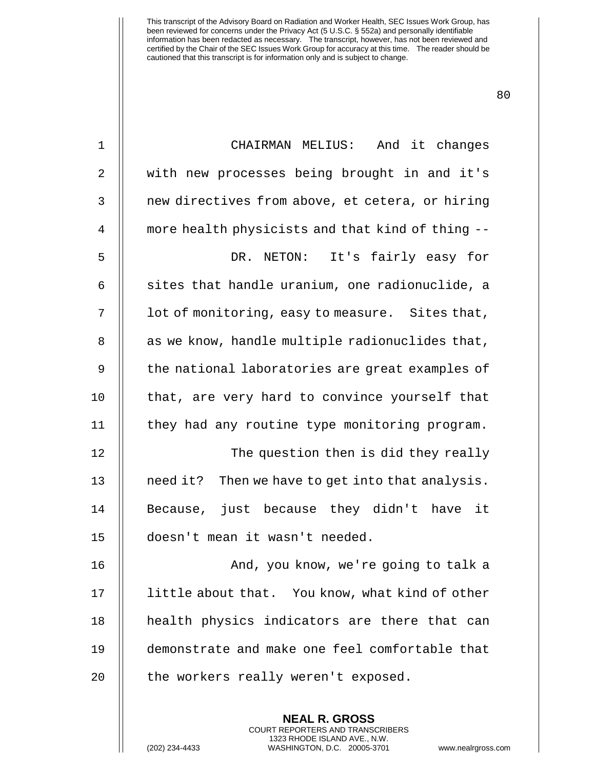CHAIRMAN MELIUS: And it changes with new processes being brought in and it's new directives from above, et cetera, or hiring more health physicists and that kind of thing --

DR. NETON: It's fairly easy for sites that handle uranium, one radionuclide, a lot of monitoring, easy to measure. Sites that, as we know, handle multiple radionuclides that, the national laboratories are great examples of that, are very hard to convince yourself that they had any routine type monitoring program.

The question then is did they really need it? Then we have to get into that analysis. Because, just because they didn't have it doesn't mean it wasn't needed.

And, you know, we're going to talk a little about that. You know, what kind of other health physics indicators are there that can demonstrate and make one feel comfortable that the workers really weren't exposed.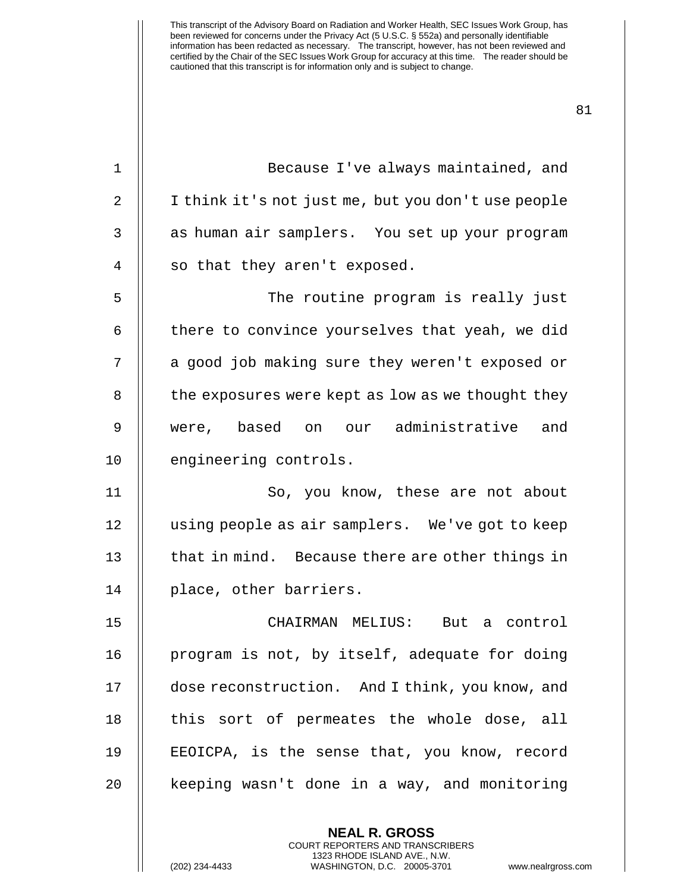Because I've always maintained, and I think it's not just me, but you don't use people as human air samplers. You set up your program so that they aren't exposed.

The routine program is really just there to convince yourselves that yeah, we did a good job making sure they weren't exposed or the exposures were kept as low as we thought they were, based on our administrative and engineering controls.

So, you know, these are not about using people as air samplers. We've got to keep that in mind. Because there are other things in place, other barriers.

CHAIRMAN MELIUS: But a control program is not, by itself, adequate for doing dose reconstruction. And I think, you know, and this sort of permeates the whole dose, all EEOICPA, is the sense that, you know, record keeping wasn't done in a way, and monitoring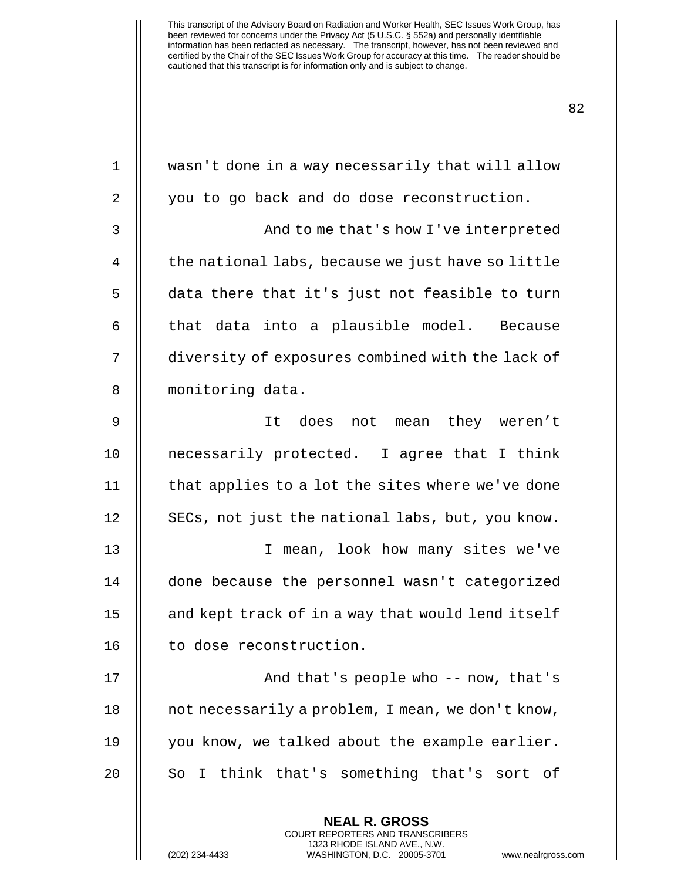wasn't done in a way necessarily that will allow you to go back and do dose reconstruction.

And to me that's how I've interpreted the national labs, because we just have so little data there that it's just not feasible to turn that data into a plausible model. Because diversity of exposures combined with the lack of monitoring data.

It does not mean they weren't necessarily protected. I agree that I think that applies to a lot the sites where we've done SECs, not just the national labs, but, you know.

I mean, look how many sites we've done because the personnel wasn't categorized and kept track of in a way that would lend itself to dose reconstruction.

And that's people who -- now, that's not necessarily a problem, I mean, we don't know, you know, we talked about the example earlier. So I think that's something that's sort of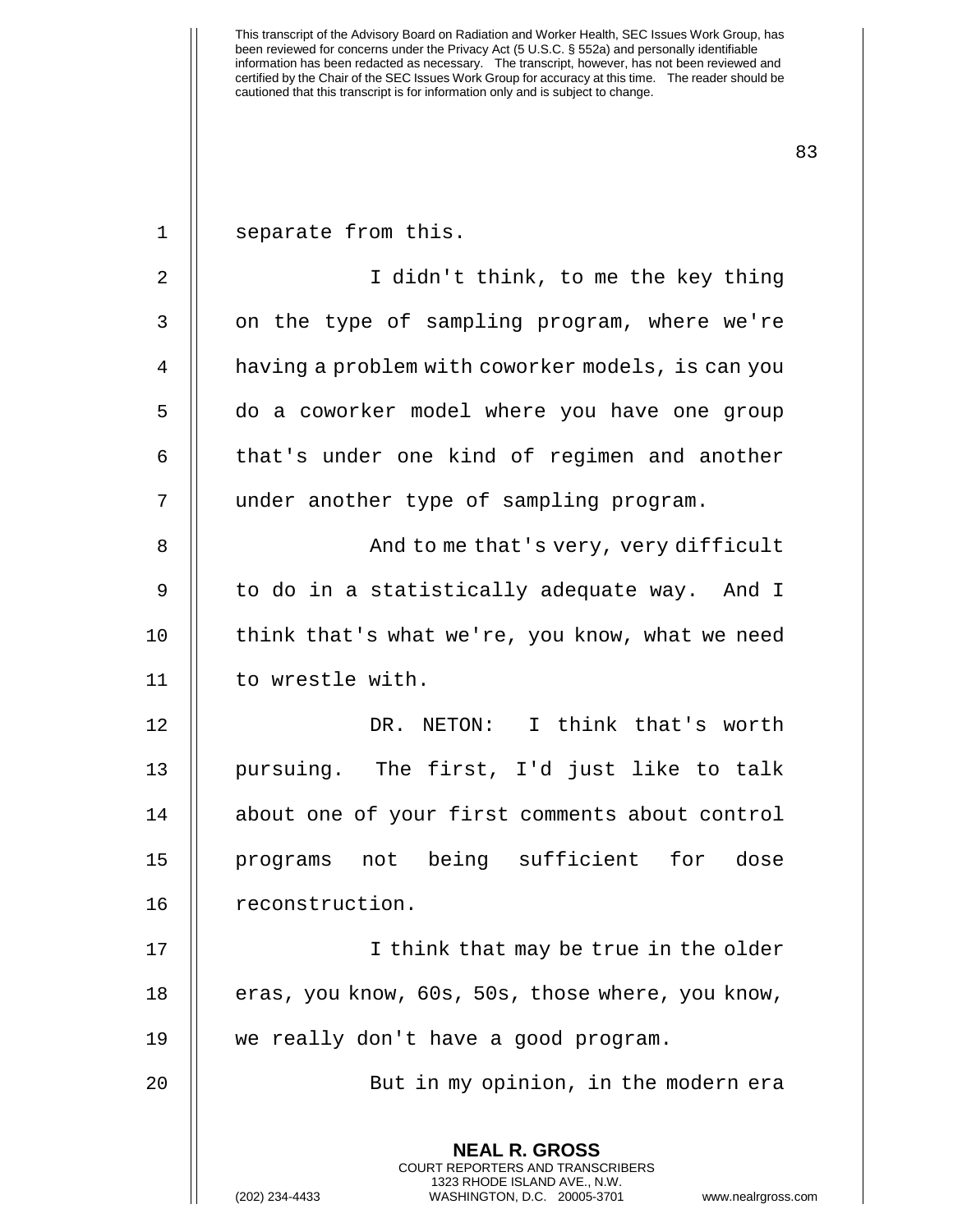separate from this.

I didn't think, to me the key thing on the type of sampling program, where we're having a problem with coworker models, is can you do a coworker model where you have one group that's under one kind of regimen and another under another type of sampling program.

And to me that's very, very difficult to do in a statistically adequate way. And I think that's what we're, you know, what we need to wrestle with.

DR. NETON: I think that's worth pursuing. The first, I'd just like to talk about one of your first comments about control programs not being sufficient for dose reconstruction.

I think that may be true in the older eras, you know, 60s, 50s, those where, you know, we really don't have a good program.

But in my opinion, in the modern era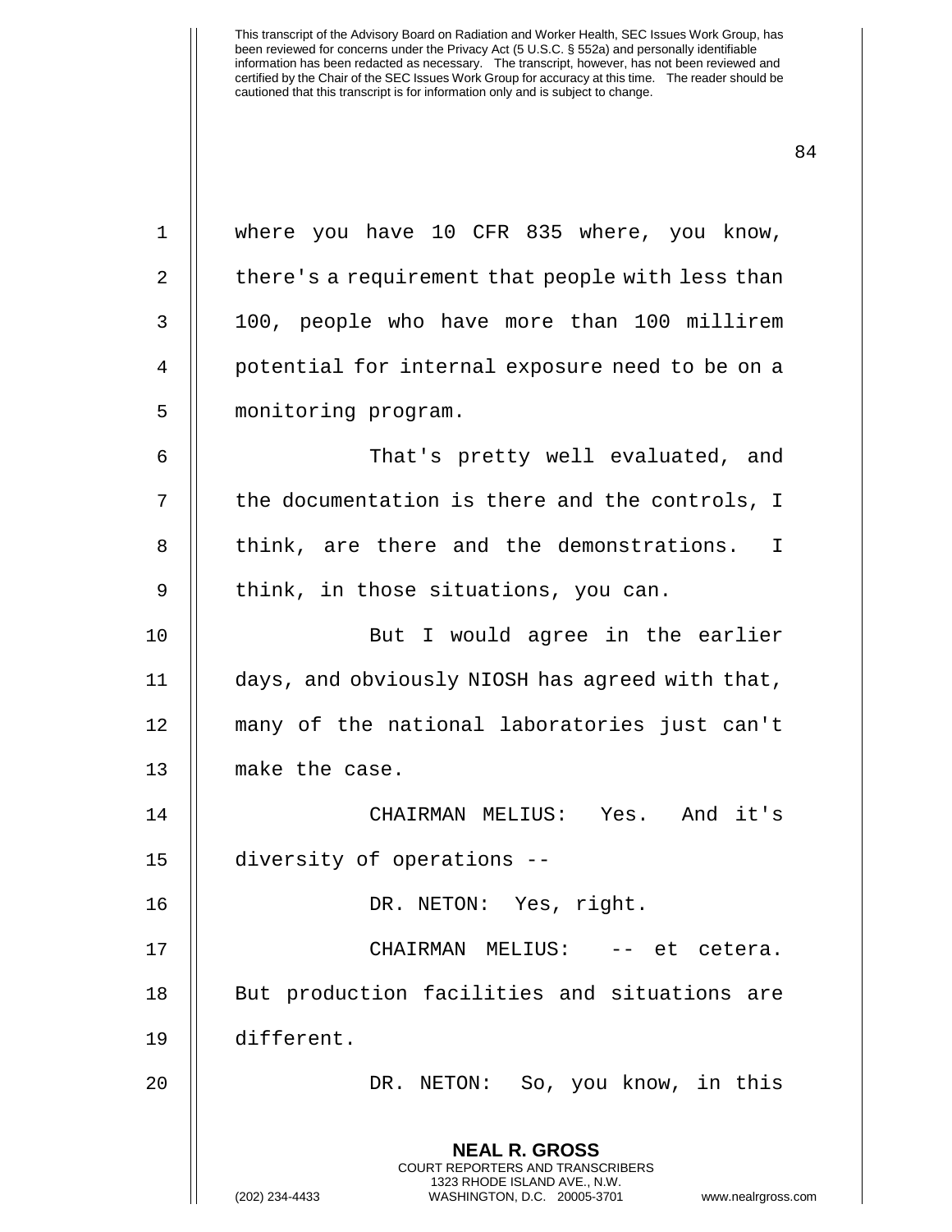where you have 10 CFR 835 where, you know, there's a requirement that people with less than 100, people who have more than 100 millirem potential for internal exposure need to be on a monitoring program.

That's pretty well evaluated, and the documentation is there and the controls, I think, are there and the demonstrations. I think, in those situations, you can.

But I would agree in the earlier days, and obviously NIOSH has agreed with that, many of the national laboratories just can't make the case.

CHAIRMAN MELIUS: Yes. And it's diversity of operations --

DR. NETON: Yes, right.

CHAIRMAN MELIUS: -- et cetera. But production facilities and situations are different.

DR. NETON: So, you know, in this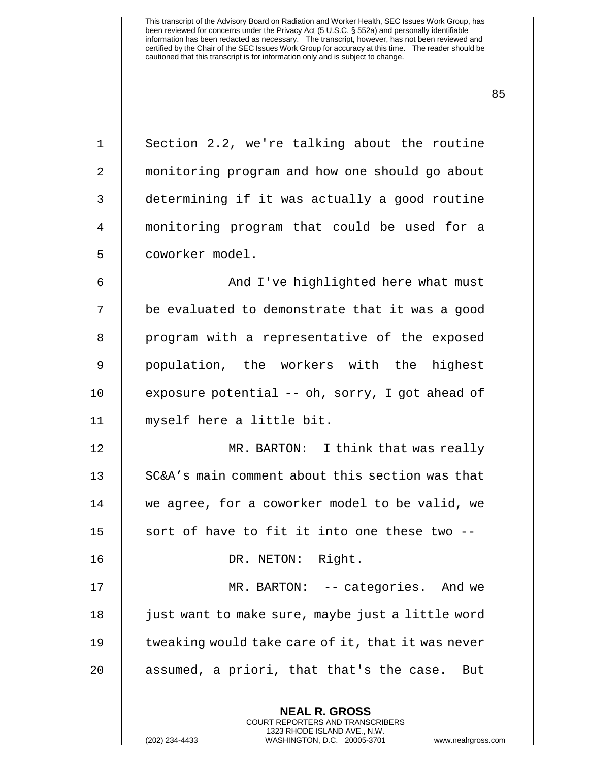Section 2.2, we're talking about the routine monitoring program and how one should go about determining if it was actually a good routine monitoring program that could be used for a coworker model.

And I've highlighted here what must be evaluated to demonstrate that it was a good program with a representative of the exposed population, the workers with the highest exposure potential -- oh, sorry, I got ahead of myself here a little bit.

MR. BARTON: I think that was really SC&A's main comment about this section was that we agree, for a coworker model to be valid, we sort of have to fit it into one these two --

DR. NETON: Right.

MR. BARTON: -- categories. And we just want to make sure, maybe just a little word tweaking would take care of it, that it was never assumed, a priori, that that's the case. But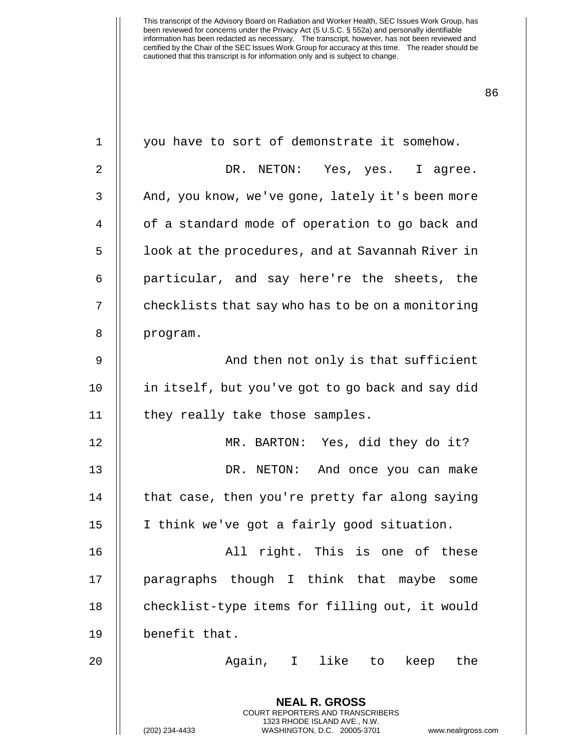you have to sort of demonstrate it somehow.

DR. NETON: Yes, yes. I agree. And, you know, we've gone, lately it's been more of a standard mode of operation to go back and look at the procedures, and at Savannah River in particular, and say here're the sheets, the checklists that say who has to be on a monitoring program.

And then not only is that sufficient in itself, but you've got to go back and say did they really take those samples.

MR. BARTON: Yes, did they do it?

DR. NETON: And once you can make that case, then you're pretty far along saying I think we've got a fairly good situation.

All right. This is one of these paragraphs though I think that maybe some checklist-type items for filling out, it would benefit that.

Again, I like to keep the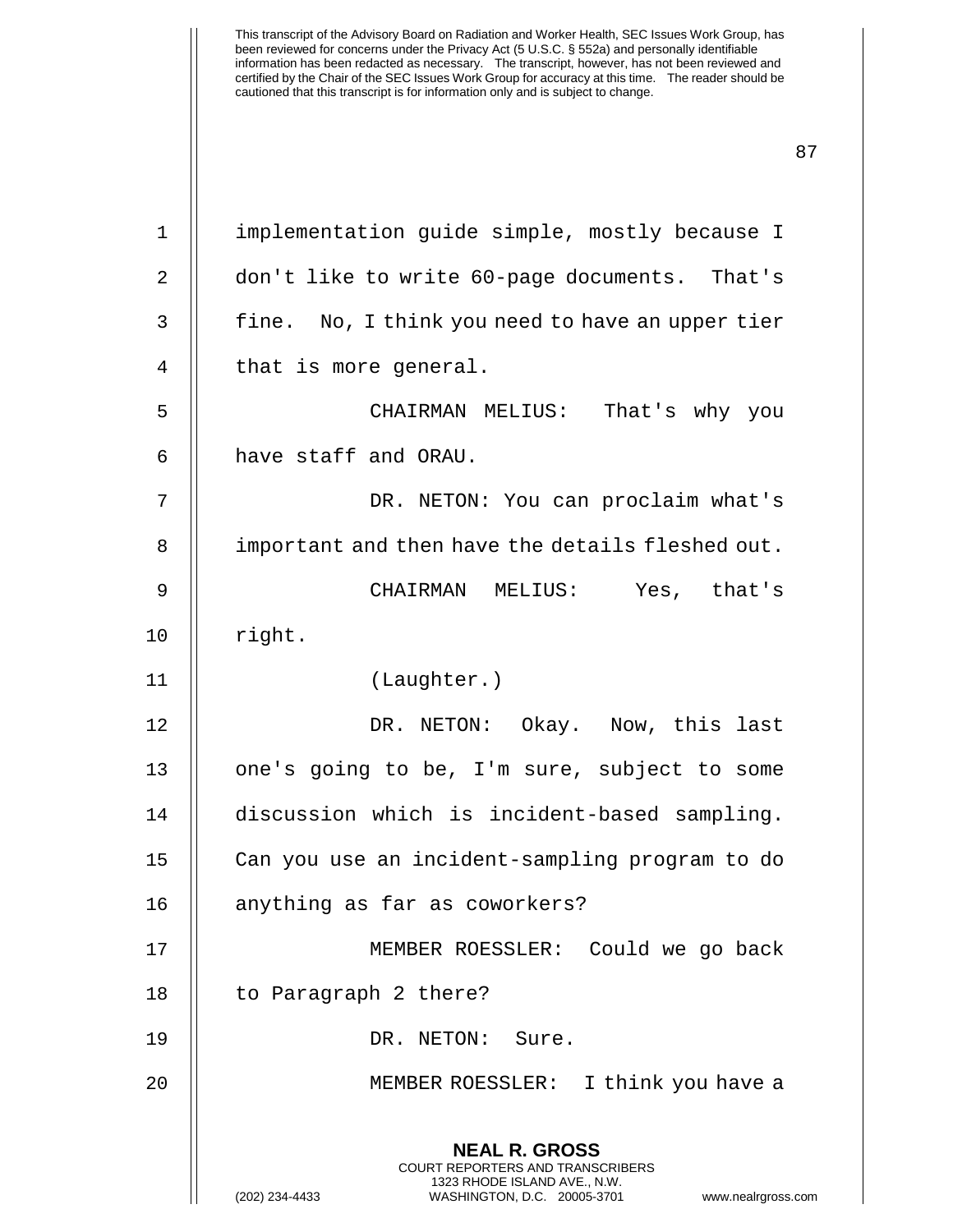implementation guide simple, mostly because I don't like to write 60-page documents. That's fine. No, I think you need to have an upper tier that is more general.

CHAIRMAN MELIUS: That's why you have staff and ORAU.

DR. NETON: You can proclaim what's important and then have the details fleshed out.

CHAIRMAN MELIUS: Yes, that's right.

(Laughter.)

DR. NETON: Okay. Now, this last one's going to be, I'm sure, subject to some discussion which is incident-based sampling. Can you use an incident-sampling program to do anything as far as coworkers?

MEMBER ROESSLER: Could we go back to Paragraph 2 there?

DR. NETON: Sure.

MEMBER ROESSLER: I think you have a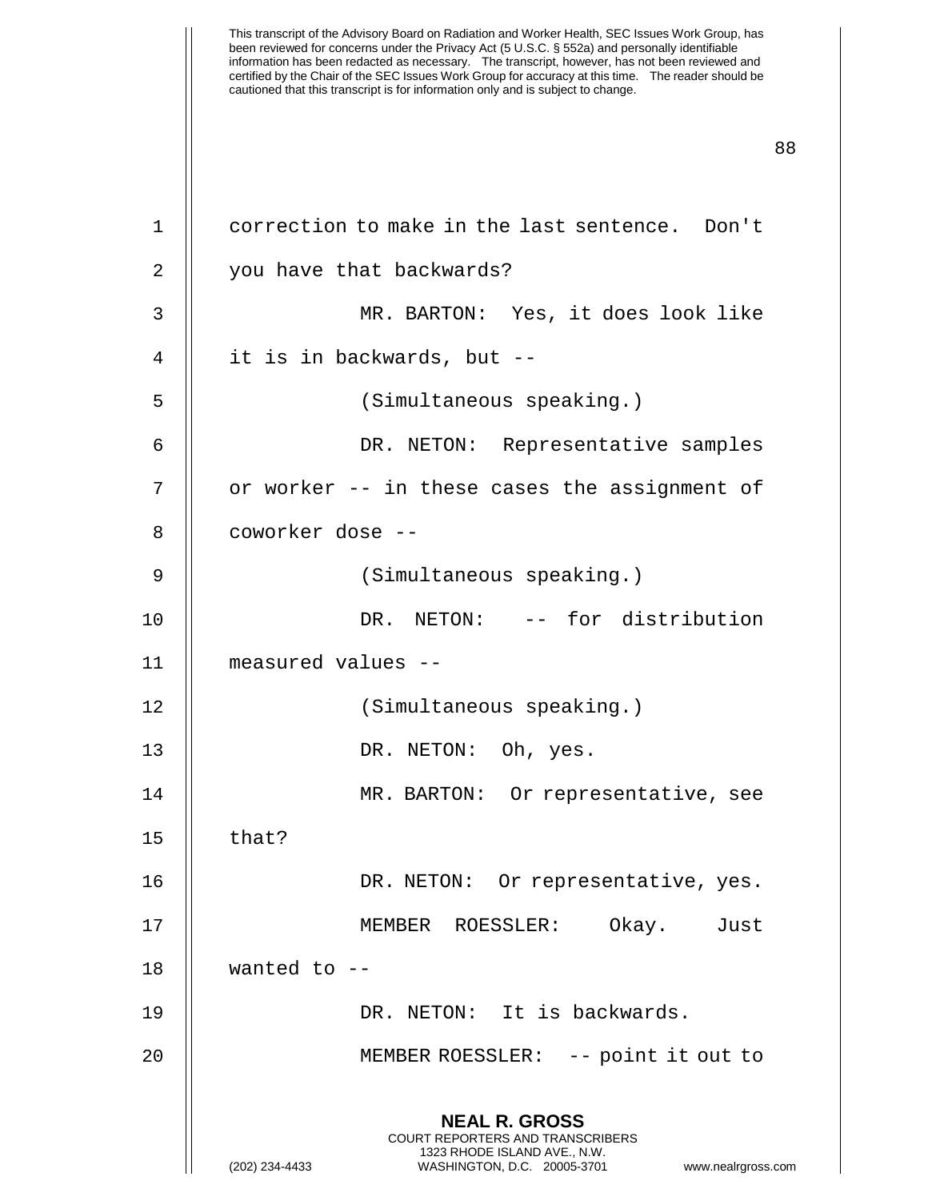correction to make in the last sentence. Don't you have that backwards?

MR. BARTON: Yes, it does look like it is in backwards, but --

(Simultaneous speaking.)

DR. NETON: Representative samples or worker -- in these cases the assignment of coworker dose --

(Simultaneous speaking.)

DR. NETON: -- for distribution measured values --

(Simultaneous speaking.)

DR. NETON: Oh, yes.

MR. BARTON: Or representative, see that?

DR. NETON: Or representative, yes.

MEMBER ROESSLER: Okay. Just wanted to --

DR. NETON: It is backwards.

MEMBER ROESSLER: -- point it out to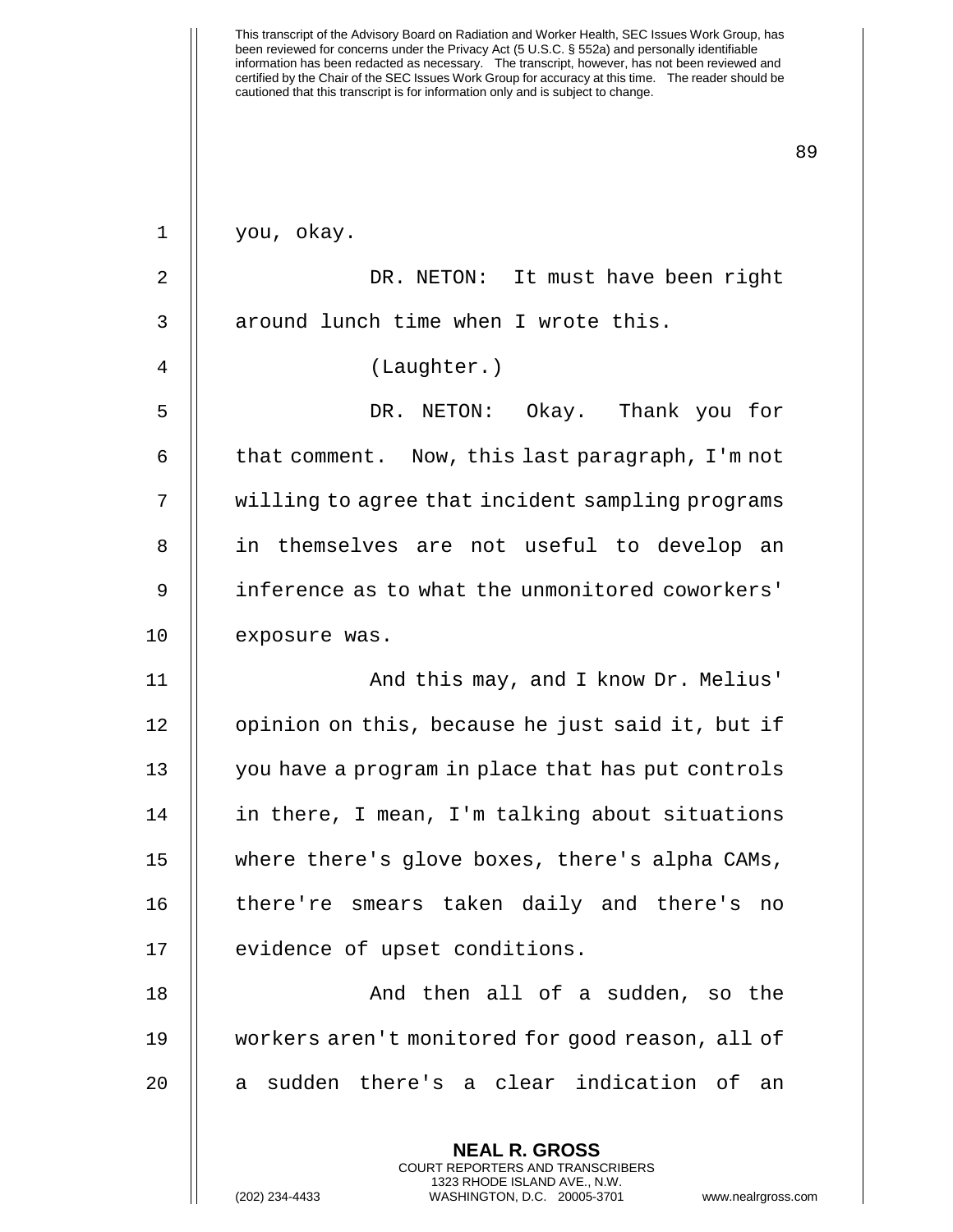you, okay.

DR. NETON: It must have been right around lunch time when I wrote this.

(Laughter.)

DR. NETON: Okay. Thank you for that comment. Now, this last paragraph, I'm not willing to agree that incident sampling programs in themselves are not useful to develop an inference as to what the unmonitored coworkers' exposure was.

And this may, and I know Dr. Melius' opinion on this, because he just said it, but if you have a program in place that has put controls in there, I mean, I'm talking about situations where there's glove boxes, there's alpha CAMs, there're smears taken daily and there's no evidence of upset conditions.

And then all of a sudden, so the workers aren't monitored for good reason, all of a sudden there's a clear indication of an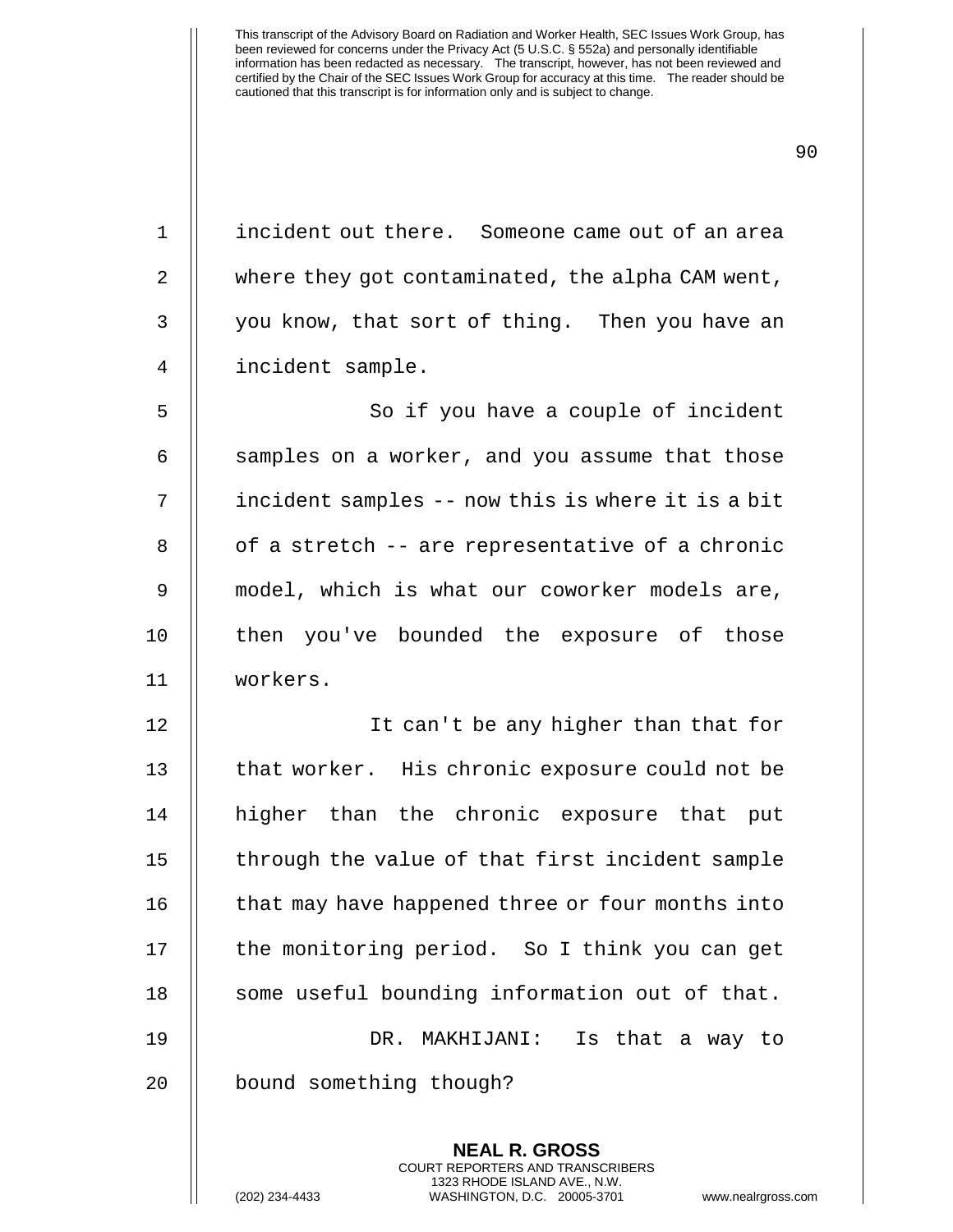incident out there. Someone came out of an area where they got contaminated, the alpha CAM went, you know, that sort of thing. Then you have an incident sample.

So if you have a couple of incident samples on a worker, and you assume that those incident samples -- now this is where it is a bit of a stretch -- are representative of a chronic model, which is what our coworker models are, then you've bounded the exposure of those workers.

It can't be any higher than that for that worker. His chronic exposure could not be higher than the chronic exposure that put through the value of that first incident sample that may have happened three or four months into the monitoring period. So I think you can get some useful bounding information out of that.

DR. MAKHIJANI: Is that a way to bound something though?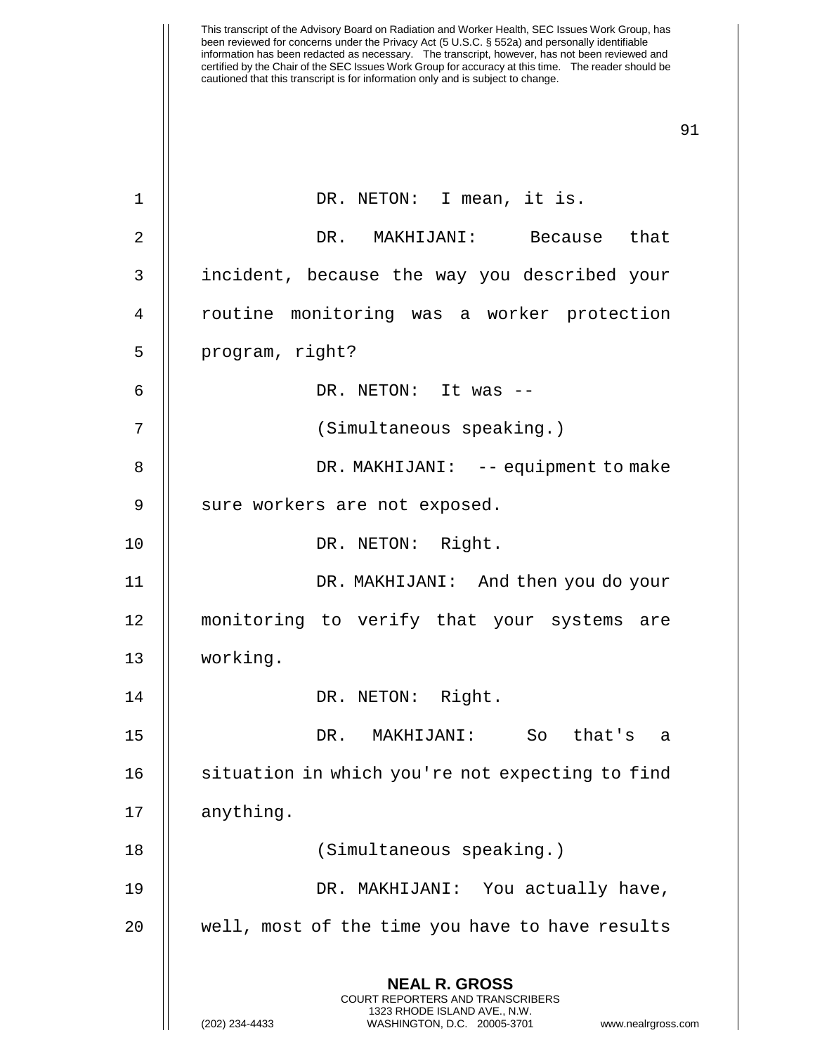DR. NETON: I mean, it is.

DR. MAKHIJANI: Because that incident, because the way you described your routine monitoring was a worker protection program, right?

DR. NETON: It was --

(Simultaneous speaking.)

DR. MAKHIJANI: -- equipment to make sure workers are not exposed.

DR. NETON: Right.

DR. MAKHIJANI: And then you do your monitoring to verify that your systems are working.

DR. NETON: Right.

DR. MAKHIJANI: So that's a situation in which you're not expecting to find anything.

(Simultaneous speaking.)

DR. MAKHIJANI: You actually have, well, most of the time you have to have results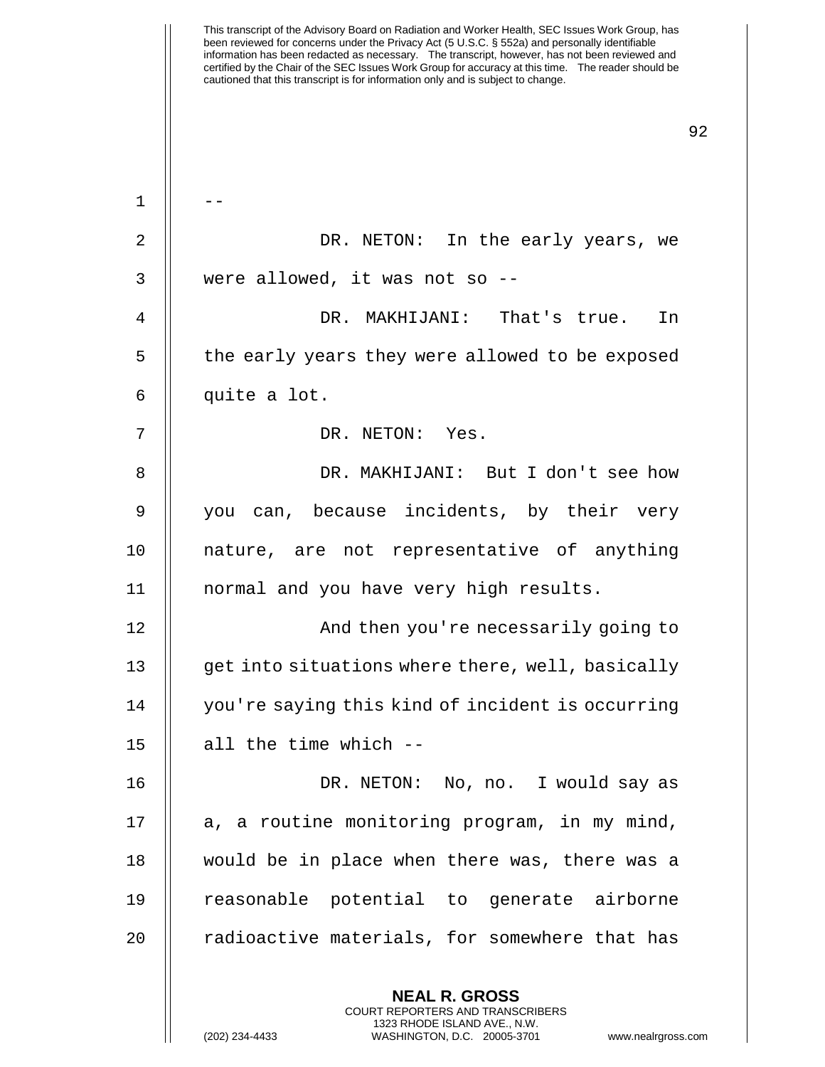--

DR. NETON: In the early years, we were allowed, it was not so --

DR. MAKHIJANI: That's true. In the early years they were allowed to be exposed quite a lot.

DR. NETON: Yes.

DR. MAKHIJANI: But I don't see how you can, because incidents, by their very nature, are not representative of anything normal and you have very high results.

And then you're necessarily going to get into situations where there, well, basically you're saying this kind of incident is occurring all the time which --

DR. NETON: No, no. I would say as a, a routine monitoring program, in my mind, would be in place when there was, there was a reasonable potential to generate airborne radioactive materials, for somewhere that has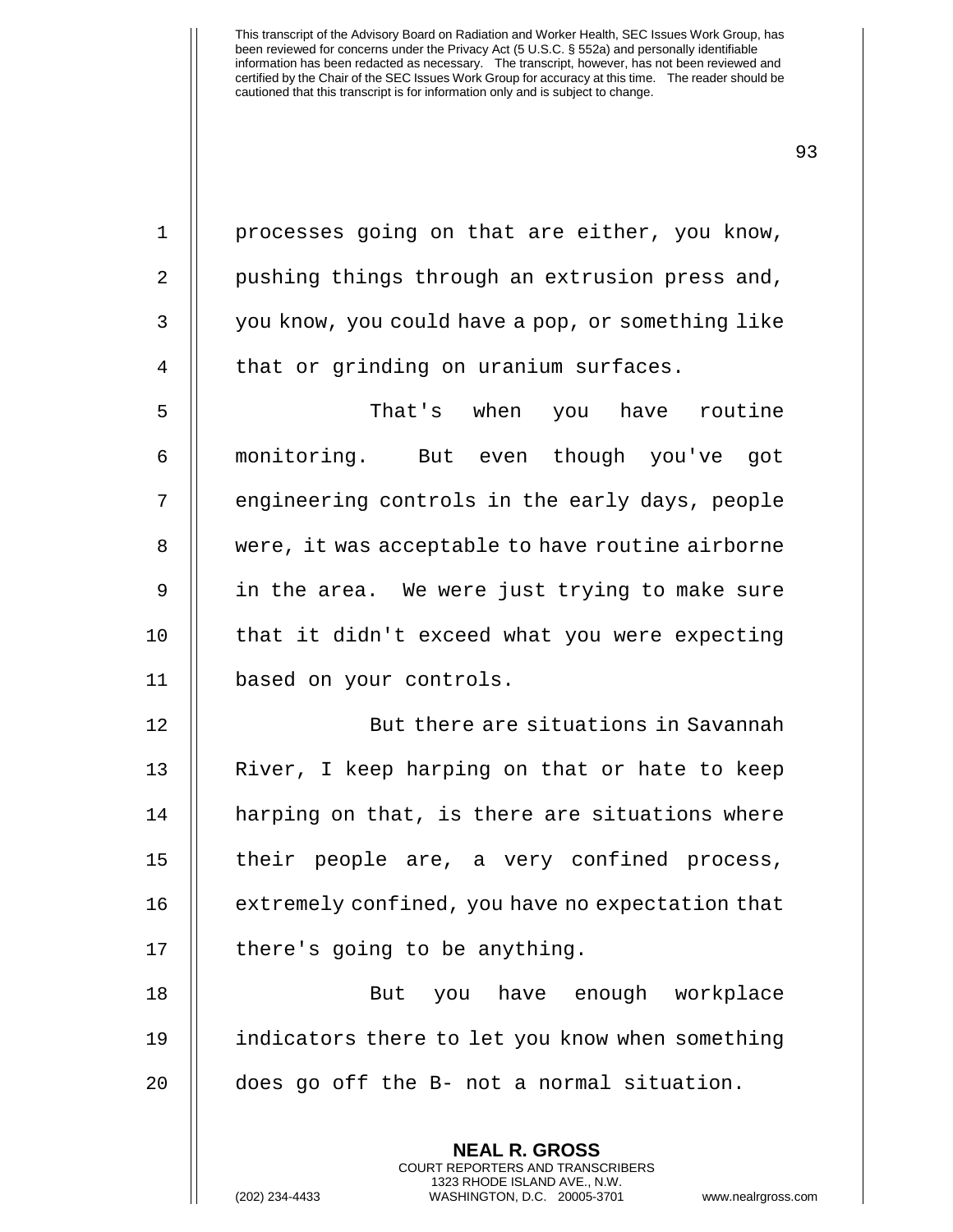processes going on that are either, you know, pushing things through an extrusion press and, you know, you could have a pop, or something like that or grinding on uranium surfaces.

That's when you have routine monitoring. But even though you've got engineering controls in the early days, people were, it was acceptable to have routine airborne in the area. We were just trying to make sure that it didn't exceed what you were expecting based on your controls.

But there are situations in Savannah River, I keep harping on that or hate to keep harping on that, is there are situations where their people are, a very confined process, extremely confined, you have no expectation that there's going to be anything.

But you have enough workplace indicators there to let you know when something does go off the B- not a normal situation.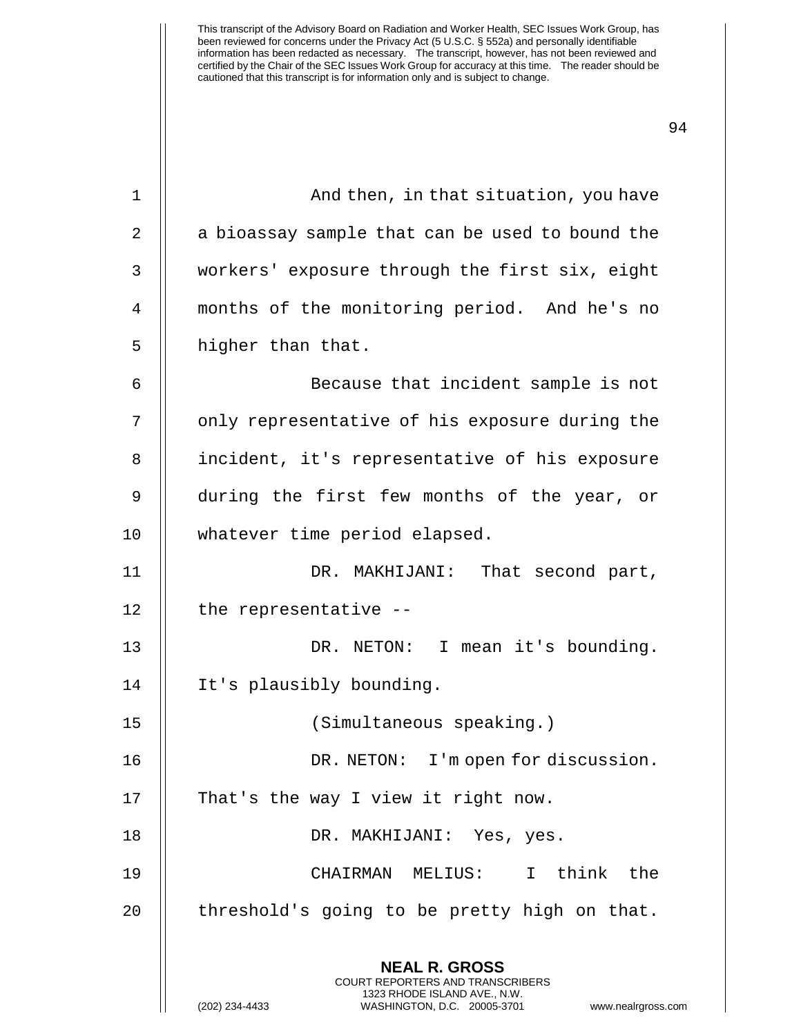And then, in that situation, you have a bioassay sample that can be used to bound the workers' exposure through the first six, eight months of the monitoring period. And he's no higher than that.

Because that incident sample is not only representative of his exposure during the incident, it's representative of his exposure during the first few months of the year, or whatever time period elapsed.

DR. MAKHIJANI: That second part, the representative --

DR. NETON: I mean it's bounding. It's plausibly bounding.

(Simultaneous speaking.)

DR. NETON: I'm open for discussion. That's the way I view it right now.

DR. MAKHIJANI: Yes, yes.

CHAIRMAN MELIUS: I think the threshold's going to be pretty high on that.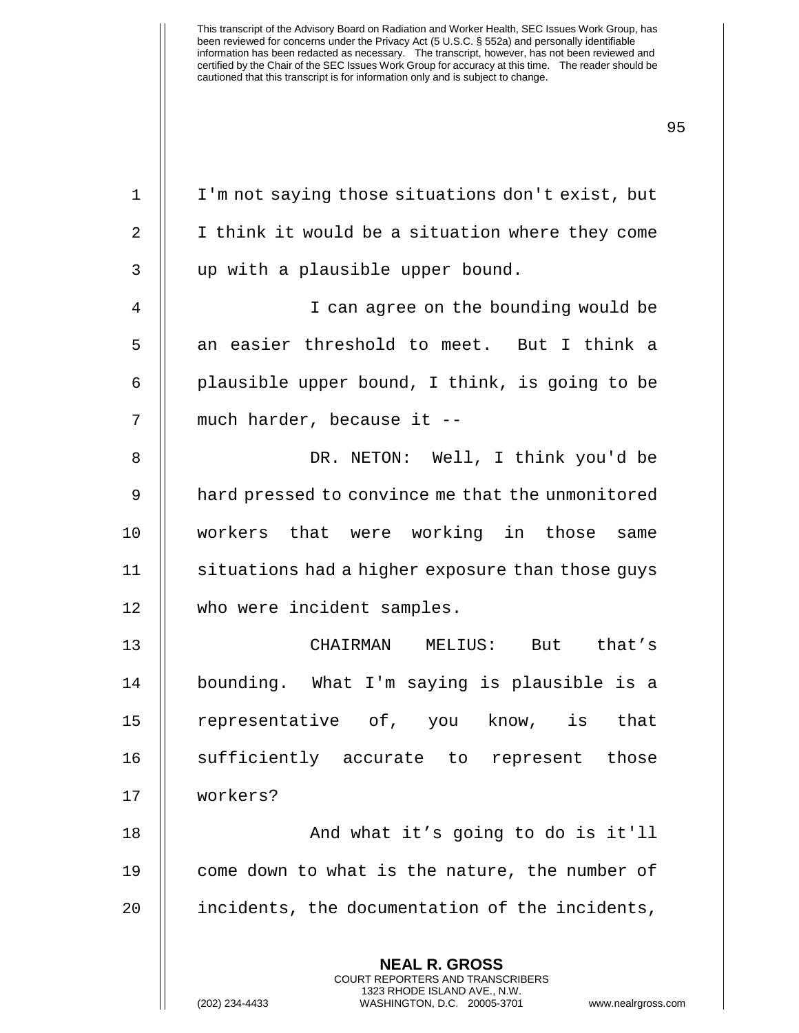I'm not saying those situations don't exist, but I think it would be a situation where they come up with a plausible upper bound.

I can agree on the bounding would be an easier threshold to meet. But I think a plausible upper bound, I think, is going to be much harder, because it --

DR. NETON: Well, I think you'd be hard pressed to convince me that the unmonitored workers that were working in those same situations had a higher exposure than those guys who were incident samples.

CHAIRMAN MELIUS: But that's bounding. What I'm saying is plausible is a representative of, you know, is that sufficiently accurate to represent those workers?

And what it's going to do is it'll come down to what is the nature, the number of incidents, the documentation of the incidents,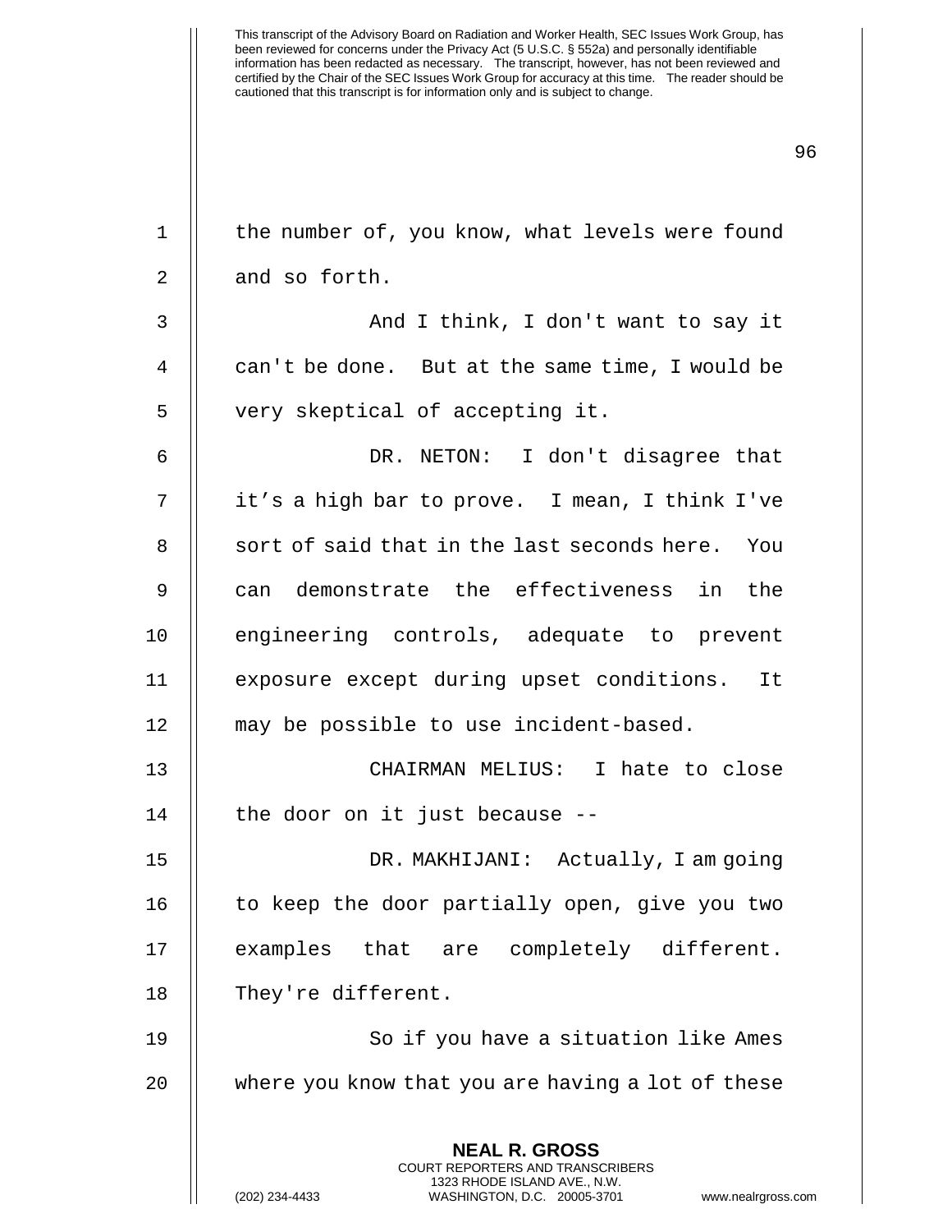the number of, you know, what levels were found and so forth.

And I think, I don't want to say it can't be done. But at the same time, I would be very skeptical of accepting it.

DR. NETON: I don't disagree that it's a high bar to prove. I mean, I think I've sort of said that in the last seconds here. You can demonstrate the effectiveness in the engineering controls, adequate to prevent exposure except during upset conditions. It may be possible to use incident-based.

CHAIRMAN MELIUS: I hate to close the door on it just because --

DR. MAKHIJANI: Actually, I am going to keep the door partially open, give you two examples that are completely different. They're different.

So if you have a situation like Ames where you know that you are having a lot of these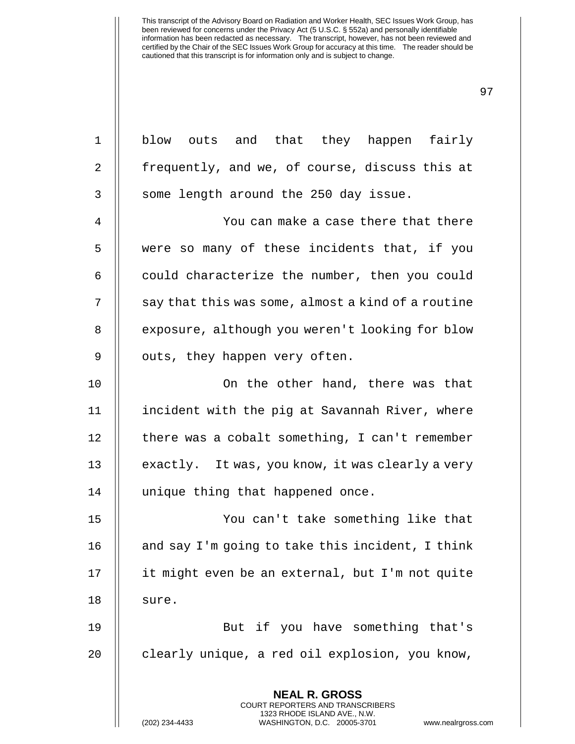blow outs and that they happen fairly frequently, and we, of course, discuss this at some length around the 250 day issue.

You can make a case there that there were so many of these incidents that, if you could characterize the number, then you could say that this was some, almost a kind of a routine exposure, although you weren't looking for blow outs, they happen very often.

On the other hand, there was that incident with the pig at Savannah River, where there was a cobalt something, I can't remember exactly. It was, you know, it was clearly a very unique thing that happened once.

You can't take something like that and say I'm going to take this incident, I think it might even be an external, but I'm not quite sure.

But if you have something that's clearly unique, a red oil explosion, you know,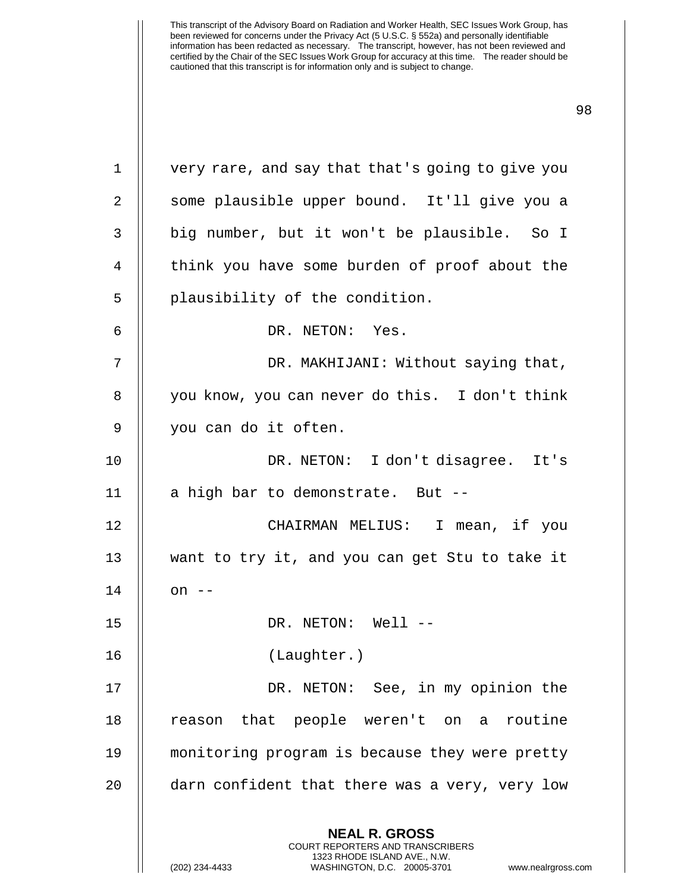very rare, and say that that's going to give you some plausible upper bound. It'll give you a big number, but it won't be plausible. So I think you have some burden of proof about the plausibility of the condition.

DR. NETON: Yes.

DR. MAKHIJANI: Without saying that, you know, you can never do this. I don't think you can do it often.

DR. NETON: I don't disagree. It's a high bar to demonstrate. But --

CHAIRMAN MELIUS: I mean, if you want to try it, and you can get Stu to take it on --

DR. NETON: Well --

(Laughter.)

DR. NETON: See, in my opinion the reason that people weren't on a routine monitoring program is because they were pretty darn confident that there was a very, very low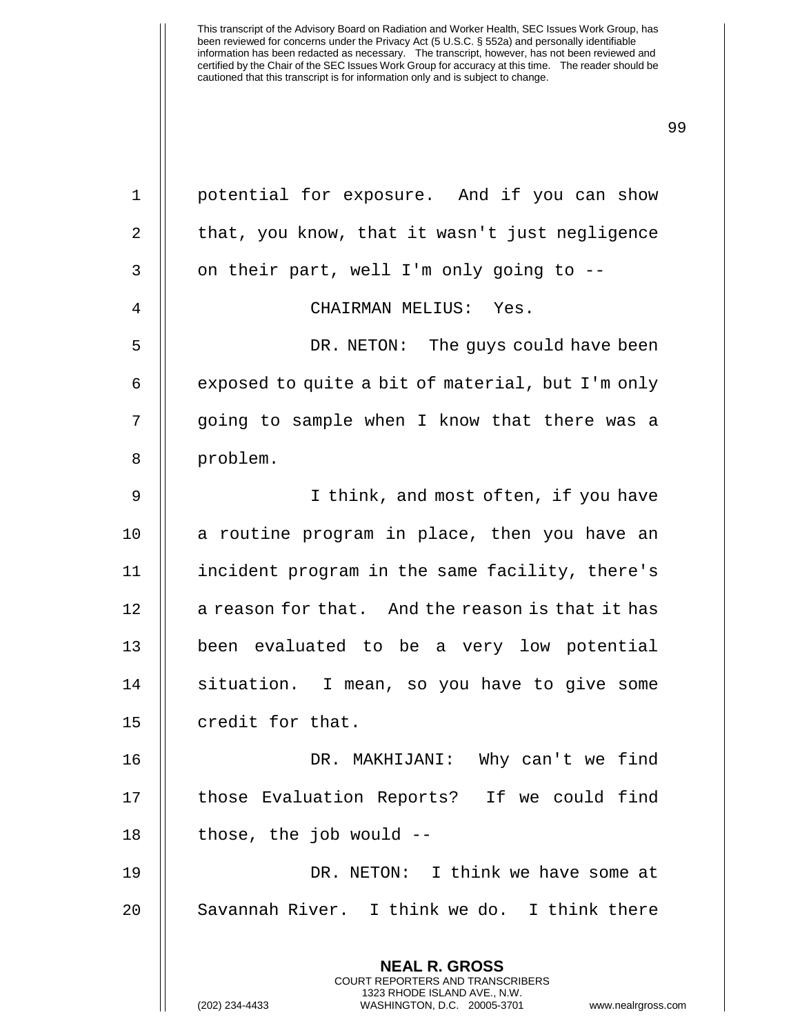potential for exposure. And if you can show that, you know, that it wasn't just negligence on their part, well I'm only going to --

CHAIRMAN MELIUS: Yes.

DR. NETON: The guys could have been exposed to quite a bit of material, but I'm only going to sample when I know that there was a problem.

I think, and most often, if you have a routine program in place, then you have an incident program in the same facility, there's a reason for that. And the reason is that it has been evaluated to be a very low potential situation. I mean, so you have to give some credit for that.

DR. MAKHIJANI: Why can't we find those Evaluation Reports? If we could find those, the job would --

DR. NETON: I think we have some at Savannah River. I think we do. I think there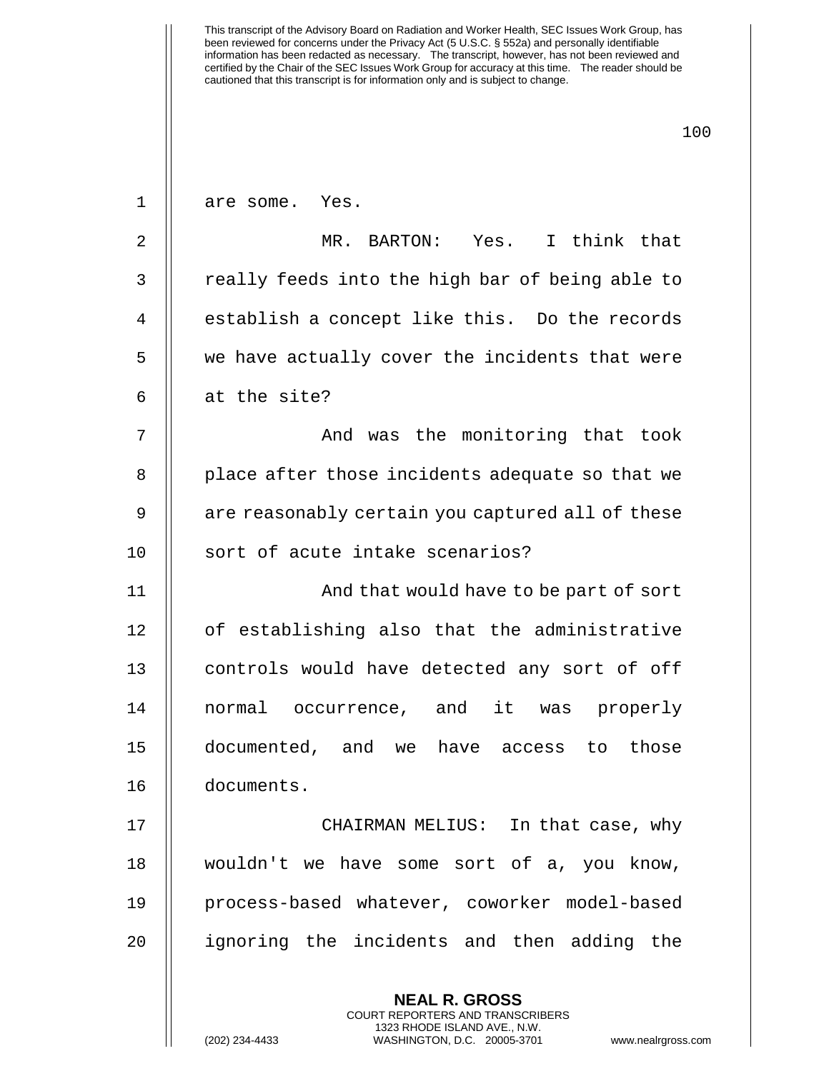are some. Yes.

MR. BARTON: Yes. I think that really feeds into the high bar of being able to establish a concept like this. Do the records we have actually cover the incidents that were at the site?

And was the monitoring that took place after those incidents adequate so that we are reasonably certain you captured all of these sort of acute intake scenarios?

And that would have to be part of sort of establishing also that the administrative controls would have detected any sort of off normal occurrence, and it was properly documented, and we have access to those documents.

CHAIRMAN MELIUS: In that case, why wouldn't we have some sort of a, you know, process-based whatever, coworker model-based ignoring the incidents and then adding the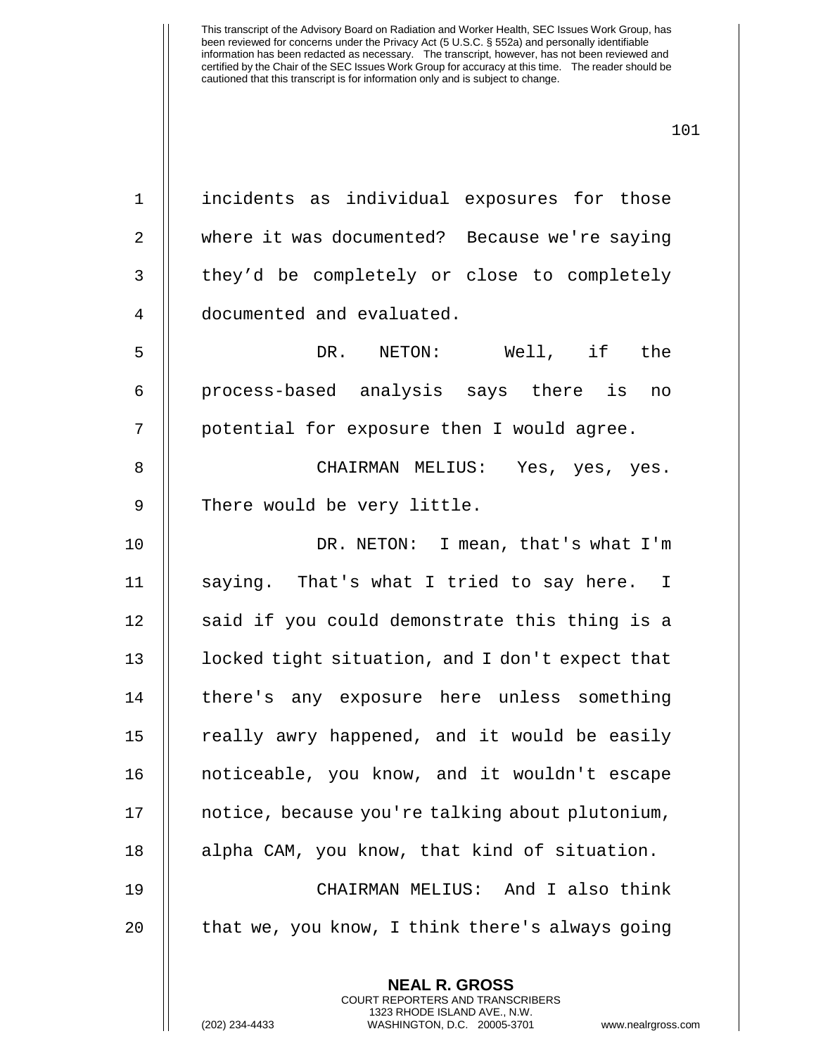incidents as individual exposures for those where it was documented? Because we're saying they'd be completely or close to completely documented and evaluated.

DR. NETON: Well, if the process-based analysis says there is no potential for exposure then I would agree.

CHAIRMAN MELIUS: Yes, yes, yes. There would be very little.

DR. NETON: I mean, that's what I'm saying. That's what I tried to say here. I said if you could demonstrate this thing is a locked tight situation, and I don't expect that there's any exposure here unless something really awry happened, and it would be easily noticeable, you know, and it wouldn't escape notice, because you're talking about plutonium, alpha CAM, you know, that kind of situation.

CHAIRMAN MELIUS: And I also think that we, you know, I think there's always going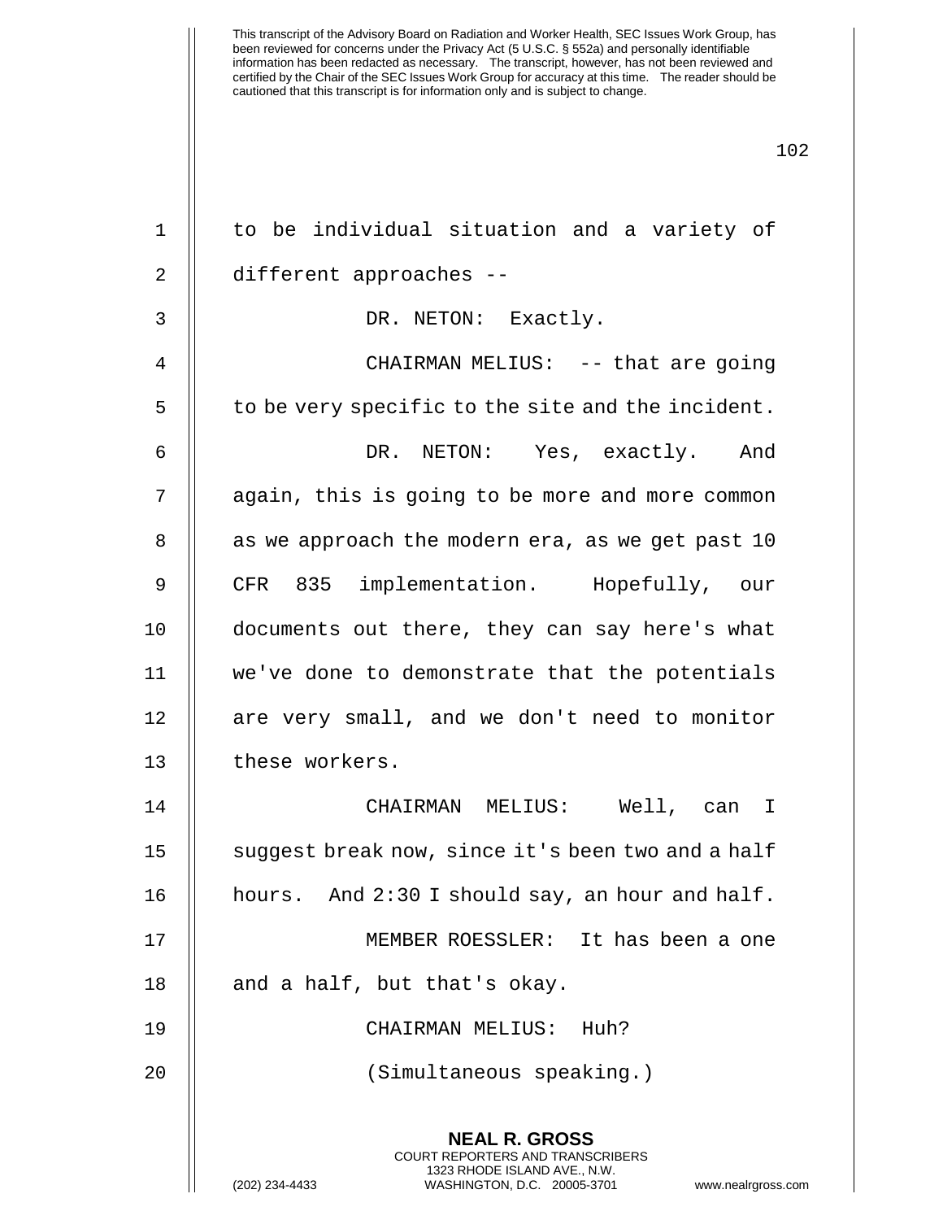to be individual situation and a variety of different approaches --

DR. NETON: Exactly.

CHAIRMAN MELIUS: -- that are going to be very specific to the site and the incident.

DR. NETON: Yes, exactly. And again, this is going to be more and more common as we approach the modern era, as we get past 10 CFR 835 implementation. Hopefully, our documents out there, they can say here's what we've done to demonstrate that the potentials are very small, and we don't need to monitor these workers.

CHAIRMAN MELIUS: Well, can I suggest break now, since it's been two and a half hours. And 2:30 I should say, an hour and half.

MEMBER ROESSLER: It has been a one and a half, but that's okay.

CHAIRMAN MELIUS: Huh?

(Simultaneous speaking.)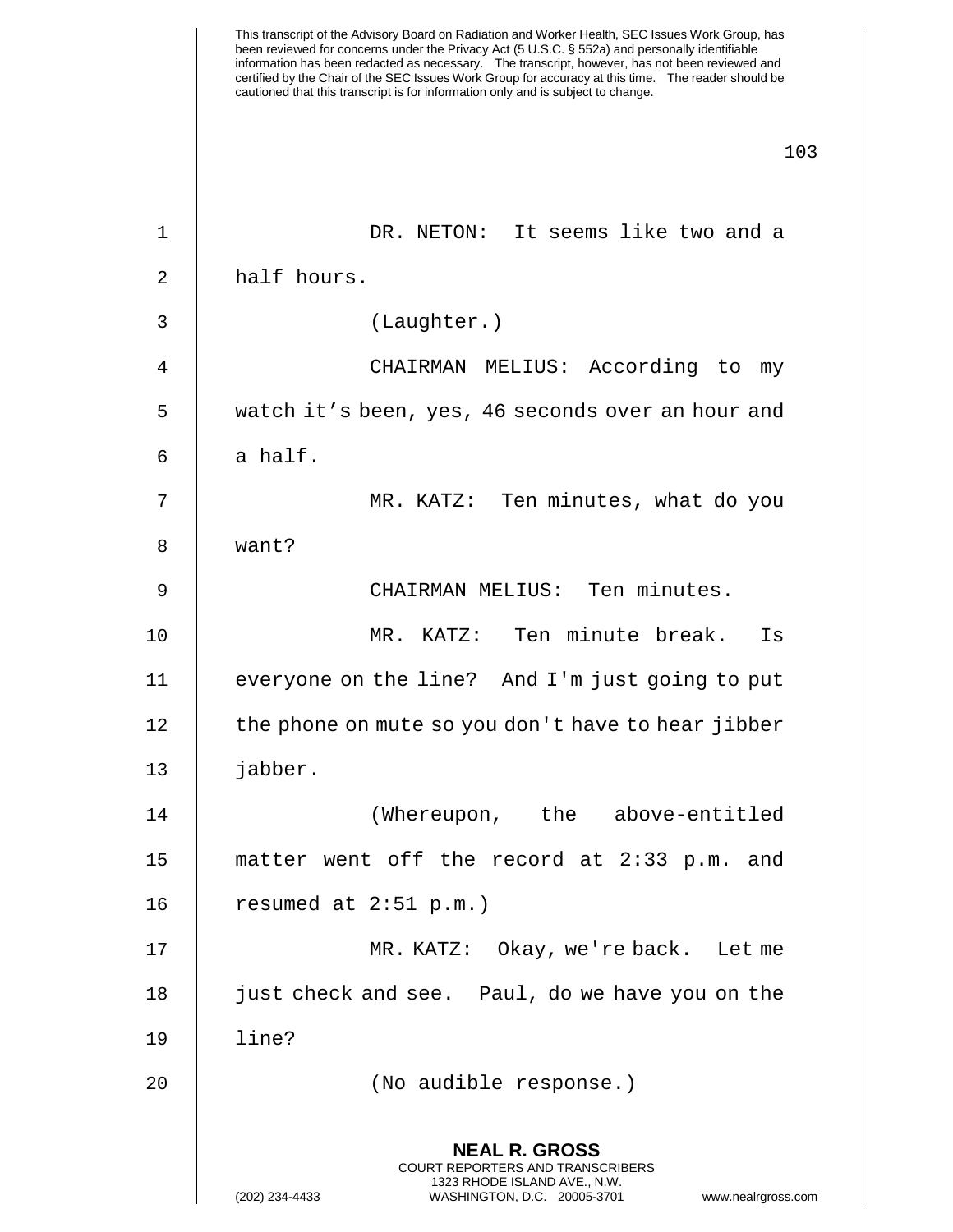DR. NETON: It seems like two and a half hours.

(Laughter.)

CHAIRMAN MELIUS: According to my watch it’s been, yes, 46 seconds over an hour and a half.

MR. KATZ: Ten minutes, what do you want?

CHAIRMAN MELIUS: Ten minutes.

MR. KATZ: Ten minute break. Is everyone on the line? And I'm just going to put the phone on mute so you don't have to hear jibber jabber.

(Whereupon, the above-entitled matter went off the record at 2:33 p.m. and resumed at 2:51 p.m.)

MR. KATZ: Okay, we're back. Let me just check and see. Paul, do we have you on the line?

(No audible response.)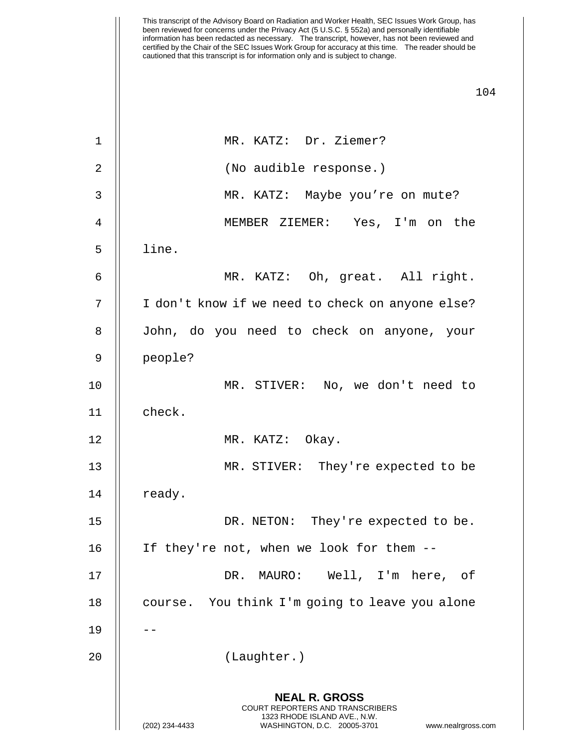This transcript of the Advisory Board on Radiation and Worker Health, SEC Issues Work Group, has been reviewed for concerns under the Privacy Act (5 U.S.C. § 552a) and personally identifiable information has been redacted as necessary. The transcript, however, has not been reviewed and certified by the Chair of the SEC Issues Work Group for accuracy at this time. The reader should be cautioned that this transcript is for information only and is subject to change.

MR. KATZ: Dr. Ziemer?

(No audible response.)

MR. KATZ: Maybe you're on mute?

MEMBER ZIEMER: Yes, I'm on the line.

MR. KATZ: Oh, great. All right. I don't know if we need to check on anyone else? John, do you need to check on anyone, your people?

MR. STIVER: No, we don't need to check.

MR. KATZ: Okay.

MR. STIVER: They're expected to be ready.

DR. NETON: They're expected to be. If they're not, when we look for them --

DR. MAURO: Well, I'm here, of course. You think I'm going to leave you alone --

(Laughter.)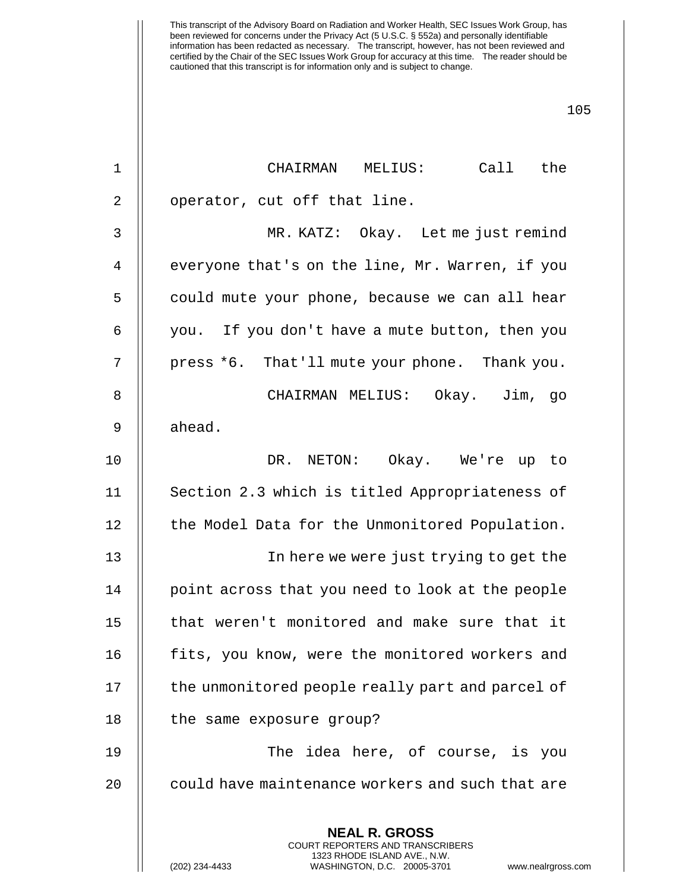CHAIRMAN MELIUS: Call the operator, cut off that line.

MR. KATZ: Okay. Let me just remind everyone that's on the line, Mr. Warren, if you could mute your phone, because we can all hear you. If you don't have a mute button, then you press *6. That'll mute your phone. Thank you.

CHAIRMAN MELIUS: Okay. Jim, go ahead.

DR. NETON: Okay. We're up to Section 2.3 which is titled Appropriateness of the Model Data for the Unmonitored Population.

In here we were just trying to get the point across that you need to look at the people that weren't monitored and make sure that it fits, you know, were the monitored workers and the unmonitored people really part and parcel of the same exposure group?

The idea here, of course, is you could have maintenance workers and such that are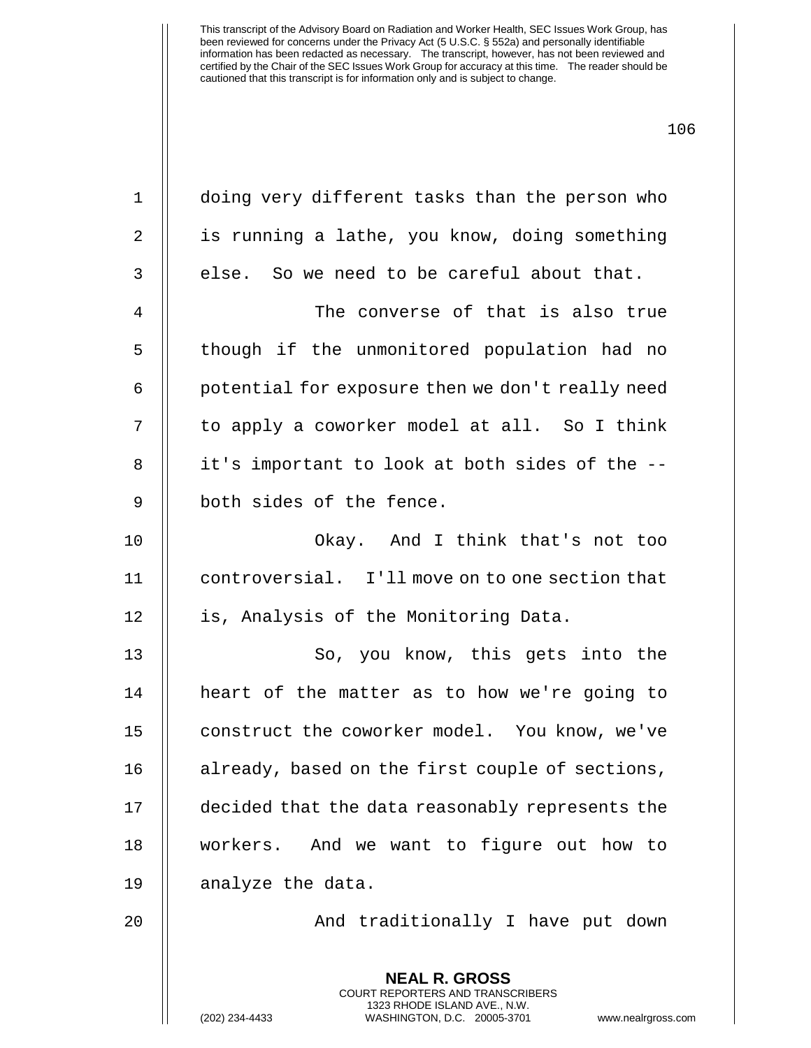doing very different tasks than the person who is running a lathe, you know, doing something else. So we need to be careful about that.

The converse of that is also true though if the unmonitored population had no potential for exposure then we don't really need to apply a coworker model at all. So I think it's important to look at both sides of the -- both sides of the fence.

Okay. And I think that's not too controversial. I'll move on to one section that is, Analysis of the Monitoring Data.

So, you know, this gets into the heart of the matter as to how we're going to construct the coworker model. You know, we've already, based on the first couple of sections, decided that the data reasonably represents the workers. And we want to figure out how to analyze the data.

And traditionally I have put down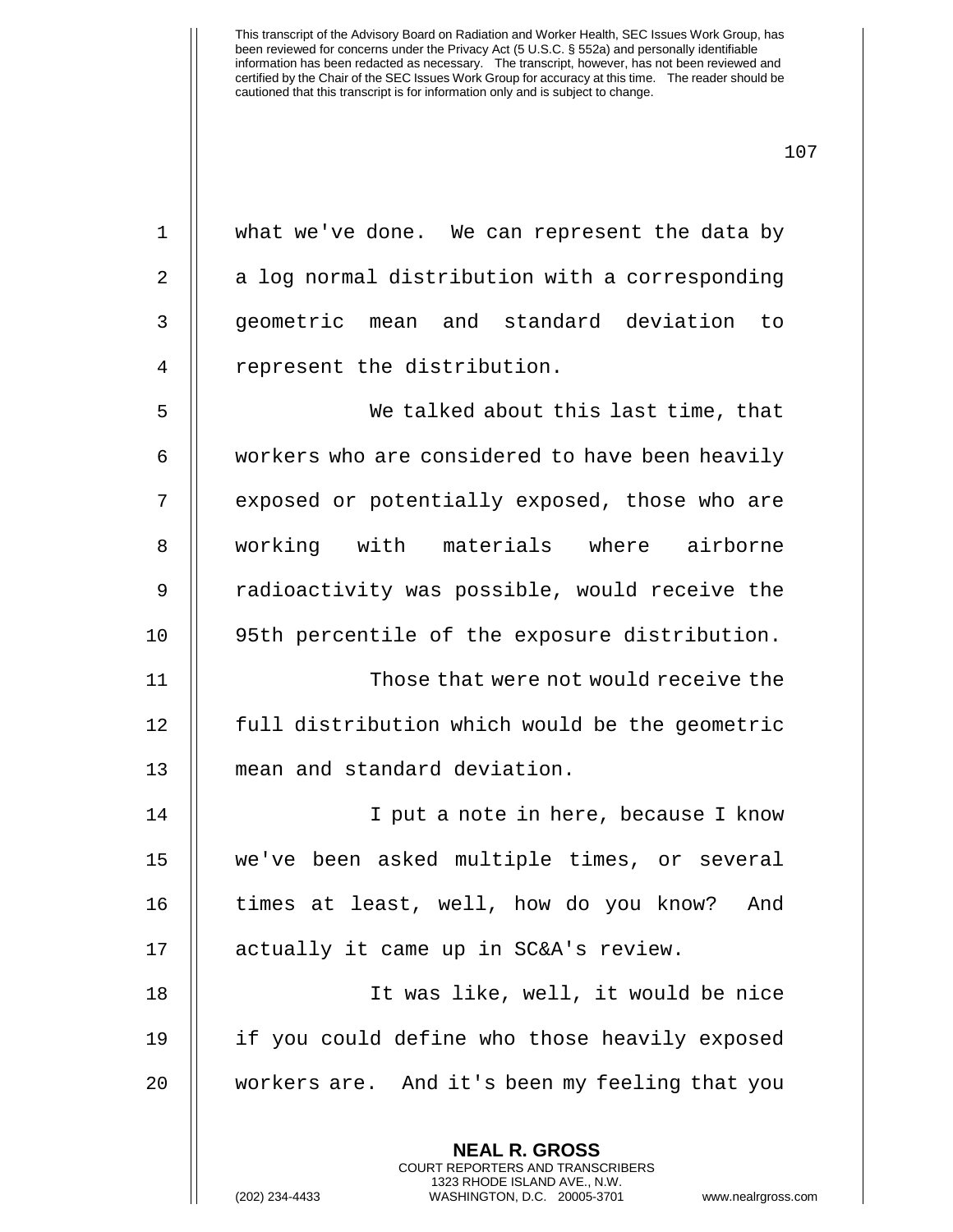what we've done. We can represent the data by a log normal distribution with a corresponding geometric mean and standard deviation to represent the distribution.

We talked about this last time, that workers who are considered to have been heavily exposed or potentially exposed, those who are working with materials where airborne radioactivity was possible, would receive the 95th percentile of the exposure distribution.

Those that were not would receive the full distribution which would be the geometric mean and standard deviation.

I put a note in here, because I know we've been asked multiple times, or several times at least, well, how do you know? And actually it came up in SC&A's review.

It was like, well, it would be nice if you could define who those heavily exposed workers are. And it's been my feeling that you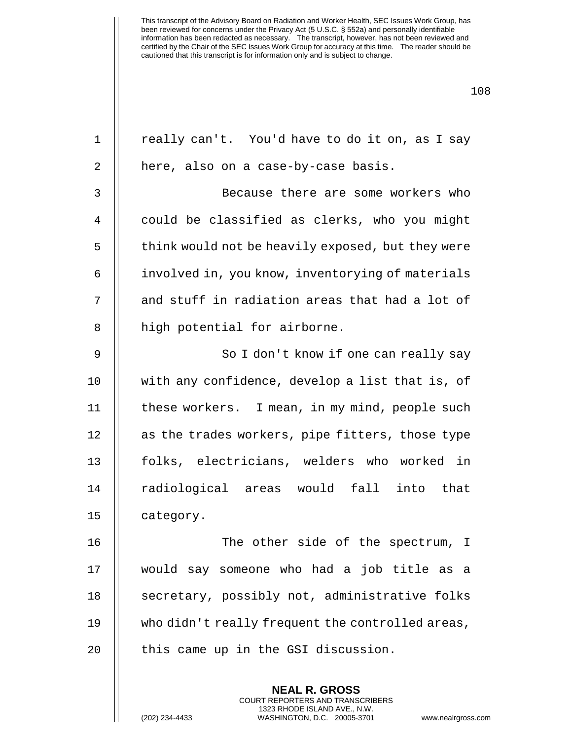really can't. You'd have to do it on, as I say here, also on a case-by-case basis.

Because there are some workers who could be classified as clerks, who you might think would not be heavily exposed, but they were involved in, you know, inventorying of materials and stuff in radiation areas that had a lot of high potential for airborne.

So I don't know if one can really say with any confidence, develop a list that is, of these workers. I mean, in my mind, people such as the trades workers, pipe fitters, those type folks, electricians, welders who worked in radiological areas would fall into that category.

The other side of the spectrum, I would say someone who had a job title as a secretary, possibly not, administrative folks who didn't really frequent the controlled areas, this came up in the GSI discussion.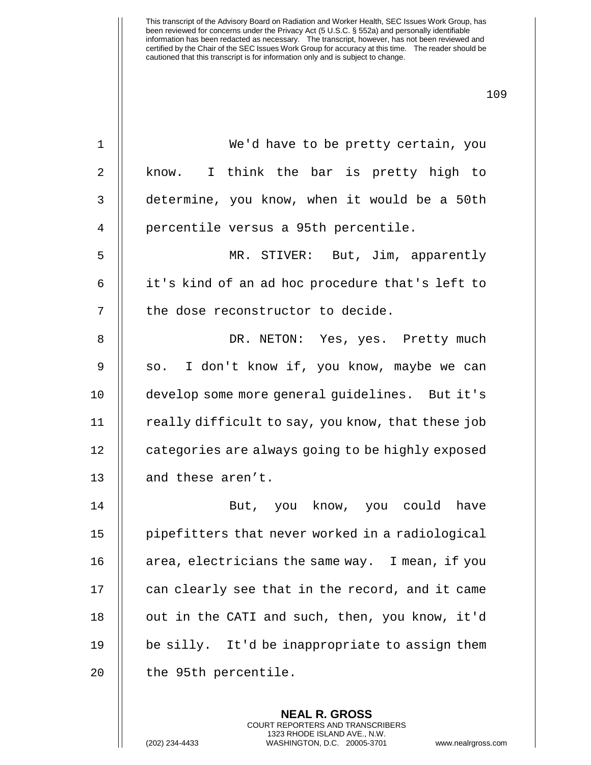We'd have to be pretty certain, you know. I think the bar is pretty high to determine, you know, when it would be a 50th percentile versus a 95th percentile.

MR. STIVER: But, Jim, apparently it's kind of an ad hoc procedure that's left to the dose reconstructor to decide.

DR. NETON: Yes, yes. Pretty much so. I don't know if, you know, maybe we can develop some more general guidelines. But it's really difficult to say, you know, that these job categories are always going to be highly exposed and these aren't.

But, you know, you could have pipefitters that never worked in a radiological area, electricians the same way. I mean, if you can clearly see that in the record, and it came out in the CATI and such, then, you know, it'd be silly. It'd be inappropriate to assign them the 95th percentile.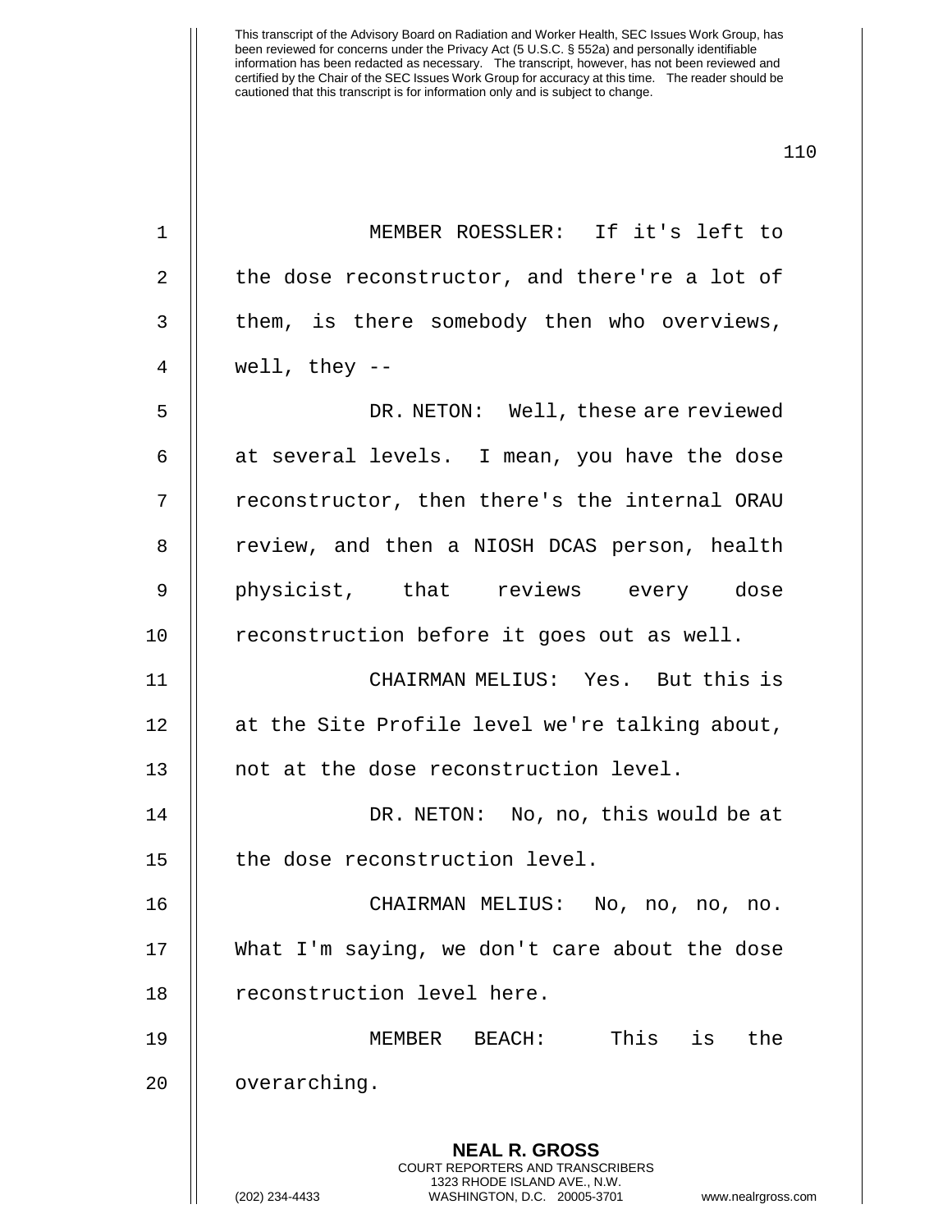MEMBER ROESSLER: If it's left to the dose reconstructor, and there're a lot of them, is there somebody then who overviews, well, they --

DR. NETON: Well, these are reviewed at several levels. I mean, you have the dose reconstructor, then there's the internal ORAU review, and then a NIOSH DCAS person, health physicist, that reviews every dose reconstruction before it goes out as well.

CHAIRMAN MELIUS: Yes. But this is at the Site Profile level we're talking about, not at the dose reconstruction level.

DR. NETON: No, no, this would be at the dose reconstruction level.

CHAIRMAN MELIUS: No, no, no, no. What I'm saying, we don't care about the dose reconstruction level here.

MEMBER BEACH: This is the overarching.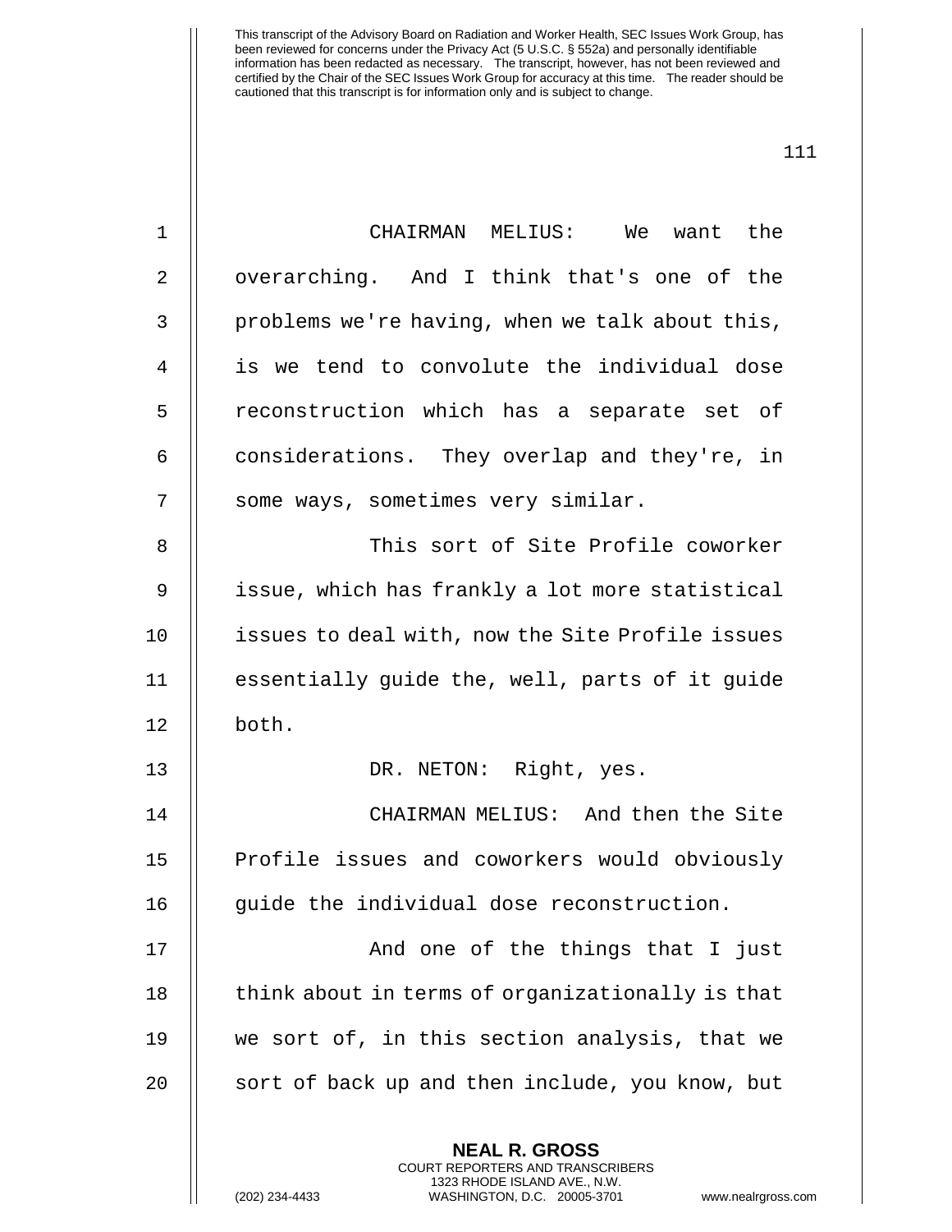CHAIRMAN MELIUS: We want the overarching. And I think that's one of the problems we're having, when we talk about this, is we tend to convolute the individual dose reconstruction which has a separate set of considerations. They overlap and they're, in some ways, sometimes very similar.

This sort of Site Profile coworker issue, which has frankly a lot more statistical issues to deal with, now the Site Profile issues essentially guide the, well, parts of it guide both.

DR. NETON: Right, yes.

CHAIRMAN MELIUS: And then the Site Profile issues and coworkers would obviously guide the individual dose reconstruction.

And one of the things that I just think about in terms of organizationally is that we sort of, in this section analysis, that we sort of back up and then include, you know, but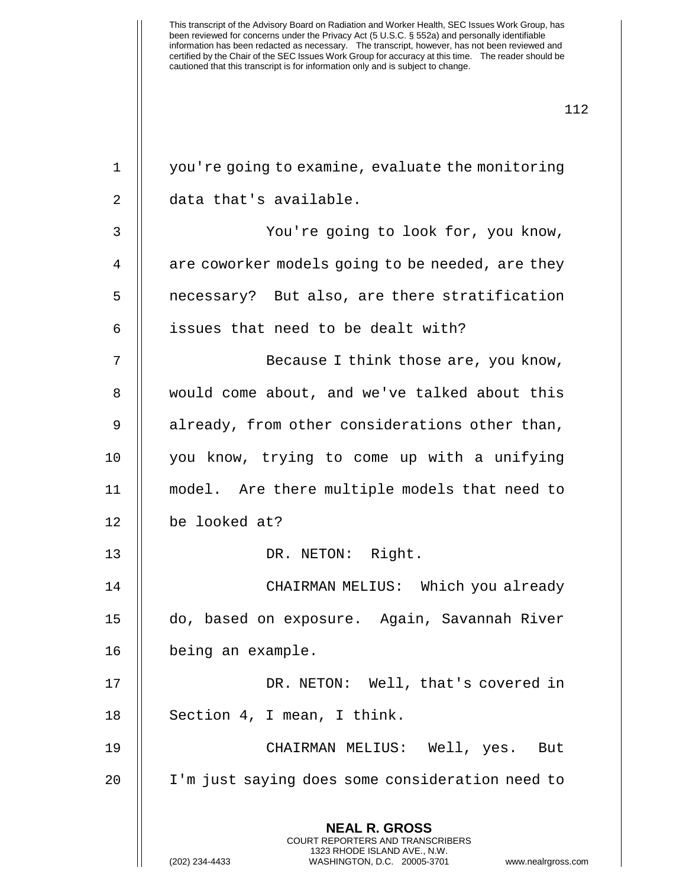you're going to examine, evaluate the monitoring data that's available.

You're going to look for, you know, are coworker models going to be needed, are they necessary? But also, are there stratification issues that need to be dealt with?

Because I think those are, you know, would come about, and we've talked about this already, from other considerations other than, you know, trying to come up with a unifying model. Are there multiple models that need to be looked at?

DR. NETON: Right.

CHAIRMAN MELIUS: Which you already do, based on exposure. Again, Savannah River being an example.

DR. NETON: Well, that's covered in Section 4, I mean, I think.

CHAIRMAN MELIUS: Well, yes. But I'm just saying does some consideration need to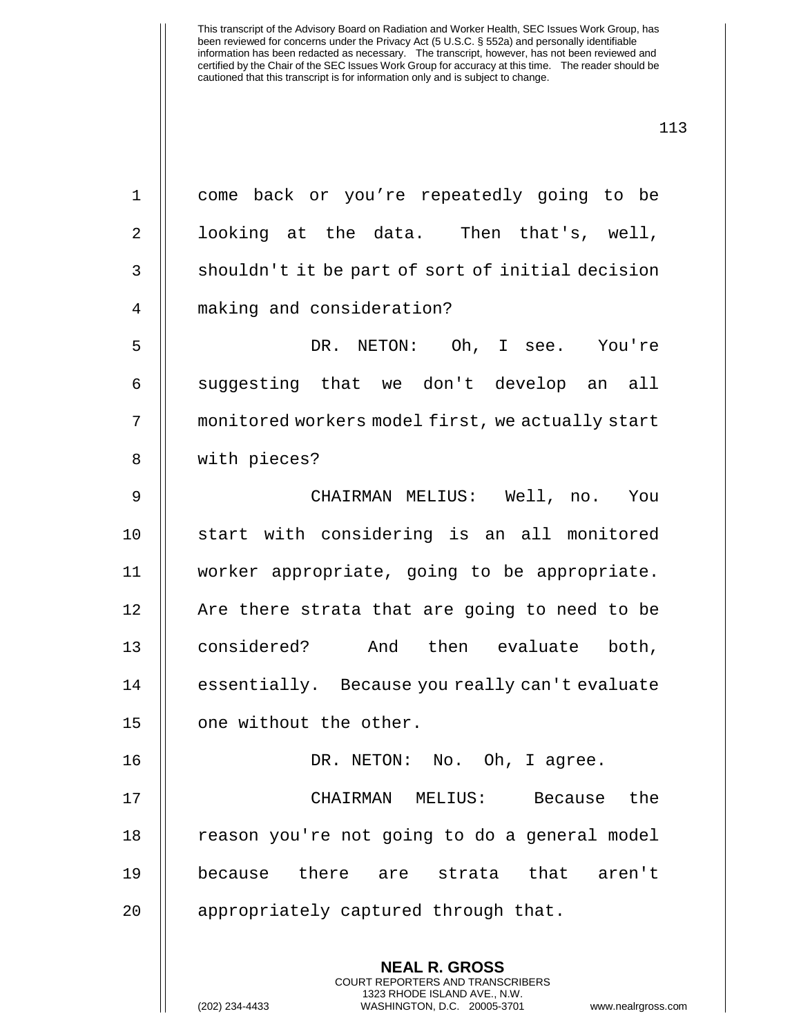come back or you're repeatedly going to be looking at the data. Then that's, well, shouldn't it be part of sort of initial decision making and consideration?

DR. NETON: Oh, I see. You're suggesting that we don't develop an all monitored workers model first, we actually start with pieces?

CHAIRMAN MELIUS: Well, no. You start with considering is an all monitored worker appropriate, going to be appropriate. Are there strata that are going to need to be considered? And then evaluate both, essentially. Because you really can't evaluate one without the other.

DR. NETON: No. Oh, I agree.

CHAIRMAN MELIUS: Because the reason you're not going to do a general model because there are strata that aren't appropriately captured through that.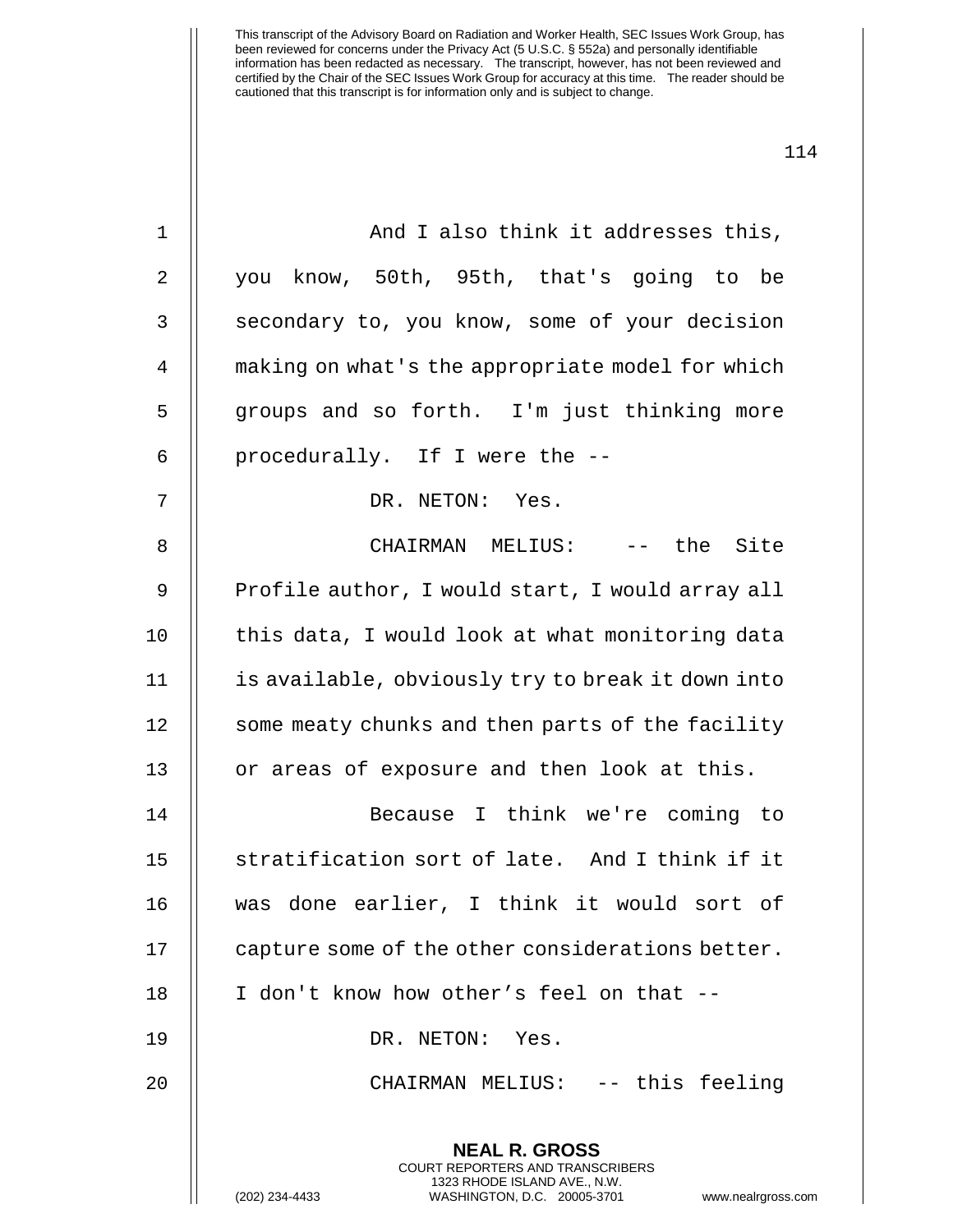And I also think it addresses this, you know, 50th, 95th, that's going to be secondary to, you know, some of your decision making on what's the appropriate model for which groups and so forth. I'm just thinking more procedurally. If I were the --

DR. NETON: Yes.

CHAIRMAN MELIUS: -- the Site Profile author, I would start, I would array all this data, I would look at what monitoring data is available, obviously try to break it down into some meaty chunks and then parts of the facility or areas of exposure and then look at this.

Because I think we're coming to stratification sort of late. And I think if it was done earlier, I think it would sort of capture some of the other considerations better. I don't know how other's feel on that --

DR. NETON: Yes.

CHAIRMAN MELIUS: -- this feeling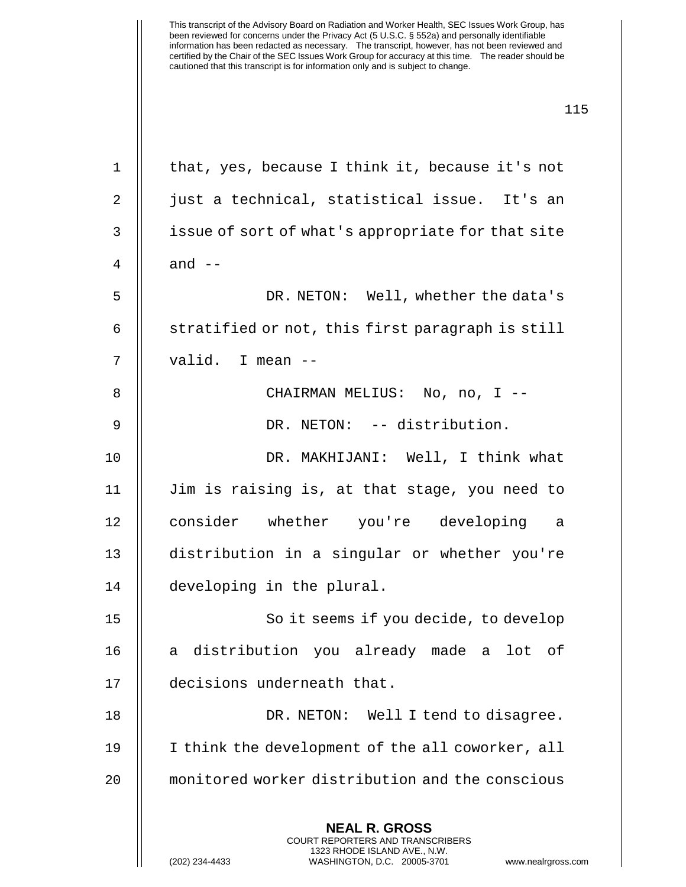This transcript of the Advisory Board on Radiation and Worker Health, SEC Issues Work Group, has been reviewed for concerns under the Privacy Act (5 U.S.C. § 552a) and personally identifiable information has been redacted as necessary. The transcript, however, has not been reviewed and certified by the Chair of the SEC Issues Work Group for accuracy at this time. The reader should be cautioned that this transcript is for information only and is subject to change.

that, yes, because I think it, because it's not just a technical, statistical issue. It's an issue of sort of what's appropriate for that site and --

DR. NETON: Well, whether the data's stratified or not, this first paragraph is still valid. I mean --

CHAIRMAN MELIUS: No, no, I --

DR. NETON: -- distribution.

DR. MAKHIJANI: Well, I think what Jim is raising is, at that stage, you need to consider whether you're developing a distribution in a singular or whether you're developing in the plural.

So it seems if you decide, to develop a distribution you already made a lot of decisions underneath that.

DR. NETON: Well I tend to disagree. I think the development of the all coworker, all monitored worker distribution and the conscious

**NEAL R. GROSS**
COURT REPORTERS AND TRANSCRIBERS
1323 RHODE ISLAND AVE., N.W.
(202) 234-4433 WASHINGTON, D.C. 20005-3701 www.nealrgross.com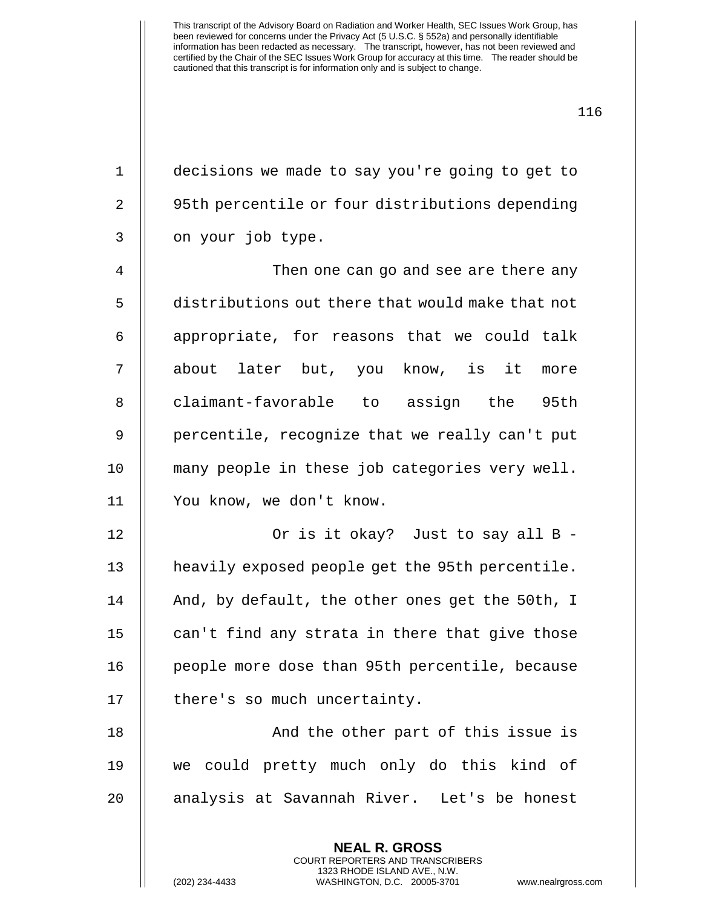decisions we made to say you're going to get to 95th percentile or four distributions depending on your job type.

Then one can go and see are there any distributions out there that would make that not appropriate, for reasons that we could talk about later but, you know, is it more claimant-favorable to assign the 95th percentile, recognize that we really can't put many people in these job categories very well. You know, we don't know.

Or is it okay? Just to say all B - heavily exposed people get the 95th percentile. And, by default, the other ones get the 50th, I can't find any strata in there that give those people more dose than 95th percentile, because there's so much uncertainty.

And the other part of this issue is we could pretty much only do this kind of analysis at Savannah River. Let's be honest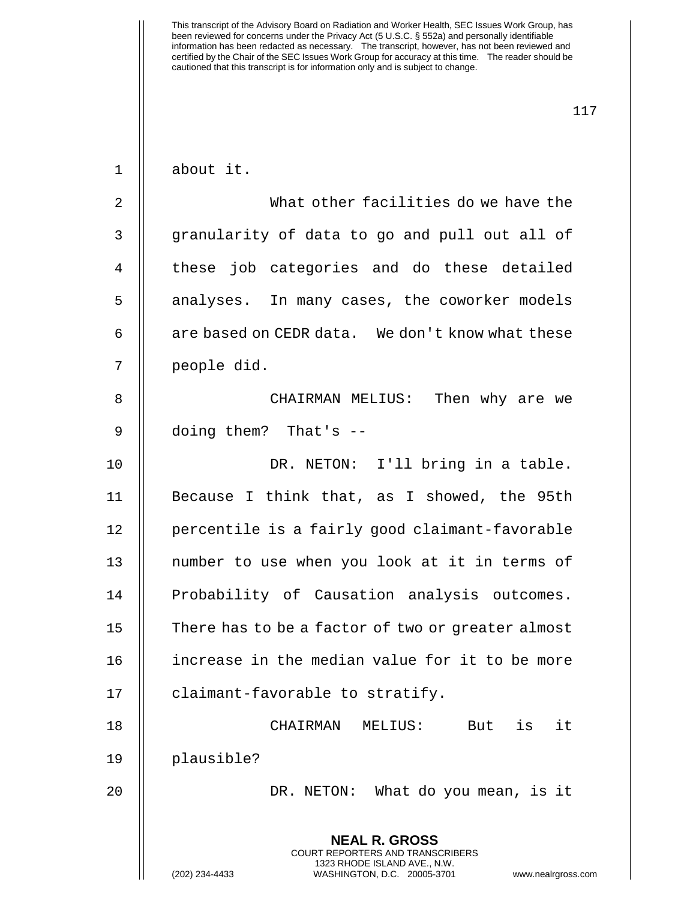about it.

What other facilities do we have the granularity of data to go and pull out all of these job categories and do these detailed analyses. In many cases, the coworker models are based on CEDR data. We don't know what these people did.

CHAIRMAN MELIUS: Then why are we doing them? That's --

DR. NETON: I'll bring in a table. Because I think that, as I showed, the 95th percentile is a fairly good claimant-favorable number to use when you look at it in terms of Probability of Causation analysis outcomes. There has to be a factor of two or greater almost increase in the median value for it to be more claimant-favorable to stratify.

CHAIRMAN MELIUS: But is it plausible?

DR. NETON: What do you mean, is it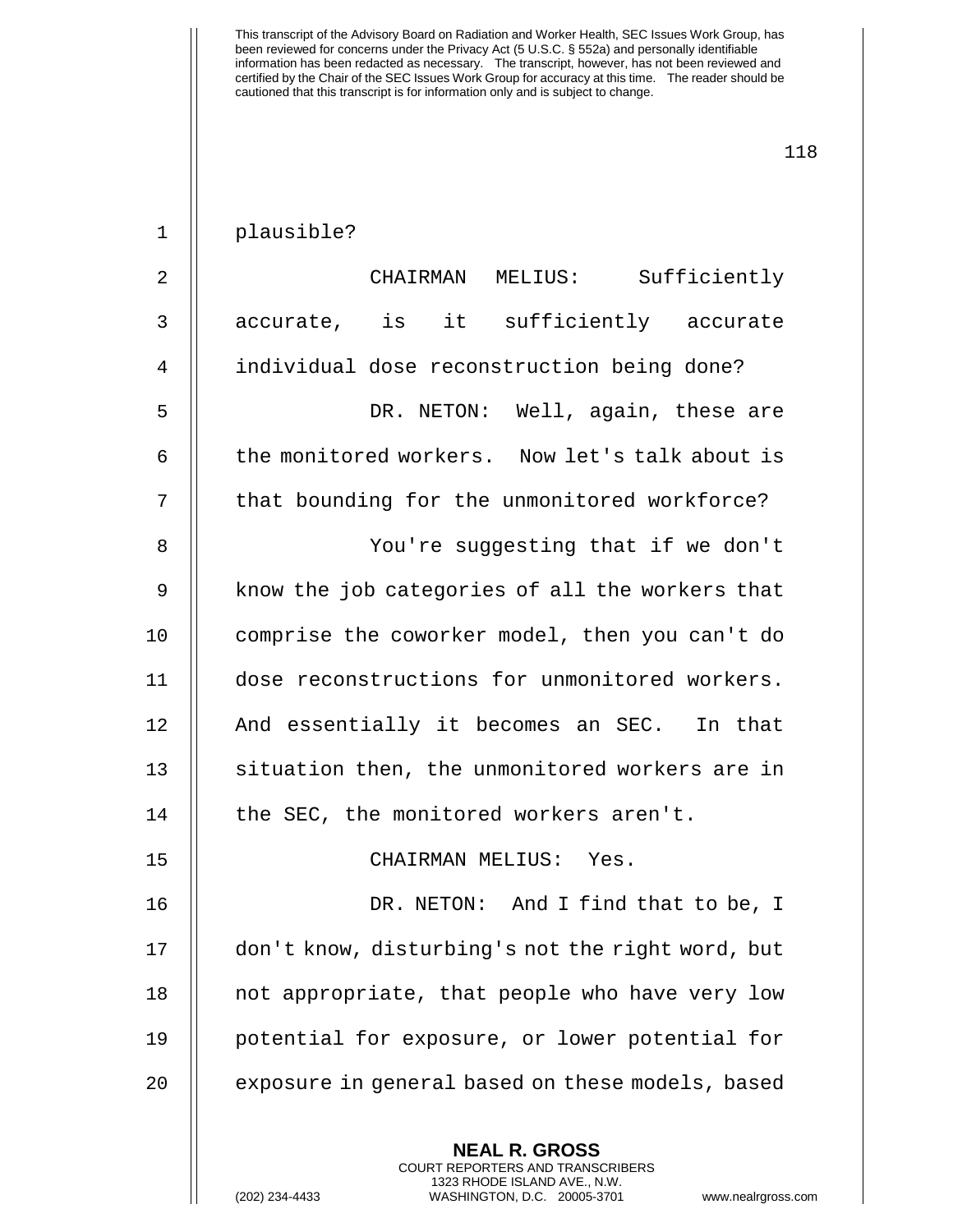plausible?

CHAIRMAN MELIUS: Sufficiently accurate, is it sufficiently accurate individual dose reconstruction being done?

DR. NETON: Well, again, these are the monitored workers. Now let's talk about is that bounding for the unmonitored workforce?

You're suggesting that if we don't know the job categories of all the workers that comprise the coworker model, then you can't do dose reconstructions for unmonitored workers. And essentially it becomes an SEC. In that situation then, the unmonitored workers are in the SEC, the monitored workers aren't.

CHAIRMAN MELIUS: Yes.

DR. NETON: And I find that to be, I don't know, disturbing's not the right word, but not appropriate, that people who have very low potential for exposure, or lower potential for exposure in general based on these models, based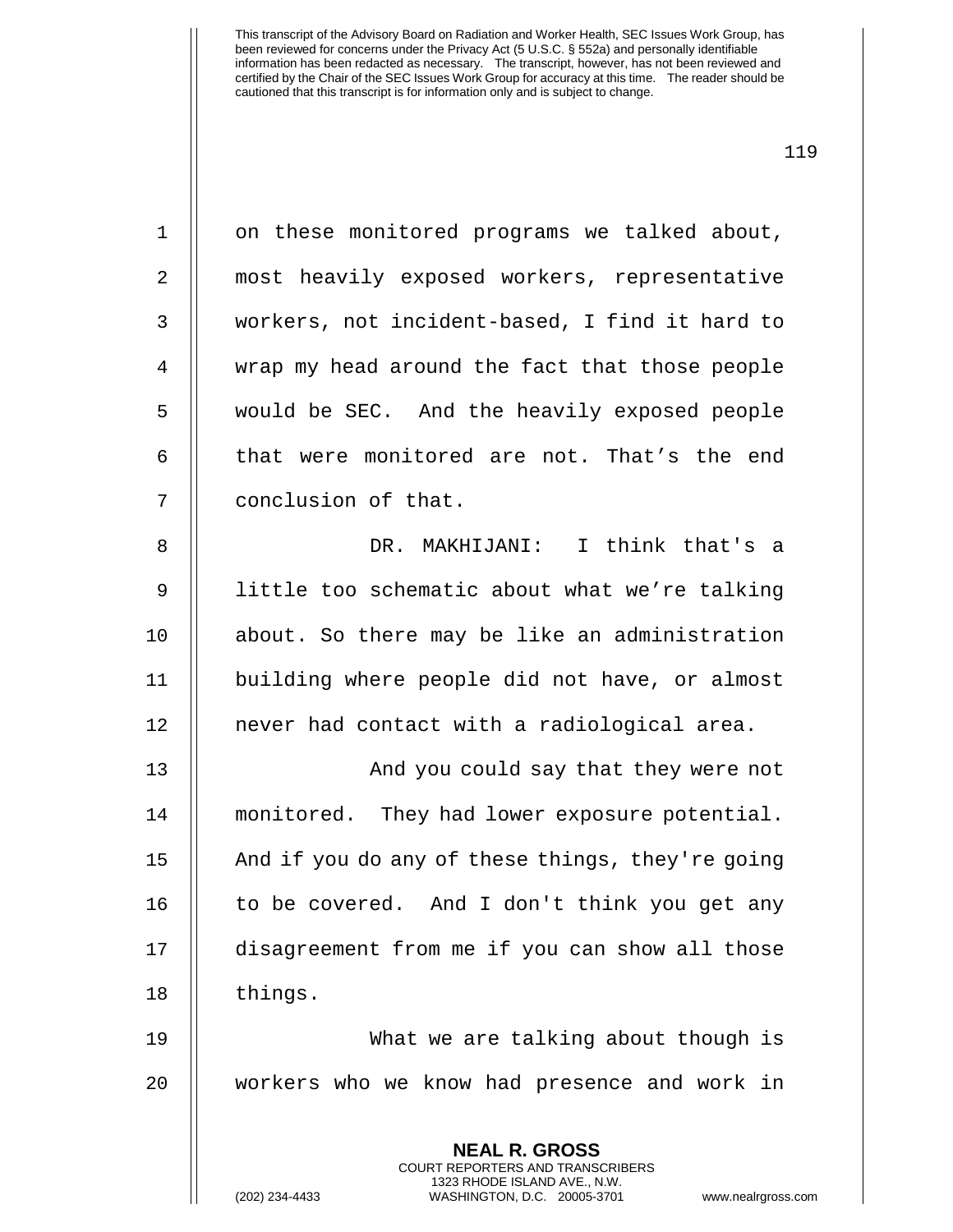on these monitored programs we talked about, most heavily exposed workers, representative workers, not incident-based, I find it hard to wrap my head around the fact that those people would be SEC. And the heavily exposed people that were monitored are not. That's the end conclusion of that.

DR. MAKHIJANI: I think that's a little too schematic about what we're talking about. So there may be like an administration building where people did not have, or almost never had contact with a radiological area.

And you could say that they were not monitored. They had lower exposure potential. And if you do any of these things, they're going to be covered. And I don't think you get any disagreement from me if you can show all those things.

What we are talking about though is workers who we know had presence and work in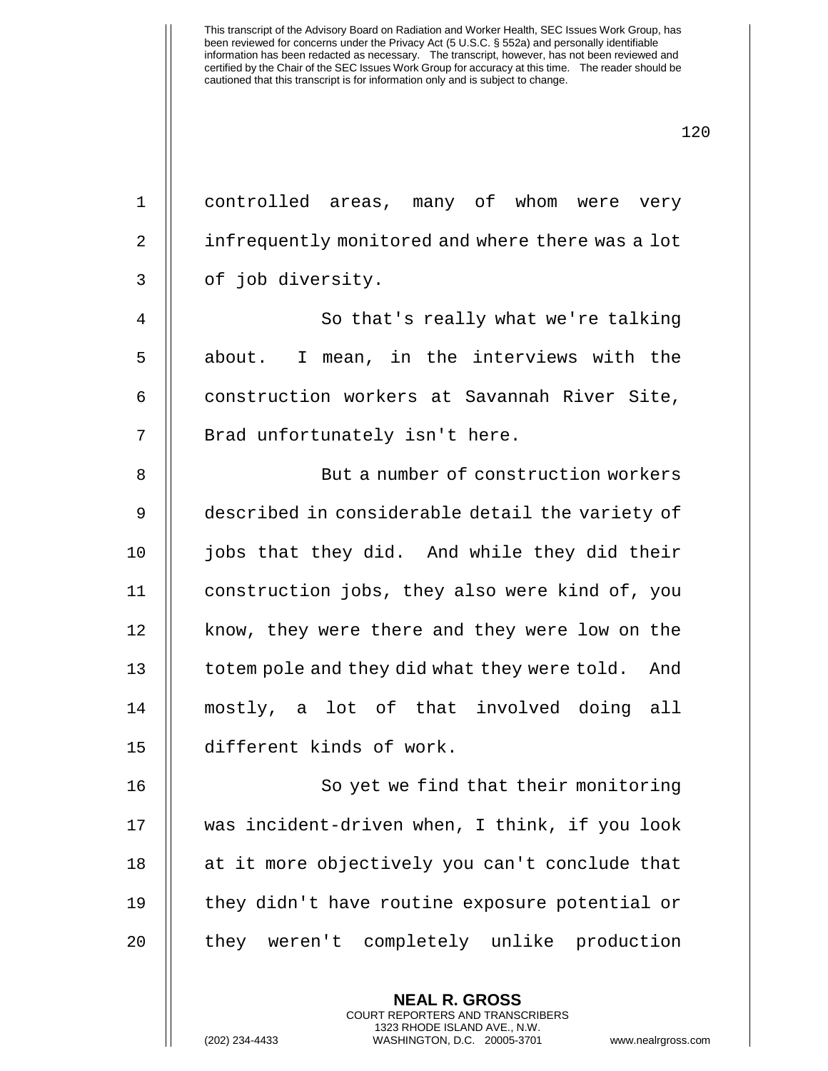controlled areas, many of whom were very infrequently monitored and where there was a lot of job diversity.

So that's really what we're talking about. I mean, in the interviews with the construction workers at Savannah River Site, Brad unfortunately isn't here.

But a number of construction workers described in considerable detail the variety of jobs that they did. And while they did their construction jobs, they also were kind of, you know, they were there and they were low on the totem pole and they did what they were told. And mostly, a lot of that involved doing all different kinds of work.

So yet we find that their monitoring was incident-driven when, I think, if you look at it more objectively you can't conclude that they didn't have routine exposure potential or they weren't completely unlike production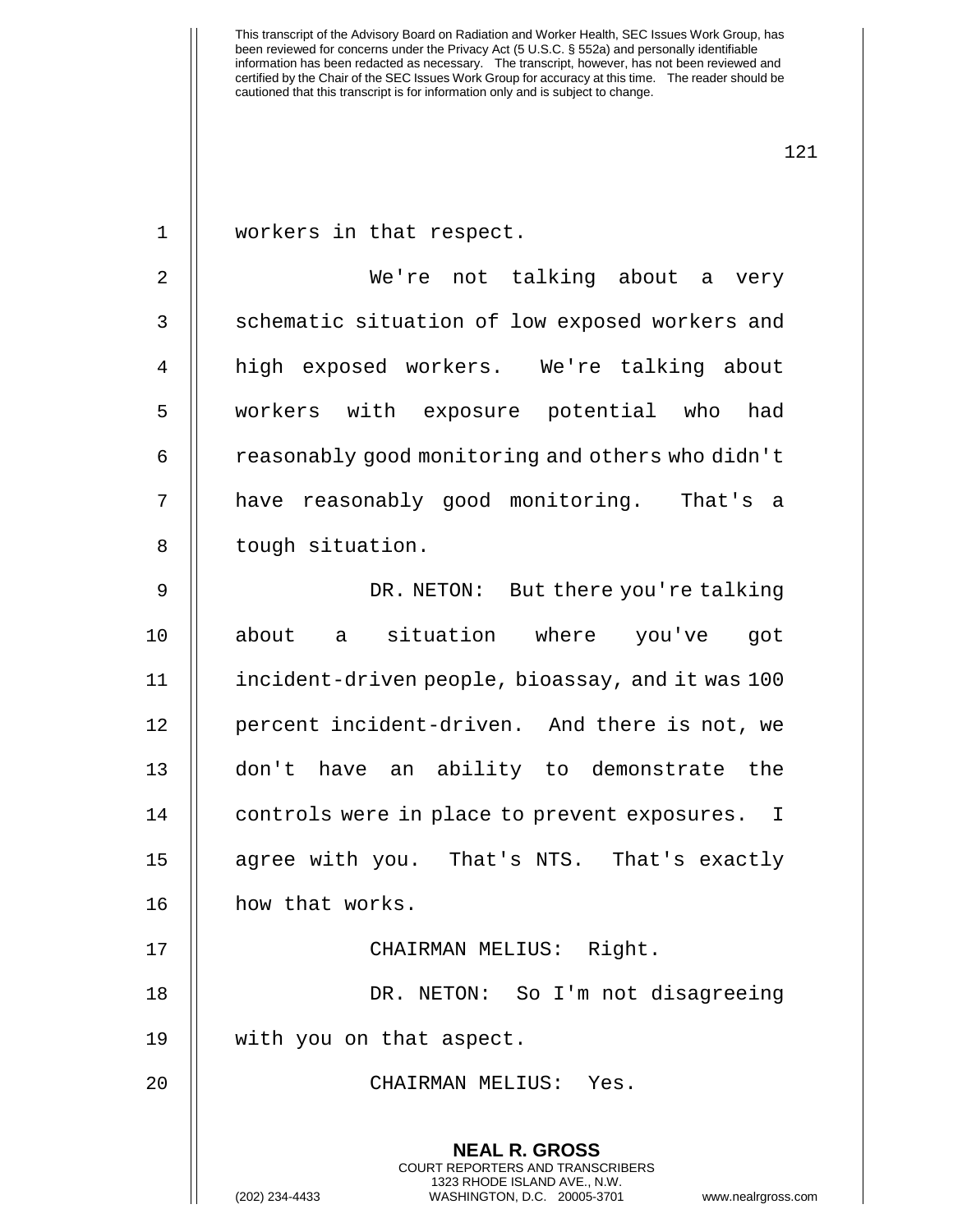workers in that respect.

We're not talking about a very schematic situation of low exposed workers and high exposed workers. We're talking about workers with exposure potential who had reasonably good monitoring and others who didn't have reasonably good monitoring. That's a tough situation.

DR. NETON: But there you're talking about a situation where you've got incident-driven people, bioassay, and it was 100 percent incident-driven. And there is not, we don't have an ability to demonstrate the controls were in place to prevent exposures. I agree with you. That's NTS. That's exactly how that works.

CHAIRMAN MELIUS: Right.

DR. NETON: So I'm not disagreeing with you on that aspect.

CHAIRMAN MELIUS: Yes.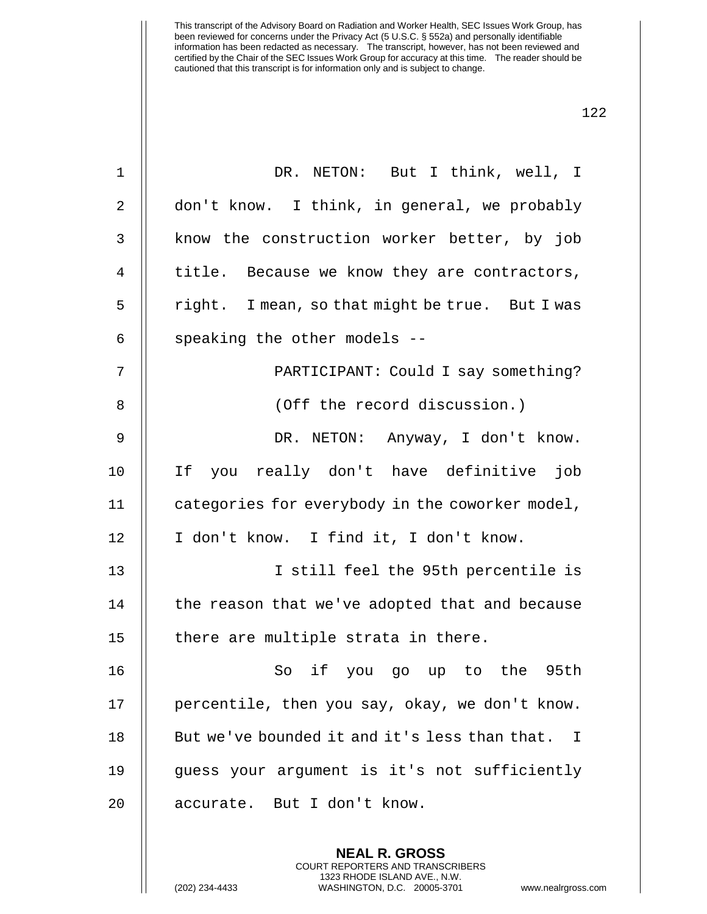DR. NETON: But I think, well, I don't know. I think, in general, we probably know the construction worker better, by job title. Because we know they are contractors, right. I mean, so that might be true. But I was speaking the other models --

PARTICIPANT: Could I say something?

(Off the record discussion.)

DR. NETON: Anyway, I don't know. If you really don't have definitive job categories for everybody in the coworker model, I don't know. I find it, I don't know.

I still feel the 95th percentile is the reason that we've adopted that and because there are multiple strata in there.

So if you go up to the 95th percentile, then you say, okay, we don't know. But we've bounded it and it's less than that. I guess your argument is it's not sufficiently accurate. But I don't know.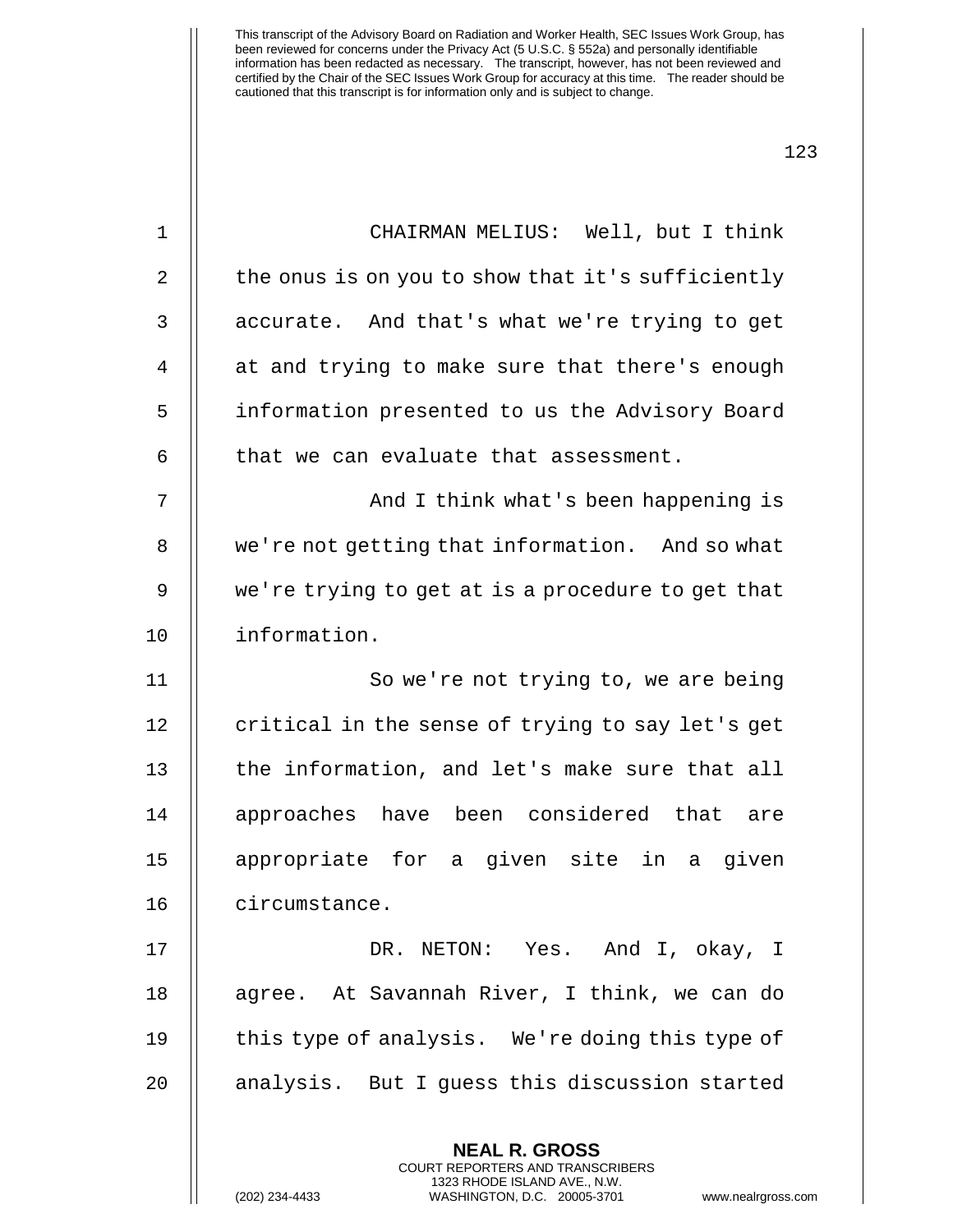CHAIRMAN MELIUS: Well, but I think the onus is on you to show that it's sufficiently accurate. And that's what we're trying to get at and trying to make sure that there's enough information presented to us the Advisory Board that we can evaluate that assessment.

And I think what's been happening is we're not getting that information. And so what we're trying to get at is a procedure to get that information.

So we're not trying to, we are being critical in the sense of trying to say let's get the information, and let's make sure that all approaches have been considered that are appropriate for a given site in a given circumstance.

DR. NETON: Yes. And I, okay, I agree. At Savannah River, I think, we can do this type of analysis. We're doing this type of analysis. But I guess this discussion started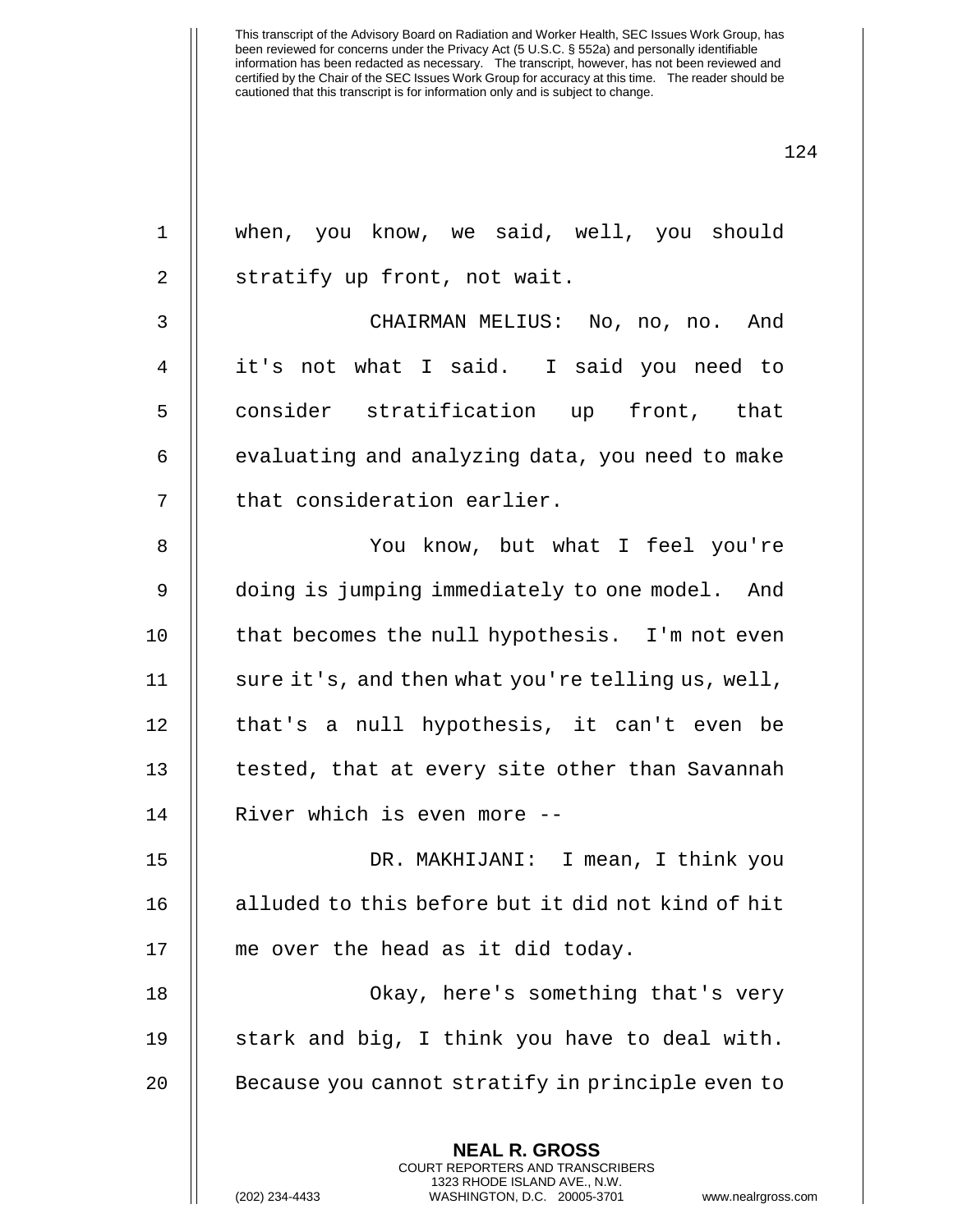This transcript of the Advisory Board on Radiation and Worker Health, SEC Issues Work Group, has been reviewed for concerns under the Privacy Act (5 U.S.C. § 552a) and personally identifiable information has been redacted as necessary. The transcript, however, has not been reviewed and certified by the Chair of the SEC Issues Work Group for accuracy at this time. The reader should be cautioned that this transcript is for information only and is subject to change.

when, you know, we said, well, you should stratify up front, not wait.

CHAIRMAN MELIUS: No, no, no. And it's not what I said. I said you need to consider stratification up front, that evaluating and analyzing data, you need to make that consideration earlier.

You know, but what I feel you're doing is jumping immediately to one model. And that becomes the null hypothesis. I'm not even sure it's, and then what you're telling us, well, that's a null hypothesis, it can't even be tested, that at every site other than Savannah River which is even more --

DR. MAKHIJANI: I mean, I think you alluded to this before but it did not kind of hit me over the head as it did today.

Okay, here's something that's very stark and big, I think you have to deal with. Because you cannot stratify in principle even to

**NEAL R. GROSS**
COURT REPORTERS AND TRANSCRIBERS
1323 RHODE ISLAND AVE., N.W.
(202) 234-4433 WASHINGTON, D.C. 20005-3701 www.nealrgross.com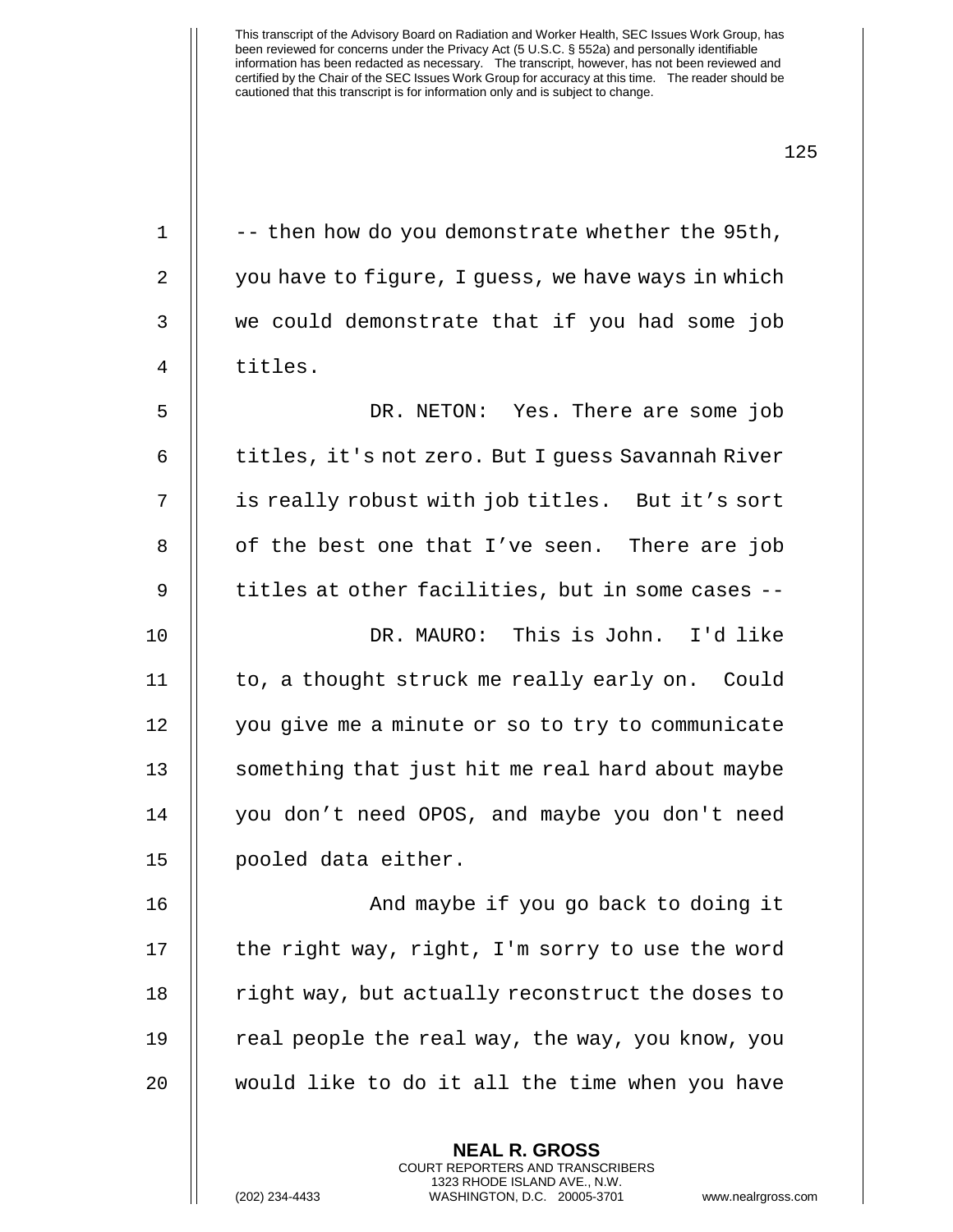-- then how do you demonstrate whether the 95th, you have to figure, I guess, we have ways in which we could demonstrate that if you had some job titles.

DR. NETON: Yes. There are some job titles, it's not zero. But I guess Savannah River is really robust with job titles. But it's sort of the best one that I've seen. There are job titles at other facilities, but in some cases --

DR. MAURO: This is John. I'd like to, a thought struck me really early on. Could you give me a minute or so to try to communicate something that just hit me real hard about maybe you don't need OPOS, and maybe you don't need pooled data either.

And maybe if you go back to doing it the right way, right, I'm sorry to use the word right way, but actually reconstruct the doses to real people the real way, the way, you know, you would like to do it all the time when you have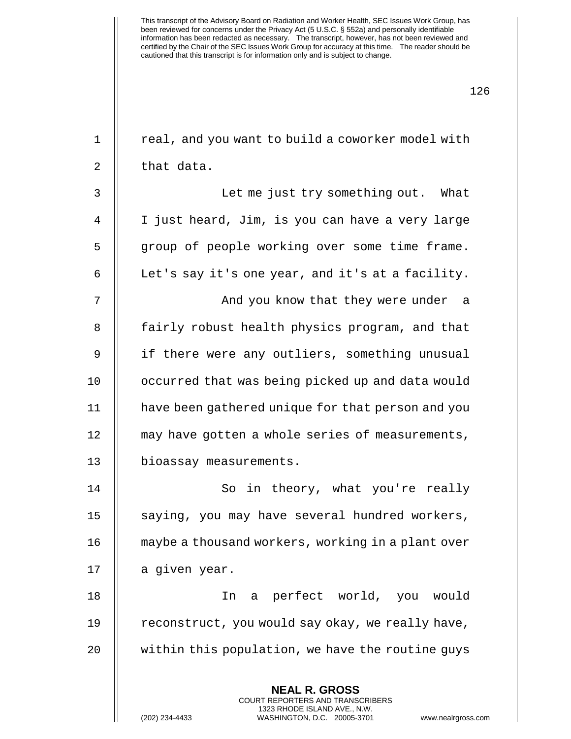real, and you want to build a coworker model with that data.

Let me just try something out. What I just heard, Jim, is you can have a very large group of people working over some time frame. Let's say it's one year, and it's at a facility.

And you know that they were under a fairly robust health physics program, and that if there were any outliers, something unusual occurred that was being picked up and data would have been gathered unique for that person and you may have gotten a whole series of measurements, bioassay measurements.

So in theory, what you're really saying, you may have several hundred workers, maybe a thousand workers, working in a plant over a given year.

In a perfect world, you would reconstruct, you would say okay, we really have, within this population, we have the routine guys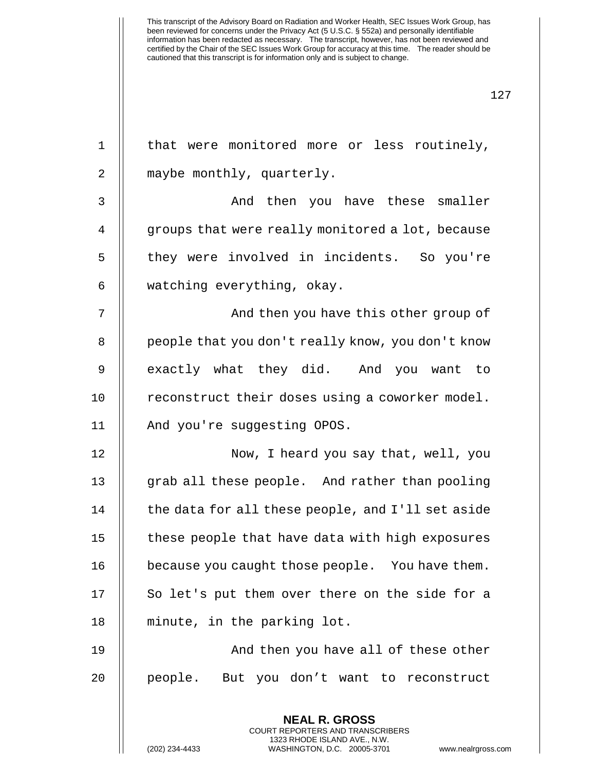that were monitored more or less routinely, maybe monthly, quarterly.

And then you have these smaller groups that were really monitored a lot, because they were involved in incidents. So you're watching everything, okay.

And then you have this other group of people that you don't really know, you don't know exactly what they did. And you want to reconstruct their doses using a coworker model. And you're suggesting OPOS.

Now, I heard you say that, well, you grab all these people. And rather than pooling the data for all these people, and I'll set aside these people that have data with high exposures because you caught those people. You have them. So let's put them over there on the side for a minute, in the parking lot.

And then you have all of these other people. But you don't want to reconstruct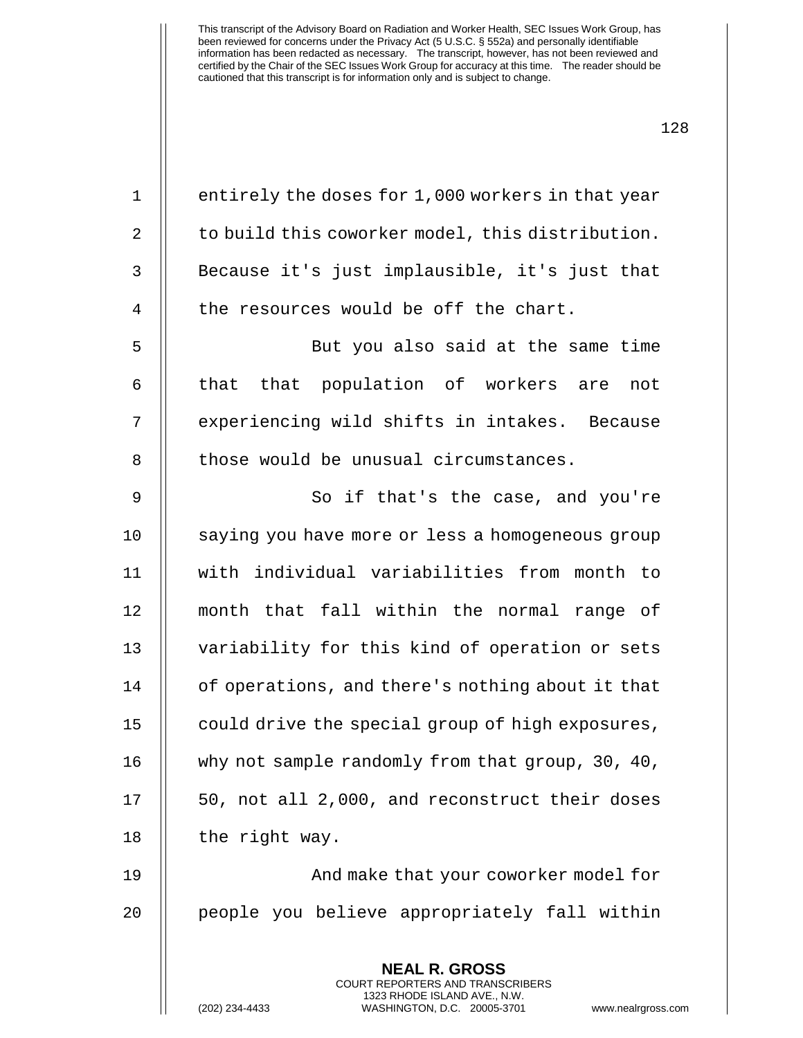entirely the doses for 1,000 workers in that year to build this coworker model, this distribution. Because it's just implausible, it's just that the resources would be off the chart.

But you also said at the same time that that population of workers are not experiencing wild shifts in intakes. Because those would be unusual circumstances.

So if that's the case, and you're saying you have more or less a homogeneous group with individual variabilities from month to month that fall within the normal range of variability for this kind of operation or sets of operations, and there's nothing about it that could drive the special group of high exposures, why not sample randomly from that group, 30, 40, 50, not all 2,000, and reconstruct their doses the right way.

And make that your coworker model for people you believe appropriately fall within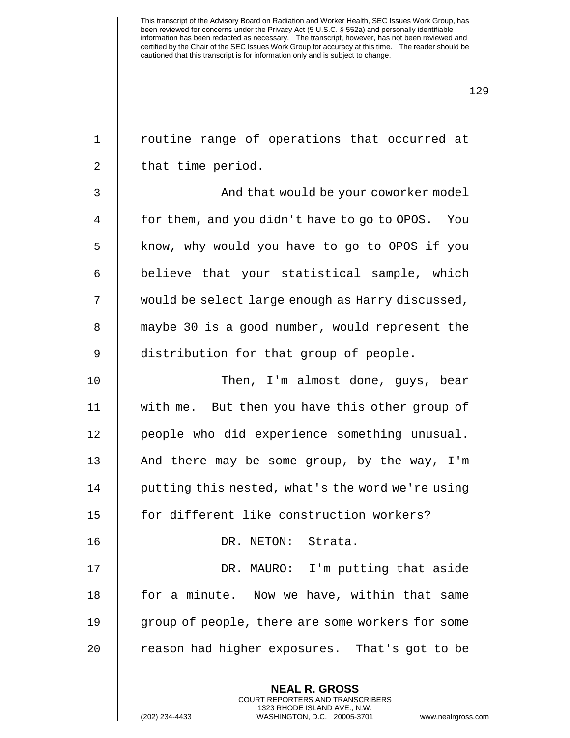routine range of operations that occurred at that time period.

And that would be your coworker model for them, and you didn't have to go to OPOS. You know, why would you have to go to OPOS if you believe that your statistical sample, which would be select large enough as Harry discussed, maybe 30 is a good number, would represent the distribution for that group of people.

Then, I'm almost done, guys, bear with me. But then you have this other group of people who did experience something unusual. And there may be some group, by the way, I'm putting this nested, what's the word we're using for different like construction workers?

DR. NETON: Strata.

DR. MAURO: I'm putting that aside for a minute. Now we have, within that same group of people, there are some workers for some reason had higher exposures. That's got to be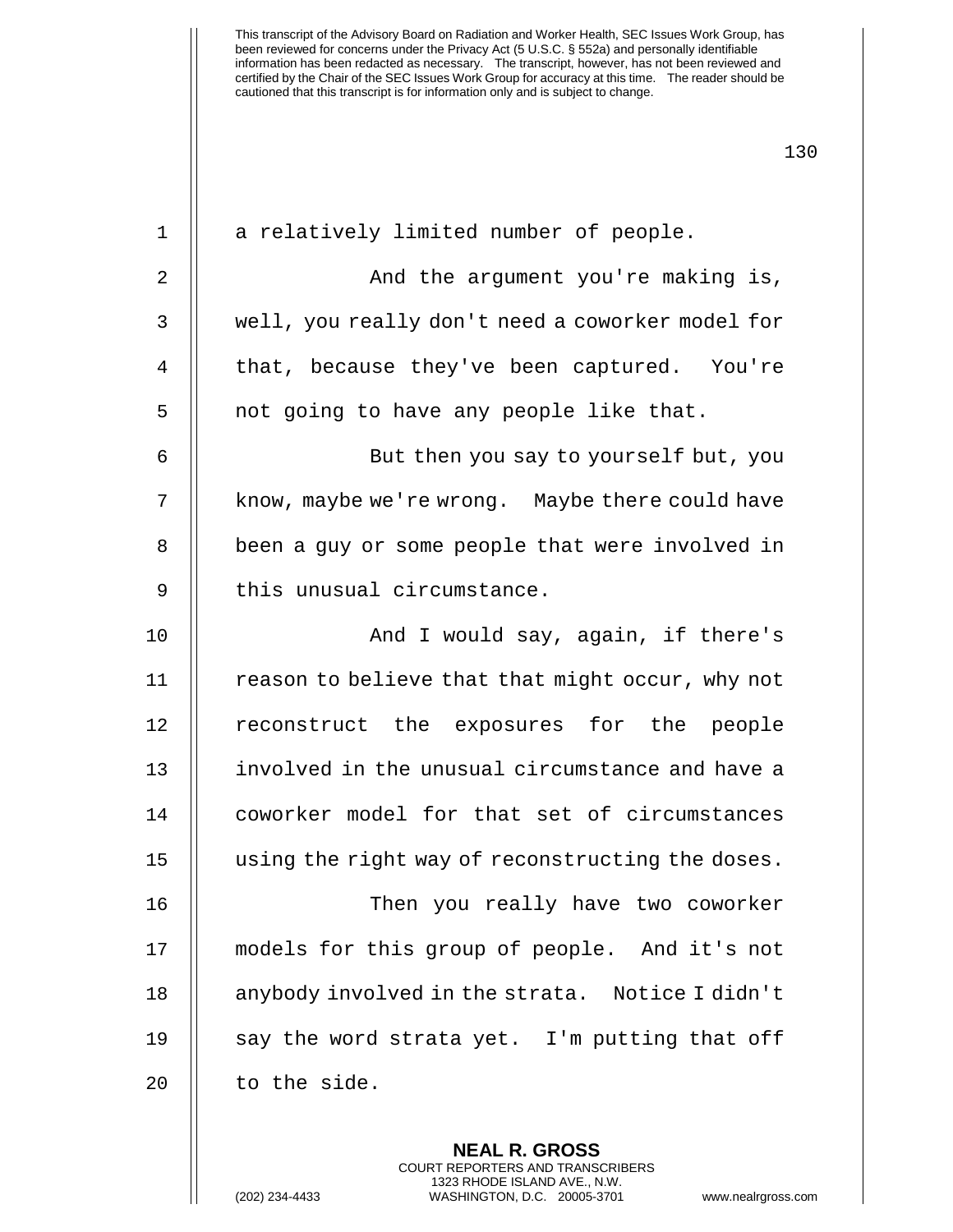a relatively limited number of people.

And the argument you're making is, well, you really don't need a coworker model for that, because they've been captured. You're not going to have any people like that.

But then you say to yourself but, you know, maybe we're wrong. Maybe there could have been a guy or some people that were involved in this unusual circumstance.

And I would say, again, if there's reason to believe that that might occur, why not reconstruct the exposures for the people involved in the unusual circumstance and have a coworker model for that set of circumstances using the right way of reconstructing the doses.

Then you really have two coworker models for this group of people. And it's not anybody involved in the strata. Notice I didn't say the word strata yet. I'm putting that off to the side.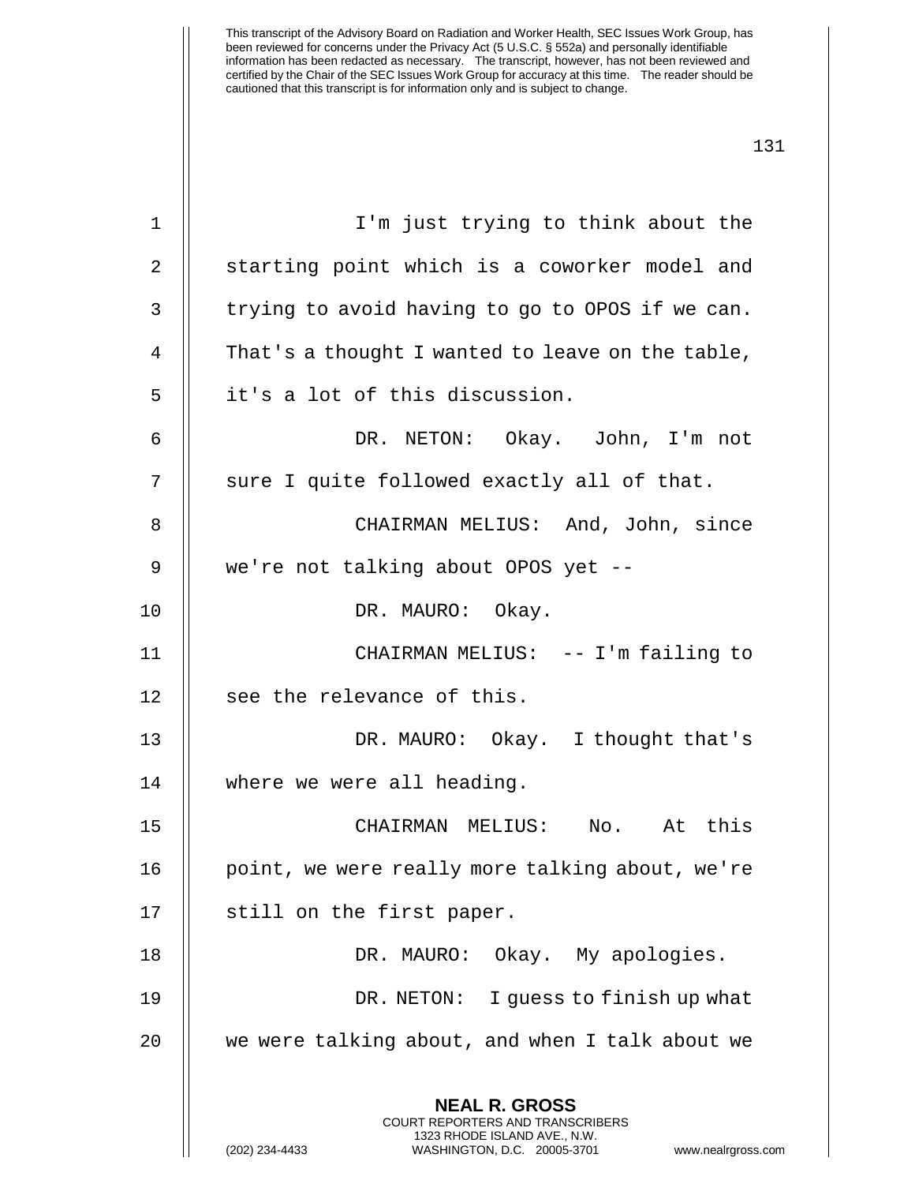This transcript of the Advisory Board on Radiation and Worker Health, SEC Issues Work Group, has been reviewed for concerns under the Privacy Act (5 U.S.C. § 552a) and personally identifiable information has been redacted as necessary. The transcript, however, has not been reviewed and certified by the Chair of the SEC Issues Work Group for accuracy at this time. The reader should be cautioned that this transcript is for information only and is subject to change.

1 I'm just trying to think about the
2 starting point which is a coworker model and
3 trying to avoid having to go to OPOS if we can.
4 That's a thought I wanted to leave on the table,
5 it's a lot of this discussion.
6 DR. NETON: Okay. John, I'm not
7 sure I quite followed exactly all of that.
8 CHAIRMAN MELIUS: And, John, since
9 we're not talking about OPOS yet --
10 DR. MAURO: Okay.
11 CHAIRMAN MELIUS: -- I'm failing to
12 see the relevance of this.
13 DR. MAURO: Okay. I thought that's
14 where we were all heading.
15 CHAIRMAN MELIUS: No. At this
16 point, we were really more talking about, we're
17 still on the first paper.
18 DR. MAURO: Okay. My apologies.
19 DR. NETON: I guess to finish up what
20 we were talking about, and when I talk about we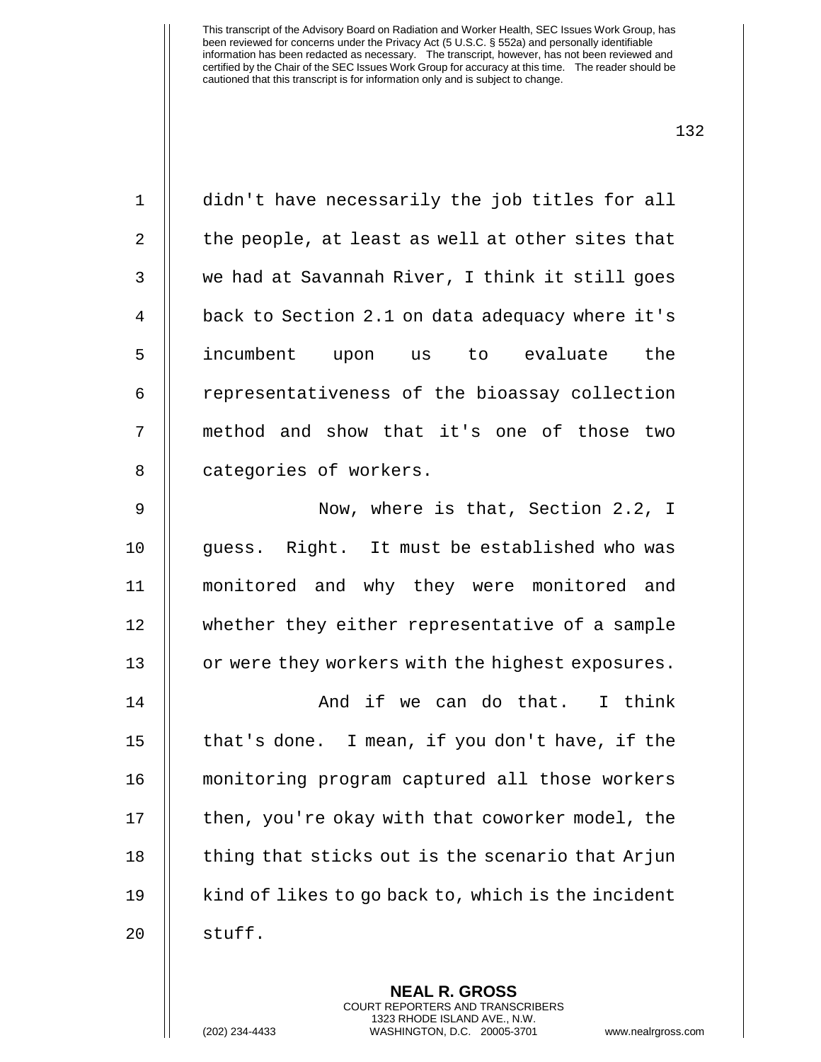didn't have necessarily the job titles for all the people, at least as well at other sites that we had at Savannah River, I think it still goes back to Section 2.1 on data adequacy where it's incumbent upon us to evaluate the representativeness of the bioassay collection method and show that it's one of those two categories of workers.

Now, where is that, Section 2.2, I guess. Right. It must be established who was monitored and why they were monitored and whether they either representative of a sample or were they workers with the highest exposures.

And if we can do that. I think that's done. I mean, if you don't have, if the monitoring program captured all those workers then, you're okay with that coworker model, the thing that sticks out is the scenario that Arjun kind of likes to go back to, which is the incident stuff.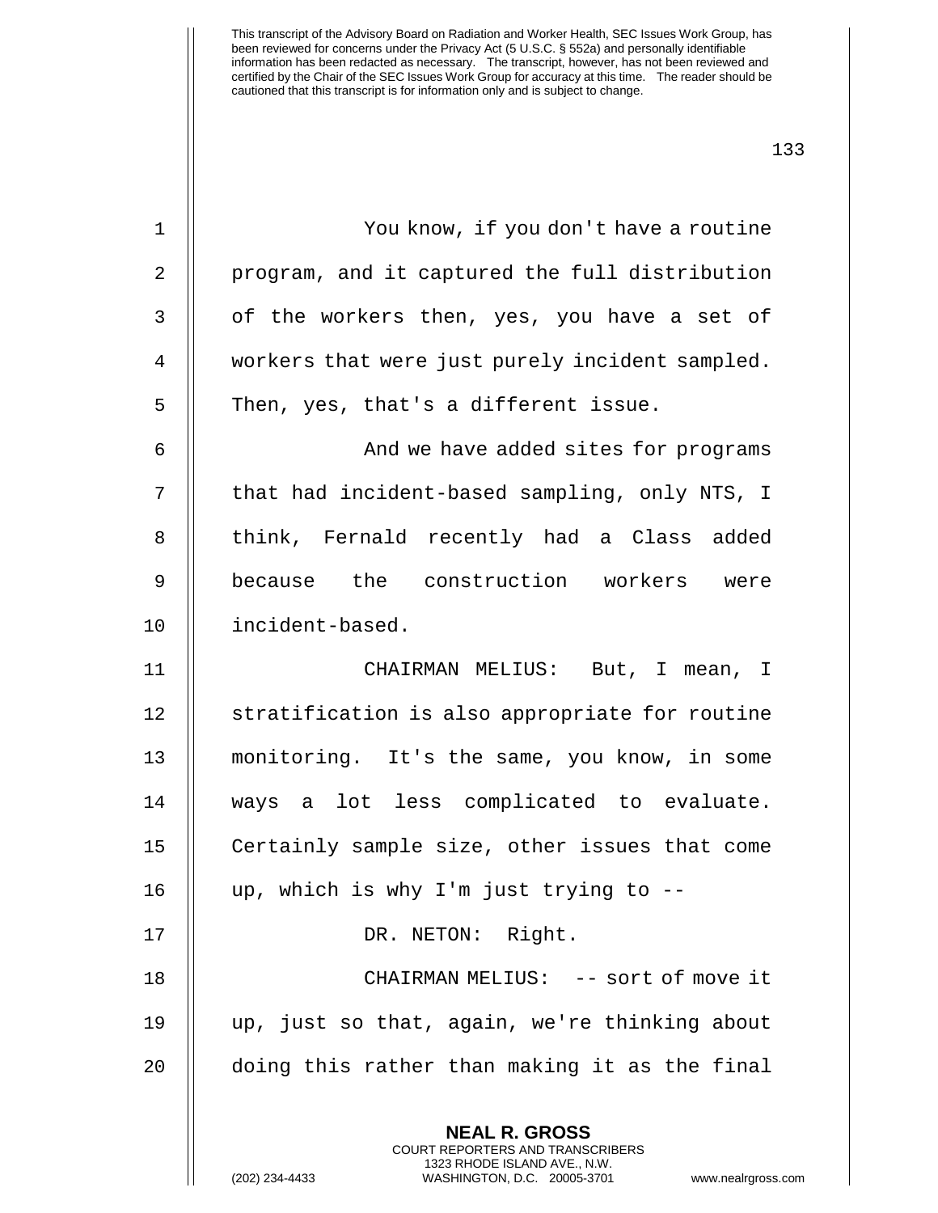This transcript of the Advisory Board on Radiation and Worker Health, SEC Issues Work Group, has been reviewed for concerns under the Privacy Act (5 U.S.C. § 552a) and personally identifiable information has been redacted as necessary. The transcript, however, has not been reviewed and certified by the Chair of the SEC Issues Work Group for accuracy at this time. The reader should be cautioned that this transcript is for information only and is subject to change.

You know, if you don't have a routine program, and it captured the full distribution of the workers then, yes, you have a set of workers that were just purely incident sampled. Then, yes, that's a different issue.

And we have added sites for programs that had incident-based sampling, only NTS, I think, Fernald recently had a Class added because the construction workers were incident-based.

CHAIRMAN MELIUS: But, I mean, I stratification is also appropriate for routine monitoring. It's the same, you know, in some ways a lot less complicated to evaluate. Certainly sample size, other issues that come up, which is why I'm just trying to --

DR. NETON: Right.

CHAIRMAN MELIUS: -- sort of move it up, just so that, again, we're thinking about doing this rather than making it as the final

**NEAL R. GROSS**
COURT REPORTERS AND TRANSCRIBERS
1323 RHODE ISLAND AVE., N.W.
(202) 234-4433 WASHINGTON, D.C. 20005-3701 www.nealrgross.com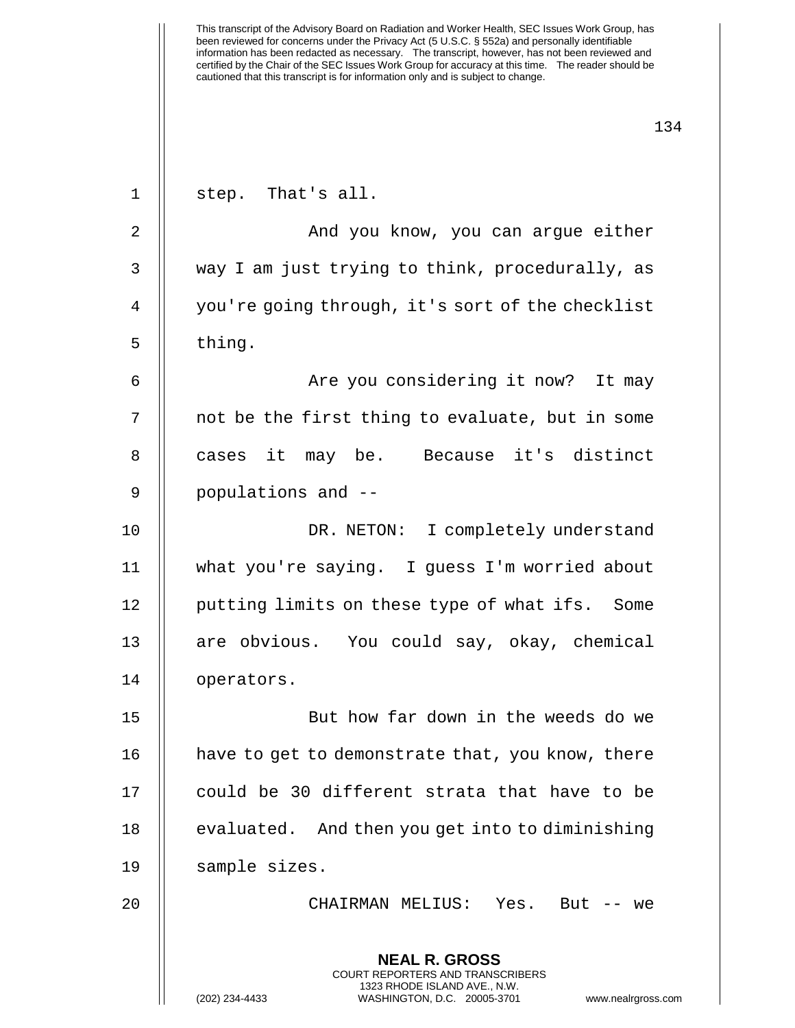step. That's all.

And you know, you can argue either way I am just trying to think, procedurally, as you're going through, it's sort of the checklist thing.

Are you considering it now? It may not be the first thing to evaluate, but in some cases it may be. Because it's distinct populations and --

DR. NETON: I completely understand what you're saying. I guess I'm worried about putting limits on these type of what ifs. Some are obvious. You could say, okay, chemical operators.

But how far down in the weeds do we have to get to demonstrate that, you know, there could be 30 different strata that have to be evaluated. And then you get into to diminishing sample sizes.

CHAIRMAN MELIUS: Yes. But -- we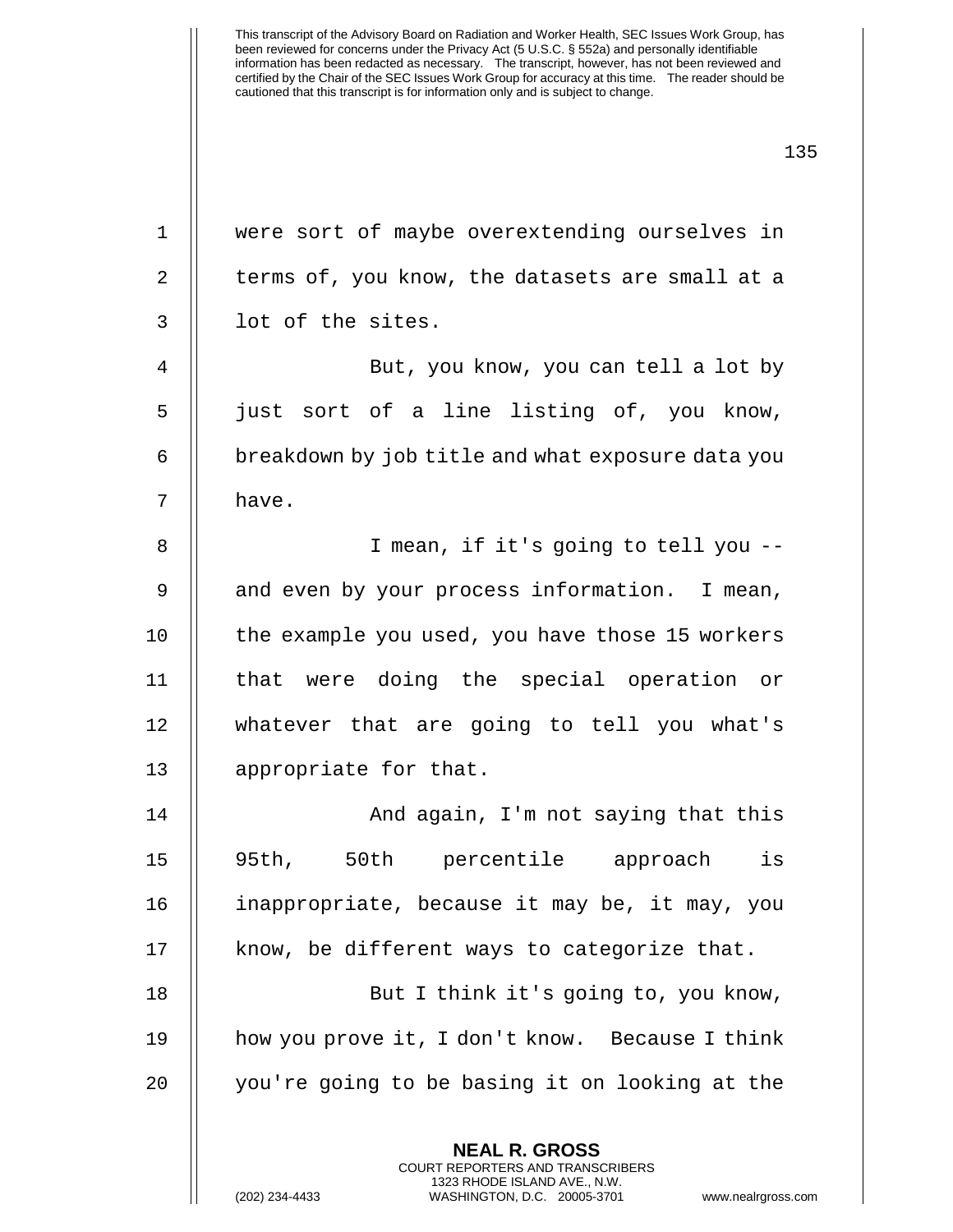were sort of maybe overextending ourselves in terms of, you know, the datasets are small at a lot of the sites.

But, you know, you can tell a lot by just sort of a line listing of, you know, breakdown by job title and what exposure data you have.

I mean, if it's going to tell you -- and even by your process information. I mean, the example you used, you have those 15 workers that were doing the special operation or whatever that are going to tell you what's appropriate for that.

And again, I'm not saying that this 95th, 50th percentile approach is inappropriate, because it may be, it may, you know, be different ways to categorize that.

But I think it's going to, you know, how you prove it, I don't know. Because I think you're going to be basing it on looking at the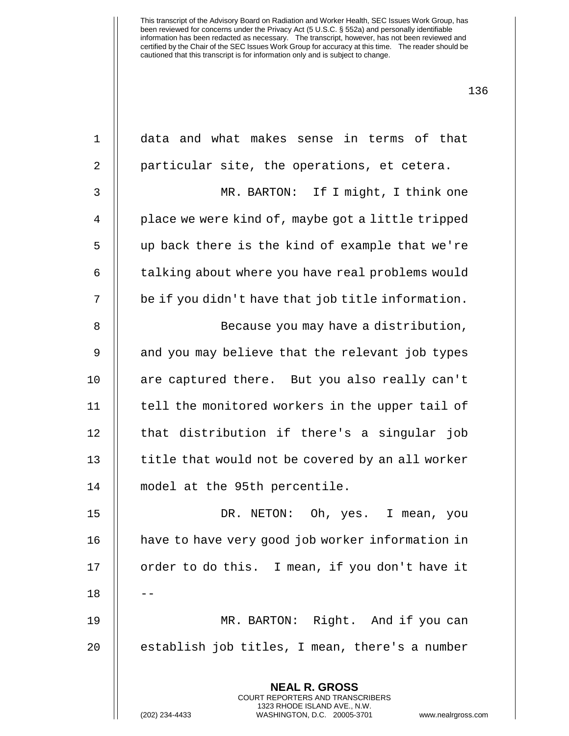data and what makes sense in terms of that particular site, the operations, et cetera.

MR. BARTON: If I might, I think one place we were kind of, maybe got a little tripped up back there is the kind of example that we're talking about where you have real problems would be if you didn't have that job title information.

Because you may have a distribution, and you may believe that the relevant job types are captured there. But you also really can't tell the monitored workers in the upper tail of that distribution if there's a singular job title that would not be covered by an all worker model at the 95th percentile.

DR. NETON: Oh, yes. I mean, you have to have very good job worker information in order to do this. I mean, if you don't have it --

MR. BARTON: Right. And if you can establish job titles, I mean, there's a number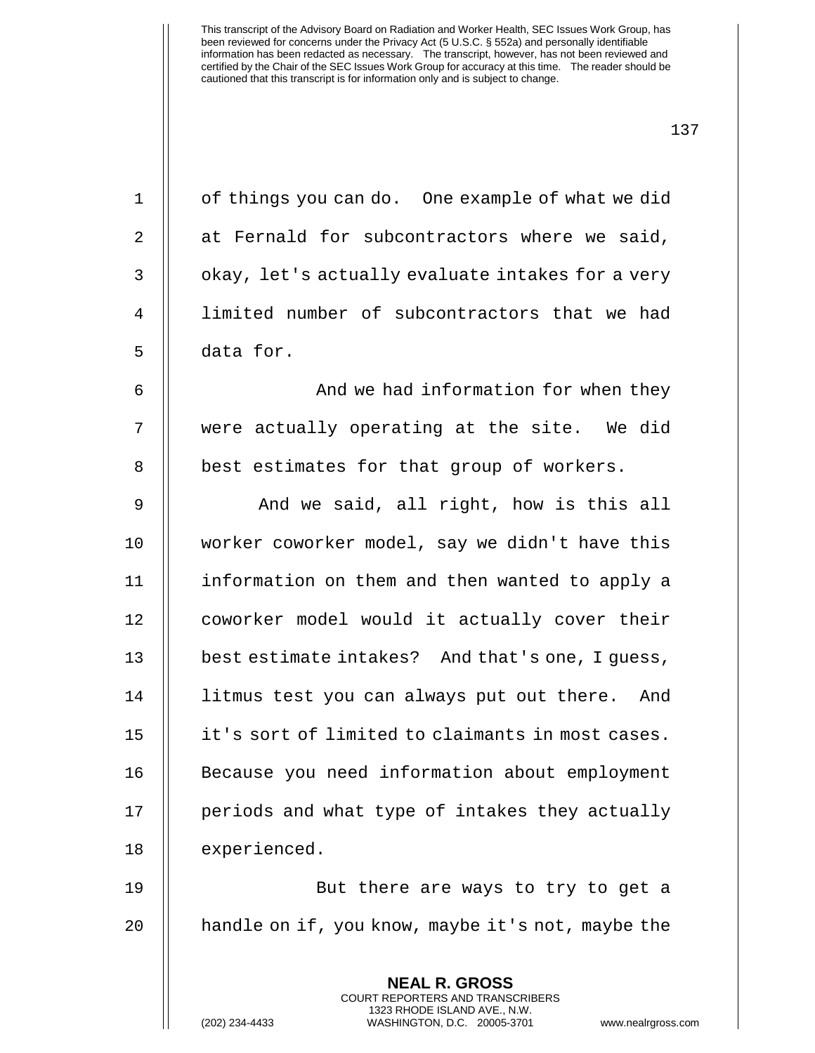of things you can do. One example of what we did at Fernald for subcontractors where we said, okay, let's actually evaluate intakes for a very limited number of subcontractors that we had data for.

And we had information for when they were actually operating at the site. We did best estimates for that group of workers.

And we said, all right, how is this all worker coworker model, say we didn't have this information on them and then wanted to apply a coworker model would it actually cover their best estimate intakes? And that's one, I guess, litmus test you can always put out there. And it's sort of limited to claimants in most cases. Because you need information about employment periods and what type of intakes they actually experienced.

But there are ways to try to get a handle on if, you know, maybe it's not, maybe the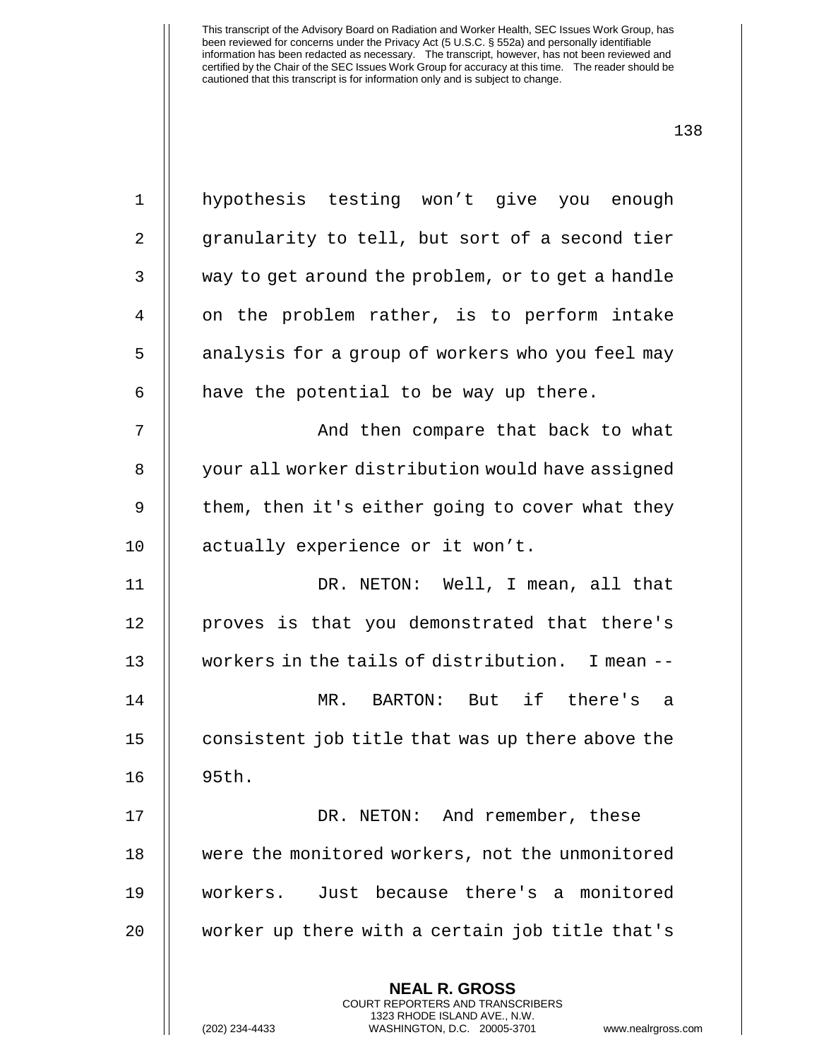hypothesis testing won't give you enough granularity to tell, but sort of a second tier way to get around the problem, or to get a handle on the problem rather, is to perform intake analysis for a group of workers who you feel may have the potential to be way up there.

And then compare that back to what your all worker distribution would have assigned them, then it's either going to cover what they actually experience or it won't.

DR. NETON: Well, I mean, all that proves is that you demonstrated that there's workers in the tails of distribution. I mean --

MR. BARTON: But if there's a consistent job title that was up there above the 95th.

DR. NETON: And remember, these were the monitored workers, not the unmonitored workers. Just because there's a monitored worker up there with a certain job title that's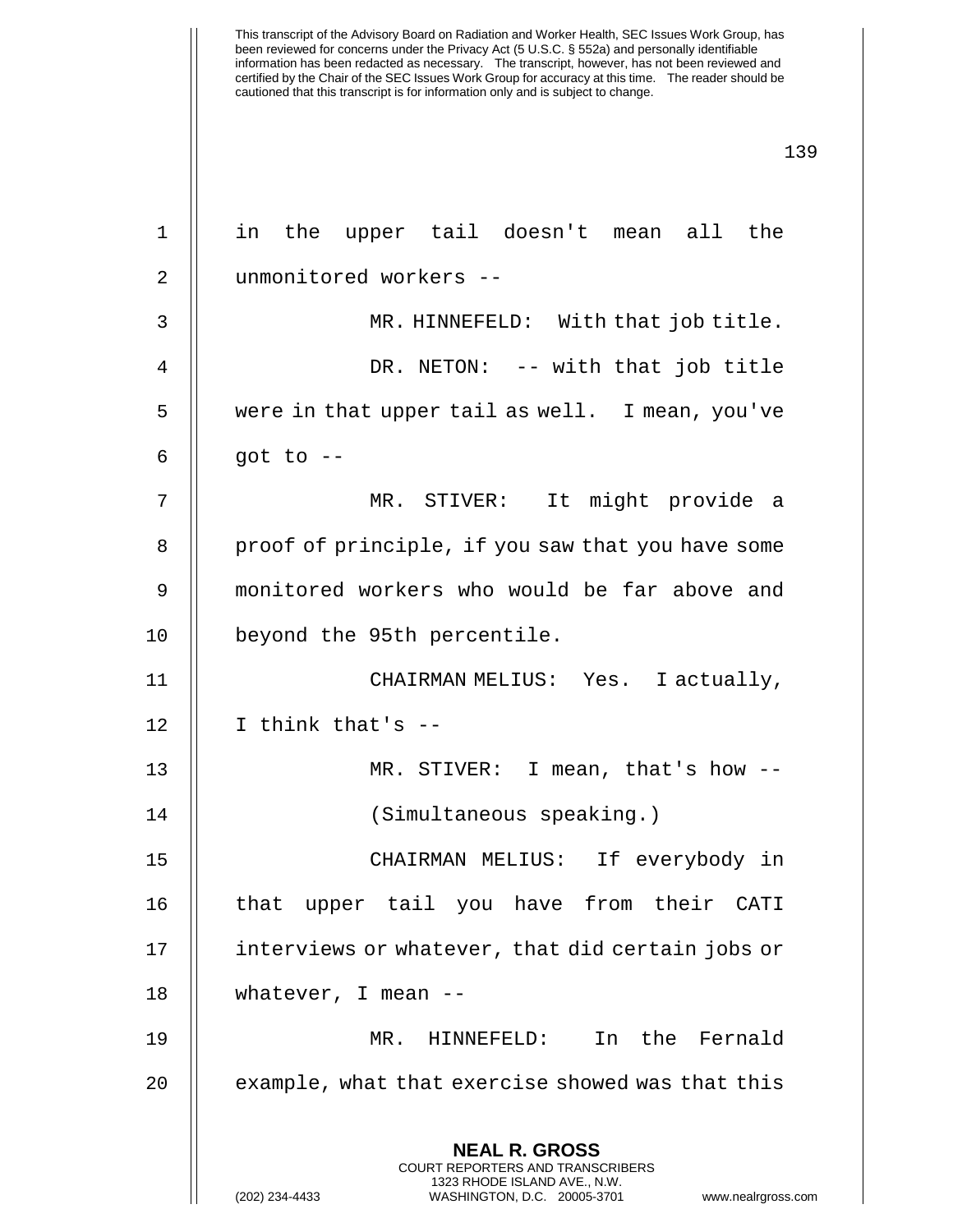in the upper tail doesn't mean all the unmonitored workers --

MR. HINNEFELD: With that job title.

DR. NETON: -- with that job title were in that upper tail as well. I mean, you've got to --

MR. STIVER: It might provide a proof of principle, if you saw that you have some monitored workers who would be far above and beyond the 95th percentile.

CHAIRMAN MELIUS: Yes. I actually, I think that's --

MR. STIVER: I mean, that's how --

(Simultaneous speaking.)

CHAIRMAN MELIUS: If everybody in that upper tail you have from their CATI interviews or whatever, that did certain jobs or whatever, I mean --

MR. HINNEFELD: In the Fernald example, what that exercise showed was that this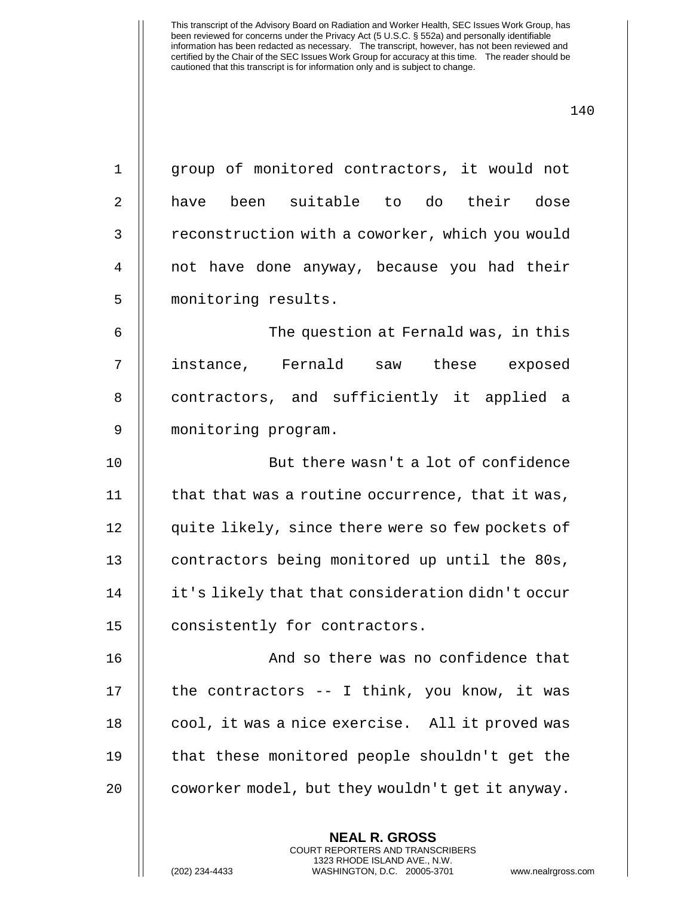group of monitored contractors, it would not have been suitable to do their dose reconstruction with a coworker, which you would not have done anyway, because you had their monitoring results.

The question at Fernald was, in this instance, Fernald saw these exposed contractors, and sufficiently it applied a monitoring program.

But there wasn't a lot of confidence that that was a routine occurrence, that it was, quite likely, since there were so few pockets of contractors being monitored up until the 80s, it's likely that that consideration didn't occur consistently for contractors.

And so there was no confidence that the contractors -- I think, you know, it was cool, it was a nice exercise. All it proved was that these monitored people shouldn't get the coworker model, but they wouldn't get it anyway.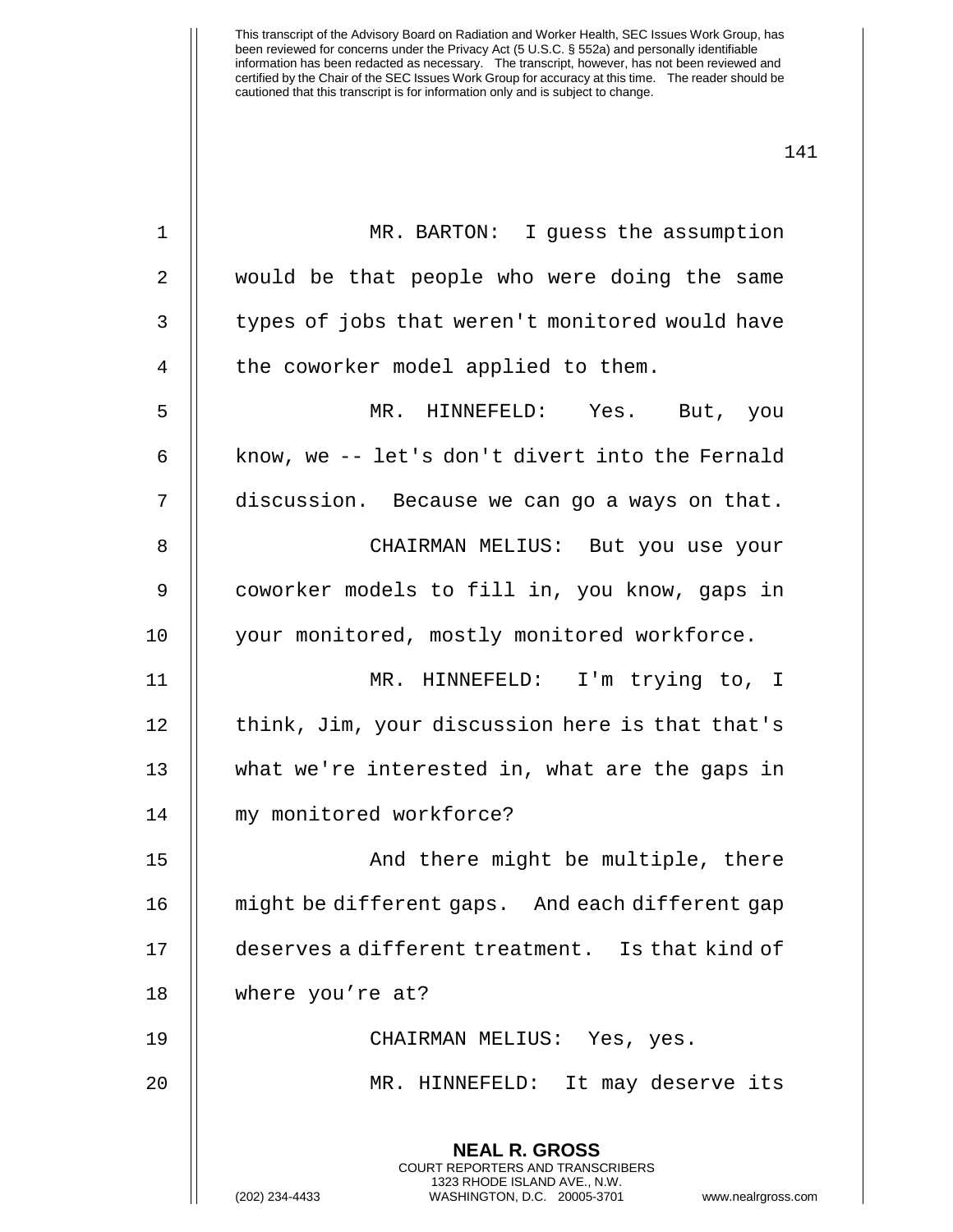MR. BARTON: I guess the assumption would be that people who were doing the same types of jobs that weren't monitored would have the coworker model applied to them.

MR. HINNEFELD: Yes. But, you know, we -- let's don't divert into the Fernald discussion. Because we can go a ways on that.

CHAIRMAN MELIUS: But you use your coworker models to fill in, you know, gaps in your monitored, mostly monitored workforce.

MR. HINNEFELD: I'm trying to, I think, Jim, your discussion here is that that's what we're interested in, what are the gaps in my monitored workforce?

And there might be multiple, there might be different gaps. And each different gap deserves a different treatment. Is that kind of where you're at?

CHAIRMAN MELIUS: Yes, yes.

MR. HINNEFELD: It may deserve its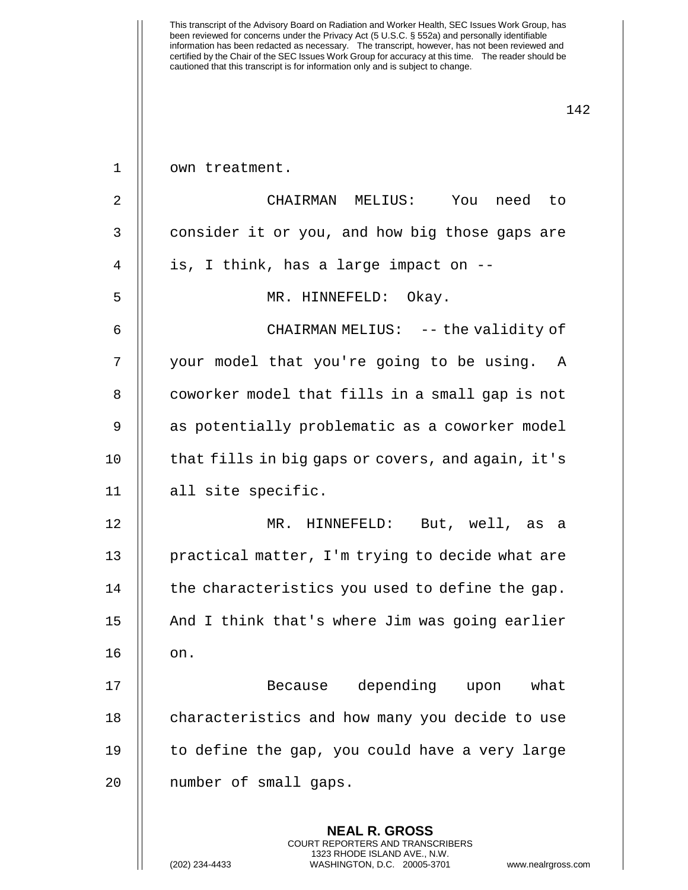own treatment.

CHAIRMAN MELIUS: You need to consider it or you, and how big those gaps are is, I think, has a large impact on --

MR. HINNEFELD: Okay.

CHAIRMAN MELIUS: -- the validity of your model that you're going to be using. A coworker model that fills in a small gap is not as potentially problematic as a coworker model that fills in big gaps or covers, and again, it's all site specific.

MR. HINNEFELD: But, well, as a practical matter, I'm trying to decide what are the characteristics you used to define the gap. And I think that's where Jim was going earlier on.

Because depending upon what characteristics and how many you decide to use to define the gap, you could have a very large number of small gaps.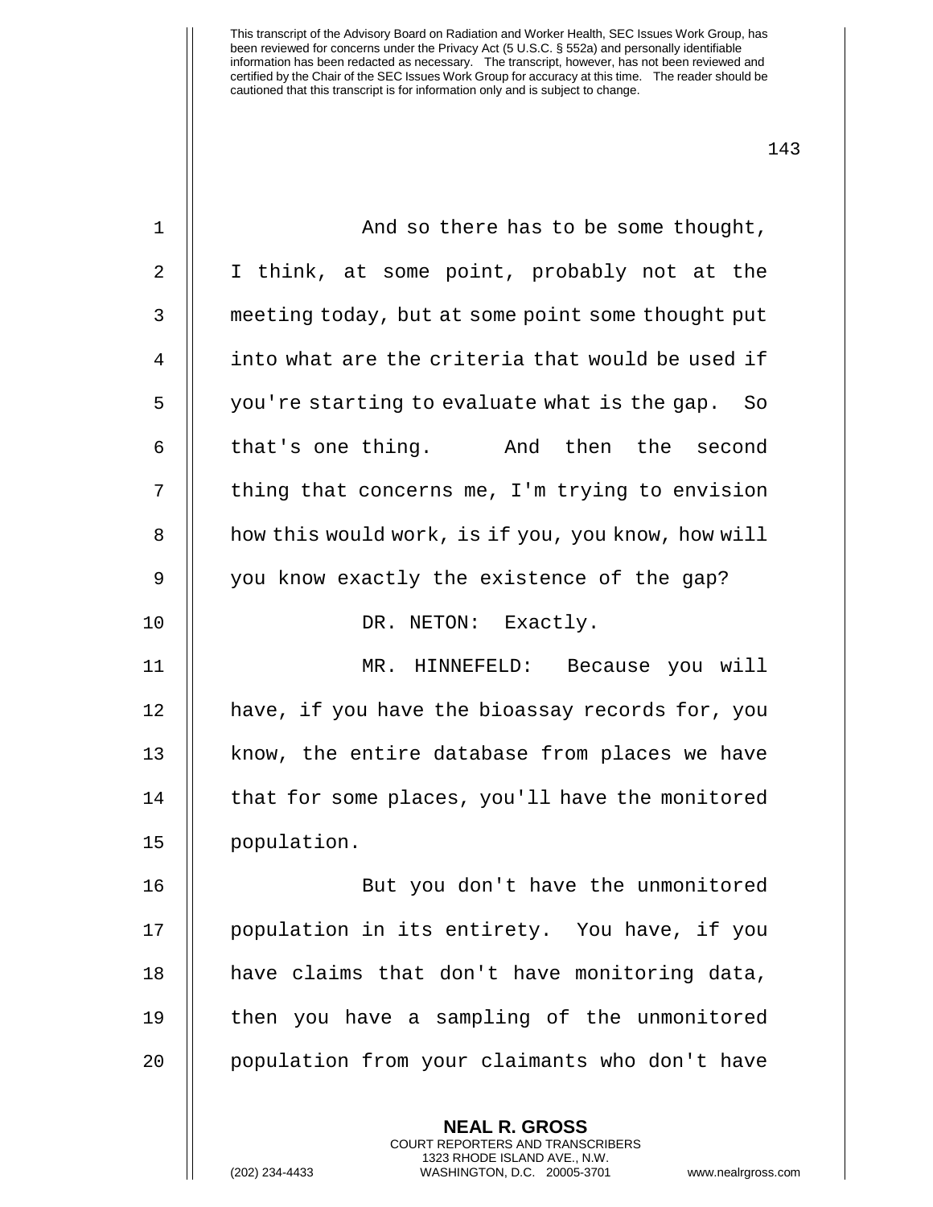And so there has to be some thought, I think, at some point, probably not at the meeting today, but at some point some thought put into what are the criteria that would be used if you're starting to evaluate what is the gap. So that's one thing. And then the second thing that concerns me, I'm trying to envision how this would work, is if you, you know, how will you know exactly the existence of the gap?

DR. NETON: Exactly.

MR. HINNEFELD: Because you will have, if you have the bioassay records for, you know, the entire database from places we have that for some places, you'll have the monitored population.

But you don't have the unmonitored population in its entirety. You have, if you have claims that don't have monitoring data, then you have a sampling of the unmonitored population from your claimants who don't have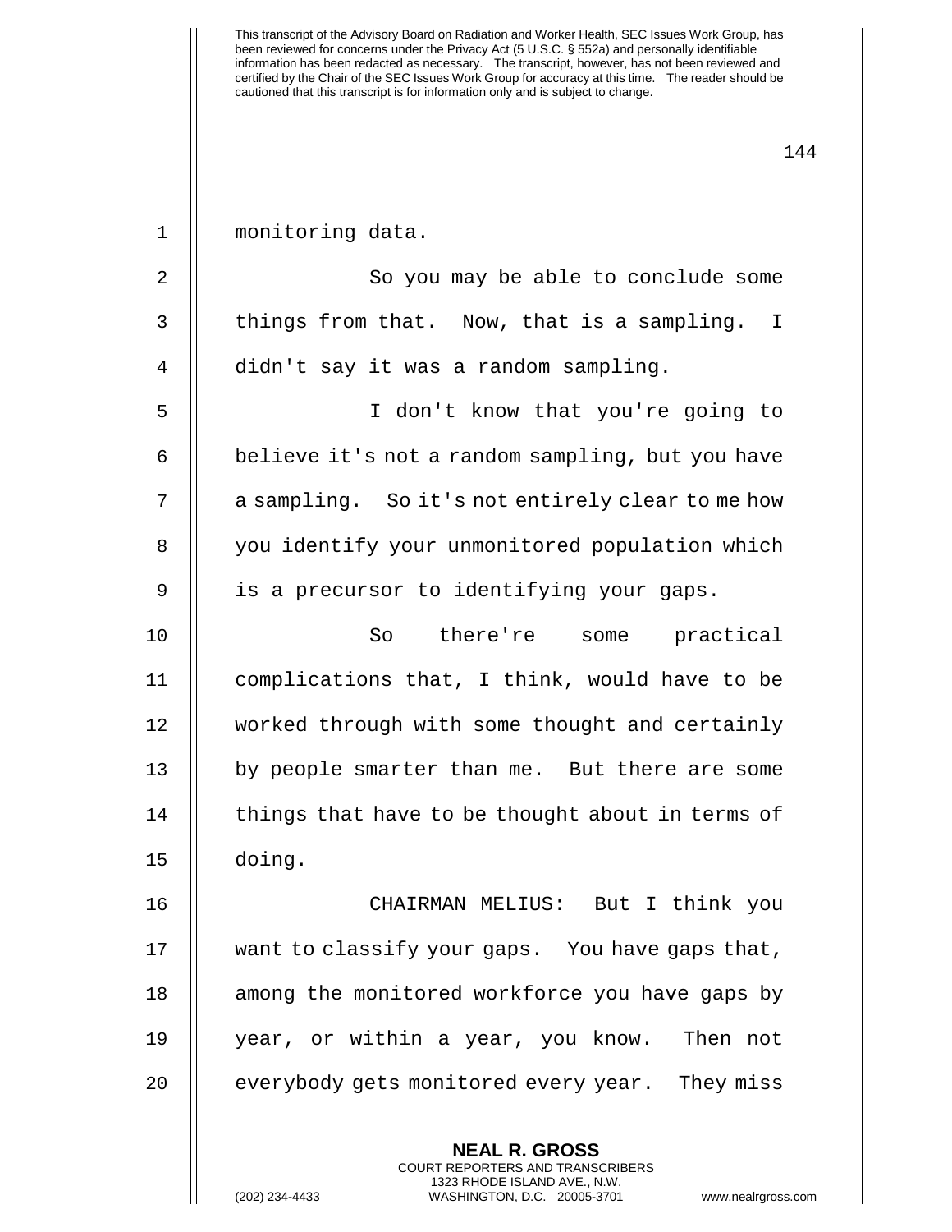monitoring data.

So you may be able to conclude some things from that. Now, that is a sampling. I didn't say it was a random sampling.

I don't know that you're going to believe it's not a random sampling, but you have a sampling. So it's not entirely clear to me how you identify your unmonitored population which is a precursor to identifying your gaps.

So there're some practical complications that, I think, would have to be worked through with some thought and certainly by people smarter than me. But there are some things that have to be thought about in terms of doing.

CHAIRMAN MELIUS: But I think you want to classify your gaps. You have gaps that, among the monitored workforce you have gaps by year, or within a year, you know. Then not everybody gets monitored every year. They miss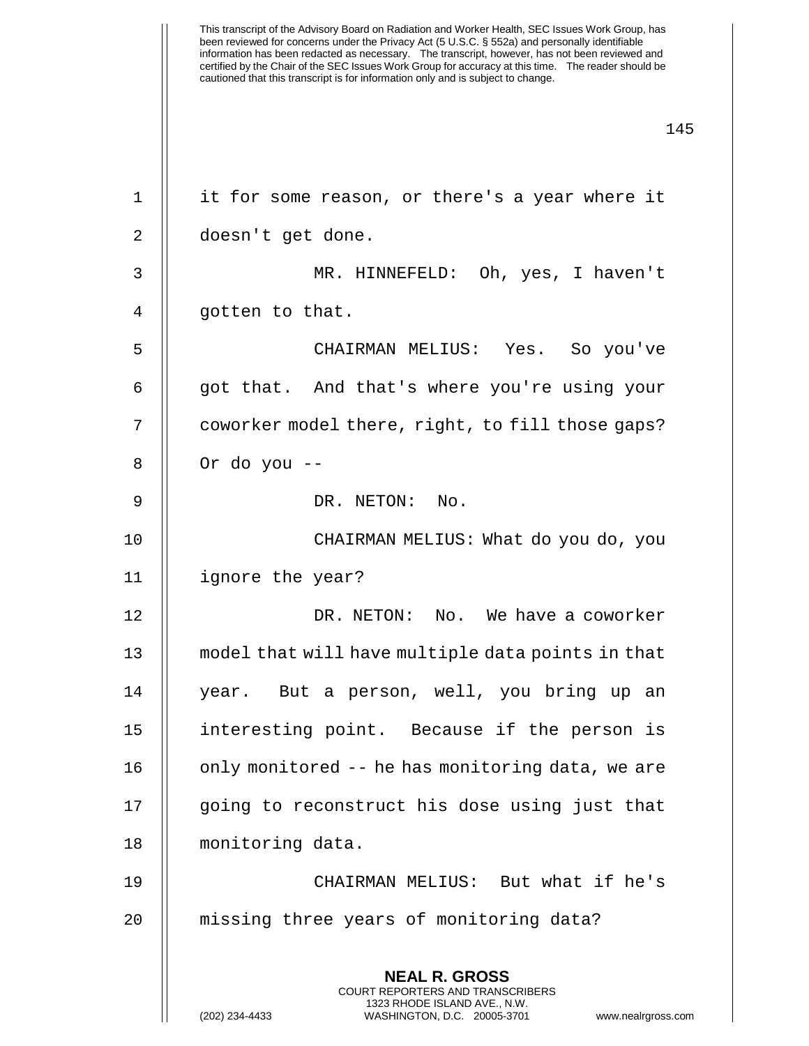it for some reason, or there's a year where it doesn't get done.

MR. HINNEFELD: Oh, yes, I haven't gotten to that.

CHAIRMAN MELIUS: Yes. So you've got that. And that's where you're using your coworker model there, right, to fill those gaps? Or do you --

DR. NETON: No.

CHAIRMAN MELIUS: What do you do, you ignore the year?

DR. NETON: No. We have a coworker model that will have multiple data points in that year. But a person, well, you bring up an interesting point. Because if the person is only monitored -- he has monitoring data, we are going to reconstruct his dose using just that monitoring data.

CHAIRMAN MELIUS: But what if he's missing three years of monitoring data?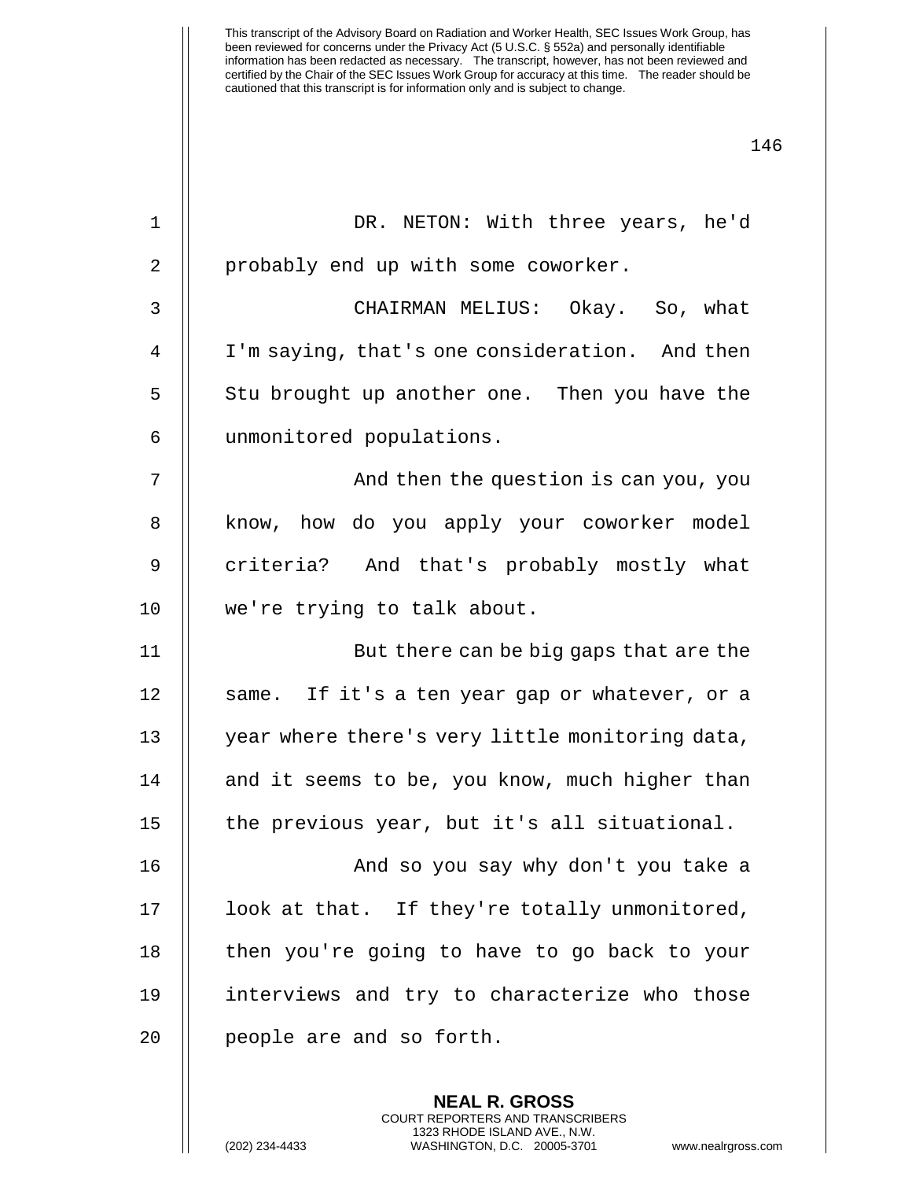DR. NETON: With three years, he'd probably end up with some coworker.

CHAIRMAN MELIUS: Okay. So, what I'm saying, that's one consideration. And then Stu brought up another one. Then you have the unmonitored populations.

And then the question is can you, you know, how do you apply your coworker model criteria? And that's probably mostly what we're trying to talk about.

But there can be big gaps that are the same. If it's a ten year gap or whatever, or a year where there's very little monitoring data, and it seems to be, you know, much higher than the previous year, but it's all situational.

And so you say why don't you take a look at that. If they're totally unmonitored, then you're going to have to go back to your interviews and try to characterize who those people are and so forth.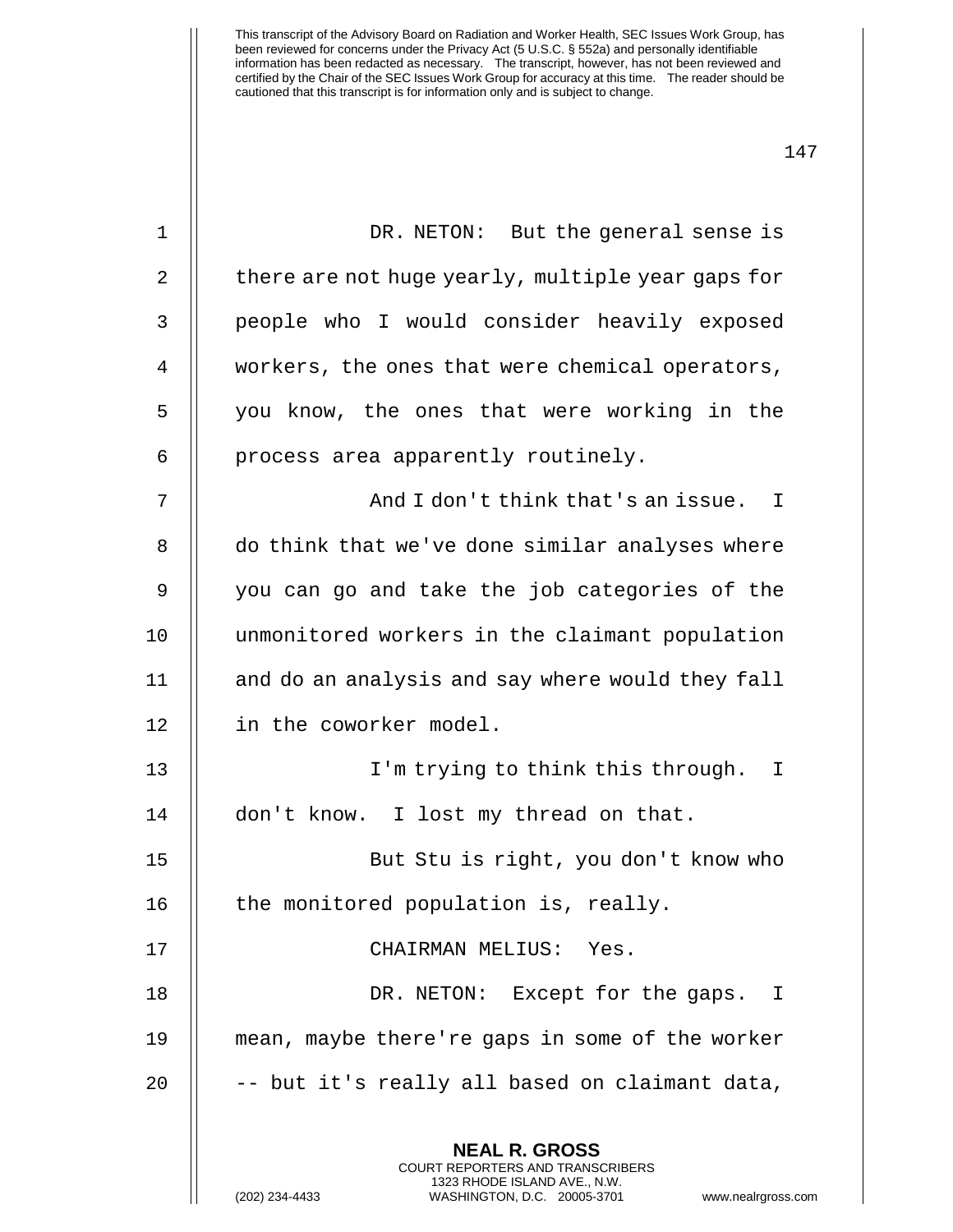DR. NETON: But the general sense is there are not huge yearly, multiple year gaps for people who I would consider heavily exposed workers, the ones that were chemical operators, you know, the ones that were working in the process area apparently routinely.

And I don't think that's an issue. I do think that we've done similar analyses where you can go and take the job categories of the unmonitored workers in the claimant population and do an analysis and say where would they fall in the coworker model.

I'm trying to think this through. I don't know. I lost my thread on that.

But Stu is right, you don't know who the monitored population is, really.

CHAIRMAN MELIUS: Yes.

DR. NETON: Except for the gaps. I mean, maybe there're gaps in some of the worker -- but it's really all based on claimant data,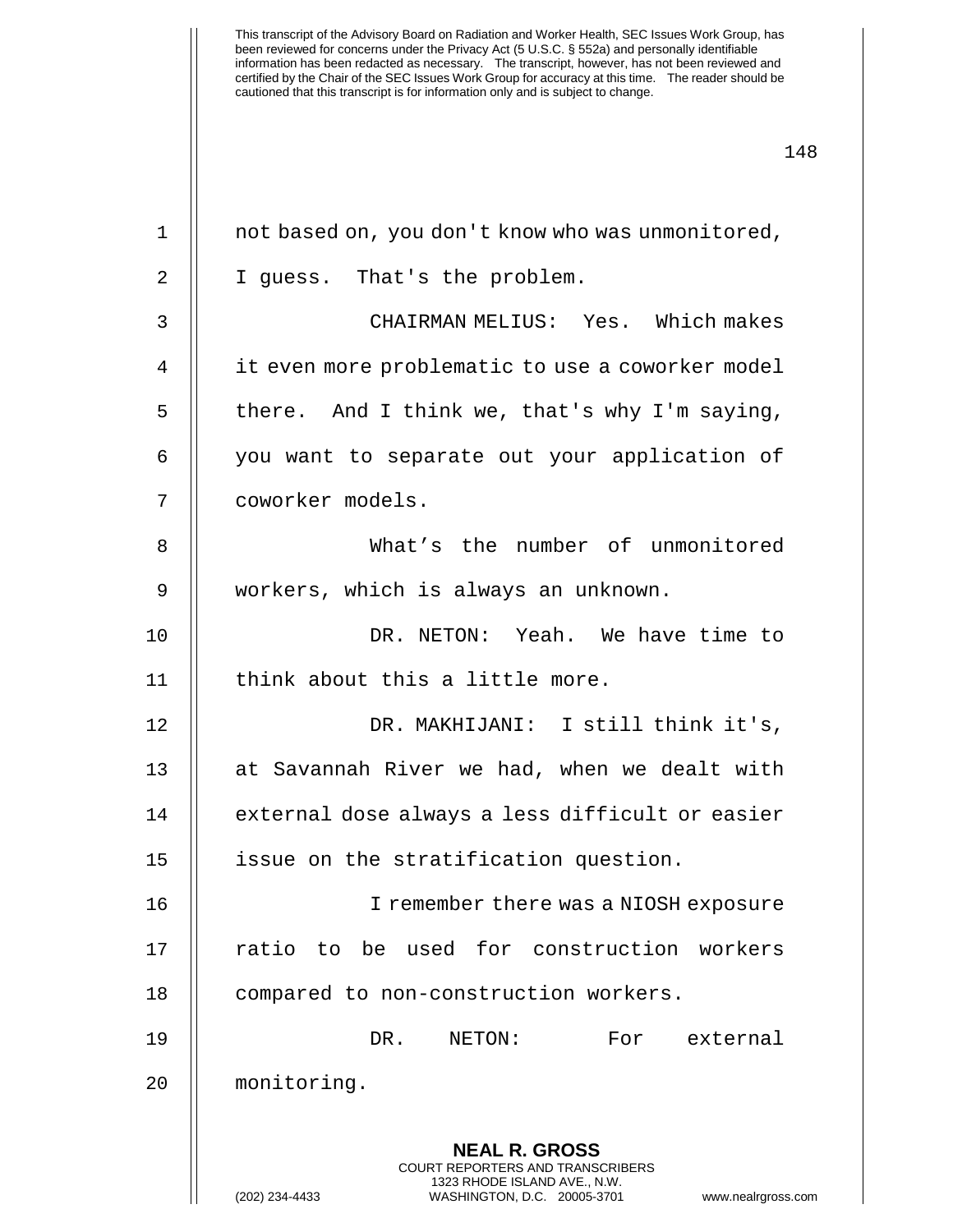not based on, you don't know who was unmonitored, I guess. That's the problem.

CHAIRMAN MELIUS: Yes. Which makes it even more problematic to use a coworker model there. And I think we, that's why I'm saying, you want to separate out your application of coworker models.

What's the number of unmonitored workers, which is always an unknown.

DR. NETON: Yeah. We have time to think about this a little more.

DR. MAKHIJANI: I still think it's, at Savannah River we had, when we dealt with external dose always a less difficult or easier issue on the stratification question.

I remember there was a NIOSH exposure ratio to be used for construction workers compared to non-construction workers.

DR. NETON: For external monitoring.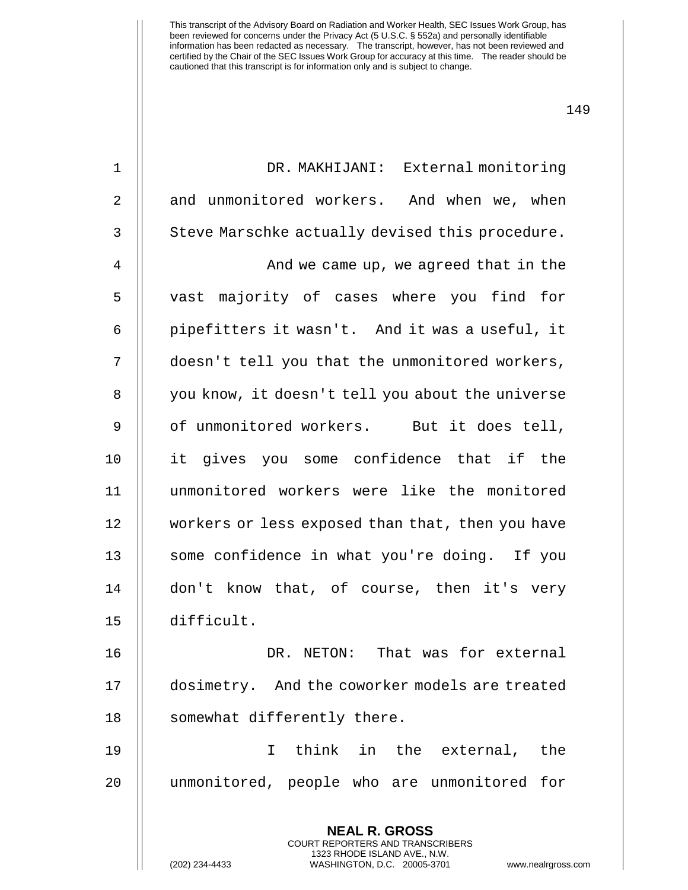DR. MAKHIJANI: External monitoring and unmonitored workers. And when we, when Steve Marschke actually devised this procedure.

And we came up, we agreed that in the vast majority of cases where you find for pipefitters it wasn't. And it was a useful, it doesn't tell you that the unmonitored workers, you know, it doesn't tell you about the universe of unmonitored workers. But it does tell, it gives you some confidence that if the unmonitored workers were like the monitored workers or less exposed than that, then you have some confidence in what you're doing. If you don't know that, of course, then it's very difficult.

DR. NETON: That was for external dosimetry. And the coworker models are treated somewhat differently there.

I think in the external, the unmonitored, people who are unmonitored for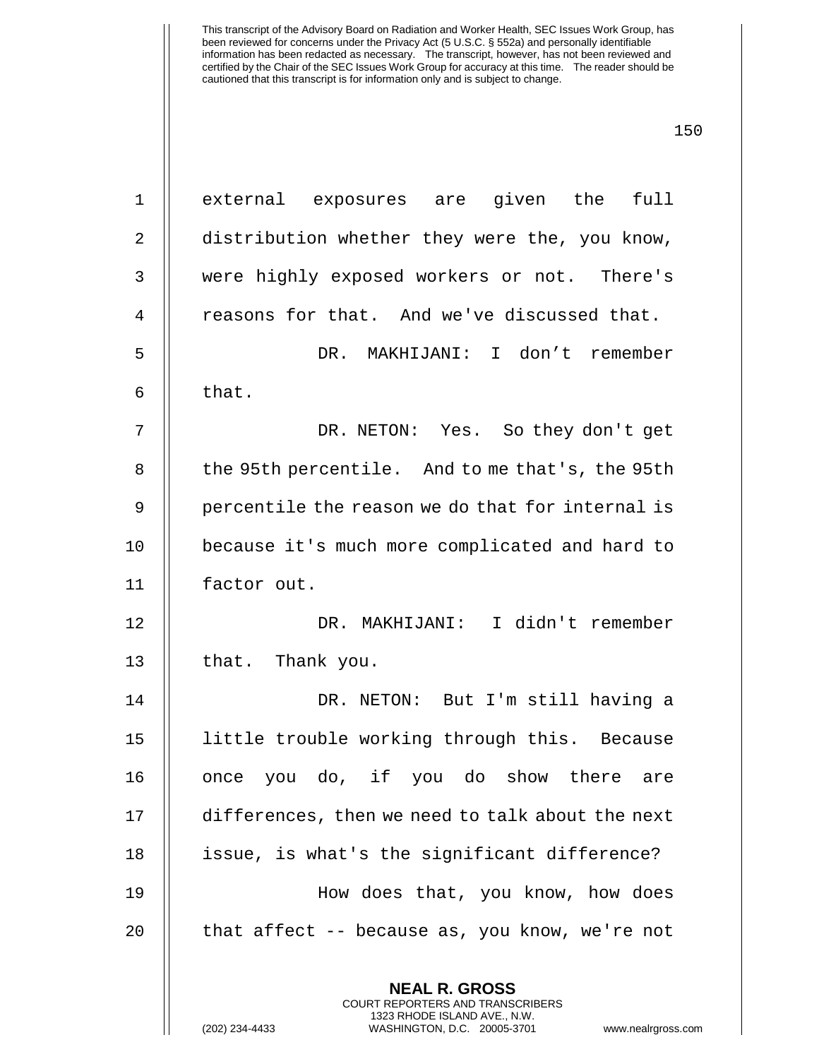external exposures are given the full distribution whether they were the, you know, were highly exposed workers or not. There's reasons for that. And we've discussed that.

DR. MAKHIJANI: I don't remember that.

DR. NETON: Yes. So they don't get the 95th percentile. And to me that's, the 95th percentile the reason we do that for internal is because it's much more complicated and hard to factor out.

DR. MAKHIJANI: I didn't remember that. Thank you.

DR. NETON: But I'm still having a little trouble working through this. Because once you do, if you do show there are differences, then we need to talk about the next issue, is what's the significant difference?

How does that, you know, how does that affect -- because as, you know, we're not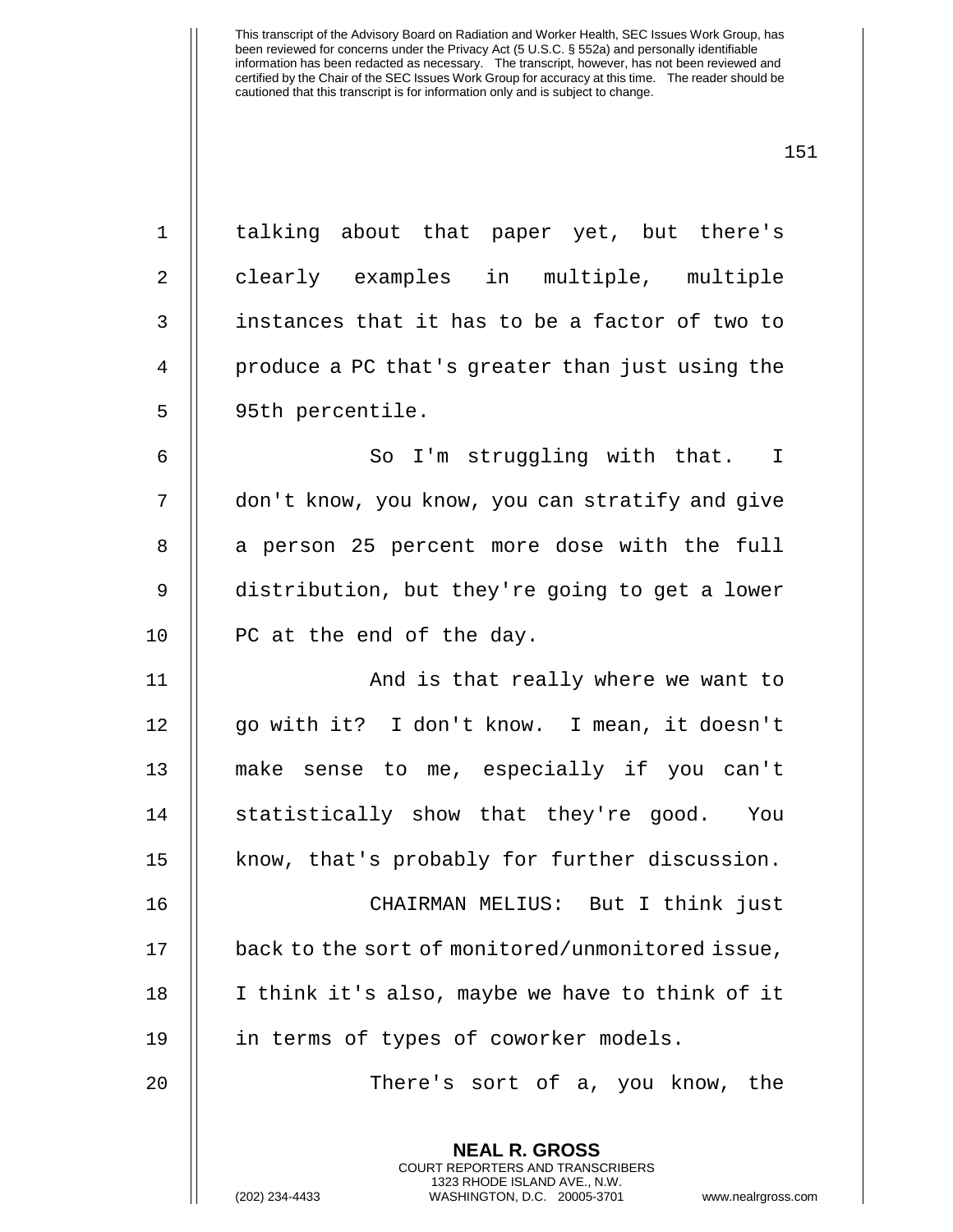talking about that paper yet, but there's clearly examples in multiple, multiple instances that it has to be a factor of two to produce a PC that's greater than just using the 95th percentile.

So I'm struggling with that. I don't know, you know, you can stratify and give a person 25 percent more dose with the full distribution, but they're going to get a lower PC at the end of the day.

And is that really where we want to go with it? I don't know. I mean, it doesn't make sense to me, especially if you can't statistically show that they're good. You know, that's probably for further discussion.

CHAIRMAN MELIUS: But I think just back to the sort of monitored/unmonitored issue, I think it's also, maybe we have to think of it in terms of types of coworker models.

There's sort of a, you know, the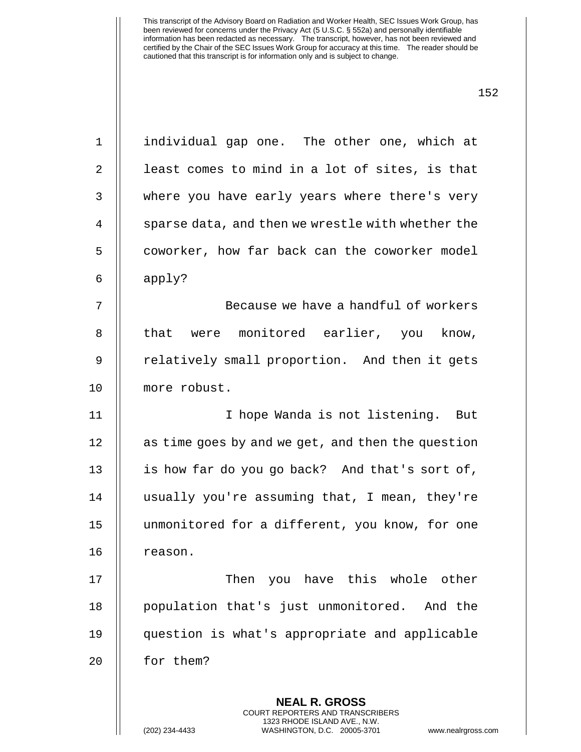This transcript of the Advisory Board on Radiation and Worker Health, SEC Issues Work Group, has been reviewed for concerns under the Privacy Act (5 U.S.C. § 552a) and personally identifiable information has been redacted as necessary. The transcript, however, has not been reviewed and certified by the Chair of the SEC Issues Work Group for accuracy at this time. The reader should be cautioned that this transcript is for information only and is subject to change.

individual gap one. The other one, which at least comes to mind in a lot of sites, is that where you have early years where there's very sparse data, and then we wrestle with whether the coworker, how far back can the coworker model apply?

Because we have a handful of workers that were monitored earlier, you know, relatively small proportion. And then it gets more robust.

I hope Wanda is not listening. But as time goes by and we get, and then the question is how far do you go back? And that's sort of, usually you're assuming that, I mean, they're unmonitored for a different, you know, for one reason.

Then you have this whole other population that's just unmonitored. And the question is what's appropriate and applicable for them?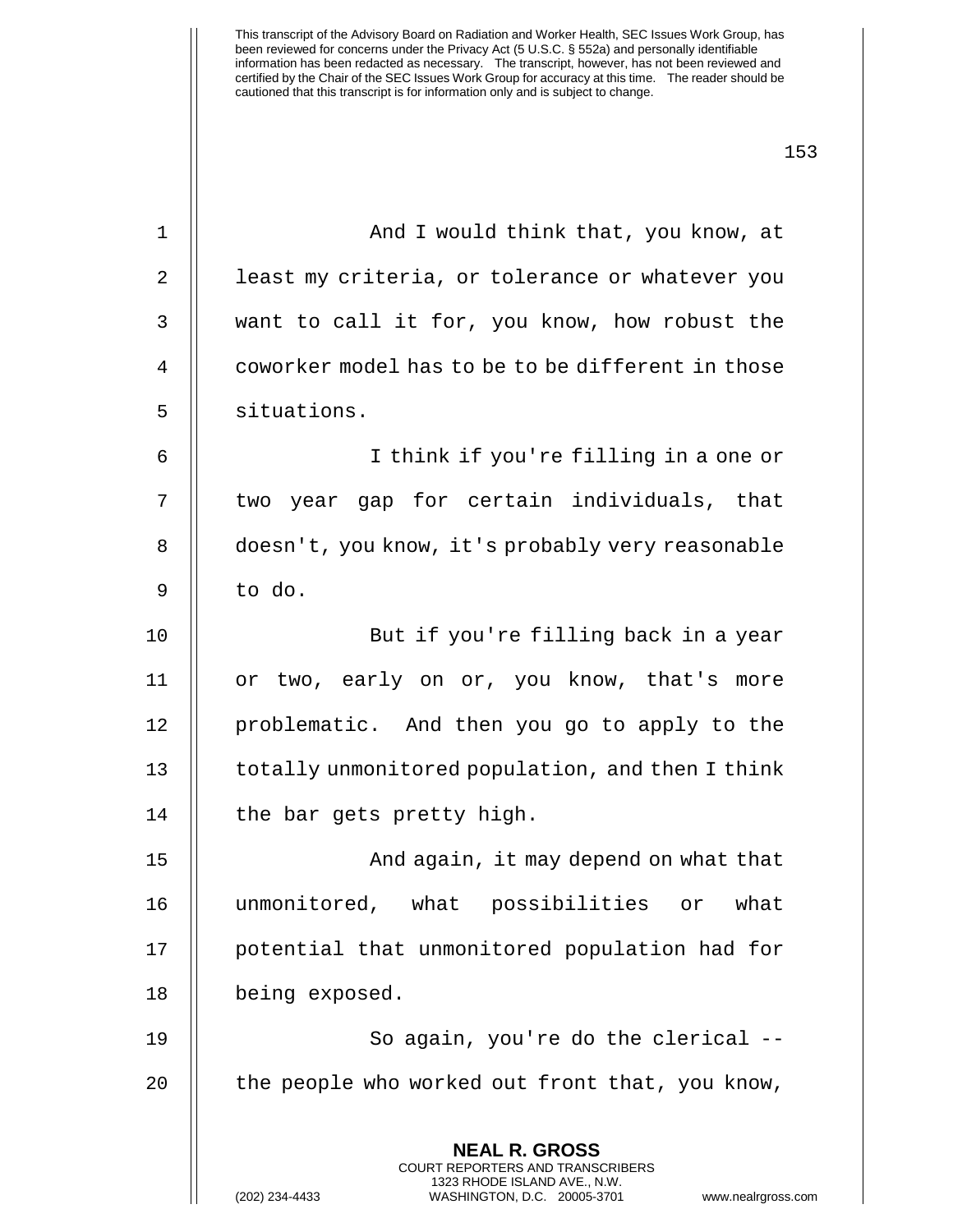This transcript of the Advisory Board on Radiation and Worker Health, SEC Issues Work Group, has been reviewed for concerns under the Privacy Act (5 U.S.C. § 552a) and personally identifiable information has been redacted as necessary. The transcript, however, has not been reviewed and certified by the Chair of the SEC Issues Work Group for accuracy at this time. The reader should be cautioned that this transcript is for information only and is subject to change.

And I would think that, you know, at least my criteria, or tolerance or whatever you want to call it for, you know, how robust the coworker model has to be to be different in those situations.

I think if you're filling in a one or two year gap for certain individuals, that doesn't, you know, it's probably very reasonable to do.

But if you're filling back in a year or two, early on or, you know, that's more problematic. And then you go to apply to the totally unmonitored population, and then I think the bar gets pretty high.

And again, it may depend on what that unmonitored, what possibilities or what potential that unmonitored population had for being exposed.

So again, you're do the clerical -- the people who worked out front that, you know,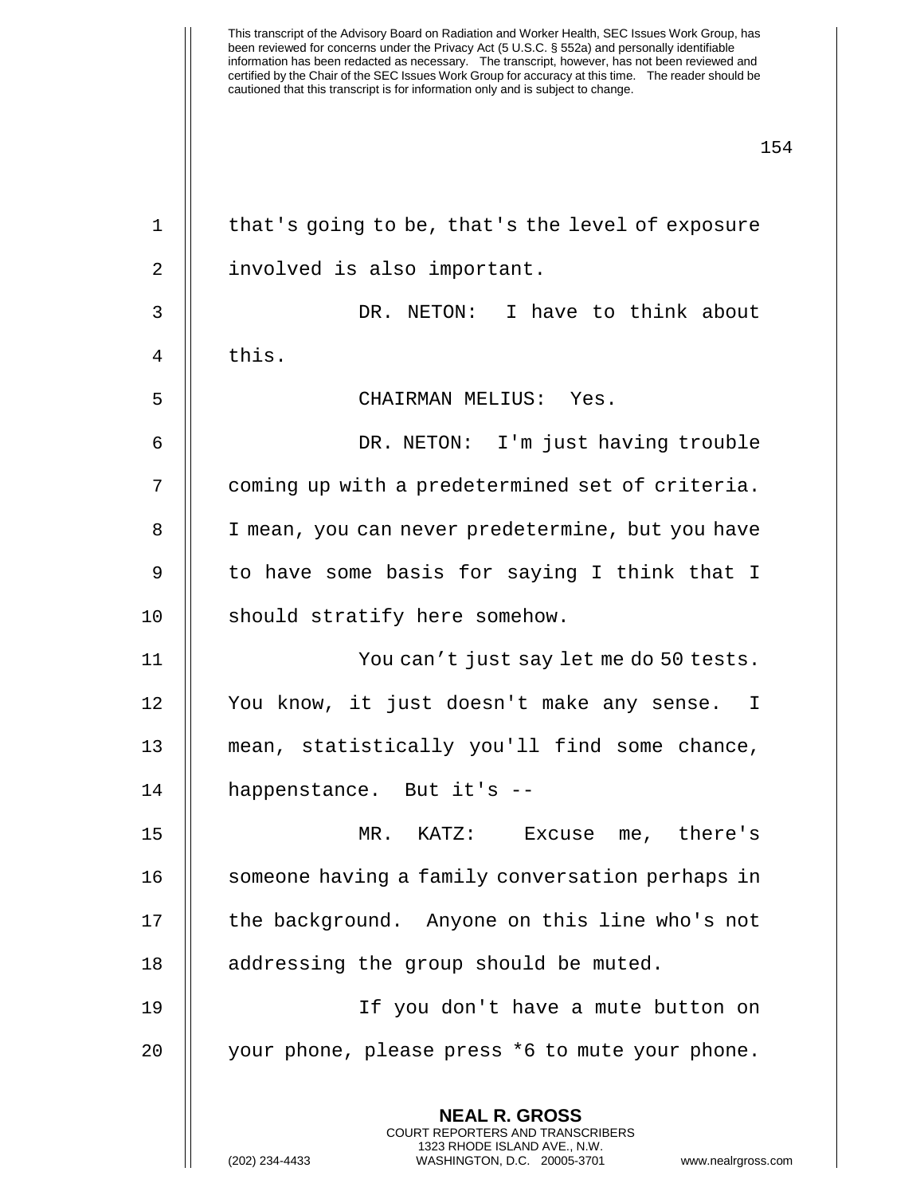that's going to be, that's the level of exposure involved is also important.

DR. NETON: I have to think about this.

CHAIRMAN MELIUS: Yes.

DR. NETON: I'm just having trouble coming up with a predetermined set of criteria. I mean, you can never predetermine, but you have to have some basis for saying I think that I should stratify here somehow.

You can't just say let me do 50 tests. You know, it just doesn't make any sense. I mean, statistically you'll find some chance, happenstance. But it's --

MR. KATZ: Excuse me, there's someone having a family conversation perhaps in the background. Anyone on this line who's not addressing the group should be muted.

If you don't have a mute button on your phone, please press *6 to mute your phone.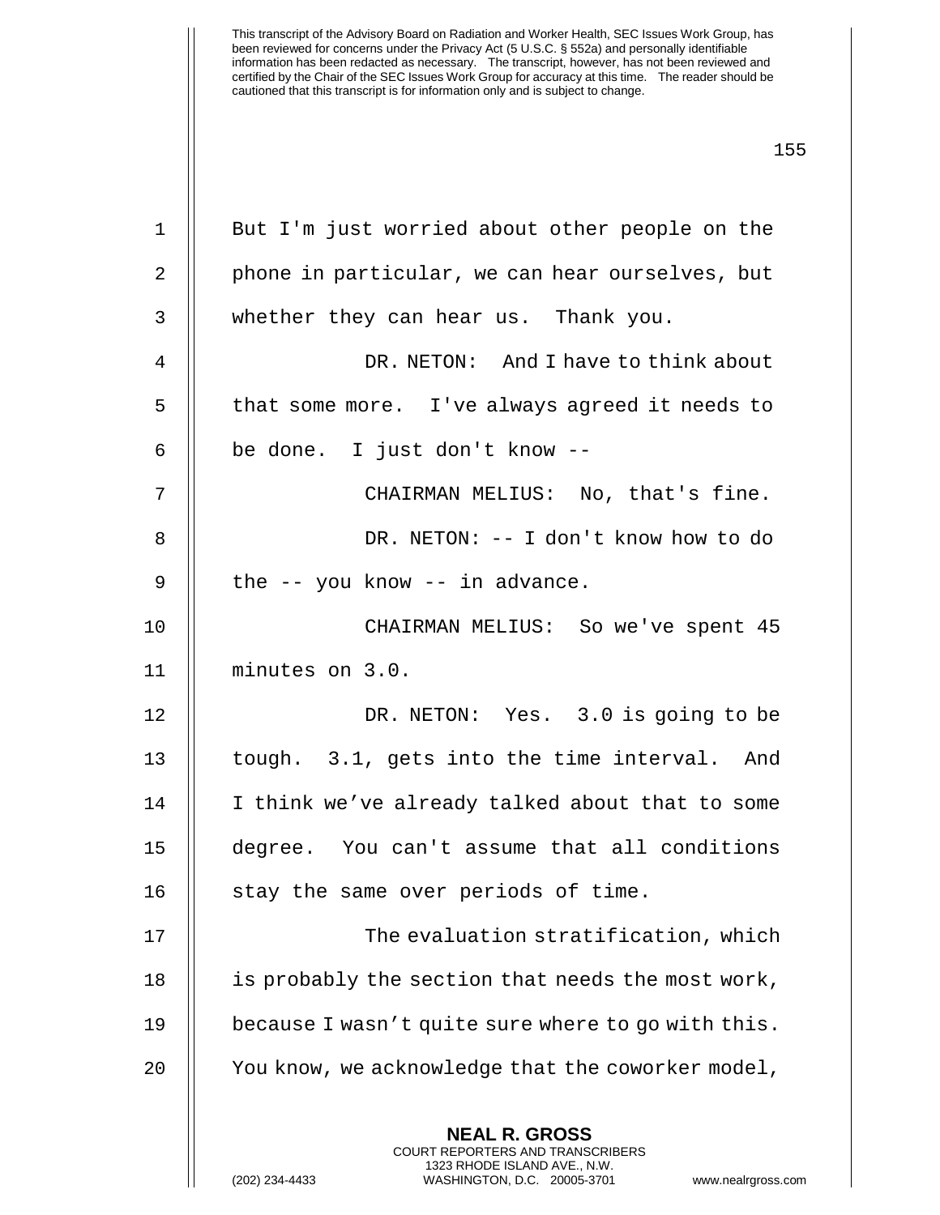But I'm just worried about other people on the phone in particular, we can hear ourselves, but whether they can hear us. Thank you.

DR. NETON: And I have to think about that some more. I've always agreed it needs to be done. I just don't know --

CHAIRMAN MELIUS: No, that's fine.

DR. NETON: -- I don't know how to do the -- you know -- in advance.

CHAIRMAN MELIUS: So we've spent 45 minutes on 3.0.

DR. NETON: Yes. 3.0 is going to be tough. 3.1, gets into the time interval. And I think we've already talked about that to some degree. You can't assume that all conditions stay the same over periods of time.

The evaluation stratification, which is probably the section that needs the most work, because I wasn't quite sure where to go with this. You know, we acknowledge that the coworker model,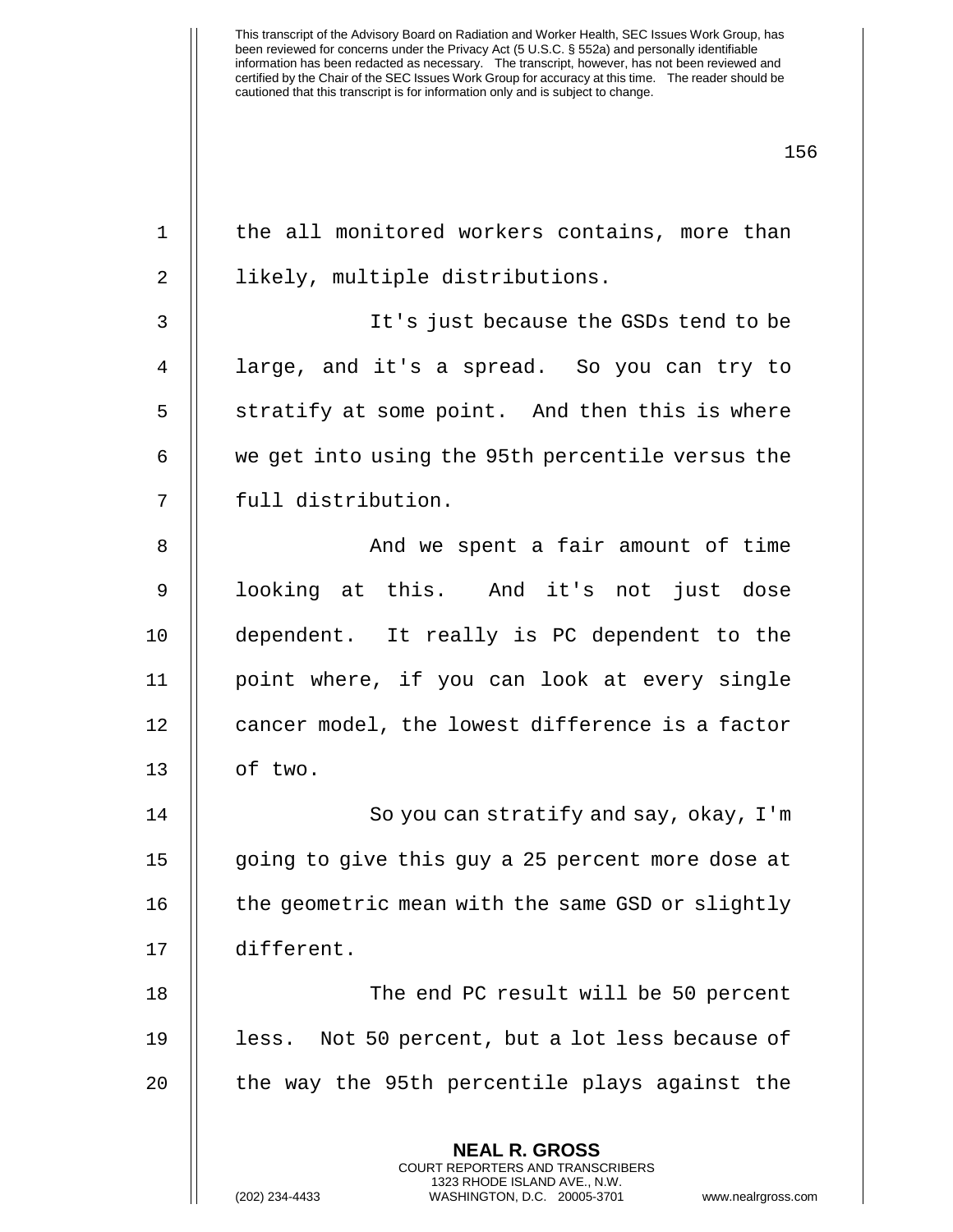the all monitored workers contains, more than likely, multiple distributions.

It's just because the GSDs tend to be large, and it's a spread. So you can try to stratify at some point. And then this is where we get into using the 95th percentile versus the full distribution.

And we spent a fair amount of time looking at this. And it's not just dose dependent. It really is PC dependent to the point where, if you can look at every single cancer model, the lowest difference is a factor of two.

So you can stratify and say, okay, I'm going to give this guy a 25 percent more dose at the geometric mean with the same GSD or slightly different.

The end PC result will be 50 percent less. Not 50 percent, but a lot less because of the way the 95th percentile plays against the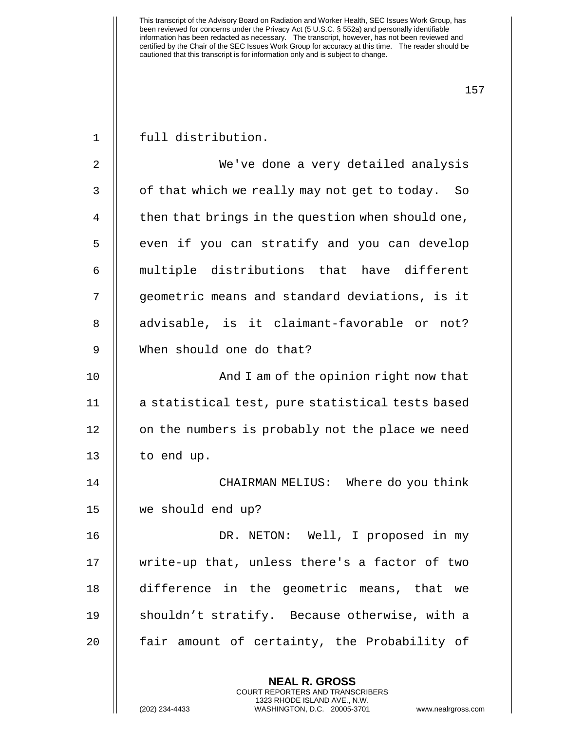full distribution.

We've done a very detailed analysis of that which we really may not get to today. So then that brings in the question when should one, even if you can stratify and you can develop multiple distributions that have different geometric means and standard deviations, is it advisable, is it claimant-favorable or not? When should one do that?

And I am of the opinion right now that a statistical test, pure statistical tests based on the numbers is probably not the place we need to end up.

CHAIRMAN MELIUS: Where do you think we should end up?

DR. NETON: Well, I proposed in my write-up that, unless there's a factor of two difference in the geometric means, that we shouldn't stratify. Because otherwise, with a fair amount of certainty, the Probability of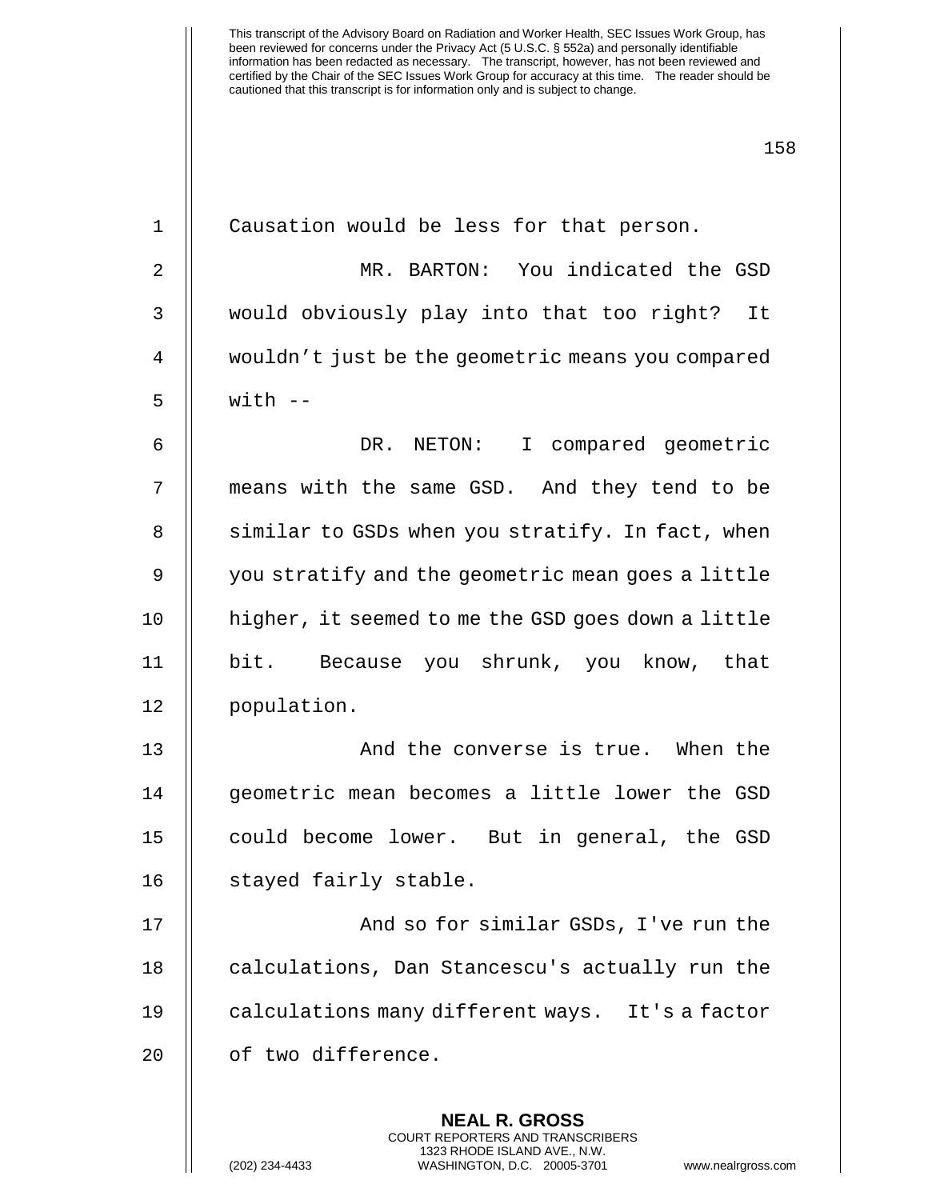Causation would be less for that person.

MR. BARTON: You indicated the GSD would obviously play into that too right? It wouldn't just be the geometric means you compared with --

DR. NETON: I compared geometric means with the same GSD. And they tend to be similar to GSDs when you stratify. In fact, when you stratify and the geometric mean goes a little higher, it seemed to me the GSD goes down a little bit. Because you shrunk, you know, that population.

And the converse is true. When the geometric mean becomes a little lower the GSD could become lower. But in general, the GSD stayed fairly stable.

And so for similar GSDs, I've run the calculations, Dan Stancescu's actually run the calculations many different ways. It's a factor of two difference.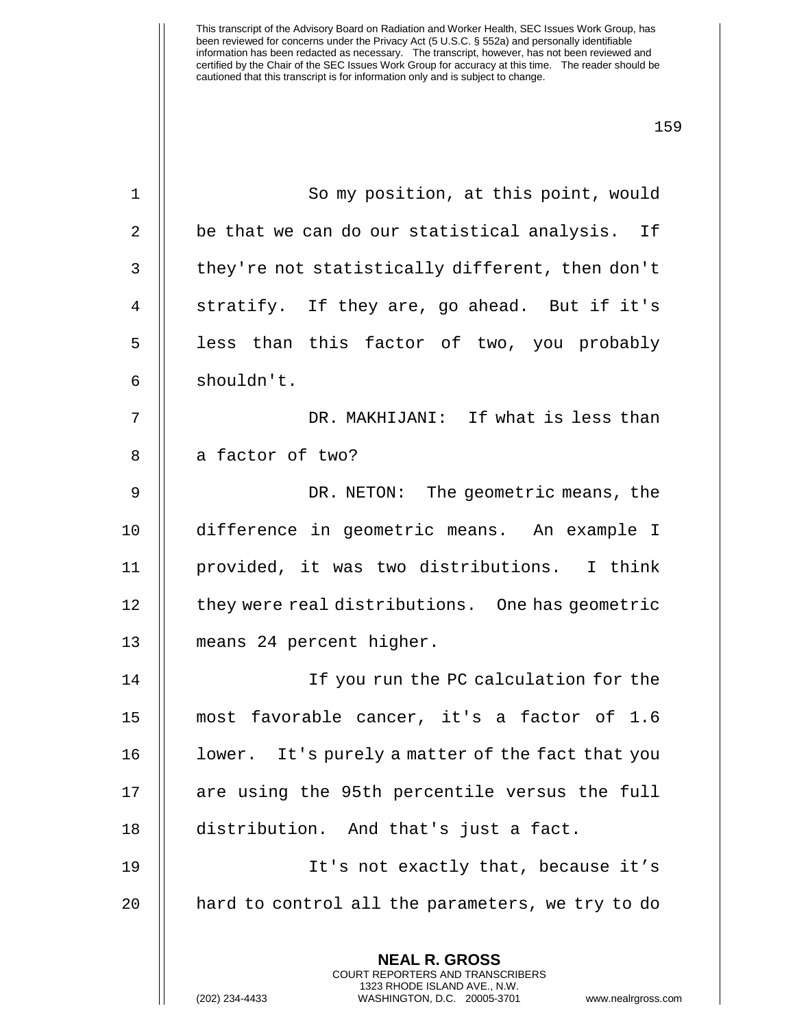So my position, at this point, would be that we can do our statistical analysis. If they're not statistically different, then don't stratify. If they are, go ahead. But if it's less than this factor of two, you probably shouldn't.

DR. MAKHIJANI: If what is less than a factor of two?

DR. NETON: The geometric means, the difference in geometric means. An example I provided, it was two distributions. I think they were real distributions. One has geometric means 24 percent higher.

If you run the PC calculation for the most favorable cancer, it's a factor of 1.6 lower. It's purely a matter of the fact that you are using the 95th percentile versus the full distribution. And that's just a fact.

It's not exactly that, because it's hard to control all the parameters, we try to do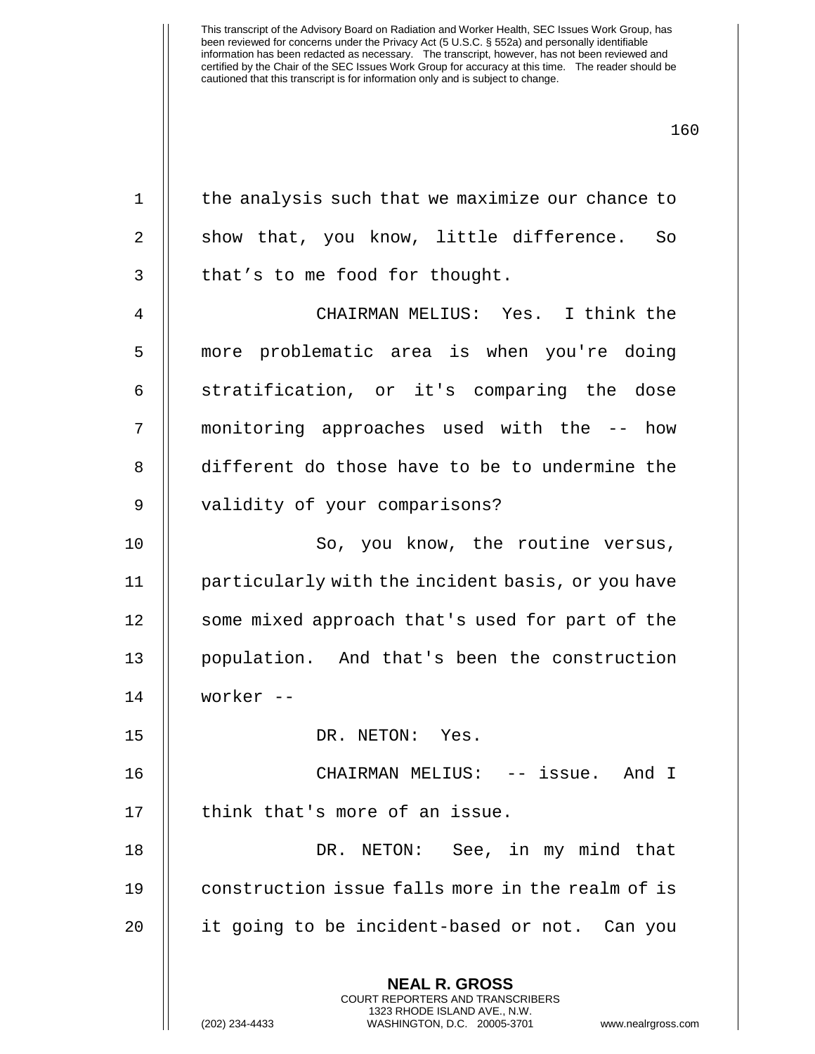the analysis such that we maximize our chance to show that, you know, little difference. So that's to me food for thought.

CHAIRMAN MELIUS: Yes. I think the more problematic area is when you're doing stratification, or it's comparing the dose monitoring approaches used with the -- how different do those have to be to undermine the validity of your comparisons?

So, you know, the routine versus, particularly with the incident basis, or you have some mixed approach that's used for part of the population. And that's been the construction worker --

DR. NETON: Yes.

CHAIRMAN MELIUS: -- issue. And I think that's more of an issue.

DR. NETON: See, in my mind that construction issue falls more in the realm of is it going to be incident-based or not. Can you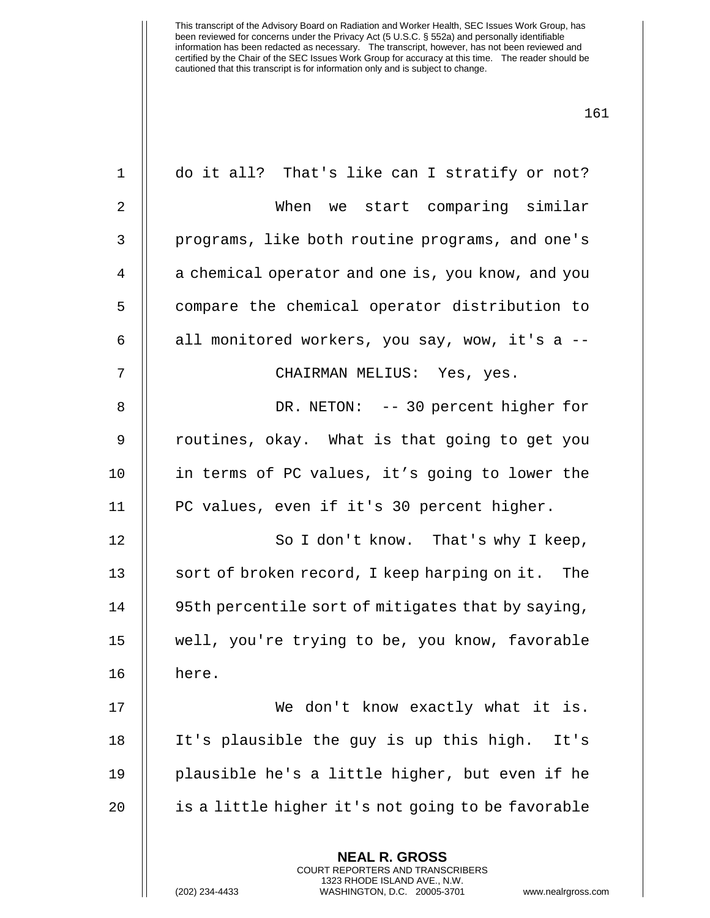do it all? That's like can I stratify or not?

When we start comparing similar programs, like both routine programs, and one's a chemical operator and one is, you know, and you compare the chemical operator distribution to all monitored workers, you say, wow, it's a --

CHAIRMAN MELIUS: Yes, yes.

DR. NETON: -- 30 percent higher for routines, okay. What is that going to get you in terms of PC values, it's going to lower the PC values, even if it's 30 percent higher.

So I don't know. That's why I keep, sort of broken record, I keep harping on it. The 95th percentile sort of mitigates that by saying, well, you're trying to be, you know, favorable here.

We don't know exactly what it is. It's plausible the guy is up this high. It's plausible he's a little higher, but even if he is a little higher it's not going to be favorable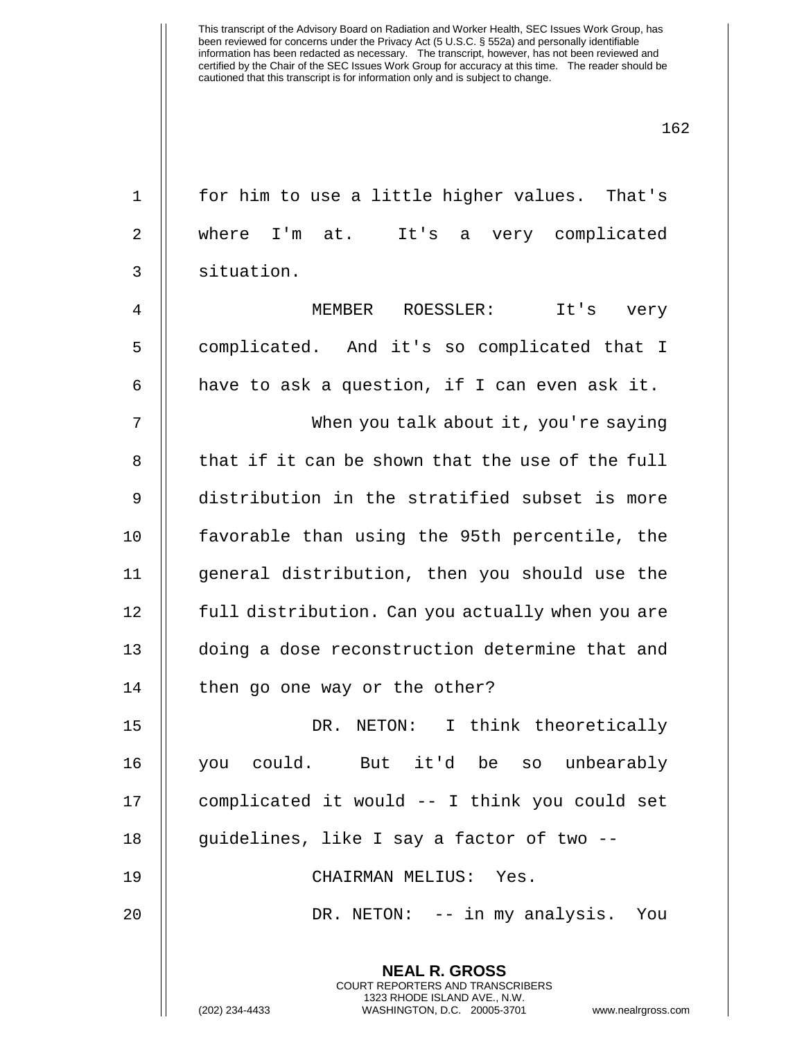for him to use a little higher values. That's where I'm at. It's a very complicated situation.

MEMBER ROESSLER: It's very complicated. And it's so complicated that I have to ask a question, if I can even ask it.

When you talk about it, you're saying that if it can be shown that the use of the full distribution in the stratified subset is more favorable than using the 95th percentile, the general distribution, then you should use the full distribution. Can you actually when you are doing a dose reconstruction determine that and then go one way or the other?

DR. NETON: I think theoretically you could. But it'd be so unbearably complicated it would -- I think you could set guidelines, like I say a factor of two --

CHAIRMAN MELIUS: Yes.

DR. NETON: -- in my analysis. You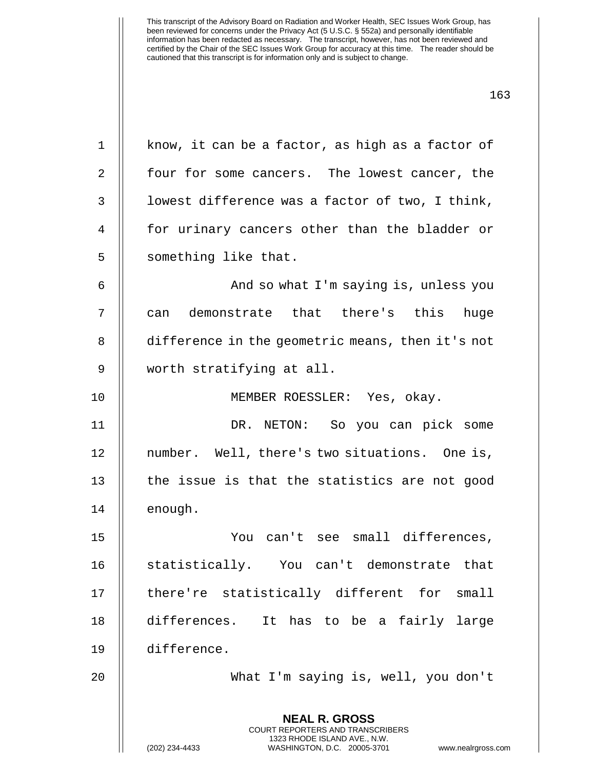know, it can be a factor, as high as a factor of four for some cancers. The lowest cancer, the lowest difference was a factor of two, I think, for urinary cancers other than the bladder or something like that.

And so what I'm saying is, unless you can demonstrate that there's this huge difference in the geometric means, then it's not worth stratifying at all.

MEMBER ROESSLER: Yes, okay.

DR. NETON: So you can pick some number. Well, there's two situations. One is, the issue is that the statistics are not good enough.

You can't see small differences, statistically. You can't demonstrate that there're statistically different for small differences. It has to be a fairly large difference.

What I'm saying is, well, you don't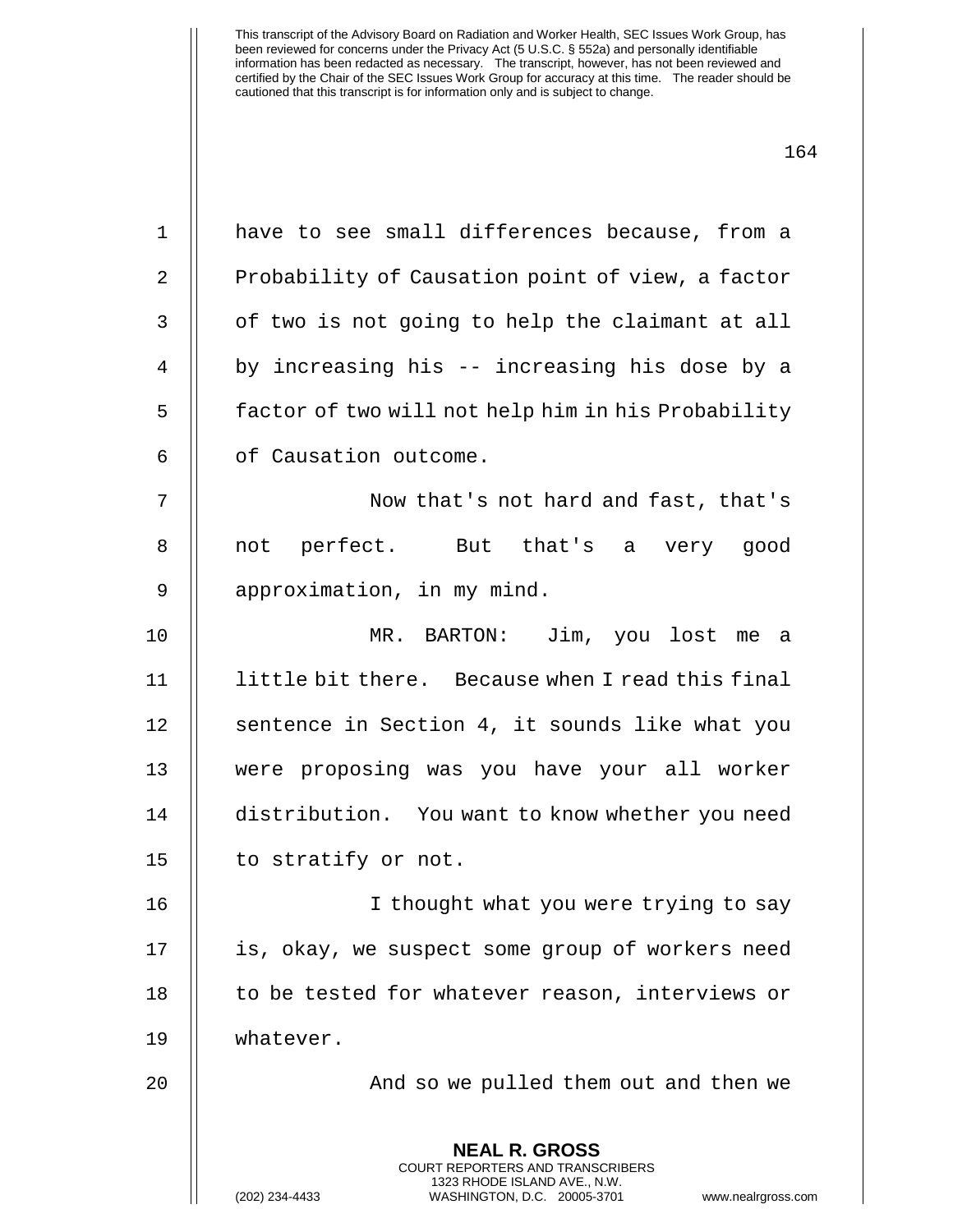have to see small differences because, from a Probability of Causation point of view, a factor of two is not going to help the claimant at all by increasing his -- increasing his dose by a factor of two will not help him in his Probability of Causation outcome.

Now that's not hard and fast, that's not perfect. But that's a very good approximation, in my mind.

MR. BARTON: Jim, you lost me a little bit there. Because when I read this final sentence in Section 4, it sounds like what you were proposing was you have your all worker distribution. You want to know whether you need to stratify or not.

I thought what you were trying to say is, okay, we suspect some group of workers need to be tested for whatever reason, interviews or whatever.

And so we pulled them out and then we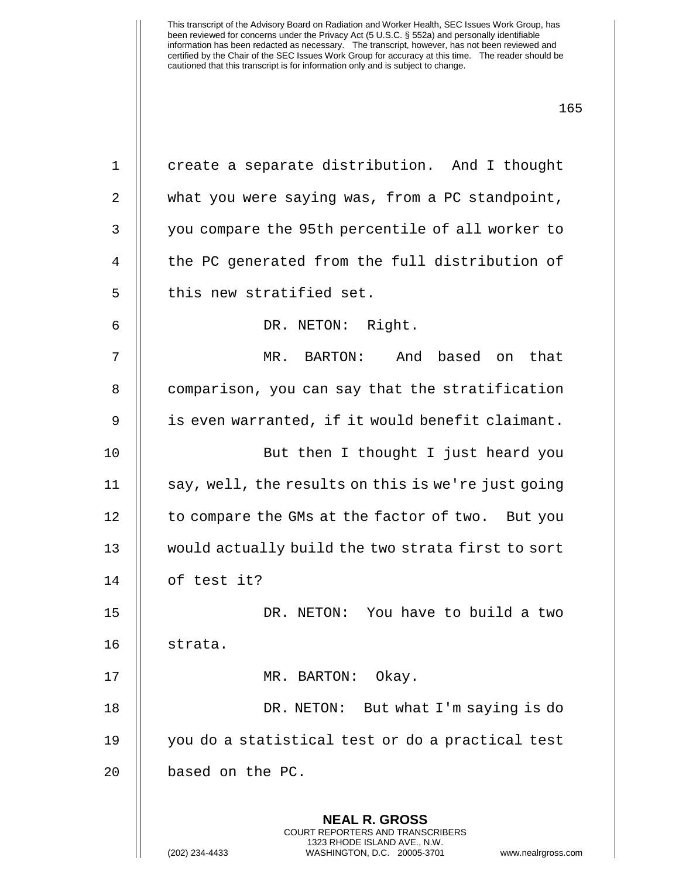create a separate distribution. And I thought what you were saying was, from a PC standpoint, you compare the 95th percentile of all worker to the PC generated from the full distribution of this new stratified set.

DR. NETON: Right.

MR. BARTON: And based on that comparison, you can say that the stratification is even warranted, if it would benefit claimant.

But then I thought I just heard you say, well, the results on this is we're just going to compare the GMs at the factor of two. But you would actually build the two strata first to sort of test it?

DR. NETON: You have to build a two strata.

MR. BARTON: Okay.

DR. NETON: But what I'm saying is do you do a statistical test or do a practical test based on the PC.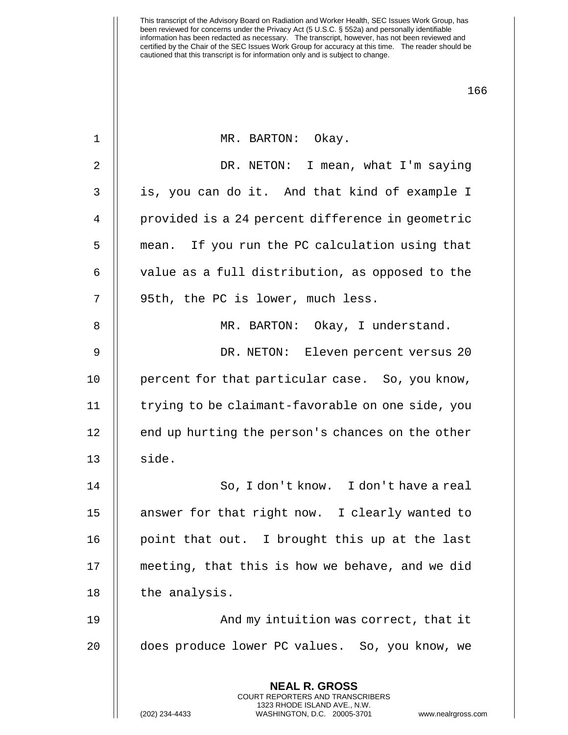MR. BARTON: Okay.

DR. NETON: I mean, what I'm saying is, you can do it. And that kind of example I provided is a 24 percent difference in geometric mean. If you run the PC calculation using that value as a full distribution, as opposed to the 95th, the PC is lower, much less.

MR. BARTON: Okay, I understand.

DR. NETON: Eleven percent versus 20 percent for that particular case. So, you know, trying to be claimant-favorable on one side, you end up hurting the person's chances on the other side.

So, I don't know. I don't have a real answer for that right now. I clearly wanted to point that out. I brought this up at the last meeting, that this is how we behave, and we did the analysis.

And my intuition was correct, that it does produce lower PC values. So, you know, we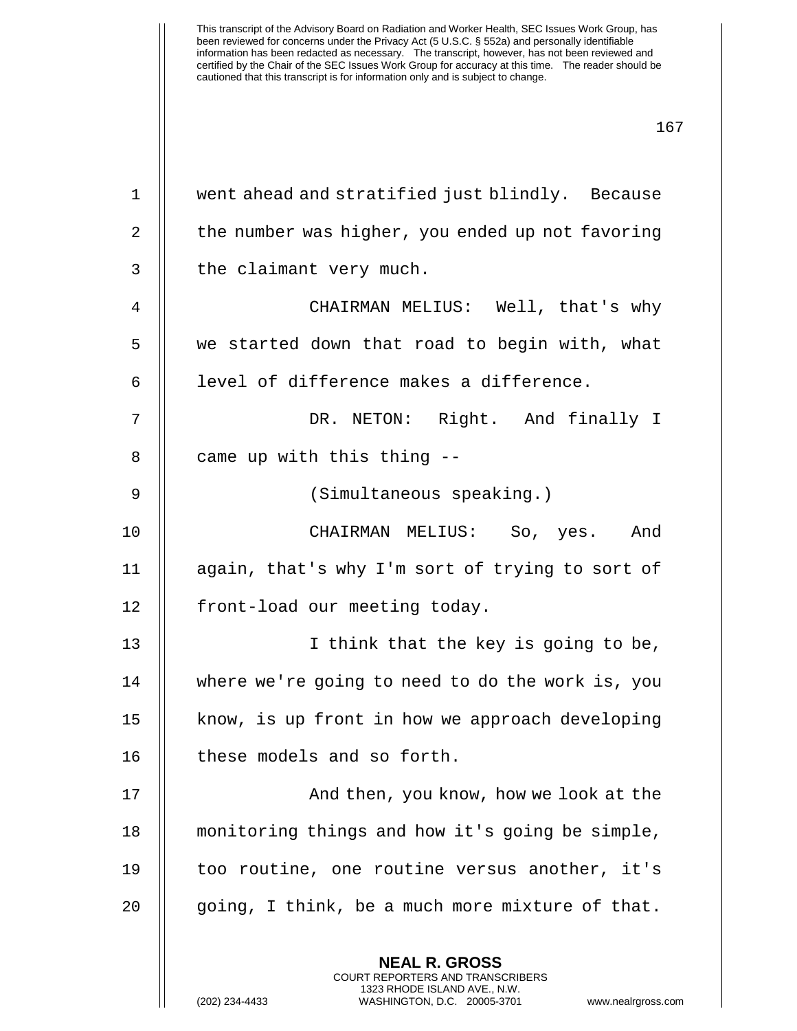went ahead and stratified just blindly. Because the number was higher, you ended up not favoring the claimant very much.

CHAIRMAN MELIUS: Well, that's why we started down that road to begin with, what level of difference makes a difference.

DR. NETON: Right. And finally I came up with this thing --

(Simultaneous speaking.)

CHAIRMAN MELIUS: So, yes. And again, that's why I'm sort of trying to sort of front-load our meeting today.

I think that the key is going to be, where we're going to need to do the work is, you know, is up front in how we approach developing these models and so forth.

And then, you know, how we look at the monitoring things and how it's going be simple, too routine, one routine versus another, it's going, I think, be a much more mixture of that.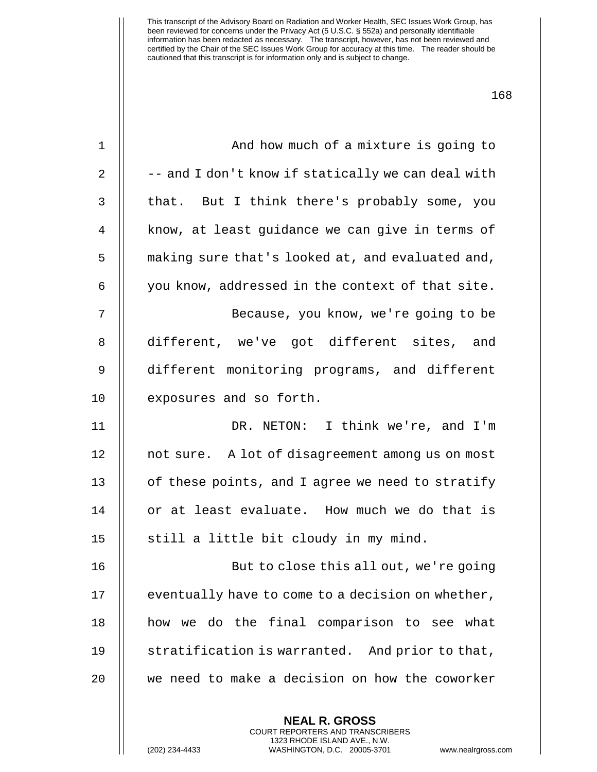And how much of a mixture is going to -- and I don't know if statically we can deal with that. But I think there's probably some, you know, at least guidance we can give in terms of making sure that's looked at, and evaluated and, you know, addressed in the context of that site.

Because, you know, we're going to be different, we've got different sites, and different monitoring programs, and different exposures and so forth.

DR. NETON: I think we're, and I'm not sure. A lot of disagreement among us on most of these points, and I agree we need to stratify or at least evaluate. How much we do that is still a little bit cloudy in my mind.

But to close this all out, we're going eventually have to come to a decision on whether, how we do the final comparison to see what stratification is warranted. And prior to that, we need to make a decision on how the coworker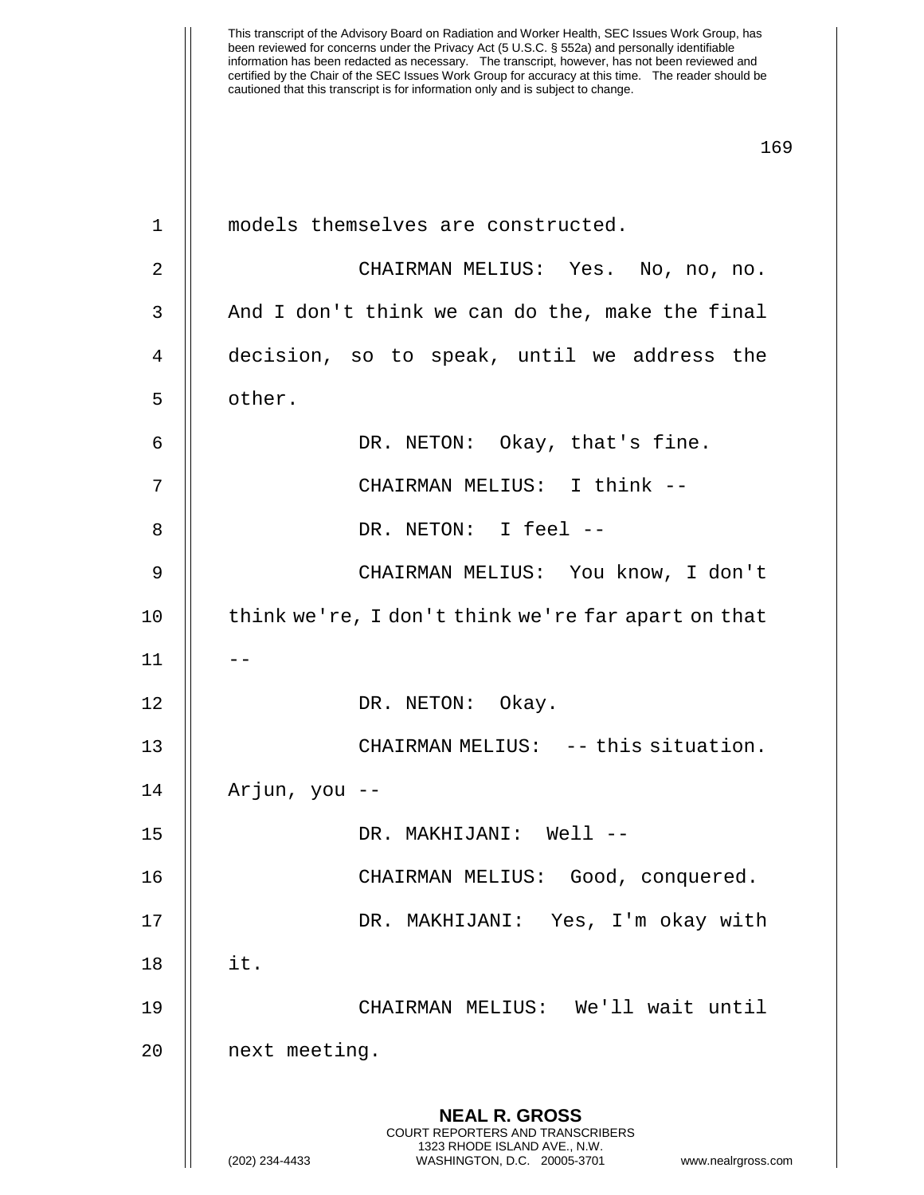models themselves are constructed.

CHAIRMAN MELIUS: Yes. No, no, no. And I don't think we can do the, make the final decision, so to speak, until we address the other.

DR. NETON: Okay, that's fine.

CHAIRMAN MELIUS: I think --

DR. NETON: I feel --

CHAIRMAN MELIUS: You know, I don't think we're, I don't think we're far apart on that --

DR. NETON: Okay.

CHAIRMAN MELIUS: -- this situation. Arjun, you --

DR. MAKHIJANI: Well --

CHAIRMAN MELIUS: Good, conquered.

DR. MAKHIJANI: Yes, I'm okay with it.

CHAIRMAN MELIUS: We'll wait until next meeting.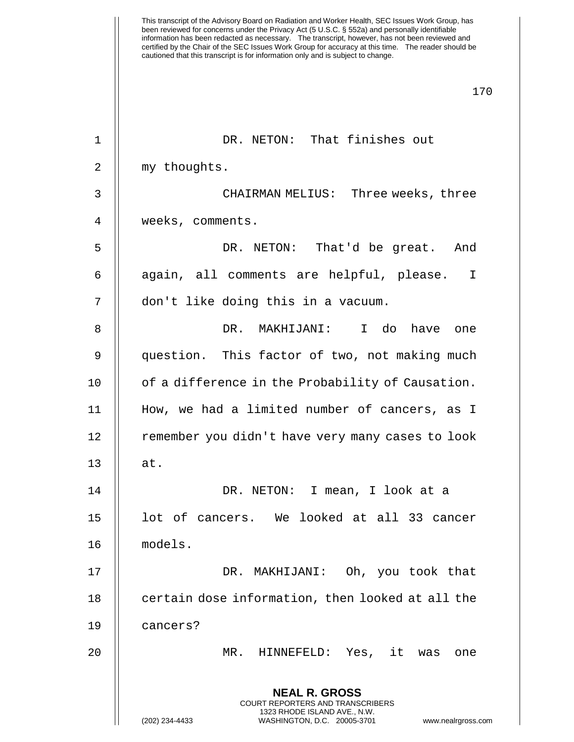DR. NETON: That finishes out my thoughts.

CHAIRMAN MELIUS: Three weeks, three weeks, comments.

DR. NETON: That'd be great. And again, all comments are helpful, please. I don't like doing this in a vacuum.

DR. MAKHIJANI: I do have one question. This factor of two, not making much of a difference in the Probability of Causation. How, we had a limited number of cancers, as I remember you didn't have very many cases to look at.

DR. NETON: I mean, I look at a lot of cancers. We looked at all 33 cancer models.

DR. MAKHIJANI: Oh, you took that certain dose information, then looked at all the cancers?

MR. HINNEFELD: Yes, it was one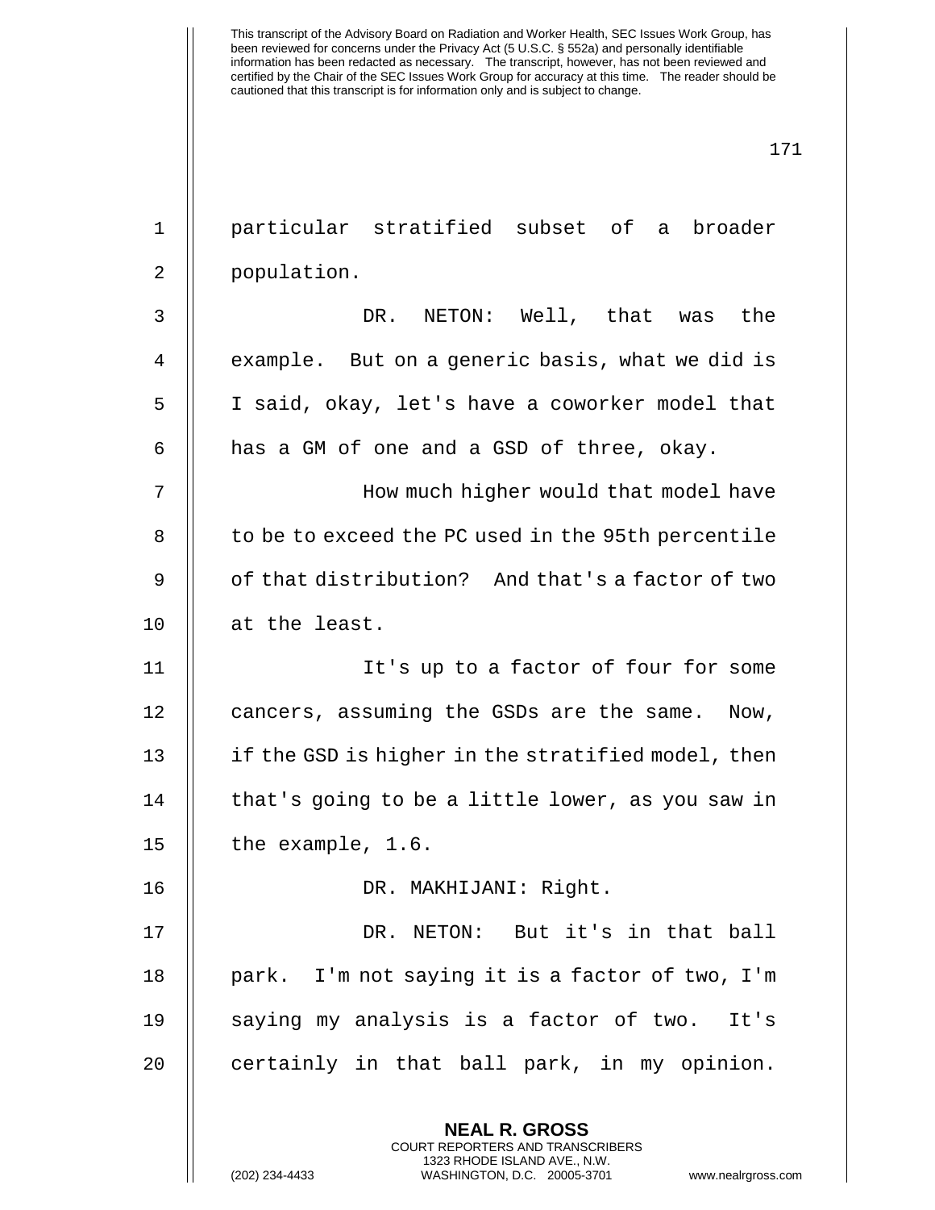particular stratified subset of a broader population.

DR. NETON: Well, that was the example. But on a generic basis, what we did is I said, okay, let's have a coworker model that has a GM of one and a GSD of three, okay.

How much higher would that model have to be to exceed the PC used in the 95th percentile of that distribution? And that's a factor of two at the least.

It's up to a factor of four for some cancers, assuming the GSDs are the same. Now, if the GSD is higher in the stratified model, then that's going to be a little lower, as you saw in the example, 1.6.

DR. MAKHIJANI: Right.

DR. NETON: But it's in that ball park. I'm not saying it is a factor of two, I'm saying my analysis is a factor of two. It's certainly in that ball park, in my opinion.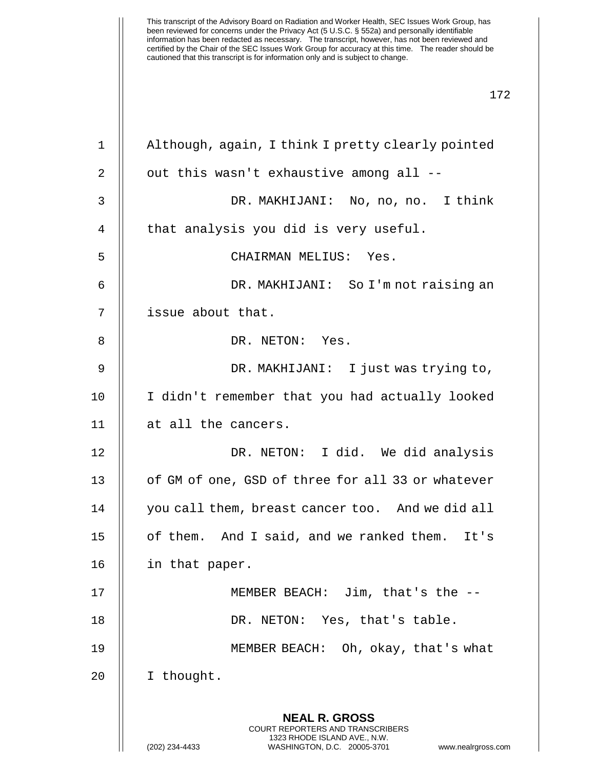Although, again, I think I pretty clearly pointed out this wasn't exhaustive among all --

DR. MAKHIJANI: No, no, no. I think that analysis you did is very useful.

CHAIRMAN MELIUS: Yes.

DR. MAKHIJANI: So I'm not raising an issue about that.

DR. NETON: Yes.

DR. MAKHIJANI: I just was trying to, I didn't remember that you had actually looked at all the cancers.

DR. NETON: I did. We did analysis of GM of one, GSD of three for all 33 or whatever you call them, breast cancer too. And we did all of them. And I said, and we ranked them. It's in that paper.

MEMBER BEACH: Jim, that's the --

DR. NETON: Yes, that's table.

MEMBER BEACH: Oh, okay, that's what I thought.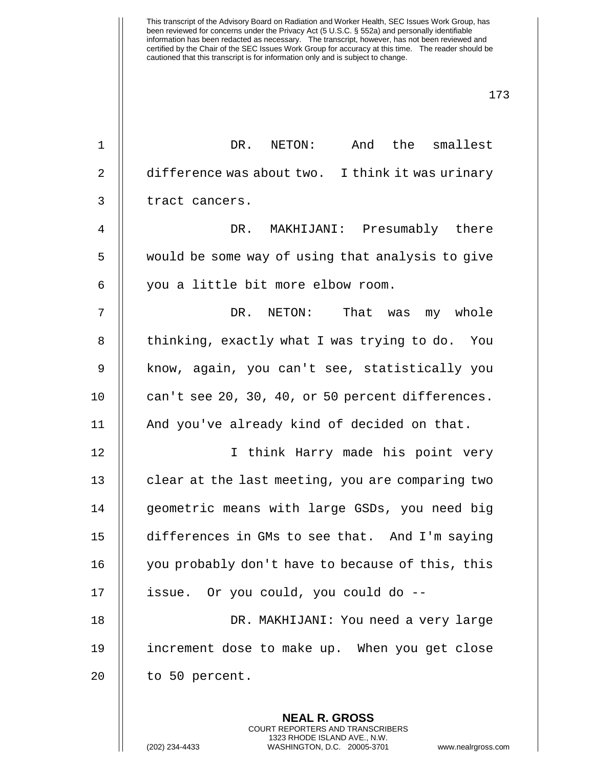This transcript of the Advisory Board on Radiation and Worker Health, SEC Issues Work Group, has been reviewed for concerns under the Privacy Act (5 U.S.C. § 552a) and personally identifiable information has been redacted as necessary. The transcript, however, has not been reviewed and certified by the Chair of the SEC Issues Work Group for accuracy at this time. The reader should be cautioned that this transcript is for information only and is subject to change.

DR. NETON: And the smallest difference was about two. I think it was urinary tract cancers.

DR. MAKHIJANI: Presumably there would be some way of using that analysis to give you a little bit more elbow room.

DR. NETON: That was my whole thinking, exactly what I was trying to do. You know, again, you can't see, statistically you can't see 20, 30, 40, or 50 percent differences. And you've already kind of decided on that.

I think Harry made his point very clear at the last meeting, you are comparing two geometric means with large GSDs, you need big differences in GMs to see that. And I'm saying you probably don't have to because of this, this issue. Or you could, you could do --

DR. MAKHIJANI: You need a very large increment dose to make up. When you get close to 50 percent.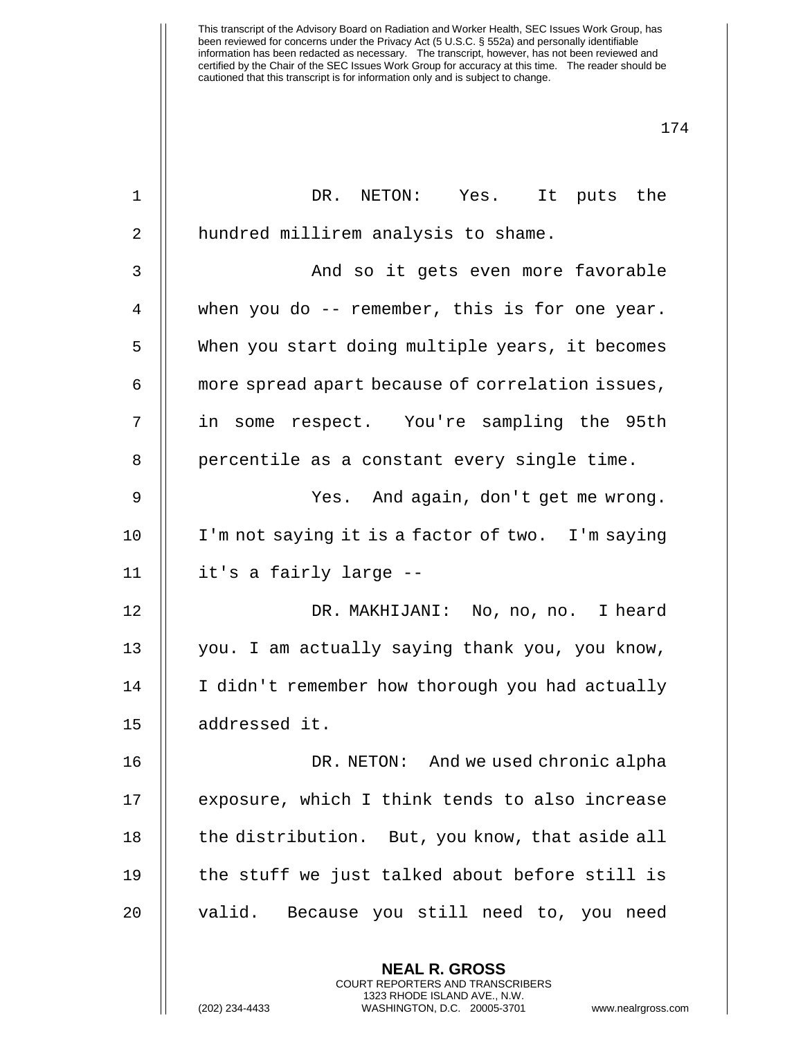DR. NETON: Yes. It puts the hundred millirem analysis to shame.

And so it gets even more favorable when you do -- remember, this is for one year. When you start doing multiple years, it becomes more spread apart because of correlation issues, in some respect. You're sampling the 95th percentile as a constant every single time.

Yes. And again, don't get me wrong. I'm not saying it is a factor of two. I'm saying it's a fairly large --

DR. MAKHIJANI: No, no, no. I heard you. I am actually saying thank you, you know, I didn't remember how thorough you had actually addressed it.

DR. NETON: And we used chronic alpha exposure, which I think tends to also increase the distribution. But, you know, that aside all the stuff we just talked about before still is valid. Because you still need to, you need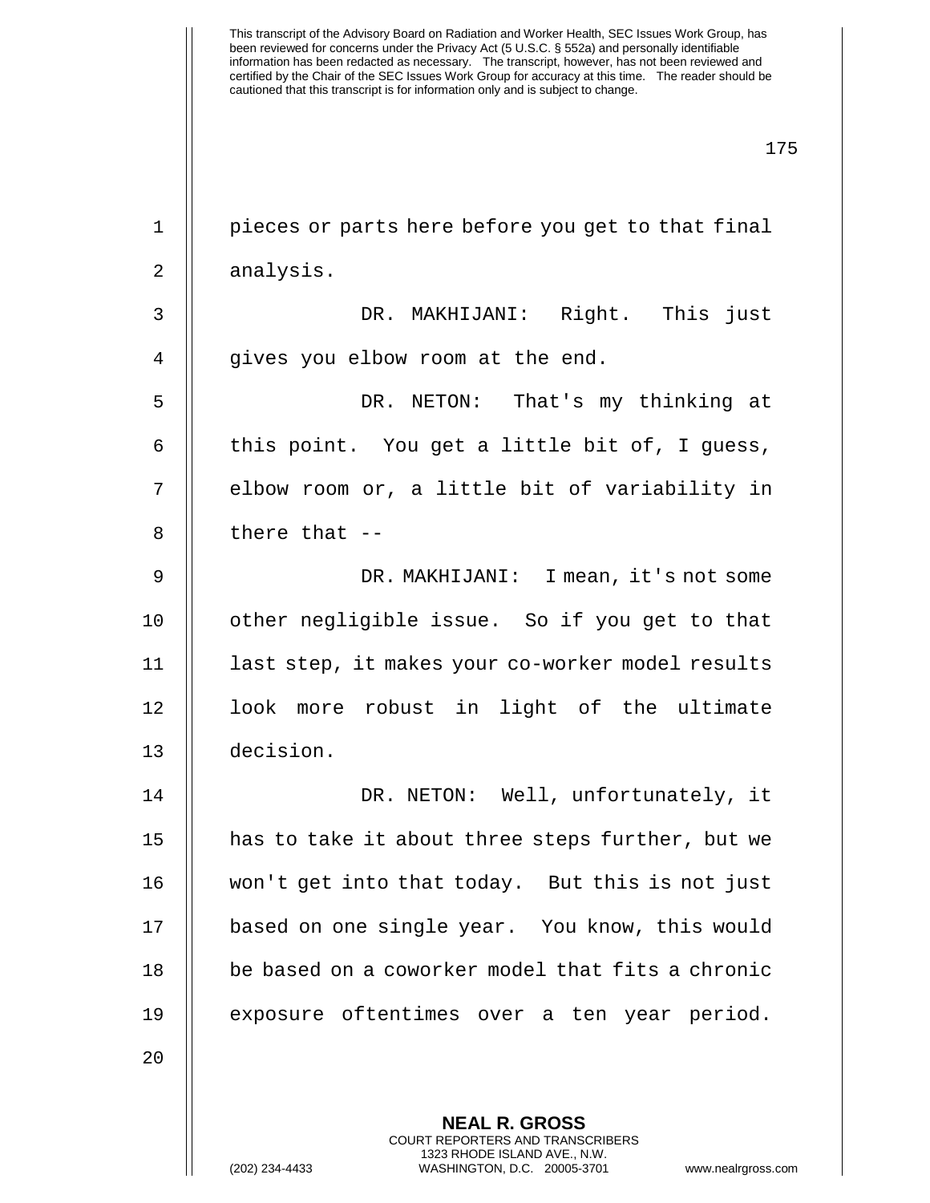pieces or parts here before you get to that final analysis.

DR. MAKHIJANI: Right. This just gives you elbow room at the end.

DR. NETON: That's my thinking at this point. You get a little bit of, I guess, elbow room or, a little bit of variability in there that --

DR. MAKHIJANI: I mean, it's not some other negligible issue. So if you get to that last step, it makes your co-worker model results look more robust in light of the ultimate decision.

DR. NETON: Well, unfortunately, it has to take it about three steps further, but we won't get into that today. But this is not just based on one single year. You know, this would be based on a coworker model that fits a chronic exposure oftentimes over a ten year period.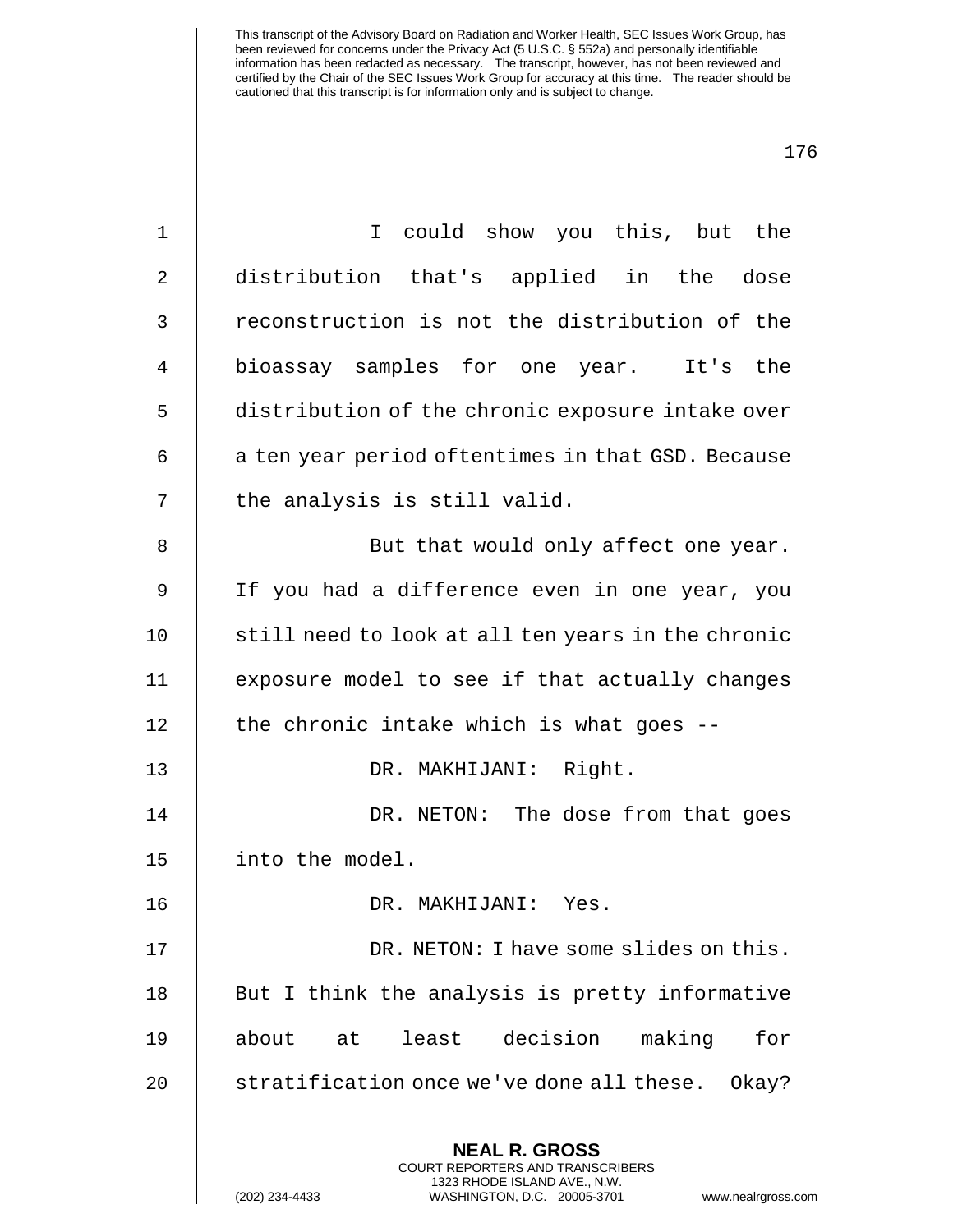This transcript of the Advisory Board on Radiation and Worker Health, SEC Issues Work Group, has been reviewed for concerns under the Privacy Act (5 U.S.C. § 552a) and personally identifiable information has been redacted as necessary. The transcript, however, has not been reviewed and certified by the Chair of the SEC Issues Work Group for accuracy at this time. The reader should be cautioned that this transcript is for information only and is subject to change.

I could show you this, but the distribution that's applied in the dose reconstruction is not the distribution of the bioassay samples for one year. It's the distribution of the chronic exposure intake over a ten year period oftentimes in that GSD. Because the analysis is still valid.

But that would only affect one year. If you had a difference even in one year, you still need to look at all ten years in the chronic exposure model to see if that actually changes the chronic intake which is what goes --

DR. MAKHIJANI: Right.

DR. NETON: The dose from that goes into the model.

DR. MAKHIJANI: Yes.

DR. NETON: I have some slides on this. But I think the analysis is pretty informative about at least decision making for stratification once we've done all these. Okay?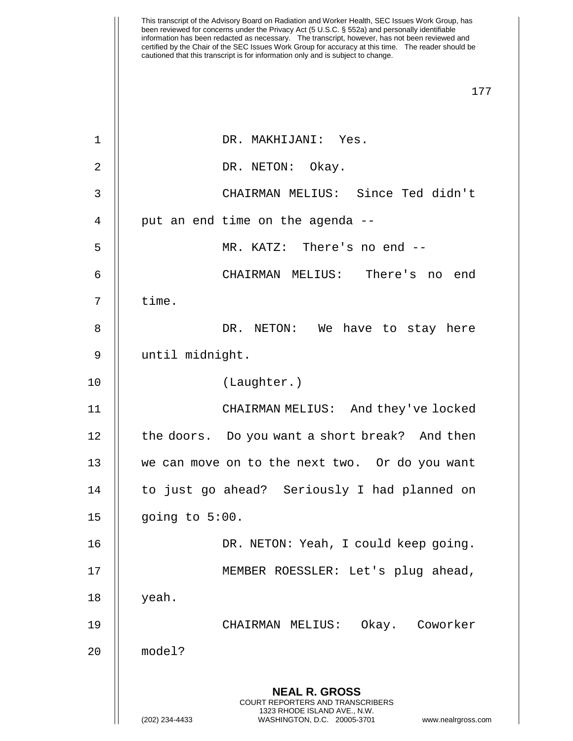DR. MAKHIJANI: Yes.

DR. NETON: Okay.

CHAIRMAN MELIUS: Since Ted didn't put an end time on the agenda --

MR. KATZ: There's no end --

CHAIRMAN MELIUS: There's no end time.

DR. NETON: We have to stay here until midnight.

(Laughter.)

CHAIRMAN MELIUS: And they've locked the doors. Do you want a short break? And then we can move on to the next two. Or do you want to just go ahead? Seriously I had planned on going to 5:00.

DR. NETON: Yeah, I could keep going.

MEMBER ROESSLER: Let's plug ahead, yeah.

CHAIRMAN MELIUS: Okay. Coworker model?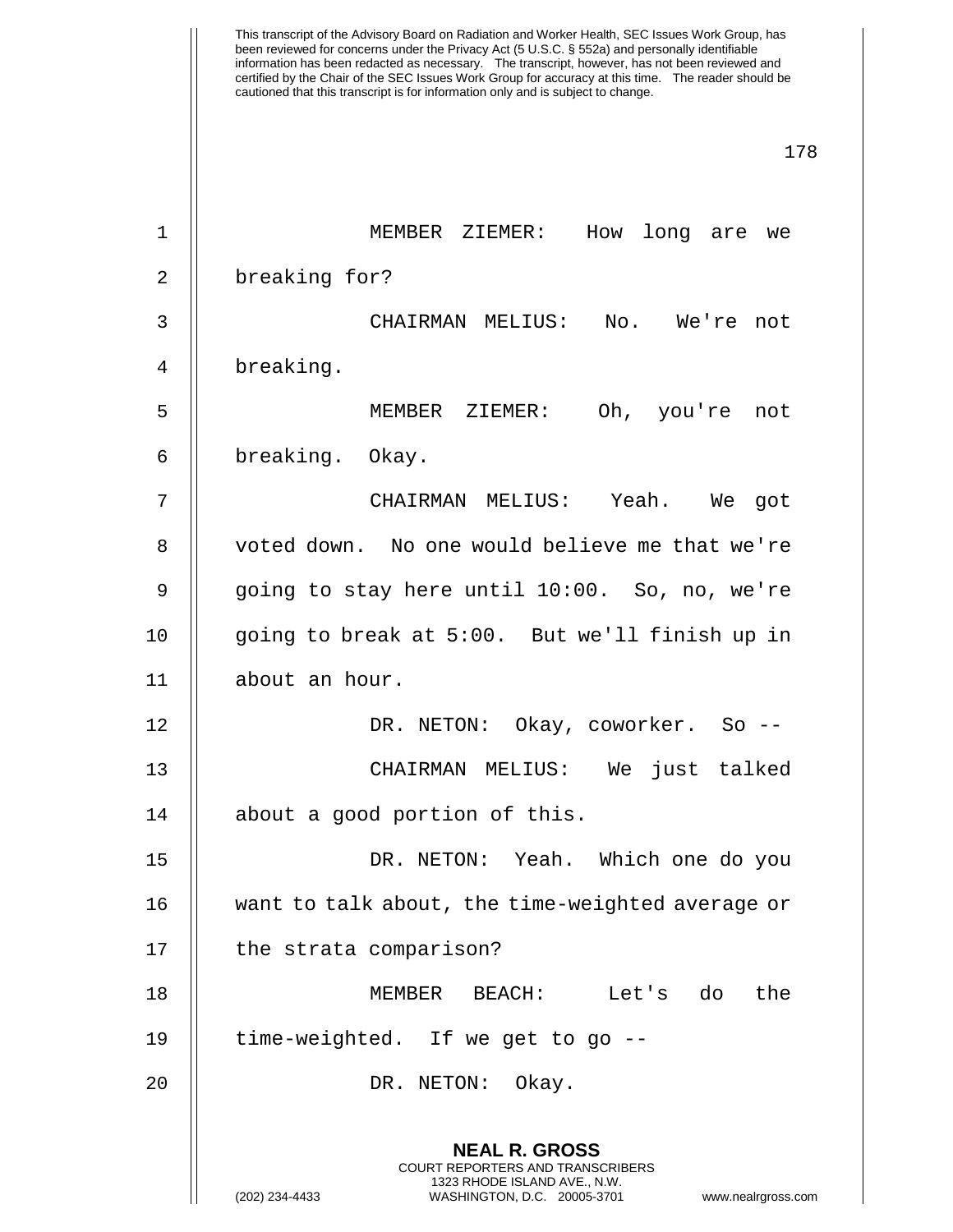MEMBER ZIEMER: How long are we breaking for?

CHAIRMAN MELIUS: No. We're not breaking.

MEMBER ZIEMER: Oh, you're not breaking. Okay.

CHAIRMAN MELIUS: Yeah. We got voted down. No one would believe me that we're going to stay here until 10:00. So, no, we're going to break at 5:00. But we'll finish up in about an hour.

DR. NETON: Okay, coworker. So --

CHAIRMAN MELIUS: We just talked about a good portion of this.

DR. NETON: Yeah. Which one do you want to talk about, the time-weighted average or the strata comparison?

MEMBER BEACH: Let's do the time-weighted. If we get to go --

DR. NETON: Okay.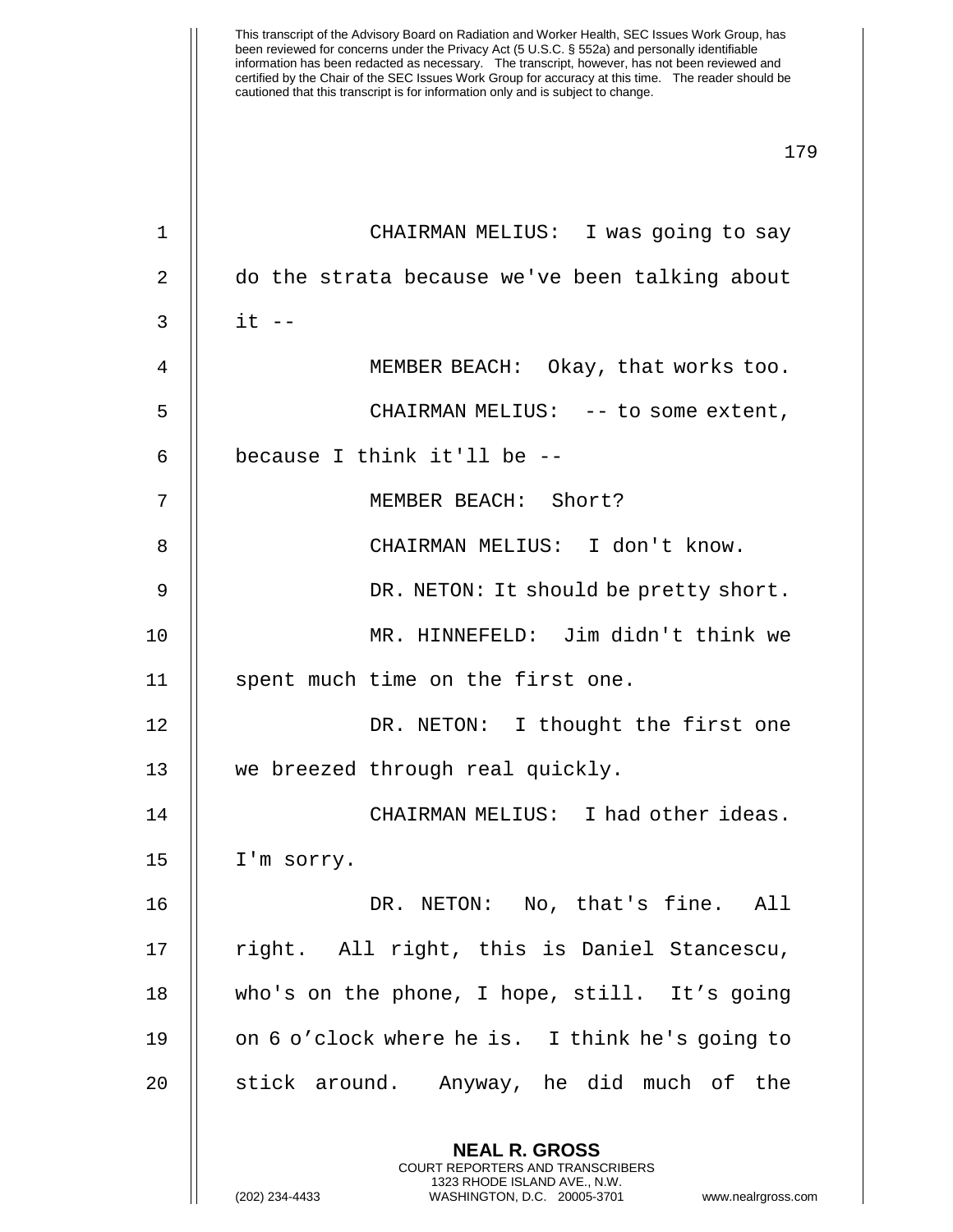CHAIRMAN MELIUS: I was going to say do the strata because we've been talking about it --

MEMBER BEACH: Okay, that works too.

CHAIRMAN MELIUS: -- to some extent, because I think it'll be --

MEMBER BEACH: Short?

CHAIRMAN MELIUS: I don't know.

DR. NETON: It should be pretty short.

MR. HINNEFELD: Jim didn't think we spent much time on the first one.

DR. NETON: I thought the first one we breezed through real quickly.

CHAIRMAN MELIUS: I had other ideas. I'm sorry.

DR. NETON: No, that's fine. All right. All right, this is Daniel Stancescu, who's on the phone, I hope, still. It's going on 6 o'clock where he is. I think he's going to stick around. Anyway, he did much of the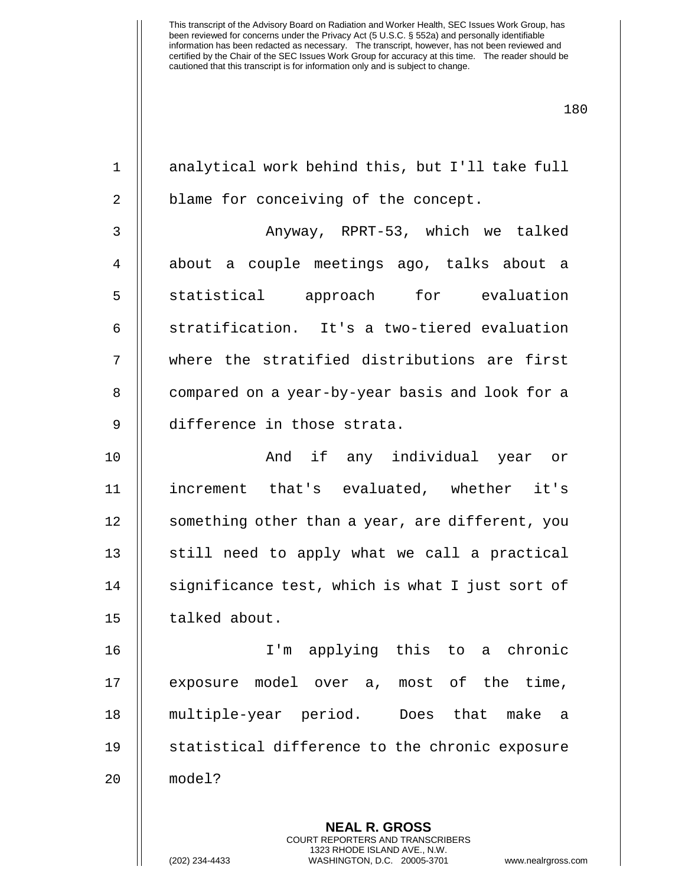analytical work behind this, but I'll take full blame for conceiving of the concept.

Anyway, RPRT-53, which we talked about a couple meetings ago, talks about a statistical approach for evaluation stratification. It's a two-tiered evaluation where the stratified distributions are first compared on a year-by-year basis and look for a difference in those strata.

And if any individual year or increment that's evaluated, whether it's something other than a year, are different, you still need to apply what we call a practical significance test, which is what I just sort of talked about.

I'm applying this to a chronic exposure model over a, most of the time, multiple-year period. Does that make a statistical difference to the chronic exposure model?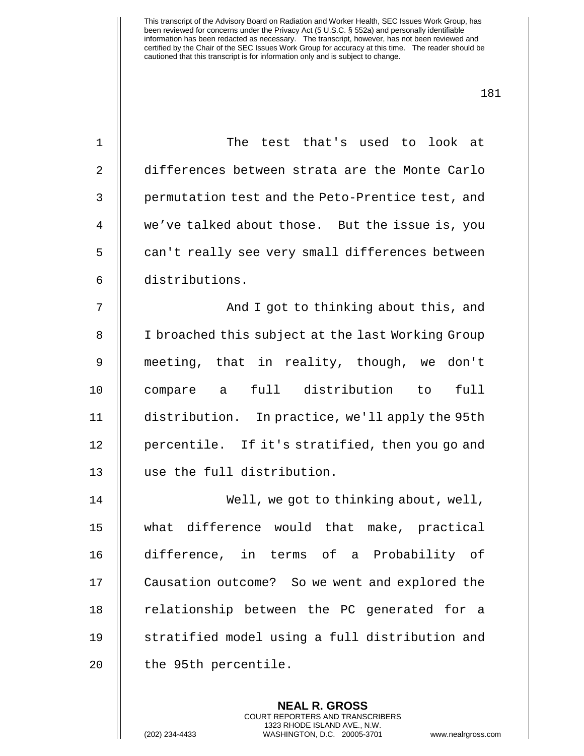The test that's used to look at differences between strata are the Monte Carlo permutation test and the Peto-Prentice test, and we've talked about those. But the issue is, you can't really see very small differences between distributions.

And I got to thinking about this, and I broached this subject at the last Working Group meeting, that in reality, though, we don't compare a full distribution to full distribution. In practice, we'll apply the 95th percentile. If it's stratified, then you go and use the full distribution.

Well, we got to thinking about, well, what difference would that make, practical difference, in terms of a Probability of Causation outcome? So we went and explored the relationship between the PC generated for a stratified model using a full distribution and the 95th percentile.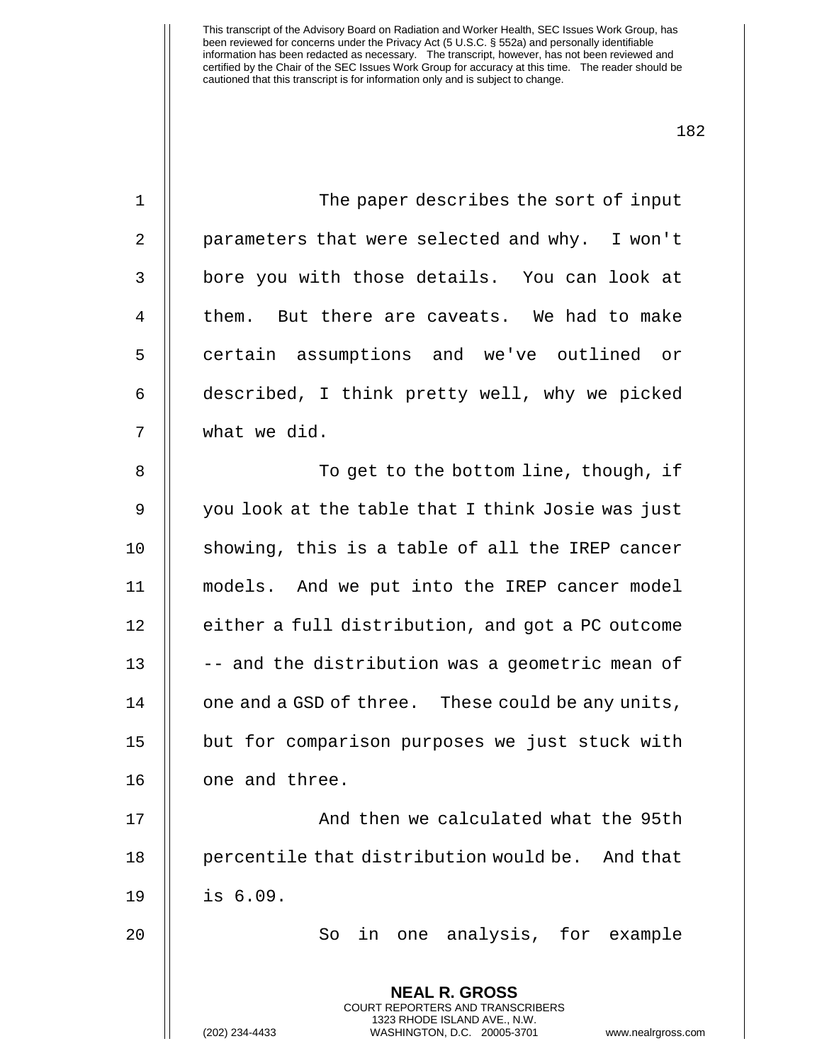The paper describes the sort of input parameters that were selected and why. I won't bore you with those details. You can look at them. But there are caveats. We had to make certain assumptions and we've outlined or described, I think pretty well, why we picked what we did.

To get to the bottom line, though, if you look at the table that I think Josie was just showing, this is a table of all the IREP cancer models. And we put into the IREP cancer model either a full distribution, and got a PC outcome -- and the distribution was a geometric mean of one and a GSD of three. These could be any units, but for comparison purposes we just stuck with one and three.

And then we calculated what the 95th percentile that distribution would be. And that is 6.09.

So in one analysis, for example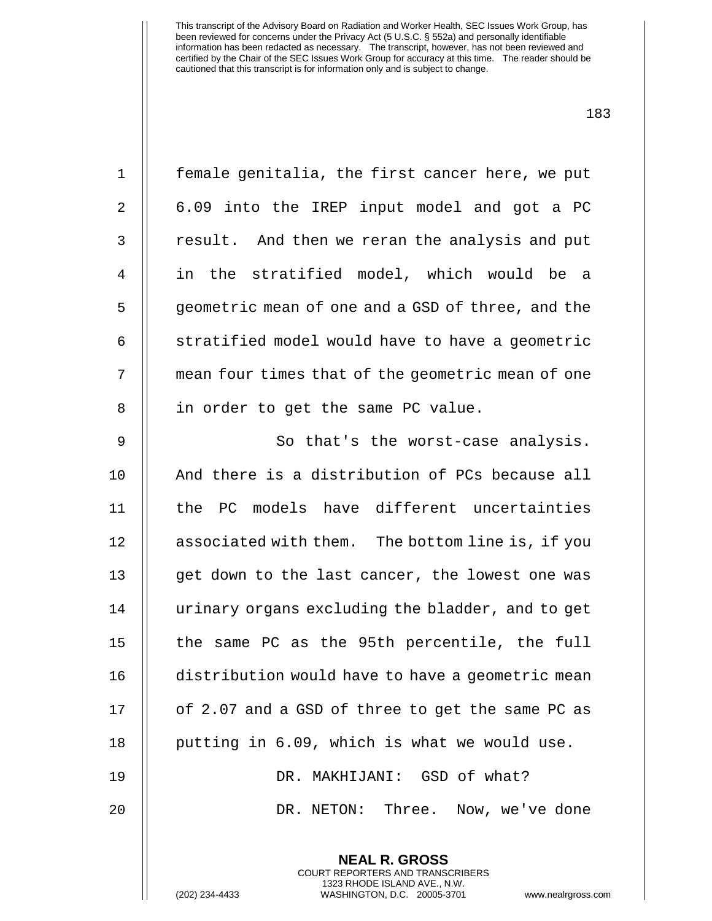female genitalia, the first cancer here, we put 6.09 into the IREP input model and got a PC result. And then we reran the analysis and put in the stratified model, which would be a geometric mean of one and a GSD of three, and the stratified model would have to have a geometric mean four times that of the geometric mean of one in order to get the same PC value.

So that's the worst-case analysis. And there is a distribution of PCs because all the PC models have different uncertainties associated with them. The bottom line is, if you get down to the last cancer, the lowest one was urinary organs excluding the bladder, and to get the same PC as the 95th percentile, the full distribution would have to have a geometric mean of 2.07 and a GSD of three to get the same PC as putting in 6.09, which is what we would use.

DR. MAKHIJANI: GSD of what?

DR. NETON: Three. Now, we've done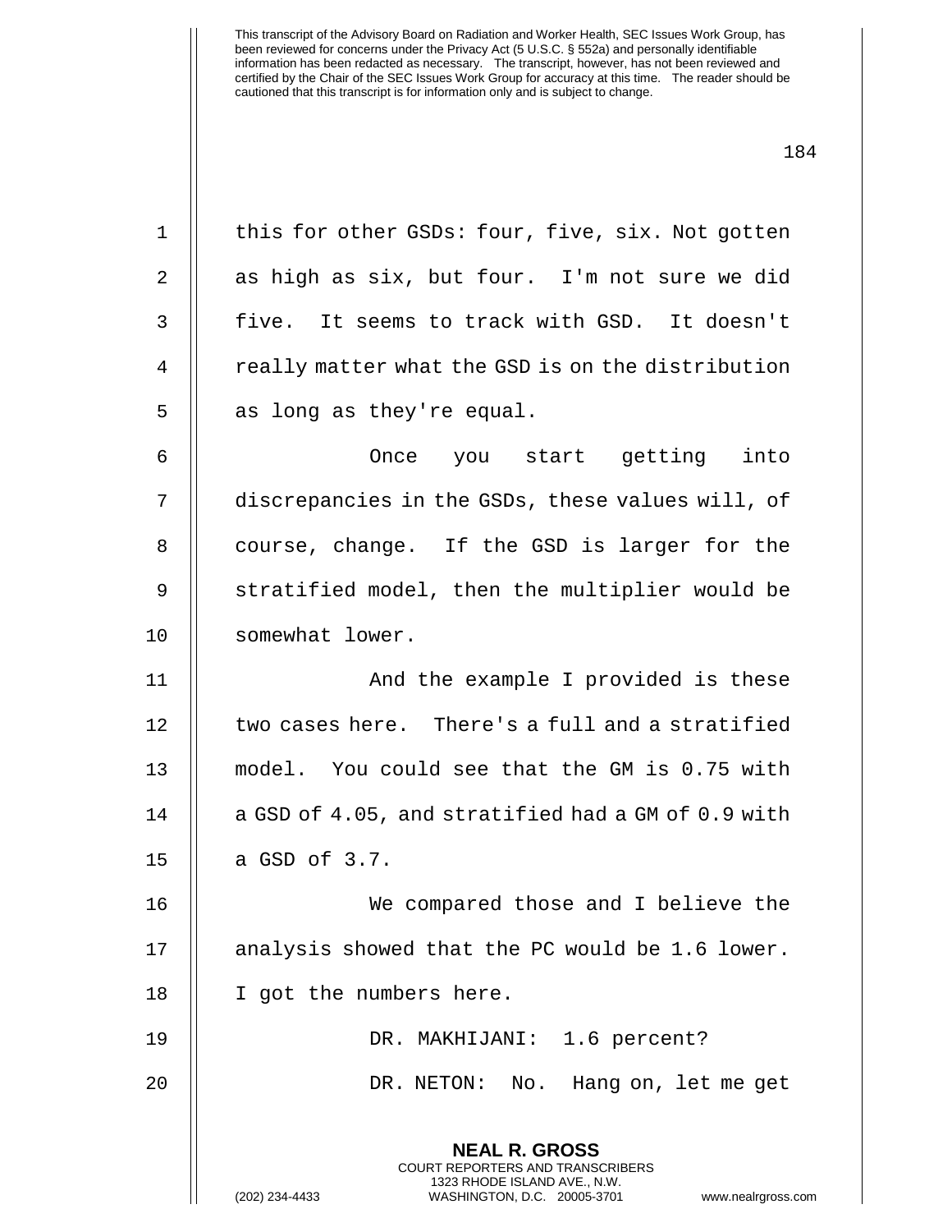this for other GSDs: four, five, six. Not gotten as high as six, but four. I'm not sure we did five. It seems to track with GSD. It doesn't really matter what the GSD is on the distribution as long as they're equal.

Once you start getting into discrepancies in the GSDs, these values will, of course, change. If the GSD is larger for the stratified model, then the multiplier would be somewhat lower.

And the example I provided is these two cases here. There's a full and a stratified model. You could see that the GM is 0.75 with a GSD of 4.05, and stratified had a GM of 0.9 with a GSD of 3.7.

We compared those and I believe the analysis showed that the PC would be 1.6 lower. I got the numbers here.

DR. MAKHIJANI: 1.6 percent?

DR. NETON: No. Hang on, let me get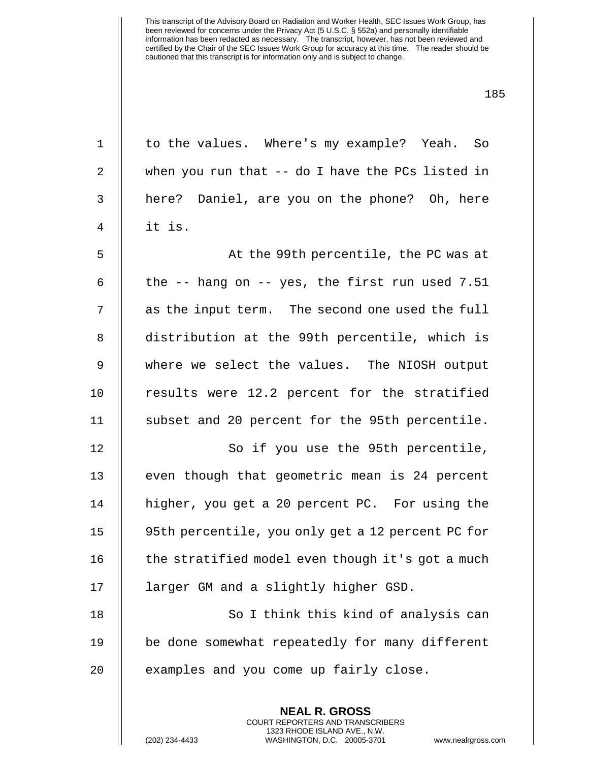to the values. Where's my example? Yeah. So when you run that -- do I have the PCs listed in here? Daniel, are you on the phone? Oh, here it is.

At the 99th percentile, the PC was at the -- hang on -- yes, the first run used 7.51 as the input term. The second one used the full distribution at the 99th percentile, which is where we select the values. The NIOSH output results were 12.2 percent for the stratified subset and 20 percent for the 95th percentile.

So if you use the 95th percentile, even though that geometric mean is 24 percent higher, you get a 20 percent PC. For using the 95th percentile, you only get a 12 percent PC for the stratified model even though it's got a much larger GM and a slightly higher GSD.

So I think this kind of analysis can be done somewhat repeatedly for many different examples and you come up fairly close.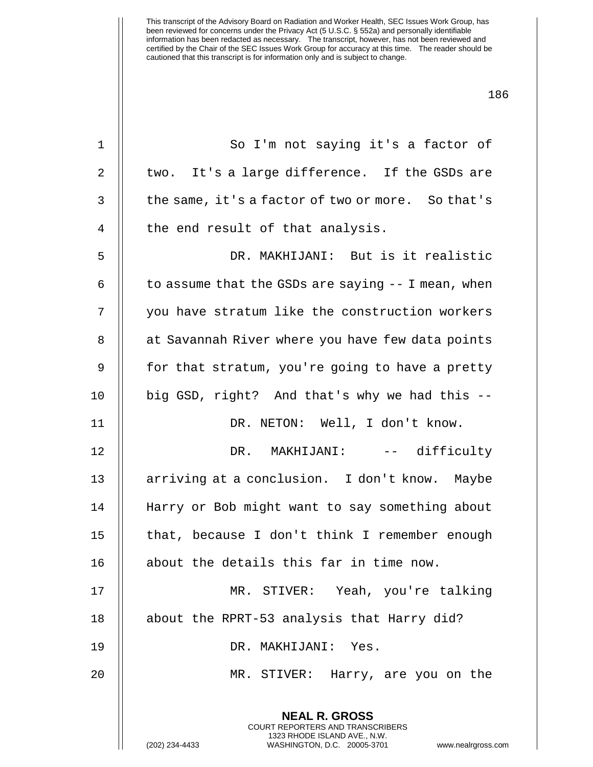So I'm not saying it's a factor of two. It's a large difference. If the GSDs are the same, it's a factor of two or more. So that's the end result of that analysis.

DR. MAKHIJANI: But is it realistic to assume that the GSDs are saying -- I mean, when you have stratum like the construction workers at Savannah River where you have few data points for that stratum, you're going to have a pretty big GSD, right? And that's why we had this --

DR. NETON: Well, I don't know.

DR. MAKHIJANI: -- difficulty arriving at a conclusion. I don't know. Maybe Harry or Bob might want to say something about that, because I don't think I remember enough about the details this far in time now.

MR. STIVER: Yeah, you're talking about the RPRT-53 analysis that Harry did?

DR. MAKHIJANI: Yes.

MR. STIVER: Harry, are you on the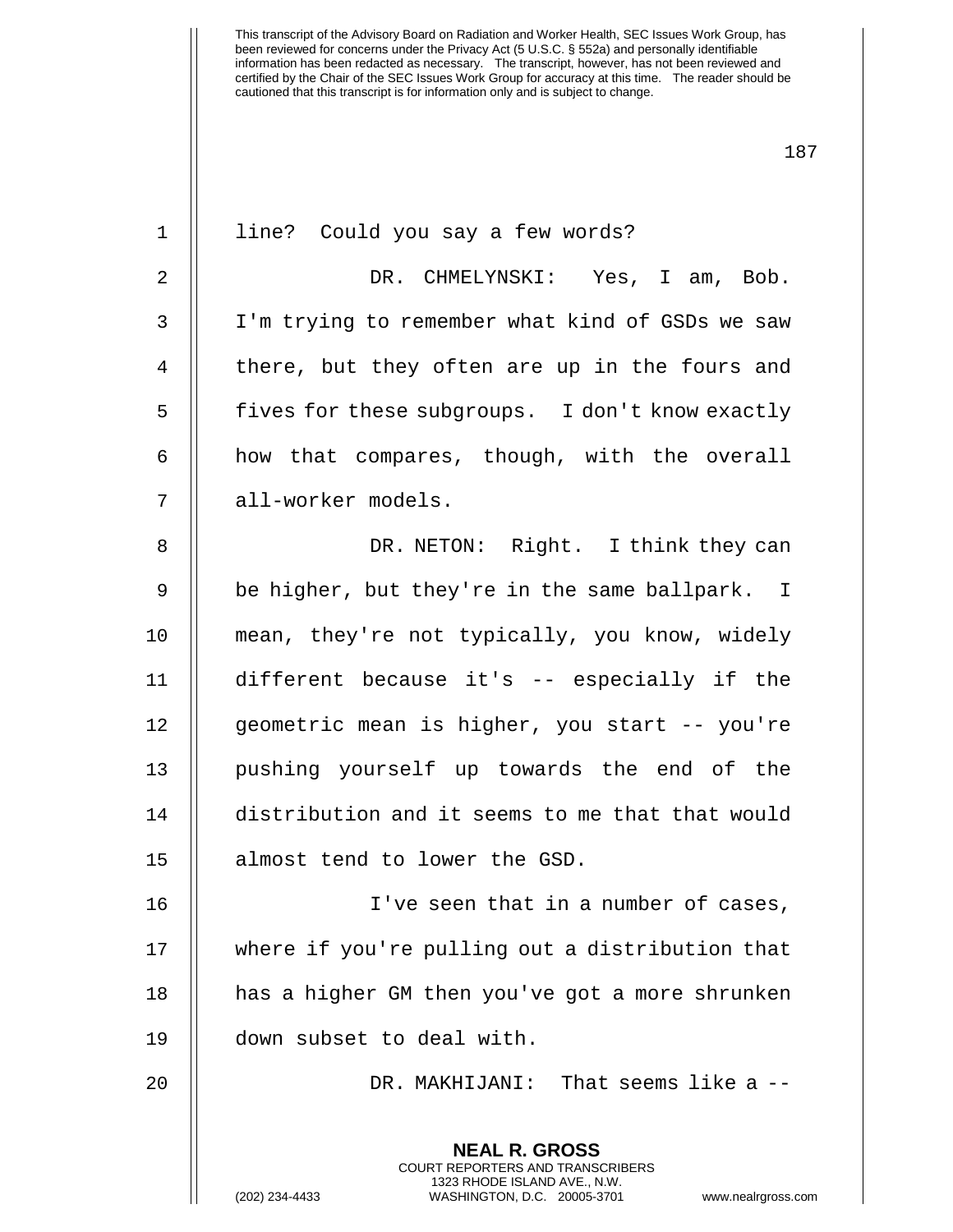line? Could you say a few words?

DR. CHMELYNSKI: Yes, I am, Bob. I'm trying to remember what kind of GSDs we saw there, but they often are up in the fours and fives for these subgroups. I don't know exactly how that compares, though, with the overall all-worker models.

DR. NETON: Right. I think they can be higher, but they're in the same ballpark. I mean, they're not typically, you know, widely different because it's -- especially if the geometric mean is higher, you start -- you're pushing yourself up towards the end of the distribution and it seems to me that that would almost tend to lower the GSD.

I've seen that in a number of cases, where if you're pulling out a distribution that has a higher GM then you've got a more shrunken down subset to deal with.

DR. MAKHIJANI: That seems like a --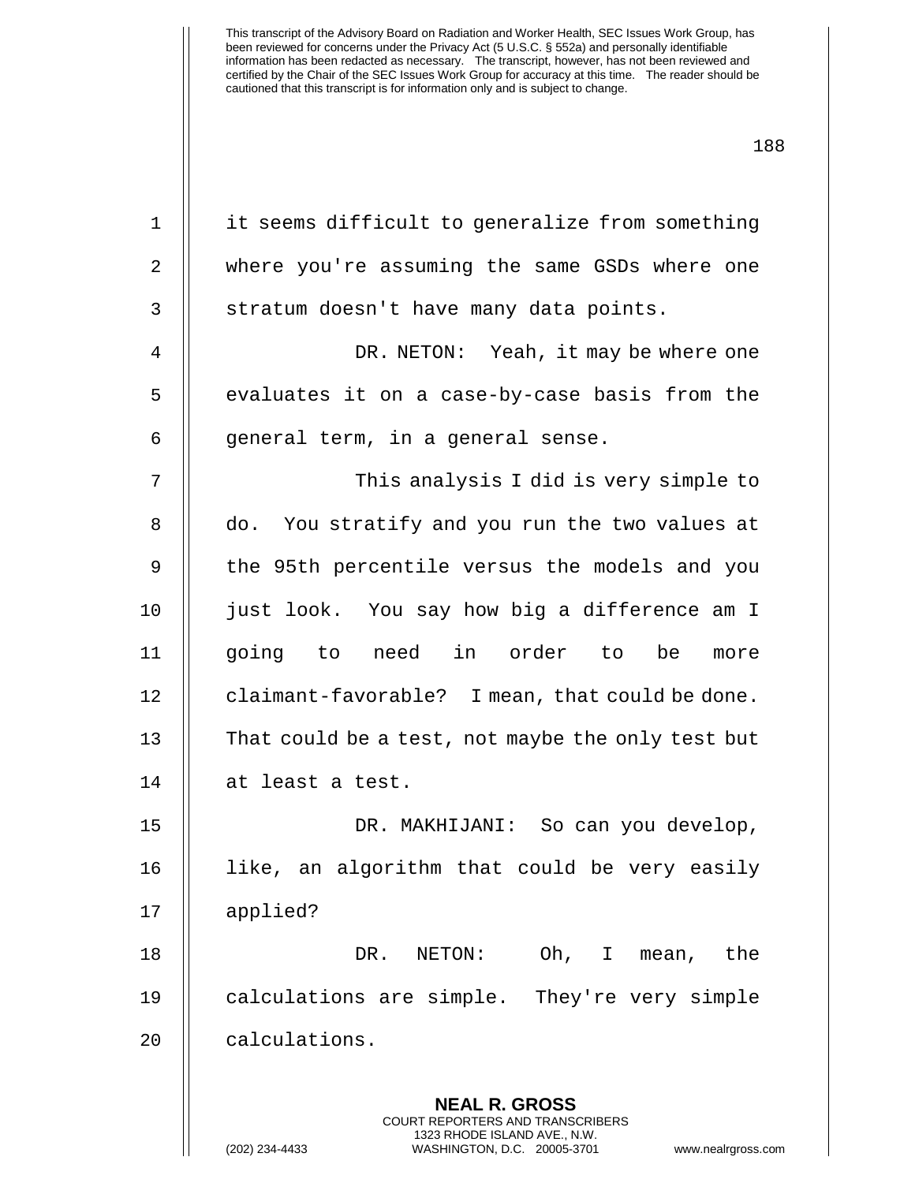it seems difficult to generalize from something where you're assuming the same GSDs where one stratum doesn't have many data points.

DR. NETON: Yeah, it may be where one evaluates it on a case-by-case basis from the general term, in a general sense.

This analysis I did is very simple to do. You stratify and you run the two values at the 95th percentile versus the models and you just look. You say how big a difference am I going to need in order to be more claimant-favorable? I mean, that could be done. That could be a test, not maybe the only test but at least a test.

DR. MAKHIJANI: So can you develop, like, an algorithm that could be very easily applied?

DR. NETON: Oh, I mean, the calculations are simple. They're very simple calculations.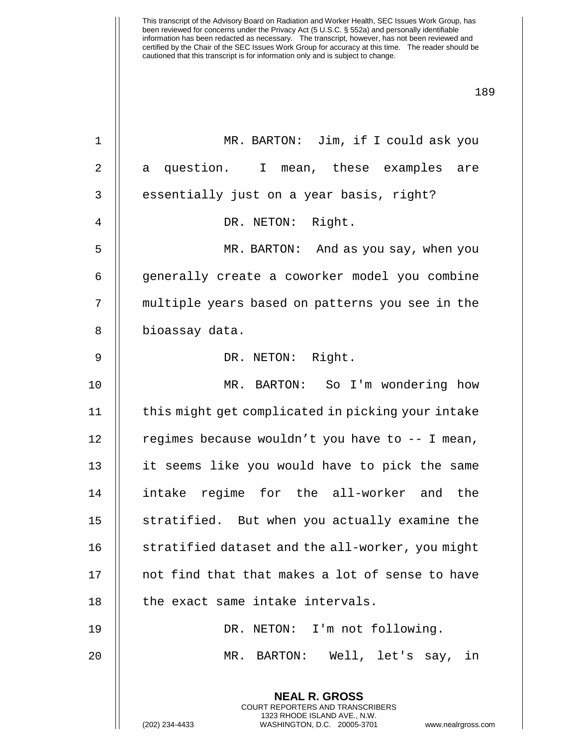This transcript of the Advisory Board on Radiation and Worker Health, SEC Issues Work Group, has been reviewed for concerns under the Privacy Act (5 U.S.C. § 552a) and personally identifiable information has been redacted as necessary. The transcript, however, has not been reviewed and certified by the Chair of the SEC Issues Work Group for accuracy at this time. The reader should be cautioned that this transcript is for information only and is subject to change.

MR. BARTON: Jim, if I could ask you a question. I mean, these examples are essentially just on a year basis, right?

DR. NETON: Right.

MR. BARTON: And as you say, when you generally create a coworker model you combine multiple years based on patterns you see in the bioassay data.

DR. NETON: Right.

MR. BARTON: So I'm wondering how this might get complicated in picking your intake regimes because wouldn't you have to -- I mean, it seems like you would have to pick the same intake regime for the all-worker and the stratified. But when you actually examine the stratified dataset and the all-worker, you might not find that that makes a lot of sense to have the exact same intake intervals.

DR. NETON: I'm not following.

MR. BARTON: Well, let's say, in

**NEAL R. GROSS**
COURT REPORTERS AND TRANSCRIBERS
1323 RHODE ISLAND AVE., N.W.
(202) 234-4433 WASHINGTON, D.C. 20005-3701 www.nealrgross.com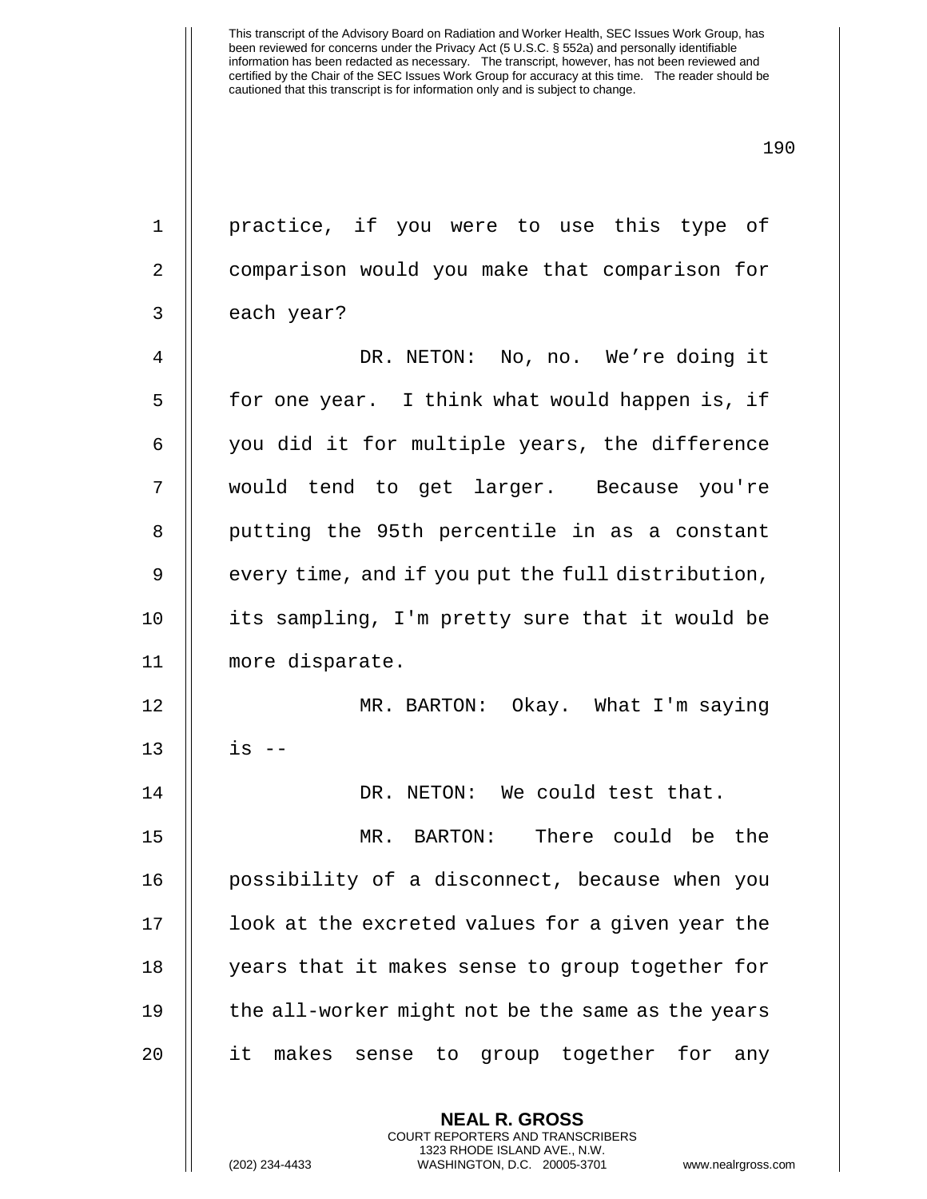practice, if you were to use this type of comparison would you make that comparison for each year?

DR. NETON: No, no. We’re doing it for one year. I think what would happen is, if you did it for multiple years, the difference would tend to get larger. Because you're putting the 95th percentile in as a constant every time, and if you put the full distribution, its sampling, I'm pretty sure that it would be more disparate.

MR. BARTON: Okay. What I'm saying is --

DR. NETON: We could test that.

MR. BARTON: There could be the possibility of a disconnect, because when you look at the excreted values for a given year the years that it makes sense to group together for the all-worker might not be the same as the years it makes sense to group together for any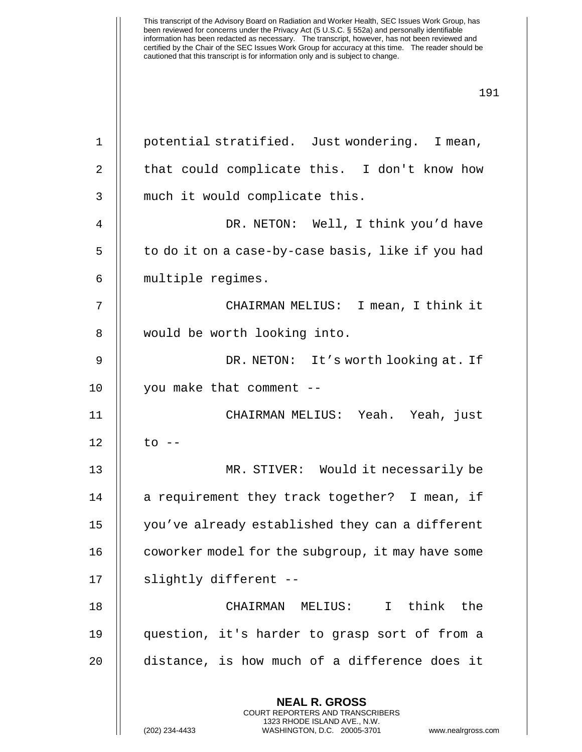potential stratified. Just wondering. I mean, that could complicate this. I don't know how much it would complicate this.

DR. NETON: Well, I think you'd have to do it on a case-by-case basis, like if you had multiple regimes.

CHAIRMAN MELIUS: I mean, I think it would be worth looking into.

DR. NETON: It's worth looking at. If you make that comment --

CHAIRMAN MELIUS: Yeah. Yeah, just to --

MR. STIVER: Would it necessarily be a requirement they track together? I mean, if you've already established they can a different coworker model for the subgroup, it may have some slightly different --

CHAIRMAN MELIUS: I think the question, it's harder to grasp sort of from a distance, is how much of a difference does it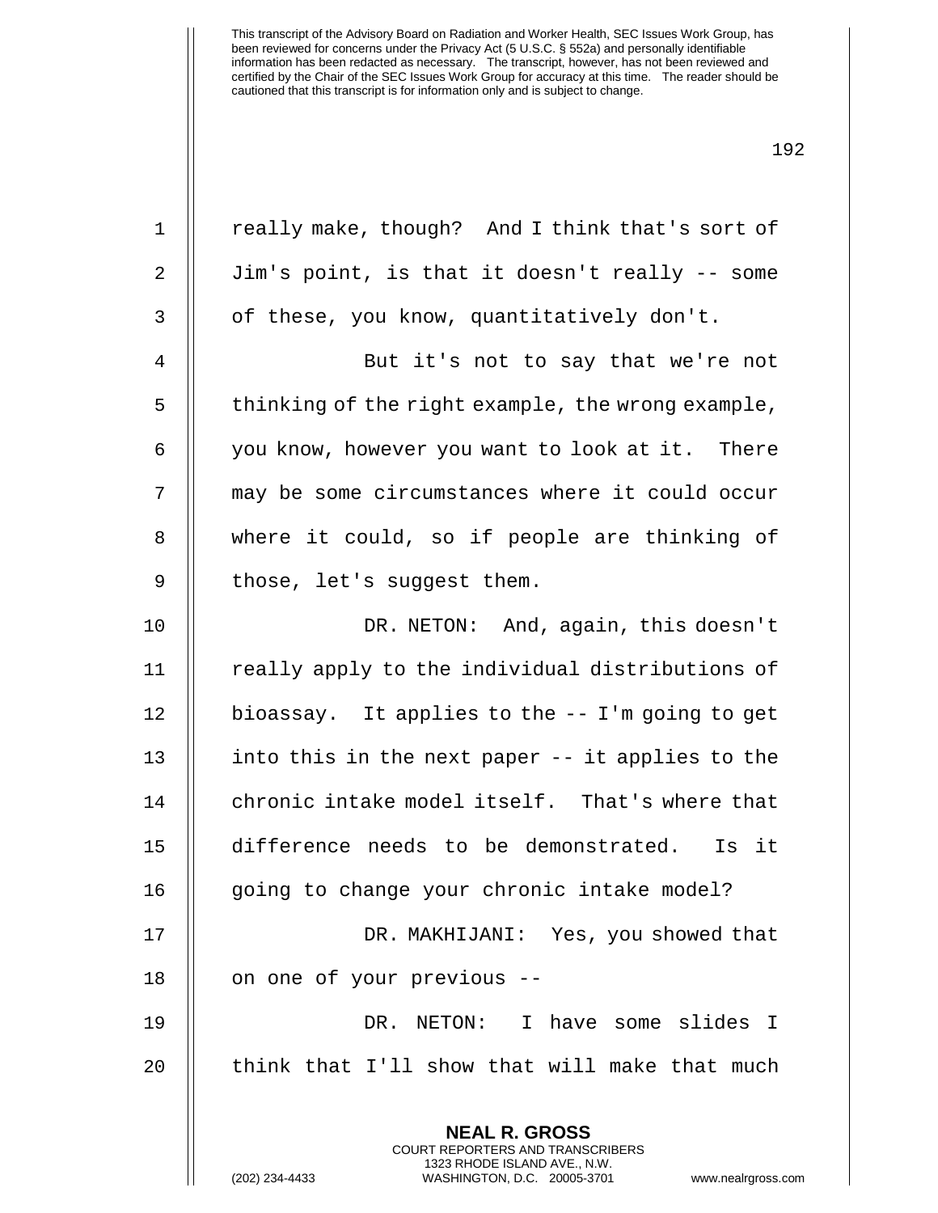really make, though? And I think that's sort of Jim's point, is that it doesn't really -- some of these, you know, quantitatively don't.

But it's not to say that we're not thinking of the right example, the wrong example, you know, however you want to look at it. There may be some circumstances where it could occur where it could, so if people are thinking of those, let's suggest them.

DR. NETON: And, again, this doesn't really apply to the individual distributions of bioassay. It applies to the -- I'm going to get into this in the next paper -- it applies to the chronic intake model itself. That's where that difference needs to be demonstrated. Is it going to change your chronic intake model?

DR. MAKHIJANI: Yes, you showed that on one of your previous --

DR. NETON: I have some slides I think that I'll show that will make that much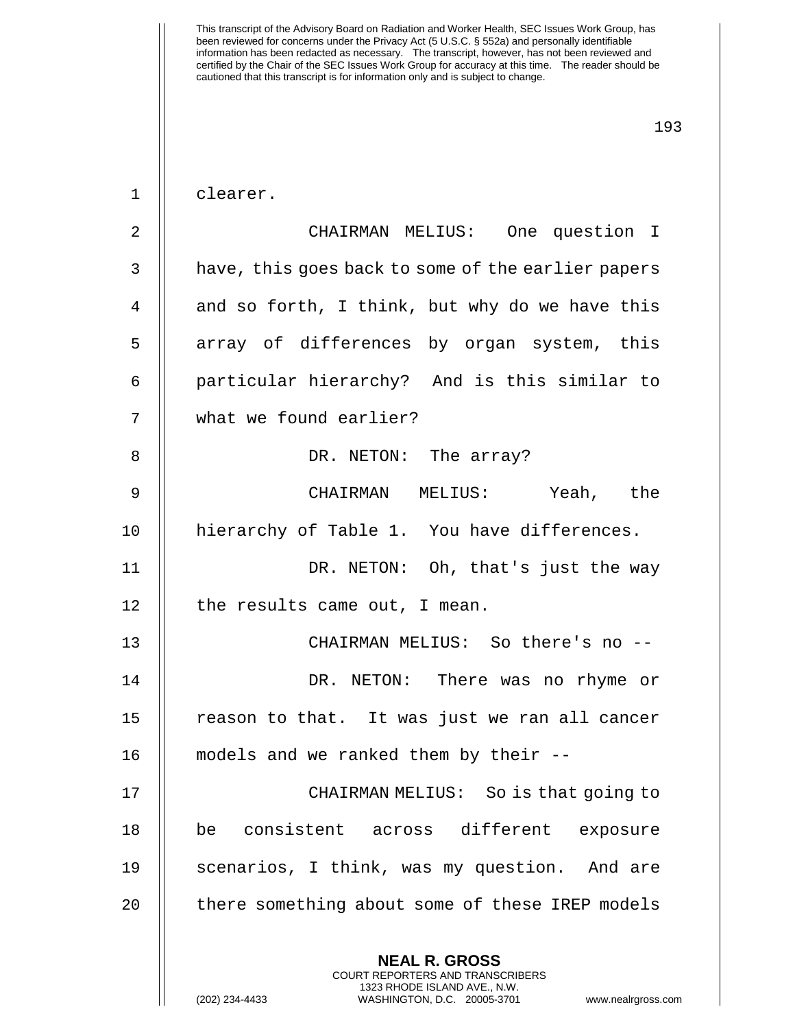clearer.

CHAIRMAN MELIUS: One question I have, this goes back to some of the earlier papers and so forth, I think, but why do we have this array of differences by organ system, this particular hierarchy? And is this similar to what we found earlier?

DR. NETON: The array?

CHAIRMAN MELIUS: Yeah, the hierarchy of Table 1. You have differences.

DR. NETON: Oh, that's just the way the results came out, I mean.

CHAIRMAN MELIUS: So there's no --

DR. NETON: There was no rhyme or reason to that. It was just we ran all cancer models and we ranked them by their --

CHAIRMAN MELIUS: So is that going to be consistent across different exposure scenarios, I think, was my question. And are there something about some of these IREP models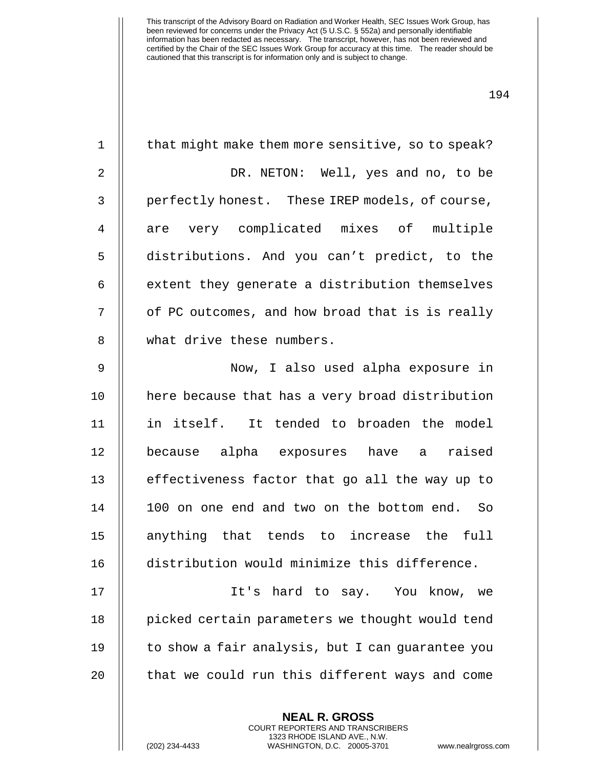that might make them more sensitive, so to speak?

DR. NETON: Well, yes and no, to be perfectly honest. These IREP models, of course, are very complicated mixes of multiple distributions. And you can't predict, to the extent they generate a distribution themselves of PC outcomes, and how broad that is is really what drive these numbers.

Now, I also used alpha exposure in here because that has a very broad distribution in itself. It tended to broaden the model because alpha exposures have a raised effectiveness factor that go all the way up to 100 on one end and two on the bottom end. So anything that tends to increase the full distribution would minimize this difference.

It's hard to say. You know, we picked certain parameters we thought would tend to show a fair analysis, but I can guarantee you that we could run this different ways and come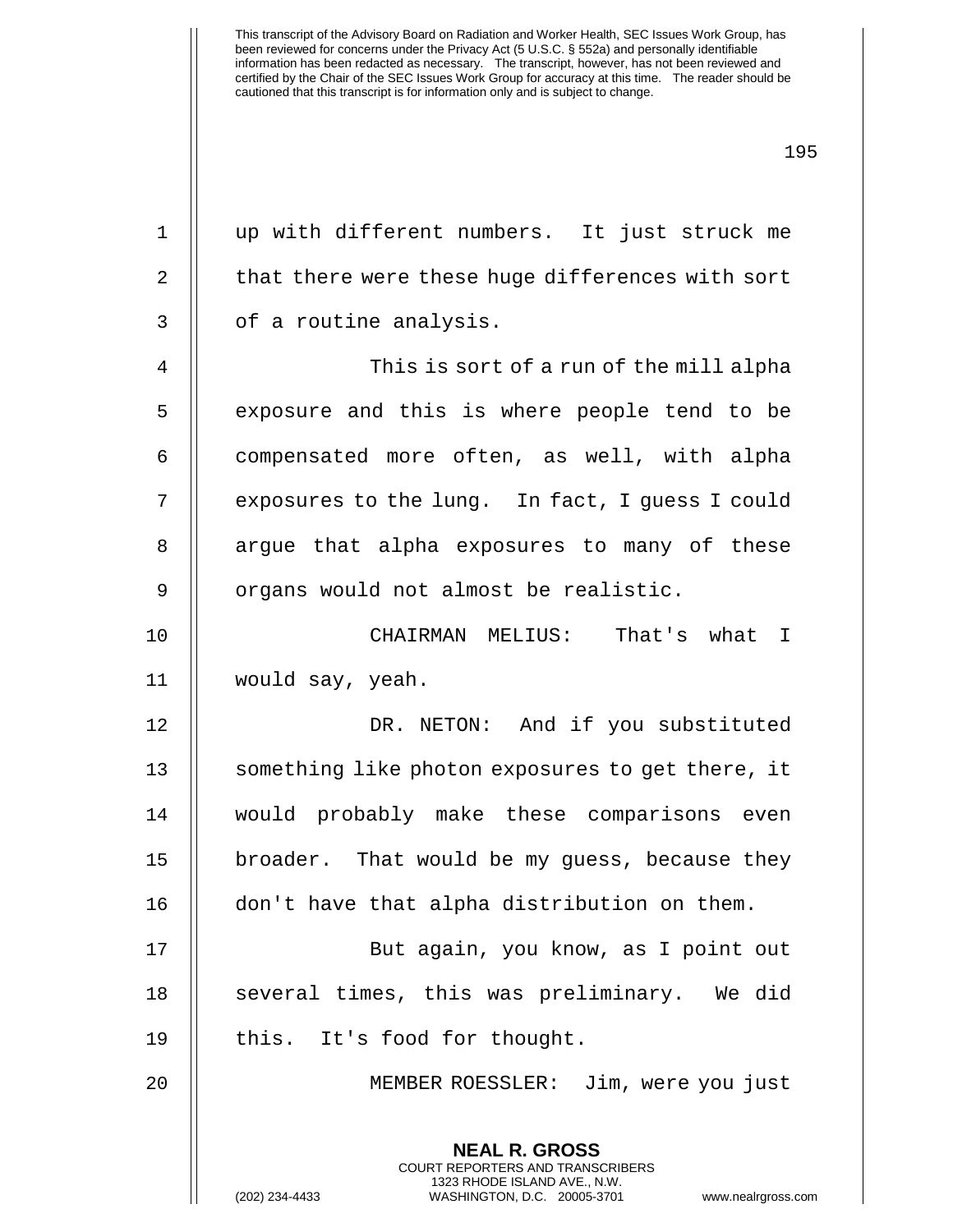up with different numbers. It just struck me that there were these huge differences with sort of a routine analysis.

This is sort of a run of the mill alpha exposure and this is where people tend to be compensated more often, as well, with alpha exposures to the lung. In fact, I guess I could argue that alpha exposures to many of these organs would not almost be realistic.

CHAIRMAN MELIUS: That's what I would say, yeah.

DR. NETON: And if you substituted something like photon exposures to get there, it would probably make these comparisons even broader. That would be my guess, because they don't have that alpha distribution on them.

But again, you know, as I point out several times, this was preliminary. We did this. It's food for thought.

MEMBER ROESSLER: Jim, were you just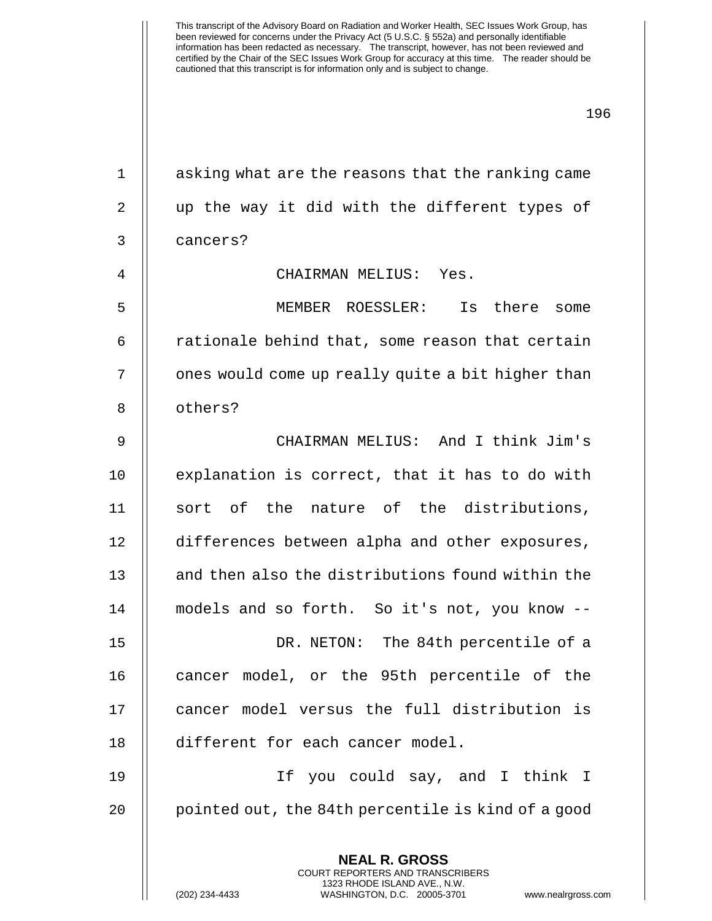asking what are the reasons that the ranking came up the way it did with the different types of cancers?

CHAIRMAN MELIUS: Yes.

MEMBER ROESSLER: Is there some rationale behind that, some reason that certain ones would come up really quite a bit higher than others?

CHAIRMAN MELIUS: And I think Jim's explanation is correct, that it has to do with sort of the nature of the distributions, differences between alpha and other exposures, and then also the distributions found within the models and so forth. So it's not, you know --

DR. NETON: The 84th percentile of a cancer model, or the 95th percentile of the cancer model versus the full distribution is different for each cancer model.

If you could say, and I think I pointed out, the 84th percentile is kind of a good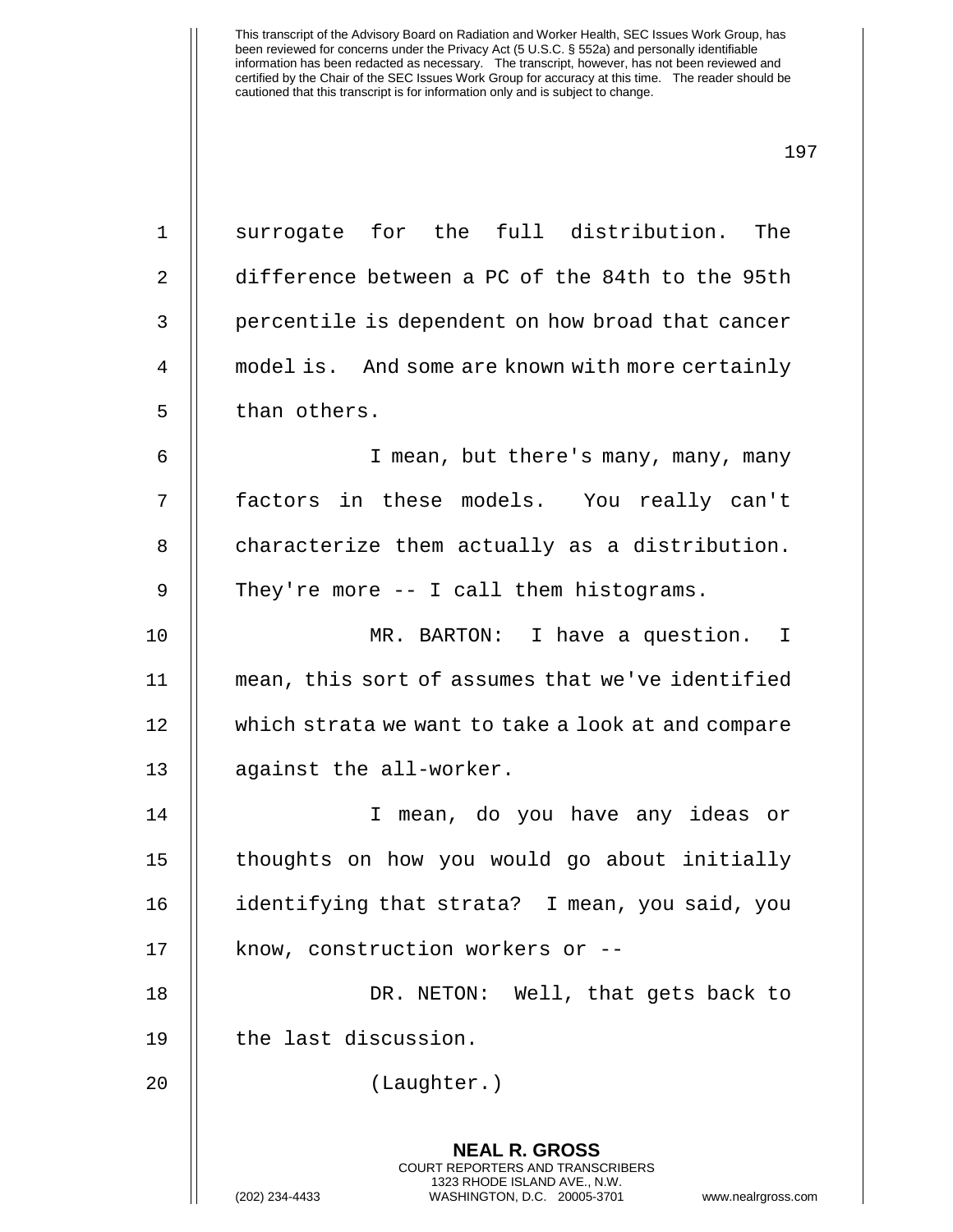surrogate for the full distribution. The difference between a PC of the 84th to the 95th percentile is dependent on how broad that cancer model is. And some are known with more certainly than others.

I mean, but there's many, many, many factors in these models. You really can't characterize them actually as a distribution. They're more -- I call them histograms.

MR. BARTON: I have a question. I mean, this sort of assumes that we've identified which strata we want to take a look at and compare against the all-worker.

I mean, do you have any ideas or thoughts on how you would go about initially identifying that strata? I mean, you said, you know, construction workers or --

DR. NETON: Well, that gets back to the last discussion.

(Laughter.)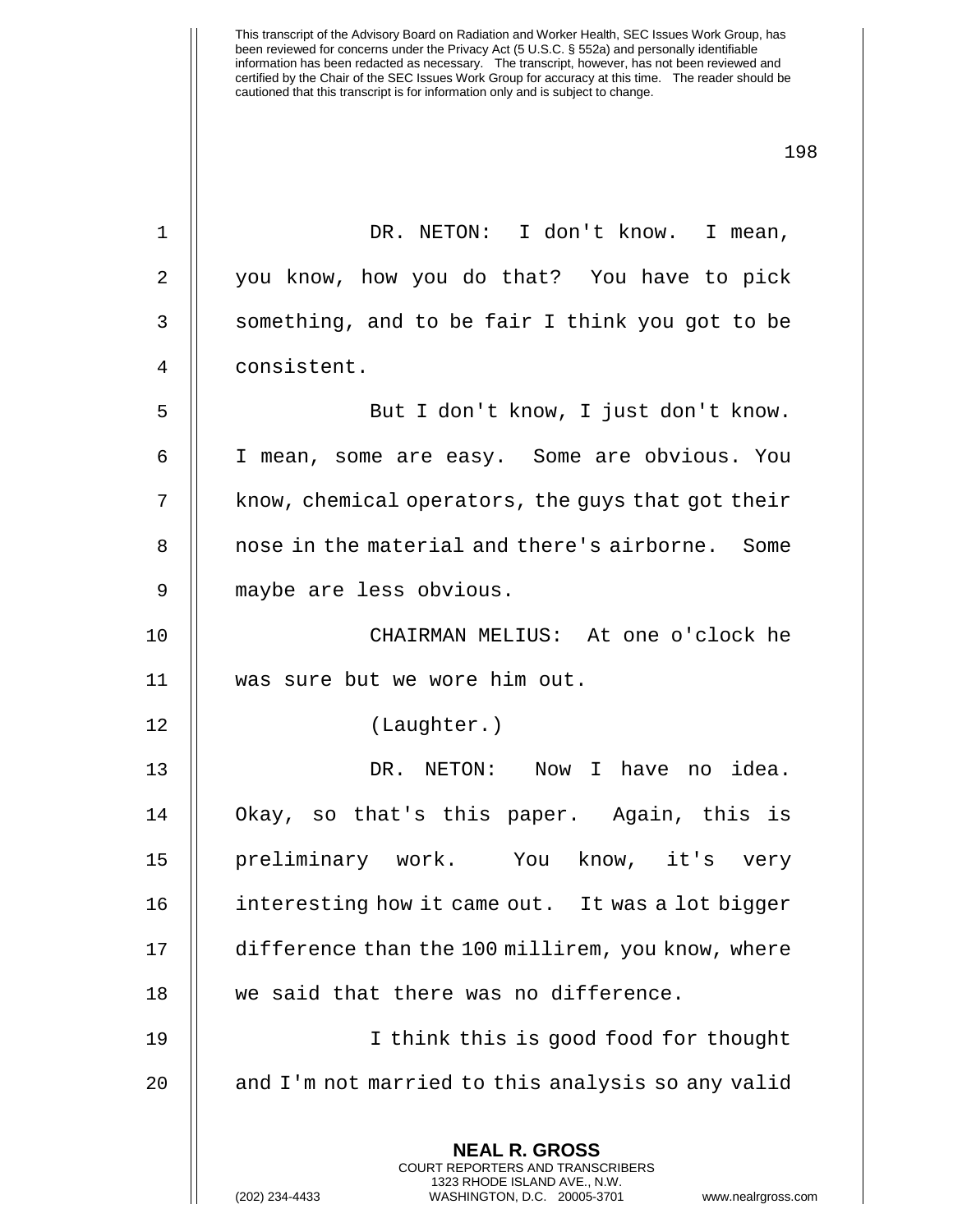DR. NETON: I don't know. I mean, you know, how you do that? You have to pick something, and to be fair I think you got to be consistent.

But I don't know, I just don't know. I mean, some are easy. Some are obvious. You know, chemical operators, the guys that got their nose in the material and there's airborne. Some maybe are less obvious.

CHAIRMAN MELIUS: At one o'clock he was sure but we wore him out.

(Laughter.)

DR. NETON: Now I have no idea. Okay, so that's this paper. Again, this is preliminary work. You know, it's very interesting how it came out. It was a lot bigger difference than the 100 millirem, you know, where we said that there was no difference.

I think this is good food for thought and I'm not married to this analysis so any valid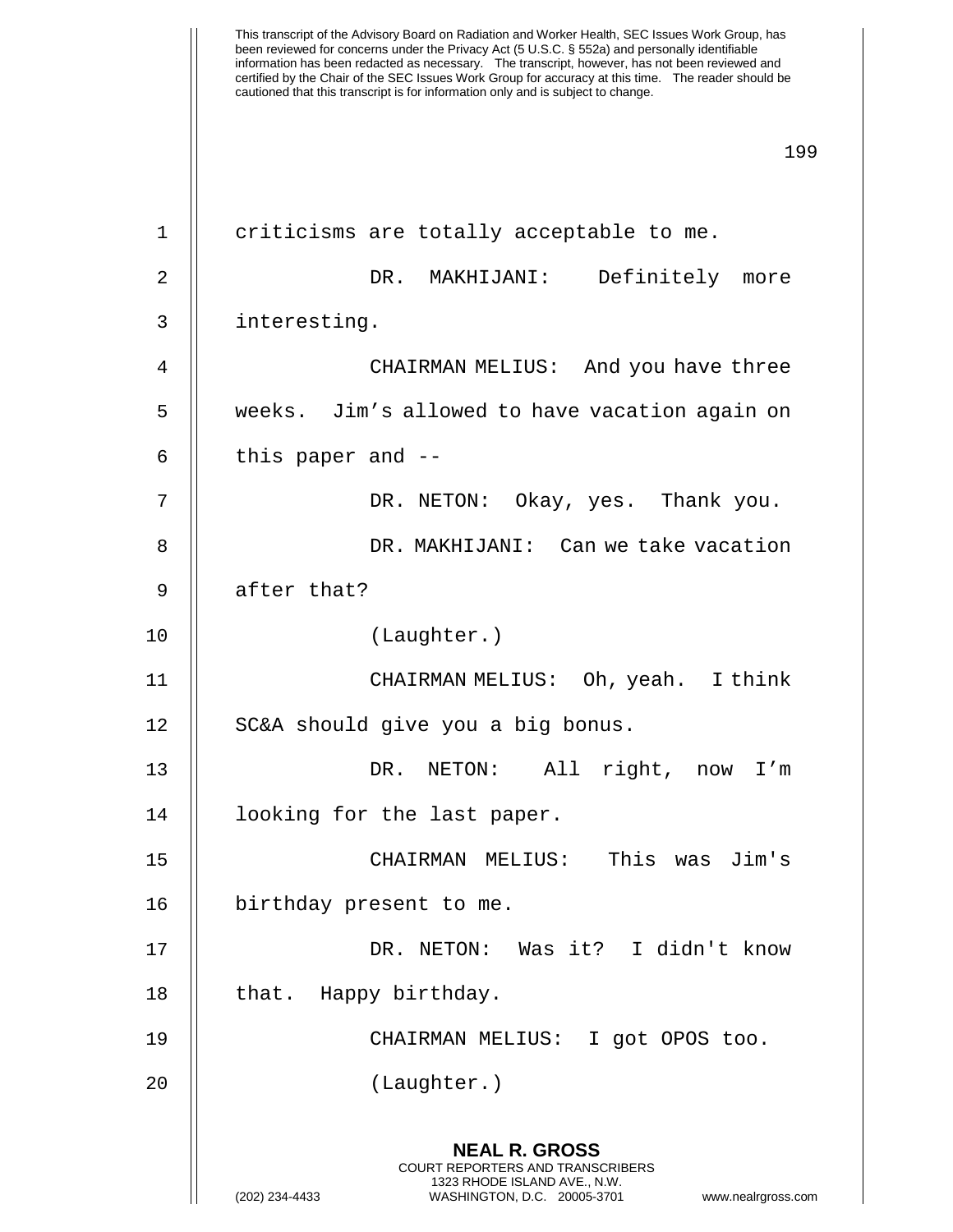criticisms are totally acceptable to me.

DR. MAKHIJANI: Definitely more interesting.

CHAIRMAN MELIUS: And you have three weeks. Jim's allowed to have vacation again on this paper and --

DR. NETON: Okay, yes. Thank you.

DR. MAKHIJANI: Can we take vacation after that?

(Laughter.)

CHAIRMAN MELIUS: Oh, yeah. I think SC&A should give you a big bonus.

DR. NETON: All right, now I'm looking for the last paper.

CHAIRMAN MELIUS: This was Jim's birthday present to me.

DR. NETON: Was it? I didn't know that. Happy birthday.

CHAIRMAN MELIUS: I got OPOS too.

(Laughter.)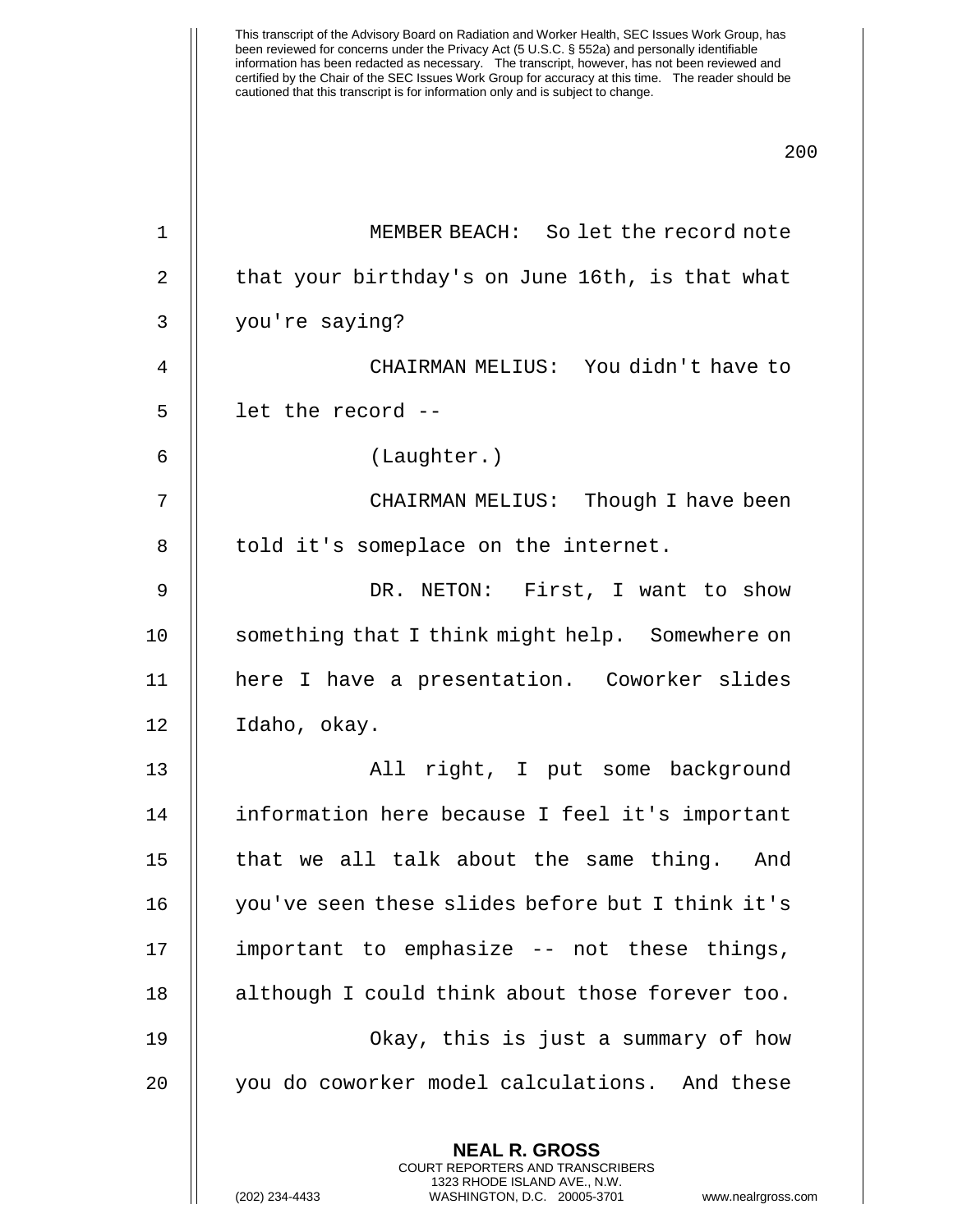MEMBER BEACH: So let the record note that your birthday's on June 16th, is that what you're saying?

CHAIRMAN MELIUS: You didn't have to let the record --

(Laughter.)

CHAIRMAN MELIUS: Though I have been told it's someplace on the internet.

DR. NETON: First, I want to show something that I think might help. Somewhere on here I have a presentation. Coworker slides Idaho, okay.

All right, I put some background information here because I feel it's important that we all talk about the same thing. And you've seen these slides before but I think it's important to emphasize -- not these things, although I could think about those forever too.

Okay, this is just a summary of how you do coworker model calculations. And these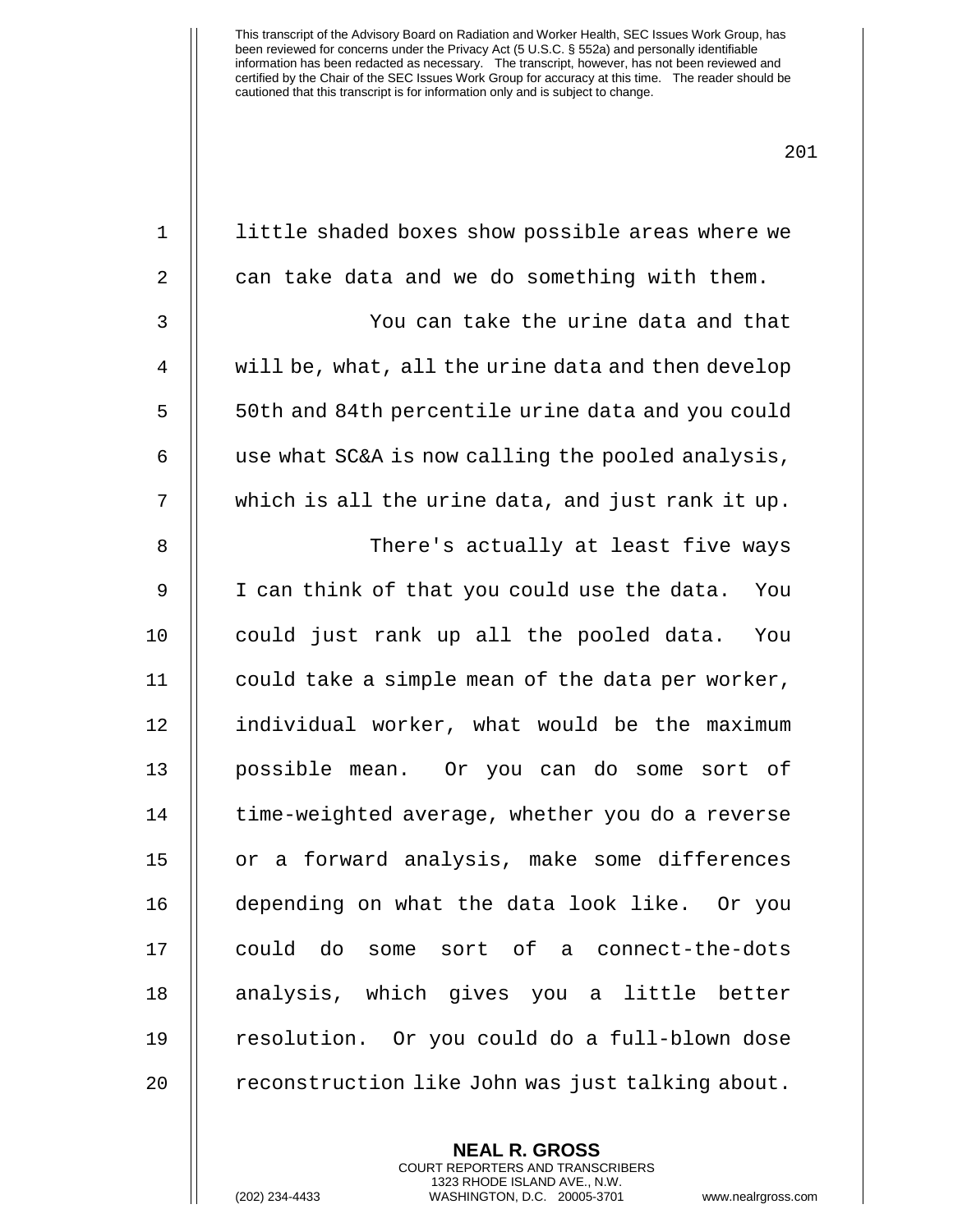little shaded boxes show possible areas where we can take data and we do something with them.

You can take the urine data and that will be, what, all the urine data and then develop 50th and 84th percentile urine data and you could use what SC&A is now calling the pooled analysis, which is all the urine data, and just rank it up.

There's actually at least five ways I can think of that you could use the data. You could just rank up all the pooled data. You could take a simple mean of the data per worker, individual worker, what would be the maximum possible mean. Or you can do some sort of time-weighted average, whether you do a reverse or a forward analysis, make some differences depending on what the data look like. Or you could do some sort of a connect-the-dots analysis, which gives you a little better resolution. Or you could do a full-blown dose reconstruction like John was just talking about.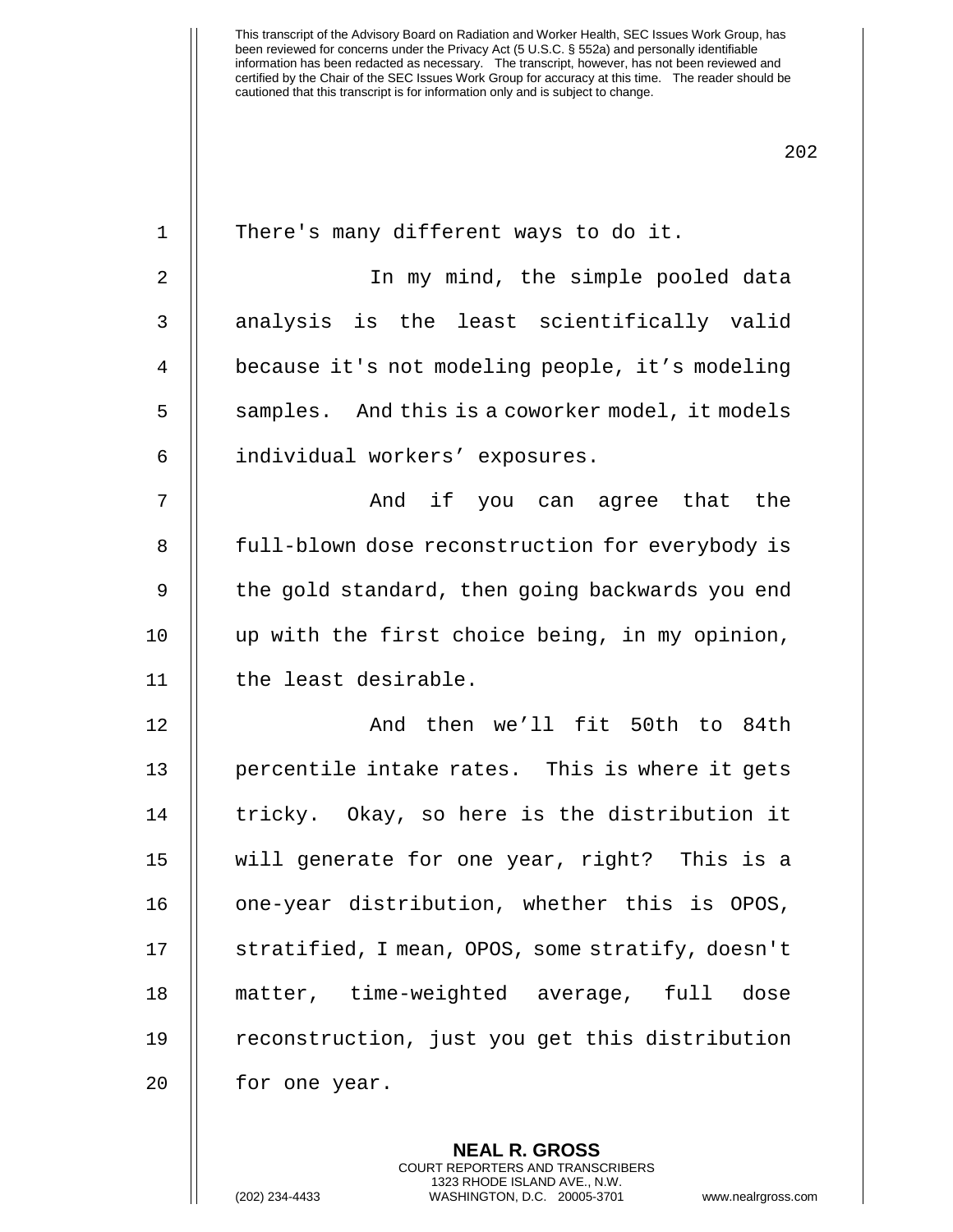There's many different ways to do it.

In my mind, the simple pooled data analysis is the least scientifically valid because it's not modeling people, it's modeling samples. And this is a coworker model, it models individual workers' exposures.

And if you can agree that the full-blown dose reconstruction for everybody is the gold standard, then going backwards you end up with the first choice being, in my opinion, the least desirable.

And then we'll fit 50th to 84th percentile intake rates. This is where it gets tricky. Okay, so here is the distribution it will generate for one year, right? This is a one-year distribution, whether this is OPOS, stratified, I mean, OPOS, some stratify, doesn't matter, time-weighted average, full dose reconstruction, just you get this distribution for one year.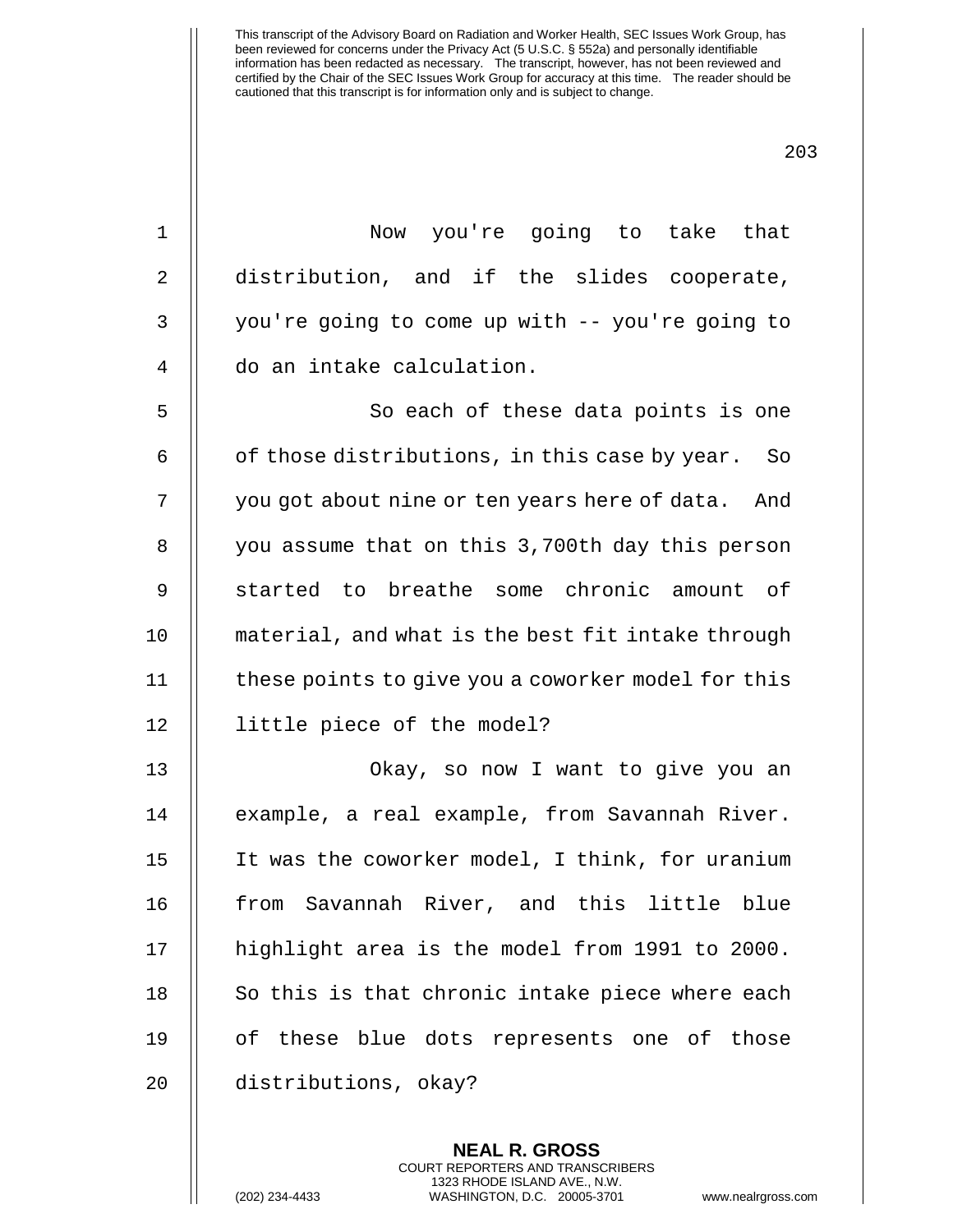Now you're going to take that distribution, and if the slides cooperate, you're going to come up with -- you're going to do an intake calculation.

So each of these data points is one of those distributions, in this case by year. So you got about nine or ten years here of data. And you assume that on this 3,700th day this person started to breathe some chronic amount of material, and what is the best fit intake through these points to give you a coworker model for this little piece of the model?

Okay, so now I want to give you an example, a real example, from Savannah River. It was the coworker model, I think, for uranium from Savannah River, and this little blue highlight area is the model from 1991 to 2000. So this is that chronic intake piece where each of these blue dots represents one of those distributions, okay?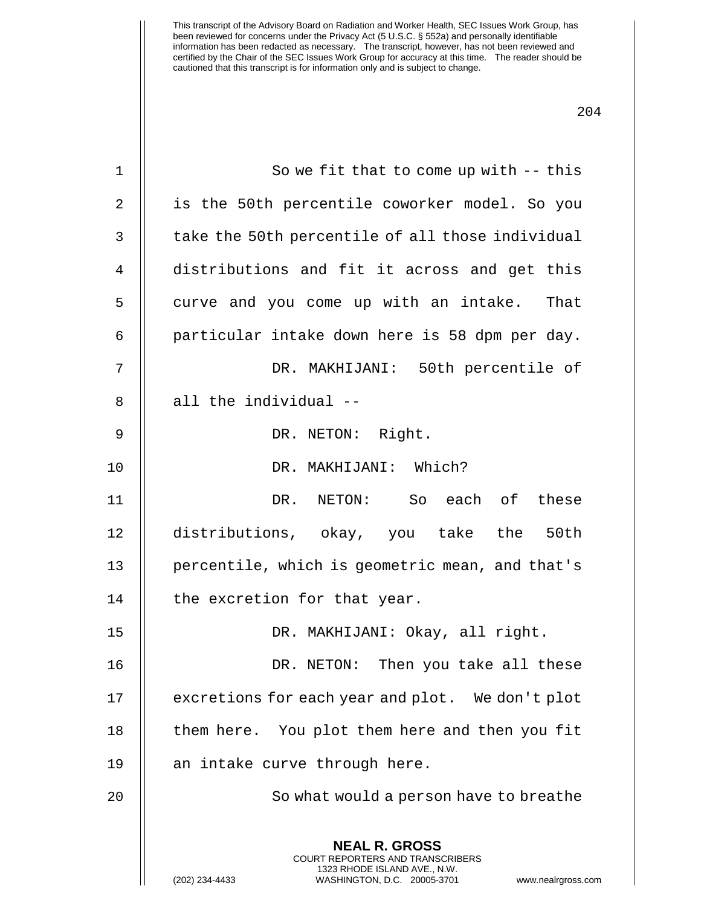So we fit that to come up with -- this is the 50th percentile coworker model. So you take the 50th percentile of all those individual distributions and fit it across and get this curve and you come up with an intake. That particular intake down here is 58 dpm per day.

DR. MAKHIJANI: 50th percentile of all the individual --

DR. NETON: Right.

DR. MAKHIJANI: Which?

DR. NETON: So each of these distributions, okay, you take the 50th percentile, which is geometric mean, and that's the excretion for that year.

DR. MAKHIJANI: Okay, all right.

DR. NETON: Then you take all these excretions for each year and plot. We don't plot them here. You plot them here and then you fit an intake curve through here.

So what would a person have to breathe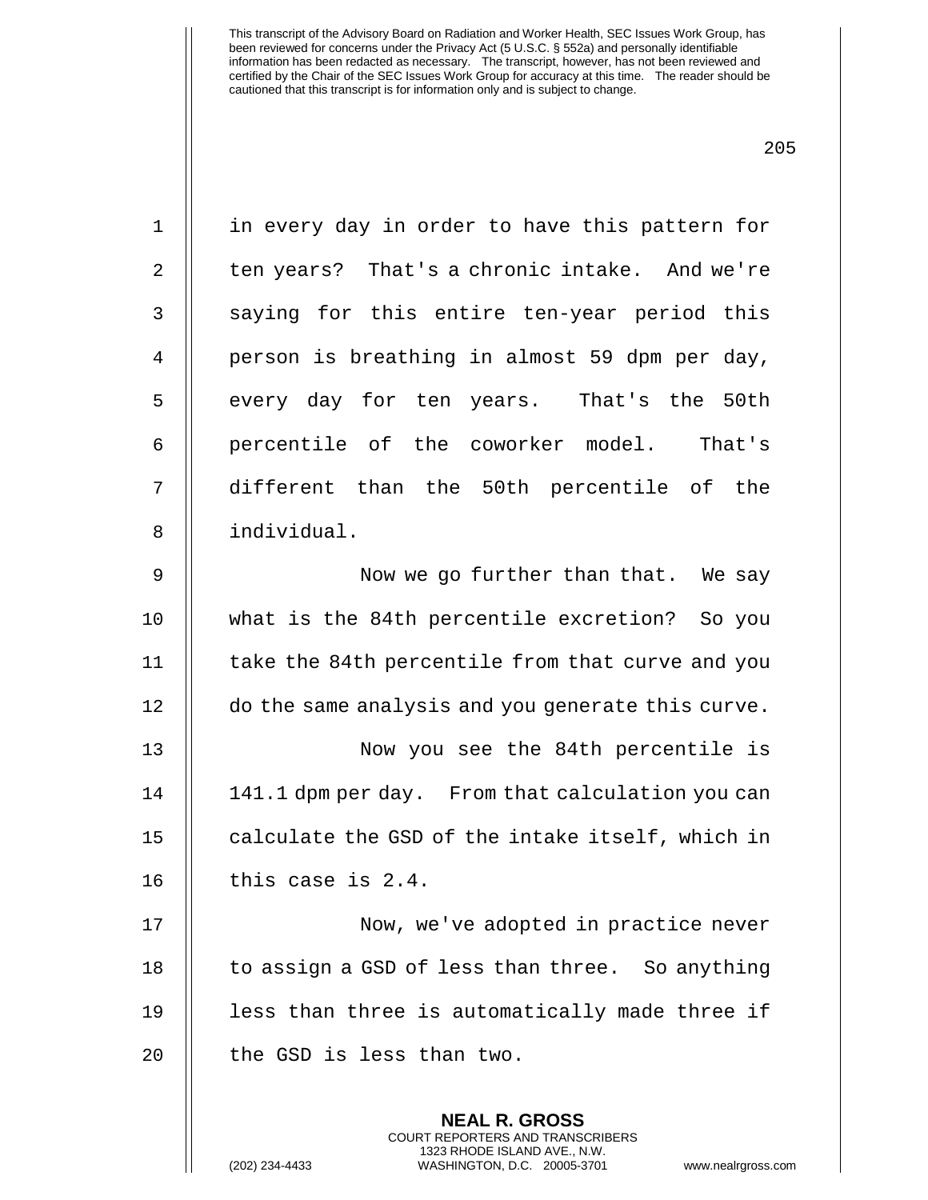in every day in order to have this pattern for ten years? That's a chronic intake. And we're saying for this entire ten-year period this person is breathing in almost 59 dpm per day, every day for ten years. That's the 50th percentile of the coworker model. That's different than the 50th percentile of the individual.

Now we go further than that. We say what is the 84th percentile excretion? So you take the 84th percentile from that curve and you do the same analysis and you generate this curve.

Now you see the 84th percentile is 141.1 dpm per day. From that calculation you can calculate the GSD of the intake itself, which in this case is 2.4.

Now, we've adopted in practice never to assign a GSD of less than three. So anything less than three is automatically made three if the GSD is less than two.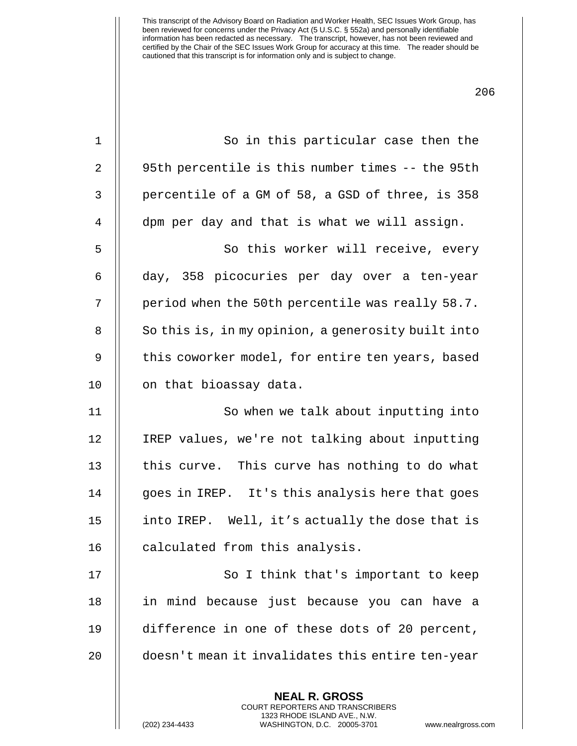So in this particular case then the 95th percentile is this number times -- the 95th percentile of a GM of 58, a GSD of three, is 358 dpm per day and that is what we will assign.

So this worker will receive, every day, 358 picocuries per day over a ten-year period when the 50th percentile was really 58.7. So this is, in my opinion, a generosity built into this coworker model, for entire ten years, based on that bioassay data.

So when we talk about inputting into IREP values, we're not talking about inputting this curve. This curve has nothing to do what goes in IREP. It's this analysis here that goes into IREP. Well, it's actually the dose that is calculated from this analysis.

So I think that's important to keep in mind because just because you can have a difference in one of these dots of 20 percent, doesn't mean it invalidates this entire ten-year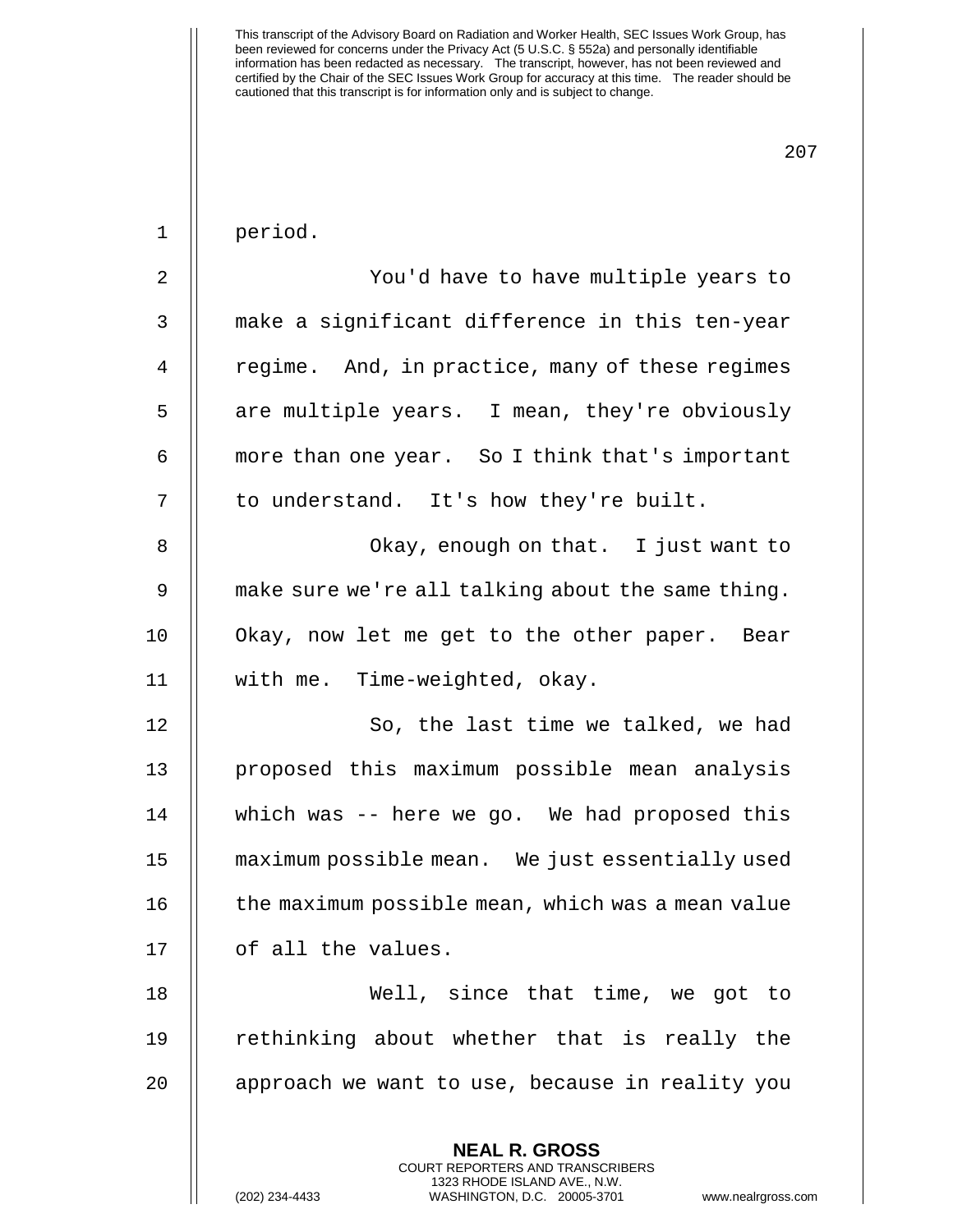period.

You'd have to have multiple years to make a significant difference in this ten-year regime. And, in practice, many of these regimes are multiple years. I mean, they're obviously more than one year. So I think that's important to understand. It's how they're built.

Okay, enough on that. I just want to make sure we're all talking about the same thing. Okay, now let me get to the other paper. Bear with me. Time-weighted, okay.

So, the last time we talked, we had proposed this maximum possible mean analysis which was -- here we go. We had proposed this maximum possible mean. We just essentially used the maximum possible mean, which was a mean value of all the values.

Well, since that time, we got to rethinking about whether that is really the approach we want to use, because in reality you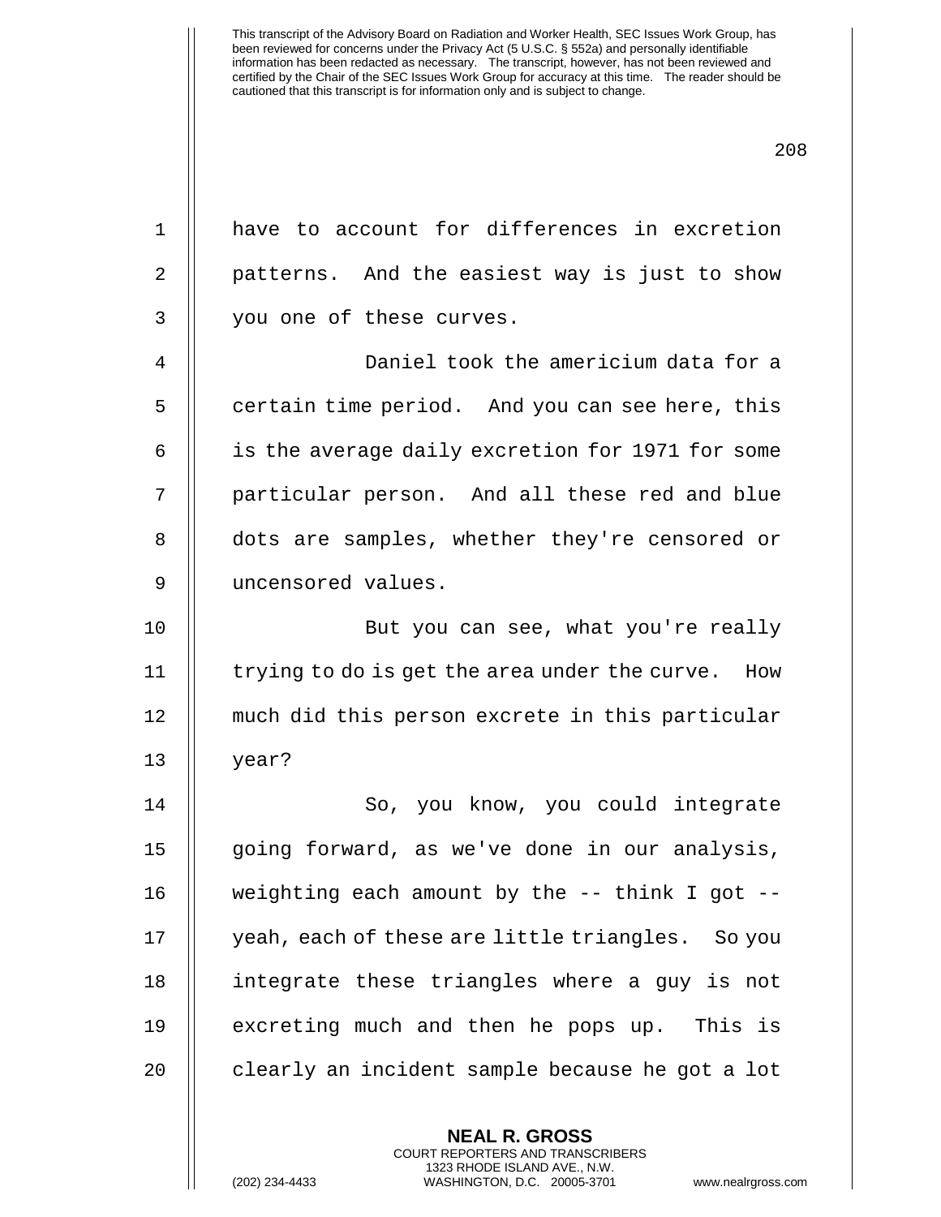have to account for differences in excretion patterns. And the easiest way is just to show you one of these curves.

Daniel took the americium data for a certain time period. And you can see here, this is the average daily excretion for 1971 for some particular person. And all these red and blue dots are samples, whether they're censored or uncensored values.

But you can see, what you're really trying to do is get the area under the curve. How much did this person excrete in this particular year?

So, you know, you could integrate going forward, as we've done in our analysis, weighting each amount by the -- think I got -- yeah, each of these are little triangles. So you integrate these triangles where a guy is not excreting much and then he pops up. This is clearly an incident sample because he got a lot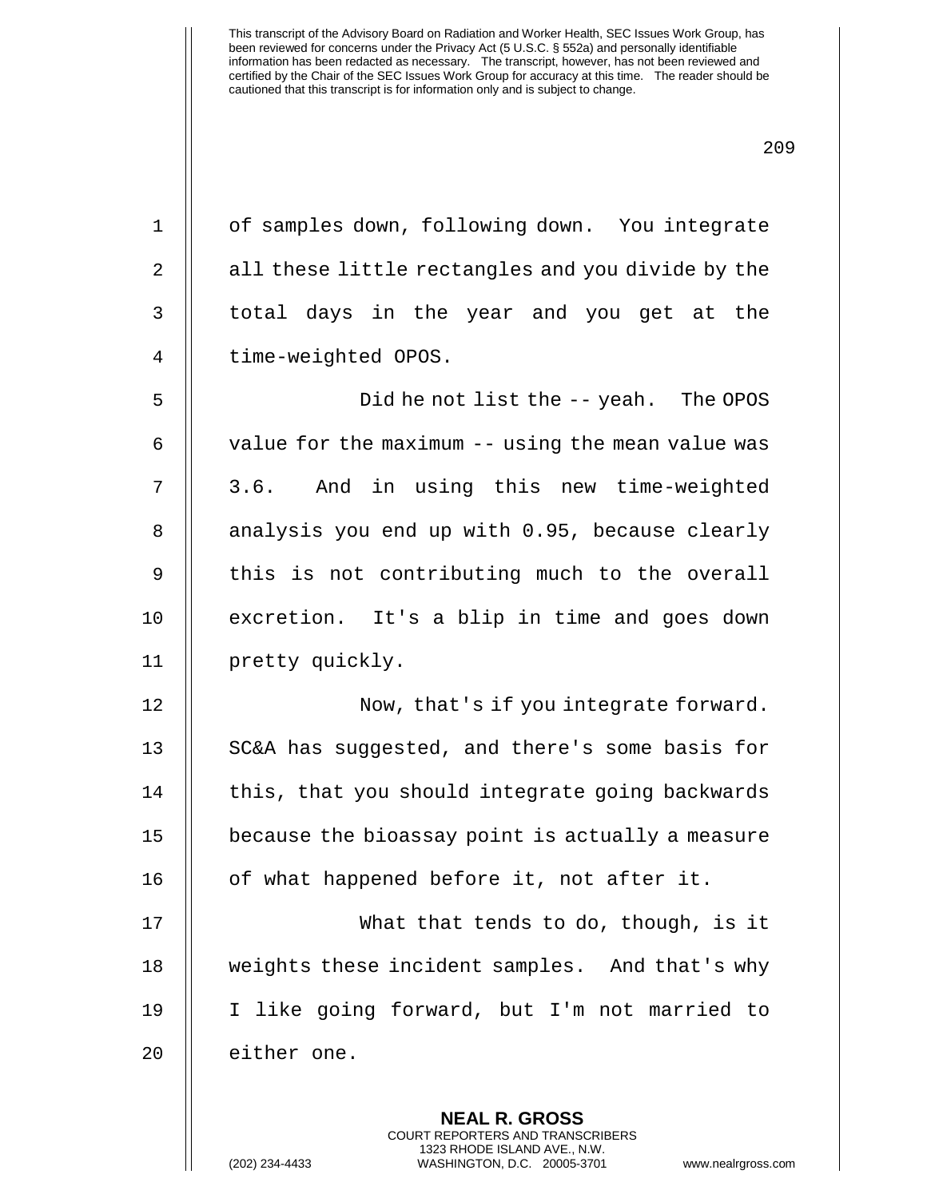of samples down, following down. You integrate all these little rectangles and you divide by the total days in the year and you get at the time-weighted OPOS.

Did he not list the -- yeah. The OPOS value for the maximum -- using the mean value was 3.6. And in using this new time-weighted analysis you end up with 0.95, because clearly this is not contributing much to the overall excretion. It's a blip in time and goes down pretty quickly.

Now, that's if you integrate forward. SC&A has suggested, and there's some basis for this, that you should integrate going backwards because the bioassay point is actually a measure of what happened before it, not after it.

What that tends to do, though, is it weights these incident samples. And that's why I like going forward, but I'm not married to either one.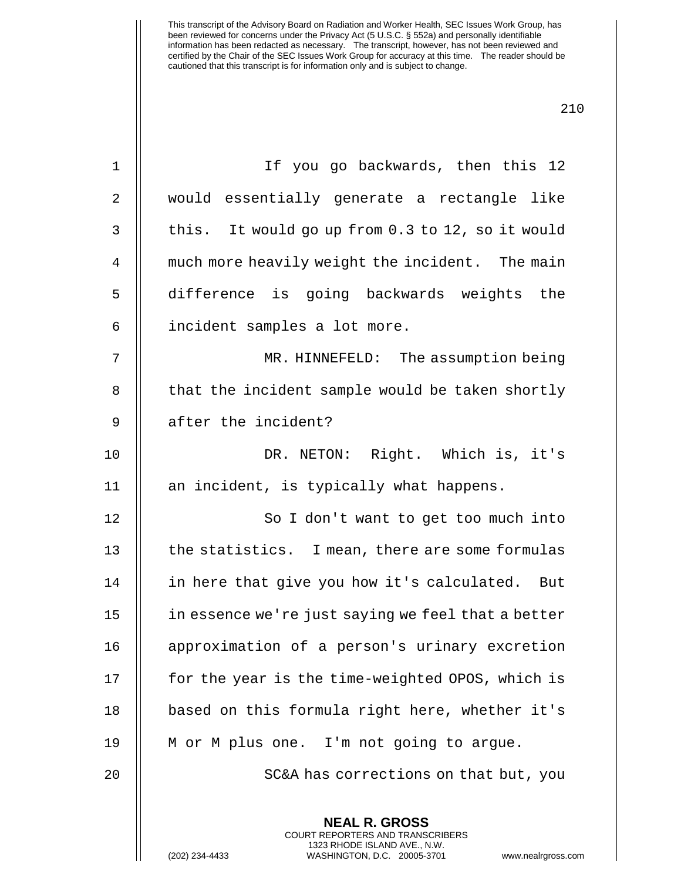This transcript of the Advisory Board on Radiation and Worker Health, SEC Issues Work Group, has been reviewed for concerns under the Privacy Act (5 U.S.C. § 552a) and personally identifiable information has been redacted as necessary. The transcript, however, has not been reviewed and certified by the Chair of the SEC Issues Work Group for accuracy at this time. The reader should be cautioned that this transcript is for information only and is subject to change.

1 If you go backwards, then this 12
2 would essentially generate a rectangle like
3 this. It would go up from 0.3 to 12, so it would
4 much more heavily weight the incident. The main
5 difference is going backwards weights the
6 incident samples a lot more.

7 MR. HINNEFELD: The assumption being
8 that the incident sample would be taken shortly
9 after the incident?

10 DR. NETON: Right. Which is, it's
11 an incident, is typically what happens.

12 So I don't want to get too much into
13 the statistics. I mean, there are some formulas
14 in here that give you how it's calculated. But
15 in essence we're just saying we feel that a better
16 approximation of a person's urinary excretion
17 for the year is the time-weighted OPOS, which is
18 based on this formula right here, whether it's
19 M or M plus one. I'm not going to argue.

20 SC&A has corrections on that but, you

**NEAL R. GROSS**
COURT REPORTERS AND TRANSCRIBERS
1323 RHODE ISLAND AVE., N.W.
(202) 234-4433 WASHINGTON, D.C. 20005-3701 www.nealrgross.com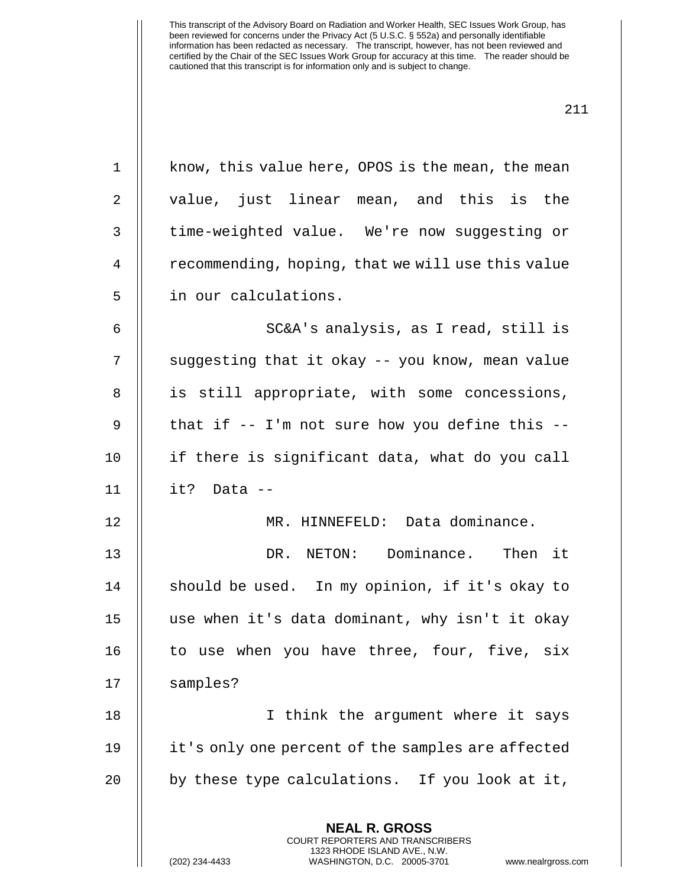know, this value here, OPOS is the mean, the mean value, just linear mean, and this is the time-weighted value. We're now suggesting or recommending, hoping, that we will use this value in our calculations.

SC&A's analysis, as I read, still is suggesting that it okay -- you know, mean value is still appropriate, with some concessions, that if -- I'm not sure how you define this -- if there is significant data, what do you call it? Data --

MR. HINNEFELD: Data dominance.

DR. NETON: Dominance. Then it should be used. In my opinion, if it's okay to use when it's data dominant, why isn't it okay to use when you have three, four, five, six samples?

I think the argument where it says it's only one percent of the samples are affected by these type calculations. If you look at it,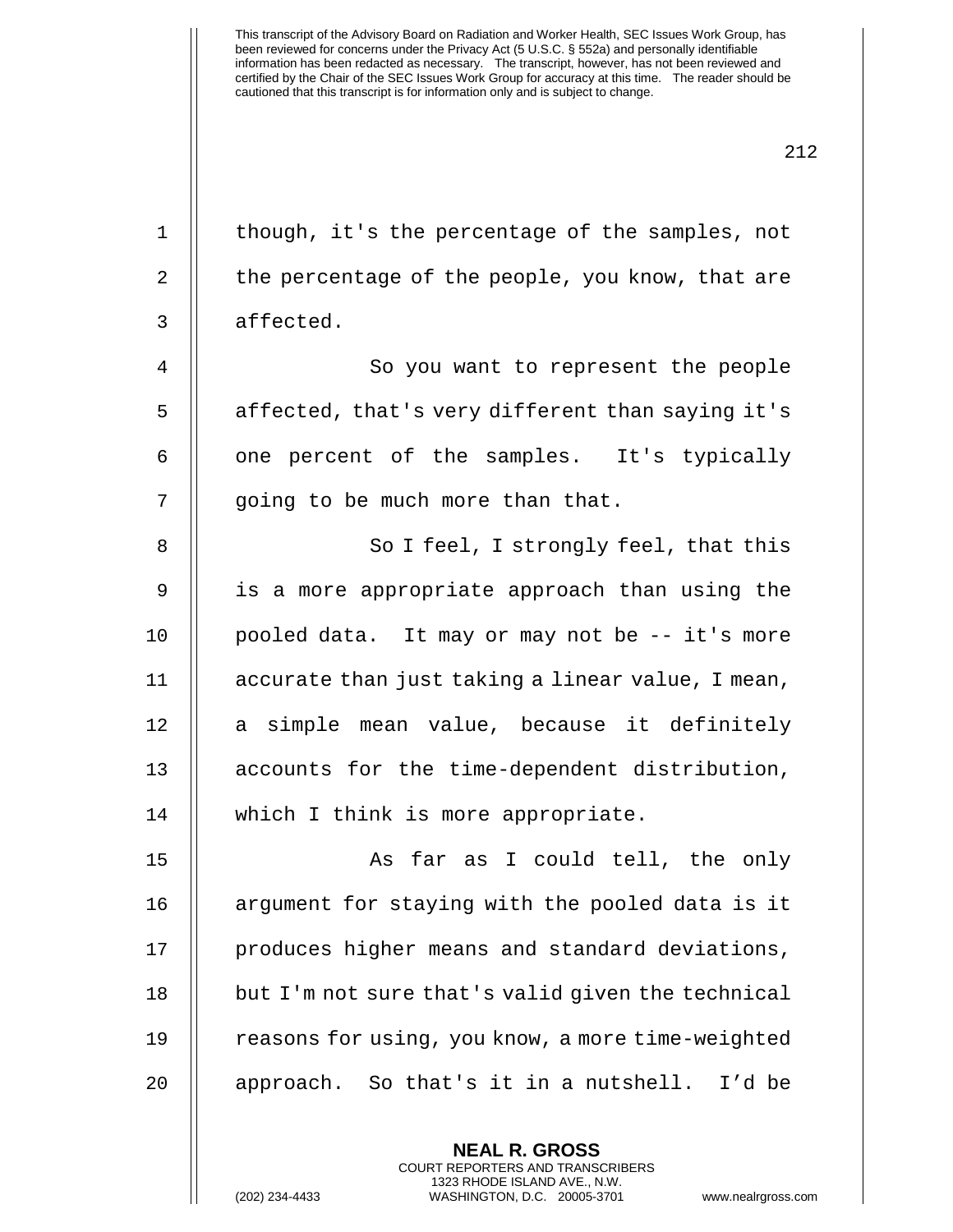though, it's the percentage of the samples, not the percentage of the people, you know, that are affected.

So you want to represent the people affected, that's very different than saying it's one percent of the samples. It's typically going to be much more than that.

So I feel, I strongly feel, that this is a more appropriate approach than using the pooled data. It may or may not be -- it's more accurate than just taking a linear value, I mean, a simple mean value, because it definitely accounts for the time-dependent distribution, which I think is more appropriate.

As far as I could tell, the only argument for staying with the pooled data is it produces higher means and standard deviations, but I'm not sure that's valid given the technical reasons for using, you know, a more time-weighted approach. So that's it in a nutshell. I'd be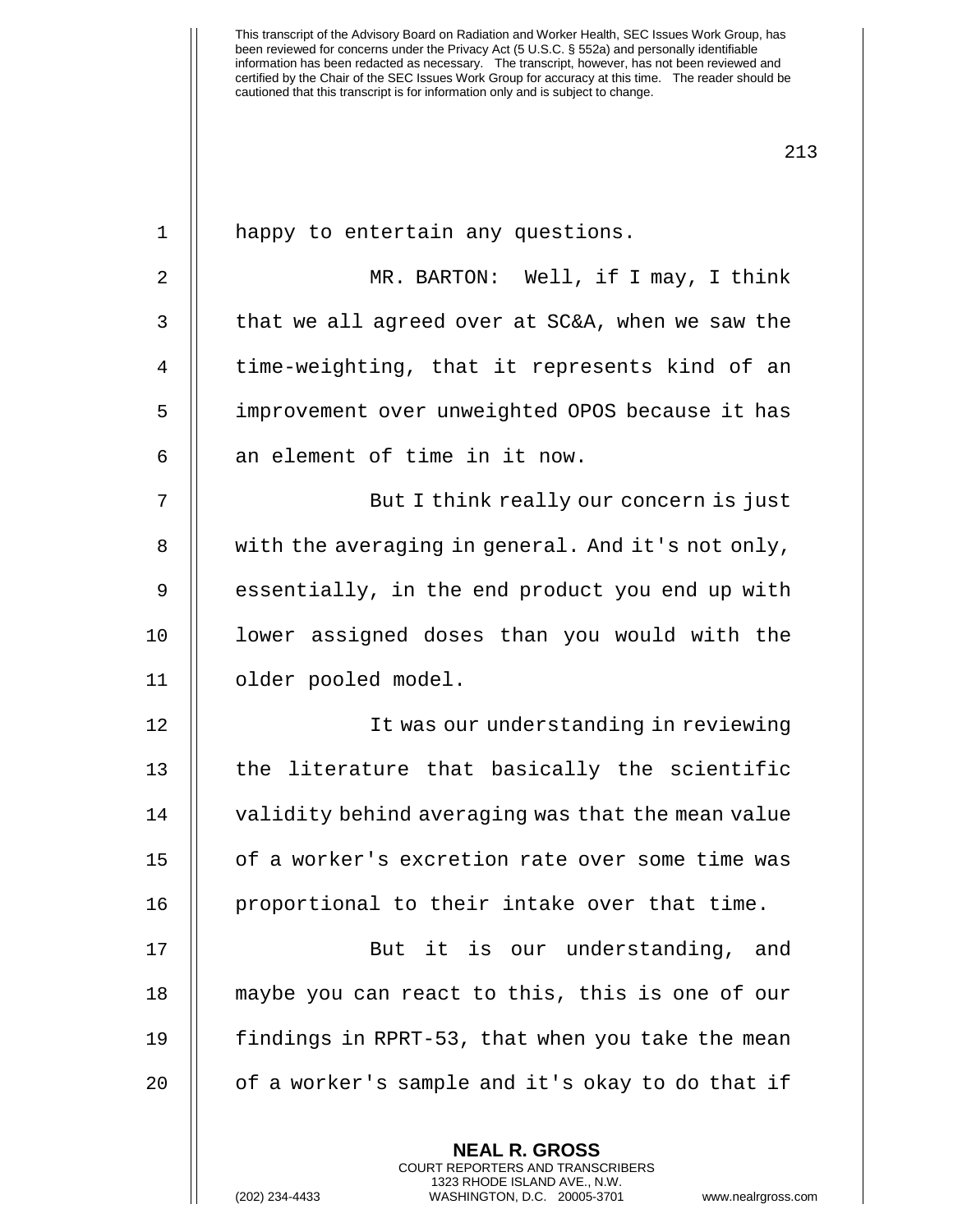happy to entertain any questions.

MR. BARTON: Well, if I may, I think that we all agreed over at SC&A, when we saw the time-weighting, that it represents kind of an improvement over unweighted OPOS because it has an element of time in it now.

But I think really our concern is just with the averaging in general. And it's not only, essentially, in the end product you end up with lower assigned doses than you would with the older pooled model.

It was our understanding in reviewing the literature that basically the scientific validity behind averaging was that the mean value of a worker's excretion rate over some time was proportional to their intake over that time.

But it is our understanding, and maybe you can react to this, this is one of our findings in RPRT-53, that when you take the mean of a worker's sample and it's okay to do that if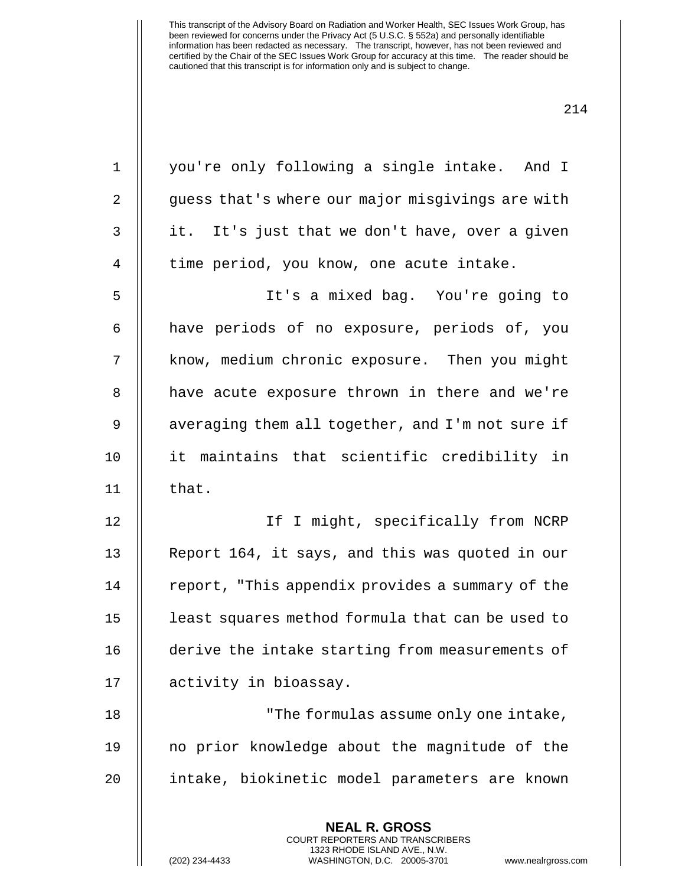you're only following a single intake. And I guess that's where our major misgivings are with it. It's just that we don't have, over a given time period, you know, one acute intake.

It's a mixed bag. You're going to have periods of no exposure, periods of, you know, medium chronic exposure. Then you might have acute exposure thrown in there and we're averaging them all together, and I'm not sure if it maintains that scientific credibility in that.

If I might, specifically from NCRP Report 164, it says, and this was quoted in our report, "This appendix provides a summary of the least squares method formula that can be used to derive the intake starting from measurements of activity in bioassay.

"The formulas assume only one intake, no prior knowledge about the magnitude of the intake, biokinetic model parameters are known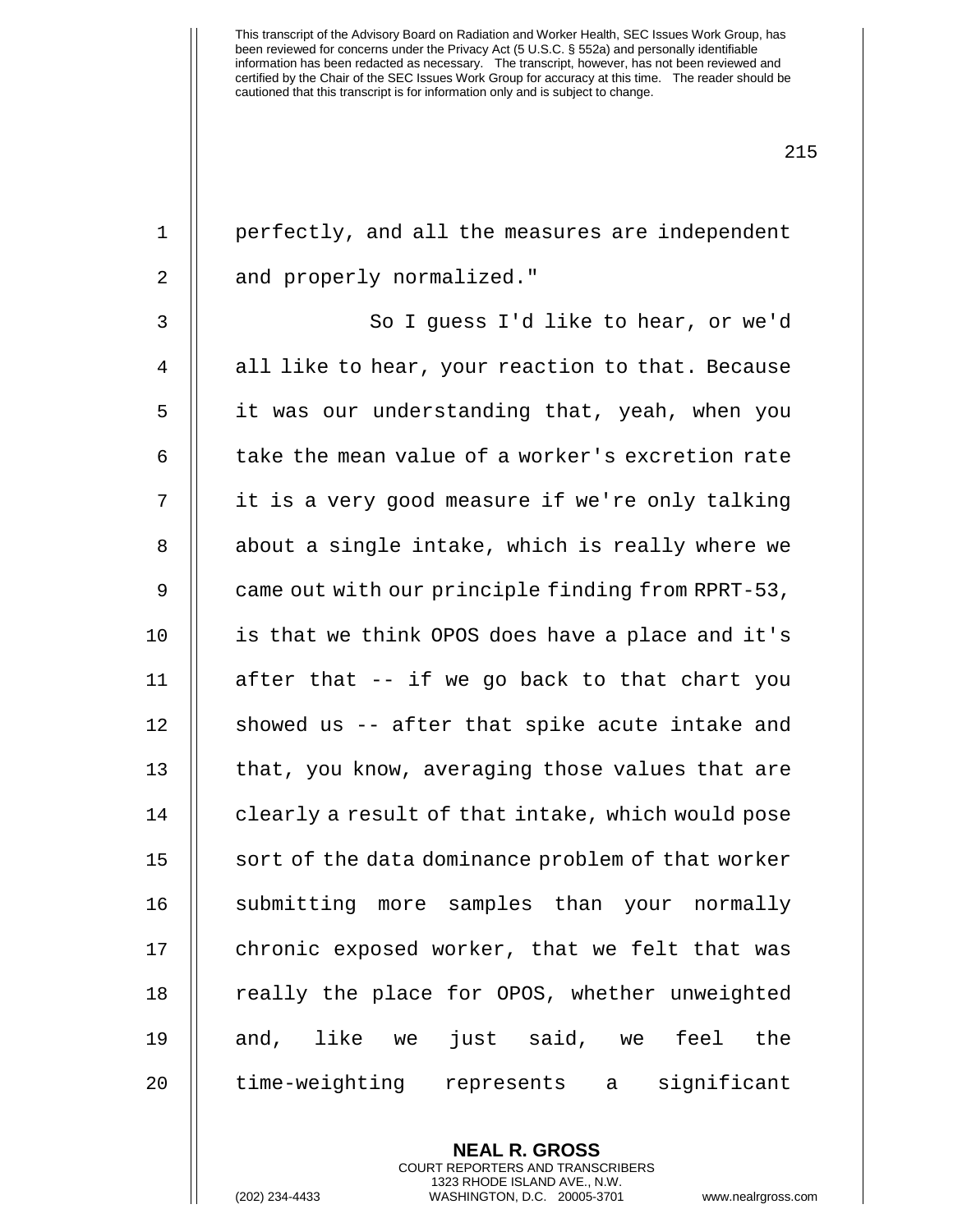perfectly, and all the measures are independent and properly normalized."

So I guess I'd like to hear, or we'd all like to hear, your reaction to that. Because it was our understanding that, yeah, when you take the mean value of a worker's excretion rate it is a very good measure if we're only talking about a single intake, which is really where we came out with our principle finding from RPRT-53, is that we think OPOS does have a place and it's after that -- if we go back to that chart you showed us -- after that spike acute intake and that, you know, averaging those values that are clearly a result of that intake, which would pose sort of the data dominance problem of that worker submitting more samples than your normally chronic exposed worker, that we felt that was really the place for OPOS, whether unweighted and, like we just said, we feel the time-weighting represents a significant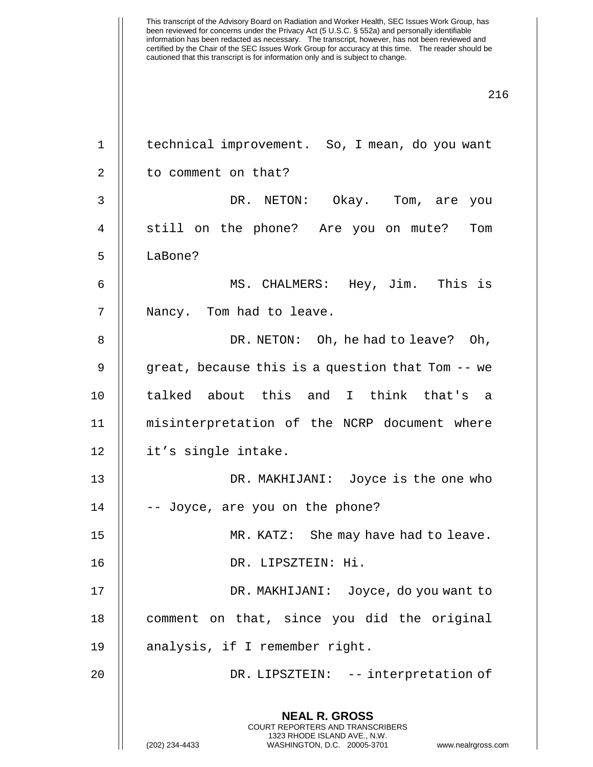technical improvement. So, I mean, do you want to comment on that?

DR. NETON: Okay. Tom, are you still on the phone? Are you on mute? Tom LaBone?

MS. CHALMERS: Hey, Jim. This is Nancy. Tom had to leave.

DR. NETON: Oh, he had to leave? Oh, great, because this is a question that Tom -- we talked about this and I think that's a misinterpretation of the NCRP document where it's single intake.

DR. MAKHIJANI: Joyce is the one who -- Joyce, are you on the phone?

MR. KATZ: She may have had to leave.

DR. LIPSZTEIN: Hi.

DR. MAKHIJANI: Joyce, do you want to comment on that, since you did the original analysis, if I remember right.

DR. LIPSZTEIN: -- interpretation of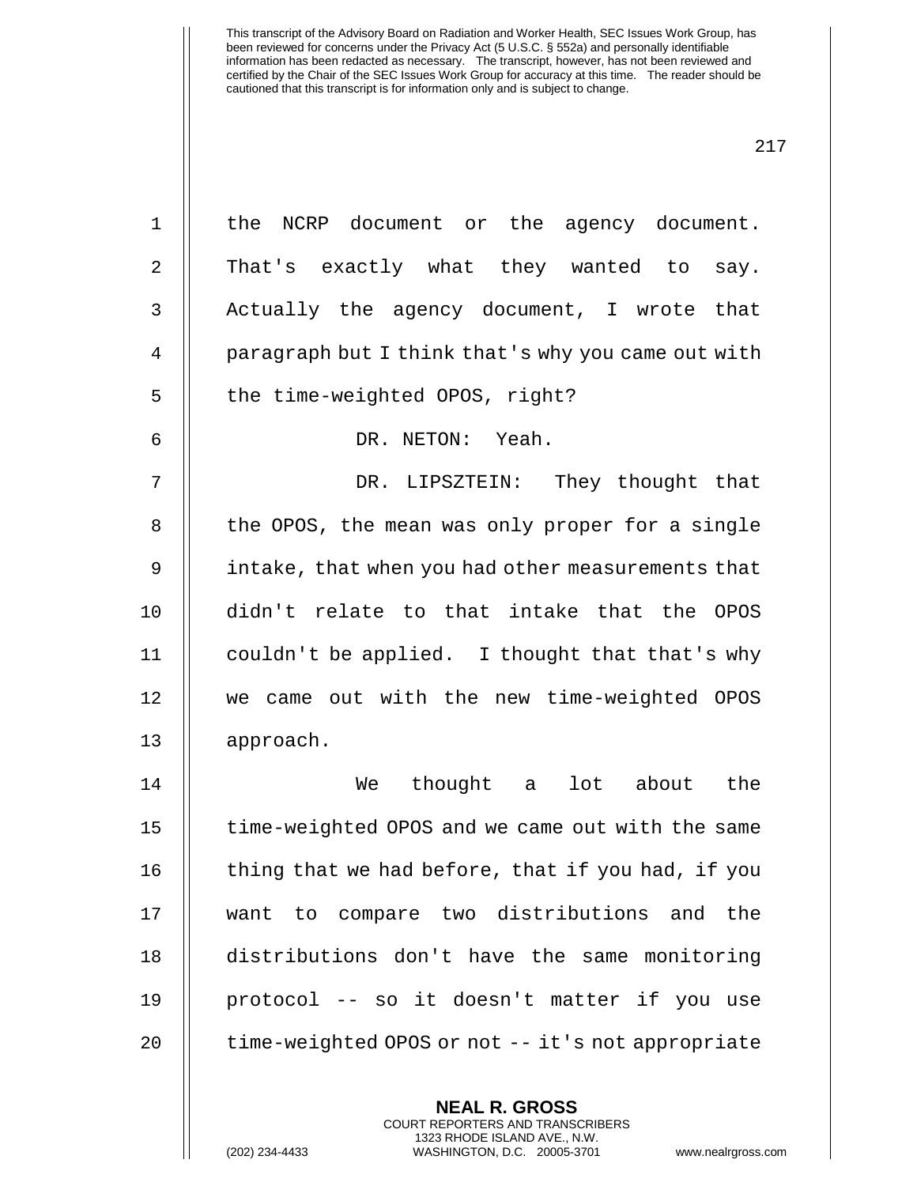the NCRP document or the agency document. That's exactly what they wanted to say. Actually the agency document, I wrote that paragraph but I think that's why you came out with the time-weighted OPOS, right?

DR. NETON: Yeah.

DR. LIPSZTEIN: They thought that the OPOS, the mean was only proper for a single intake, that when you had other measurements that didn't relate to that intake that the OPOS couldn't be applied. I thought that that's why we came out with the new time-weighted OPOS approach.

We thought a lot about the time-weighted OPOS and we came out with the same thing that we had before, that if you had, if you want to compare two distributions and the distributions don't have the same monitoring protocol -- so it doesn't matter if you use time-weighted OPOS or not -- it's not appropriate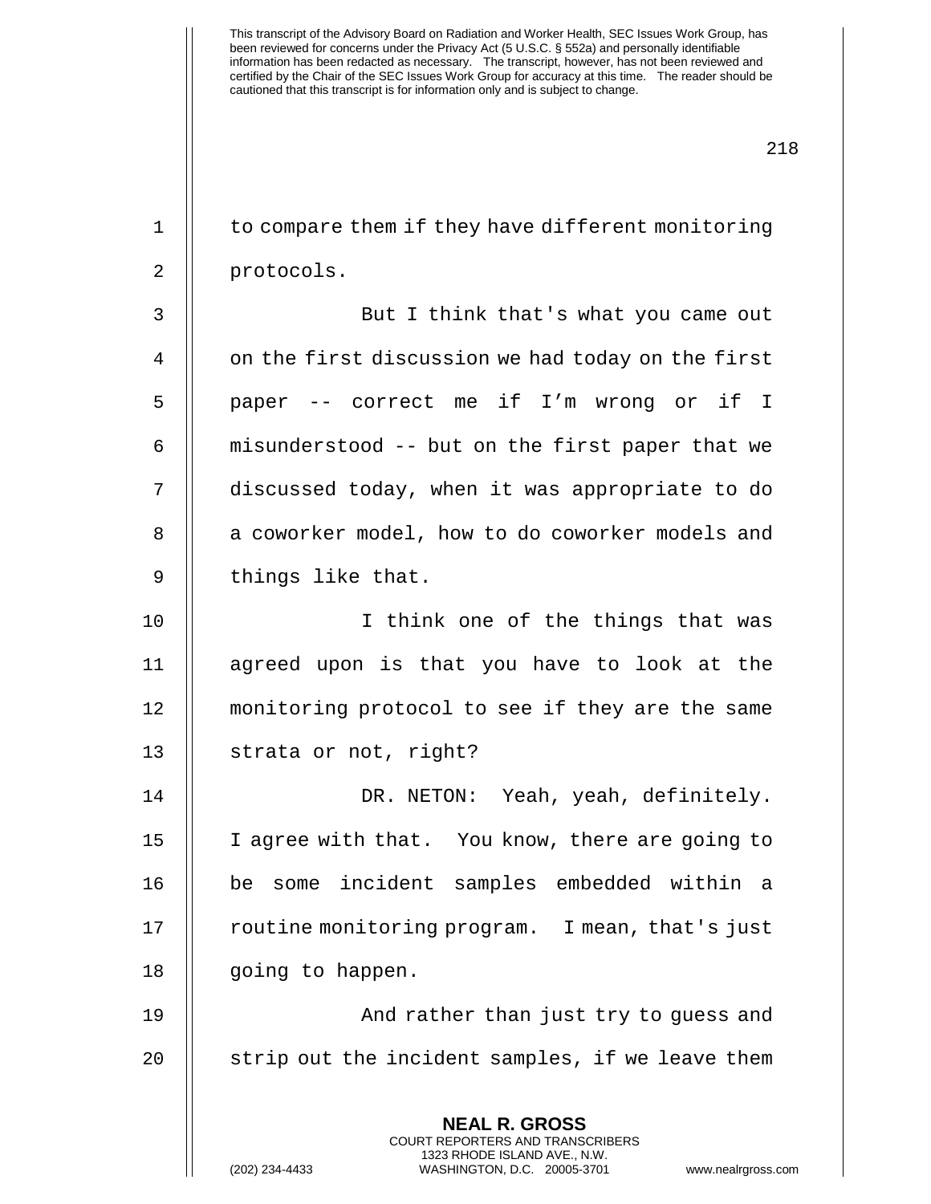to compare them if they have different monitoring protocols.

But I think that's what you came out on the first discussion we had today on the first paper -- correct me if I'm wrong or if I misunderstood -- but on the first paper that we discussed today, when it was appropriate to do a coworker model, how to do coworker models and things like that.

I think one of the things that was agreed upon is that you have to look at the monitoring protocol to see if they are the same strata or not, right?

DR. NETON: Yeah, yeah, definitely. I agree with that. You know, there are going to be some incident samples embedded within a routine monitoring program. I mean, that's just going to happen.

And rather than just try to guess and strip out the incident samples, if we leave them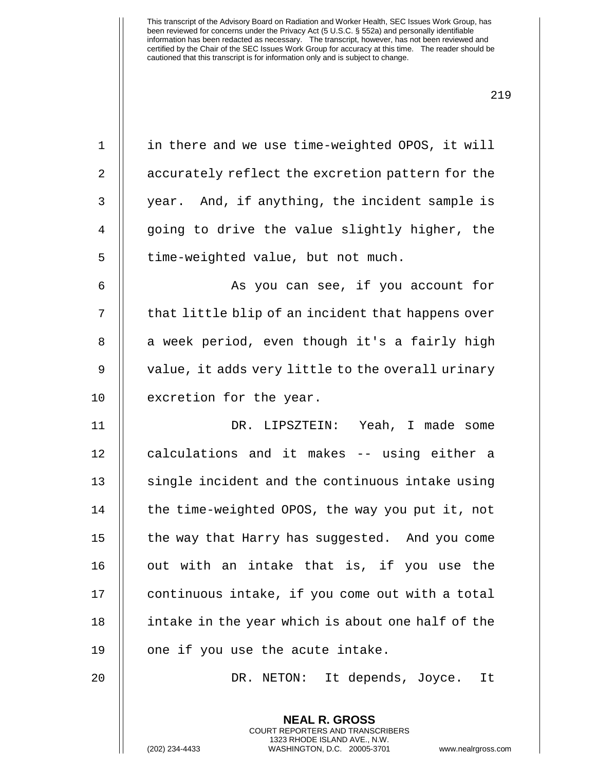in there and we use time-weighted OPOS, it will accurately reflect the excretion pattern for the year. And, if anything, the incident sample is going to drive the value slightly higher, the time-weighted value, but not much.

As you can see, if you account for that little blip of an incident that happens over a week period, even though it's a fairly high value, it adds very little to the overall urinary excretion for the year.

DR. LIPSZTEIN: Yeah, I made some calculations and it makes -- using either a single incident and the continuous intake using the time-weighted OPOS, the way you put it, not the way that Harry has suggested. And you come out with an intake that is, if you use the continuous intake, if you come out with a total intake in the year which is about one half of the one if you use the acute intake.

DR. NETON: It depends, Joyce. It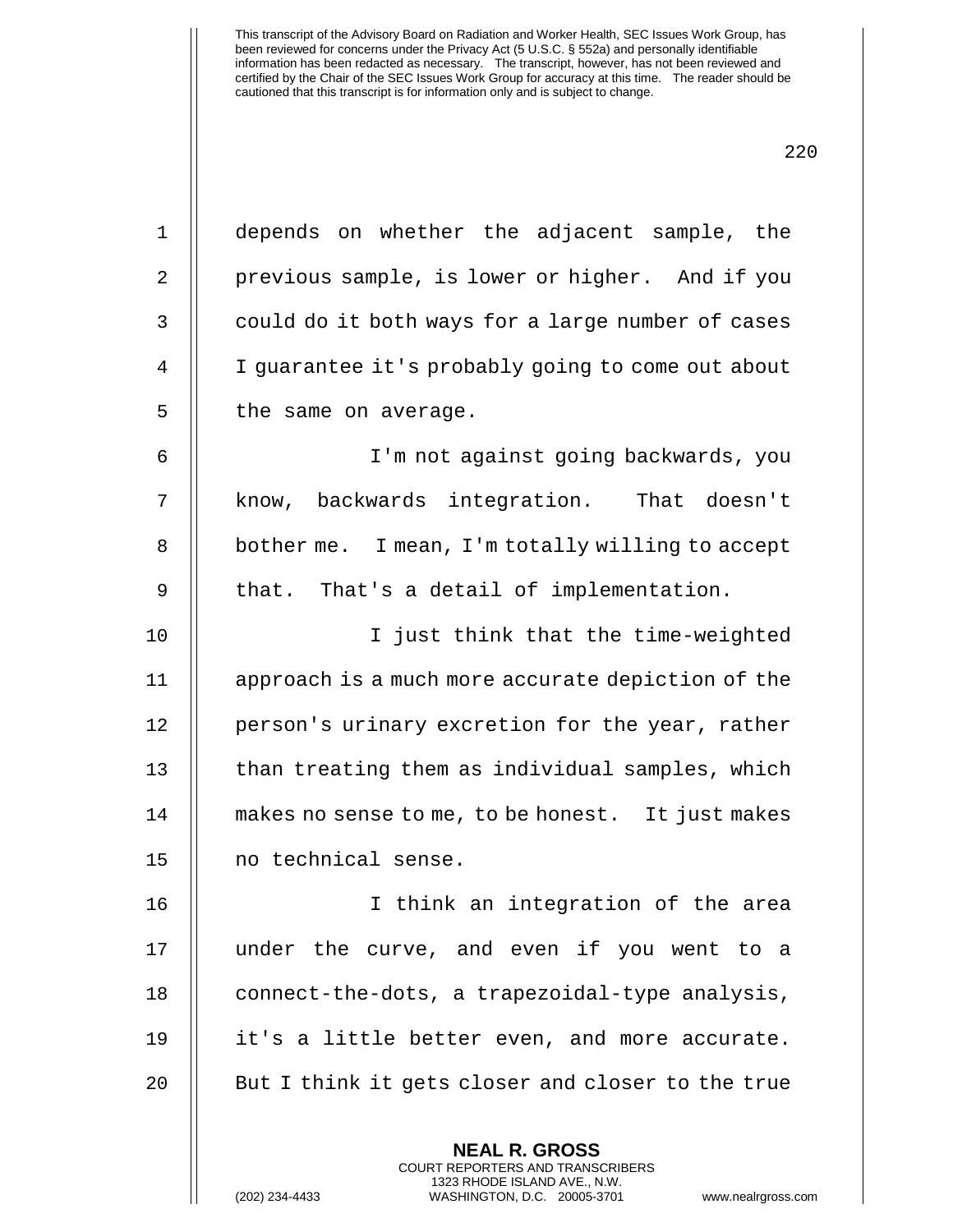depends on whether the adjacent sample, the previous sample, is lower or higher. And if you could do it both ways for a large number of cases I guarantee it's probably going to come out about the same on average.

I'm not against going backwards, you know, backwards integration. That doesn't bother me. I mean, I'm totally willing to accept that. That's a detail of implementation.

I just think that the time-weighted approach is a much more accurate depiction of the person's urinary excretion for the year, rather than treating them as individual samples, which makes no sense to me, to be honest. It just makes no technical sense.

I think an integration of the area under the curve, and even if you went to a connect-the-dots, a trapezoidal-type analysis, it's a little better even, and more accurate. But I think it gets closer and closer to the true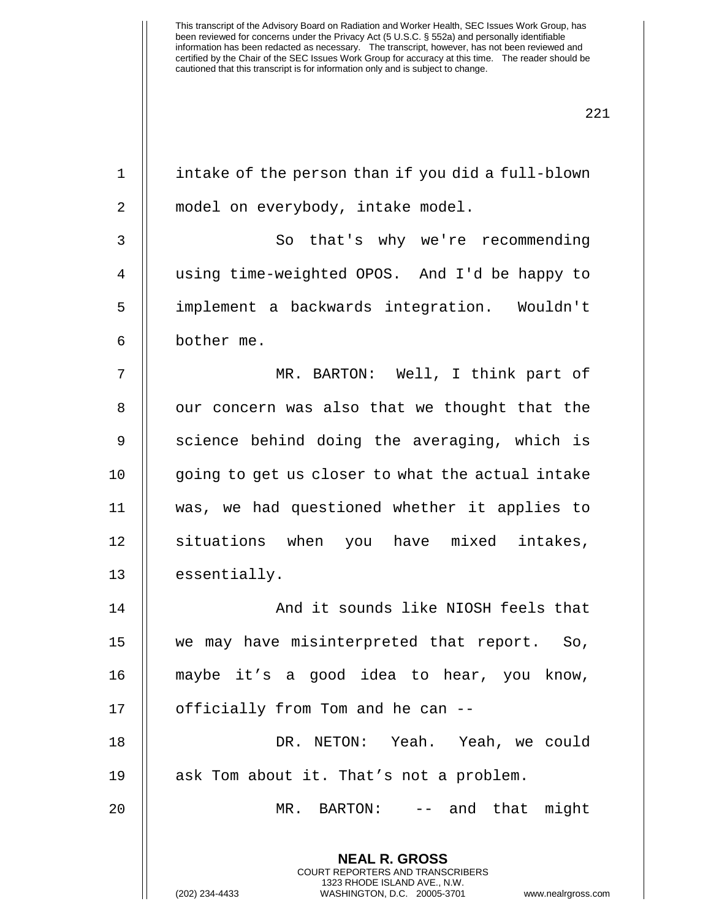intake of the person than if you did a full-blown model on everybody, intake model.

So that's why we're recommending using time-weighted OPOS. And I'd be happy to implement a backwards integration. Wouldn't bother me.

MR. BARTON: Well, I think part of our concern was also that we thought that the science behind doing the averaging, which is going to get us closer to what the actual intake was, we had questioned whether it applies to situations when you have mixed intakes, essentially.

And it sounds like NIOSH feels that we may have misinterpreted that report. So, maybe it’s a good idea to hear, you know, officially from Tom and he can --

DR. NETON: Yeah. Yeah, we could ask Tom about it. That’s not a problem.

MR. BARTON: -- and that might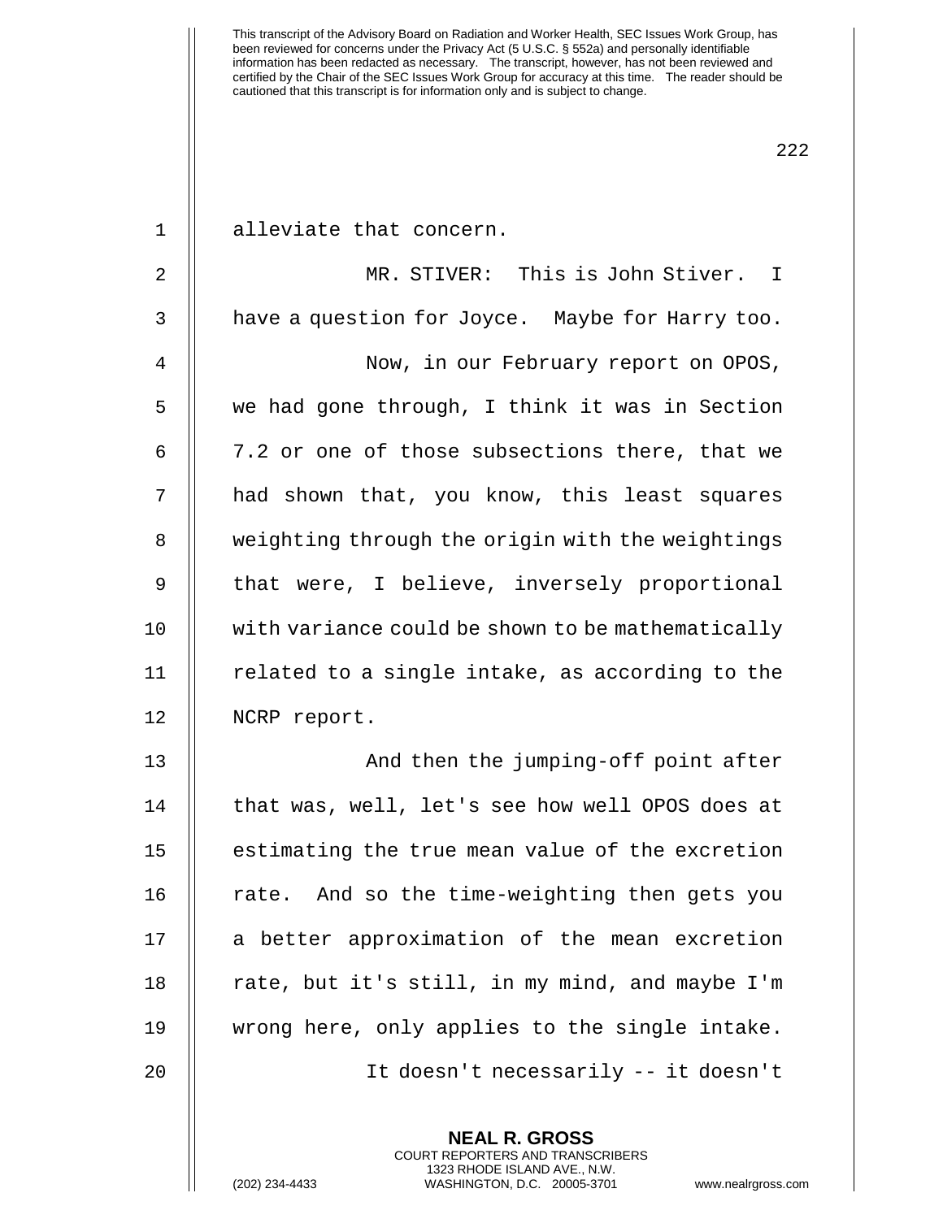alleviate that concern.

MR. STIVER: This is John Stiver. I have a question for Joyce. Maybe for Harry too.

Now, in our February report on OPOS, we had gone through, I think it was in Section 7.2 or one of those subsections there, that we had shown that, you know, this least squares weighting through the origin with the weightings that were, I believe, inversely proportional with variance could be shown to be mathematically related to a single intake, as according to the NCRP report.

And then the jumping-off point after that was, well, let's see how well OPOS does at estimating the true mean value of the excretion rate. And so the time-weighting then gets you a better approximation of the mean excretion rate, but it's still, in my mind, and maybe I'm wrong here, only applies to the single intake.

It doesn't necessarily -- it doesn't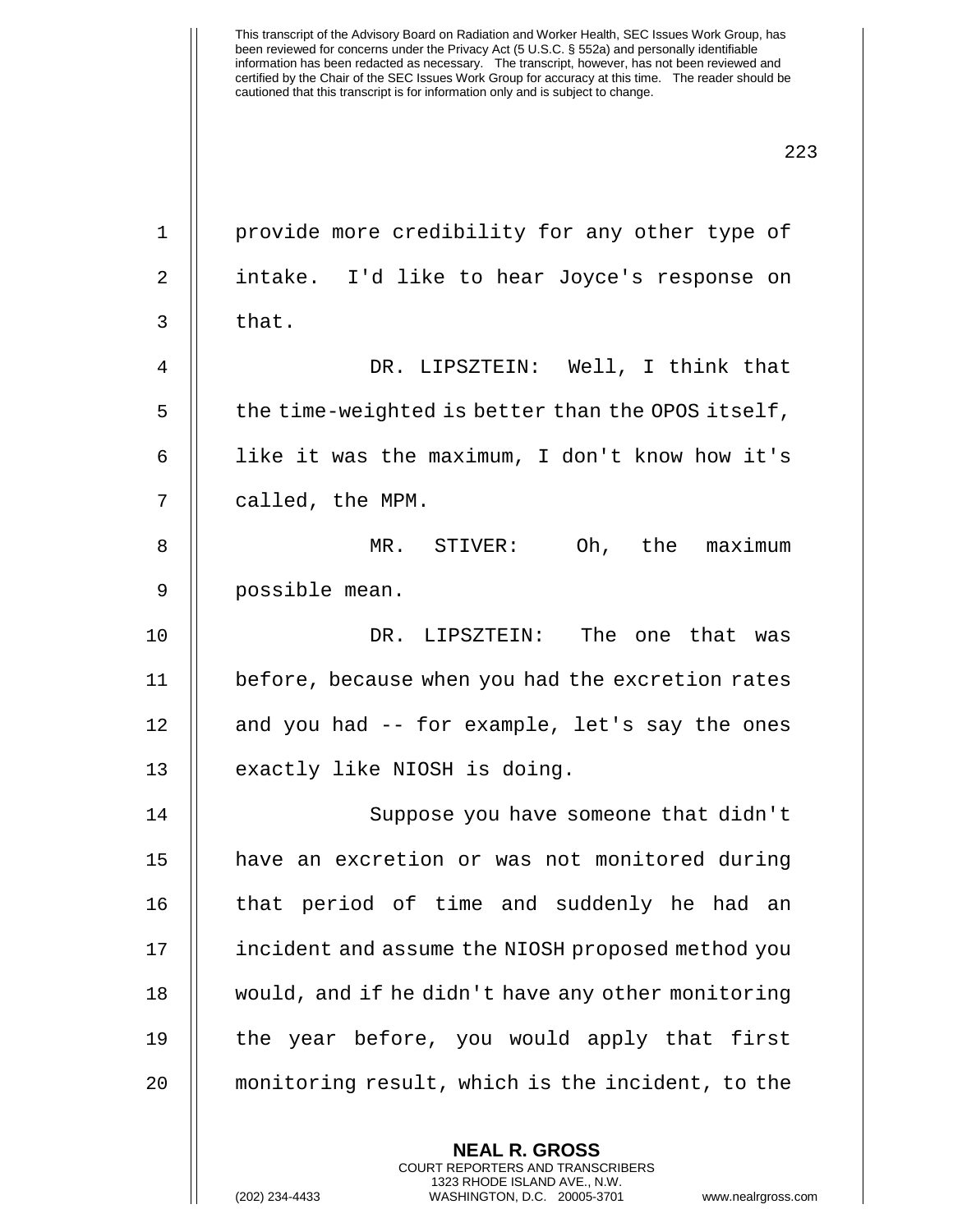provide more credibility for any other type of intake. I'd like to hear Joyce's response on that.

DR. LIPSZTEIN: Well, I think that the time-weighted is better than the OPOS itself, like it was the maximum, I don't know how it's called, the MPM.

MR. STIVER: Oh, the maximum possible mean.

DR. LIPSZTEIN: The one that was before, because when you had the excretion rates and you had -- for example, let's say the ones exactly like NIOSH is doing.

Suppose you have someone that didn't have an excretion or was not monitored during that period of time and suddenly he had an incident and assume the NIOSH proposed method you would, and if he didn't have any other monitoring the year before, you would apply that first monitoring result, which is the incident, to the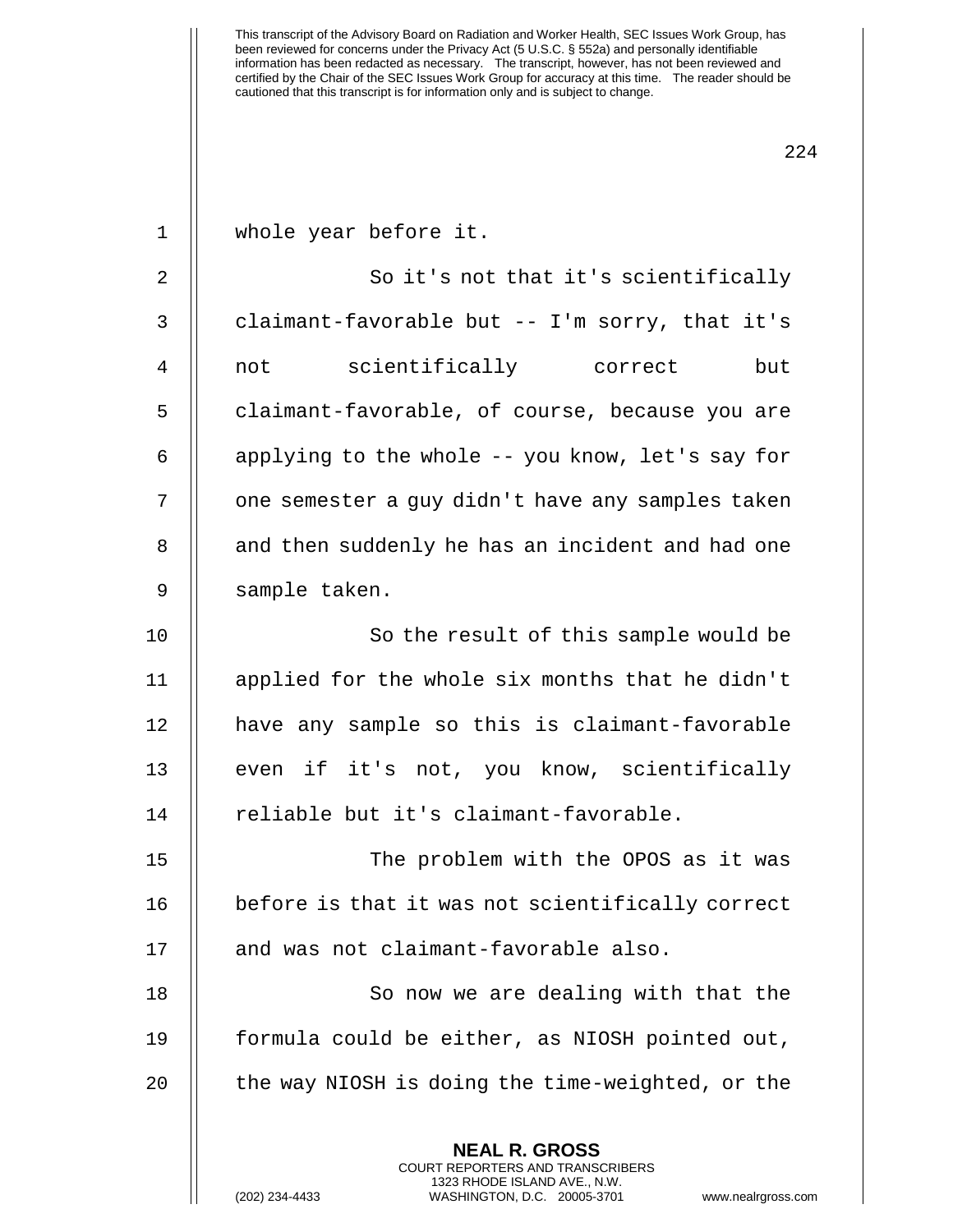whole year before it.

So it's not that it's scientifically claimant-favorable but -- I'm sorry, that it's not scientifically correct but claimant-favorable, of course, because you are applying to the whole -- you know, let's say for one semester a guy didn't have any samples taken and then suddenly he has an incident and had one sample taken.

So the result of this sample would be applied for the whole six months that he didn't have any sample so this is claimant-favorable even if it's not, you know, scientifically reliable but it's claimant-favorable.

The problem with the OPOS as it was before is that it was not scientifically correct and was not claimant-favorable also.

So now we are dealing with that the formula could be either, as NIOSH pointed out, the way NIOSH is doing the time-weighted, or the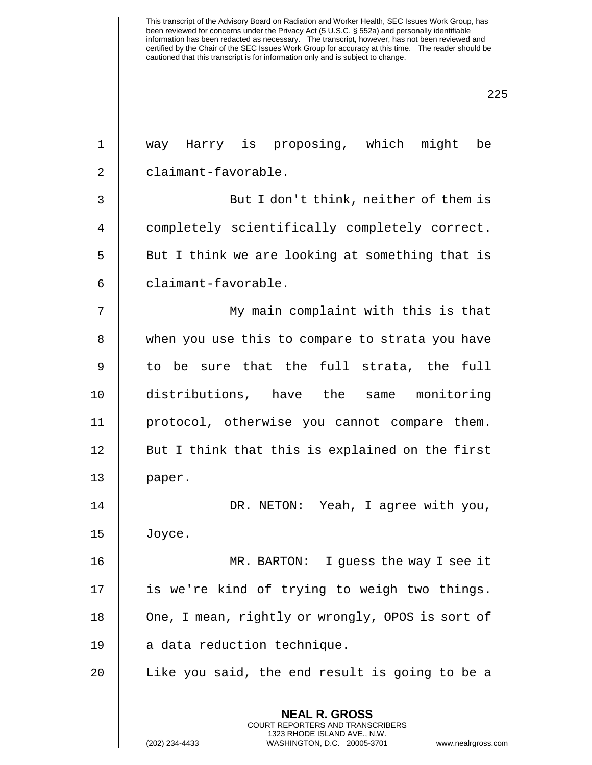way Harry is proposing, which might be claimant-favorable.

But I don't think, neither of them is completely scientifically completely correct. But I think we are looking at something that is claimant-favorable.

My main complaint with this is that when you use this to compare to strata you have to be sure that the full strata, the full distributions, have the same monitoring protocol, otherwise you cannot compare them. But I think that this is explained on the first paper.

DR. NETON: Yeah, I agree with you, Joyce.

MR. BARTON: I guess the way I see it is we're kind of trying to weigh two things. One, I mean, rightly or wrongly, OPOS is sort of a data reduction technique.

Like you said, the end result is going to be a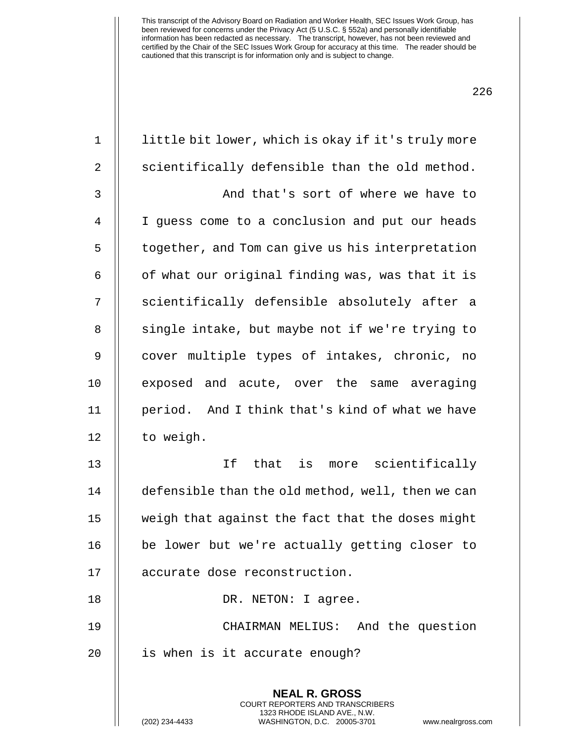little bit lower, which is okay if it's truly more scientifically defensible than the old method.

And that's sort of where we have to I guess come to a conclusion and put our heads together, and Tom can give us his interpretation of what our original finding was, was that it is scientifically defensible absolutely after a single intake, but maybe not if we're trying to cover multiple types of intakes, chronic, no exposed and acute, over the same averaging period. And I think that's kind of what we have to weigh.

If that is more scientifically defensible than the old method, well, then we can weigh that against the fact that the doses might be lower but we're actually getting closer to accurate dose reconstruction.

DR. NETON: I agree.

CHAIRMAN MELIUS: And the question is when is it accurate enough?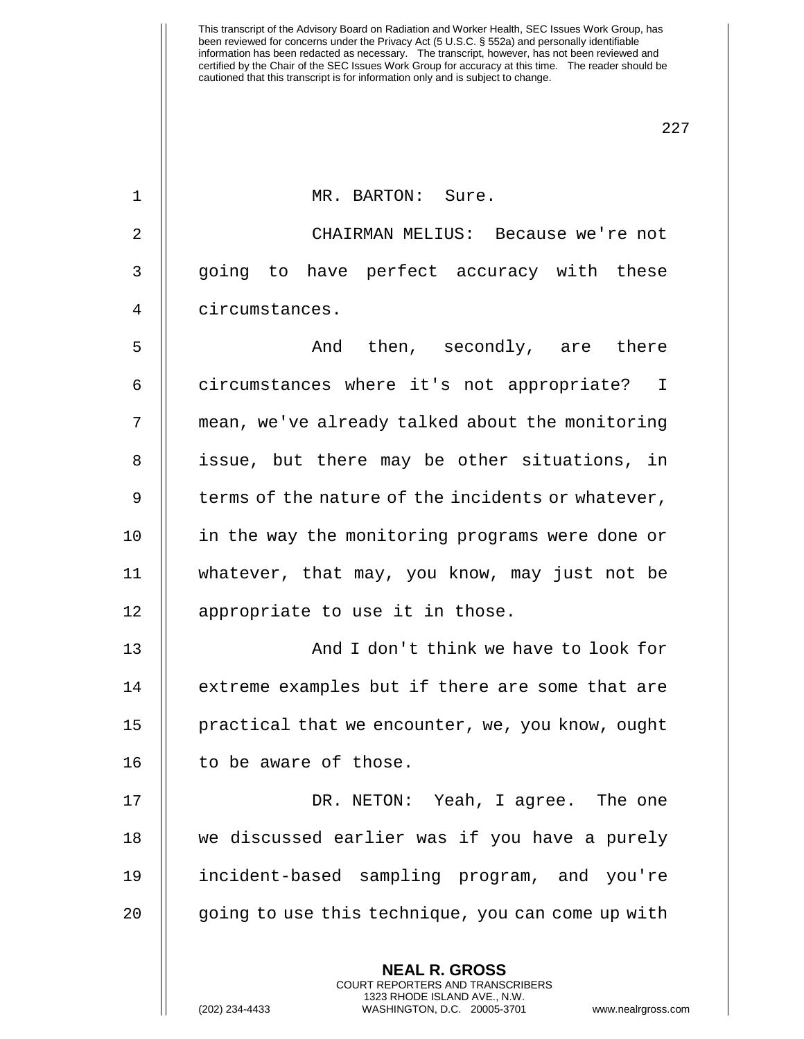MR. BARTON: Sure.

CHAIRMAN MELIUS: Because we're not going to have perfect accuracy with these circumstances.

And then, secondly, are there circumstances where it's not appropriate? I mean, we've already talked about the monitoring issue, but there may be other situations, in terms of the nature of the incidents or whatever, in the way the monitoring programs were done or whatever, that may, you know, may just not be appropriate to use it in those.

And I don't think we have to look for extreme examples but if there are some that are practical that we encounter, we, you know, ought to be aware of those.

DR. NETON: Yeah, I agree. The one we discussed earlier was if you have a purely incident-based sampling program, and you're going to use this technique, you can come up with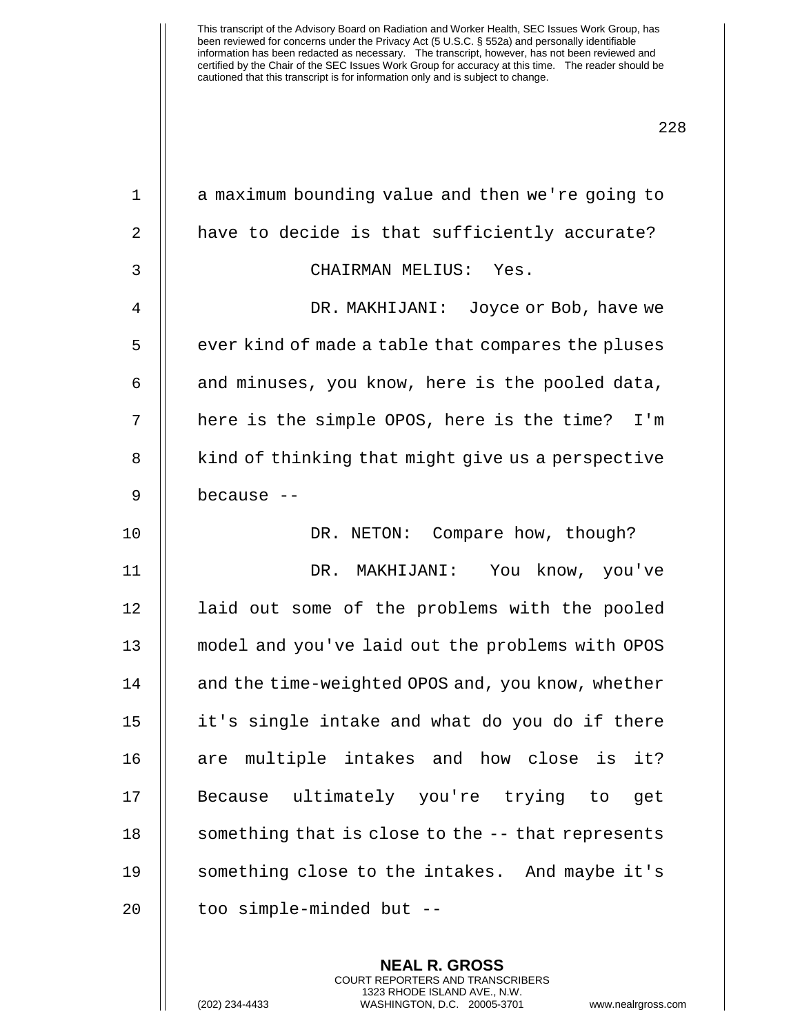a maximum bounding value and then we're going to have to decide is that sufficiently accurate?

CHAIRMAN MELIUS: Yes.

DR. MAKHIJANI: Joyce or Bob, have we ever kind of made a table that compares the pluses and minuses, you know, here is the pooled data, here is the simple OPOS, here is the time? I'm kind of thinking that might give us a perspective because --

DR. NETON: Compare how, though?

DR. MAKHIJANI: You know, you've laid out some of the problems with the pooled model and you've laid out the problems with OPOS and the time-weighted OPOS and, you know, whether it's single intake and what do you do if there are multiple intakes and how close is it? Because ultimately you're trying to get something that is close to the -- that represents something close to the intakes. And maybe it's too simple-minded but --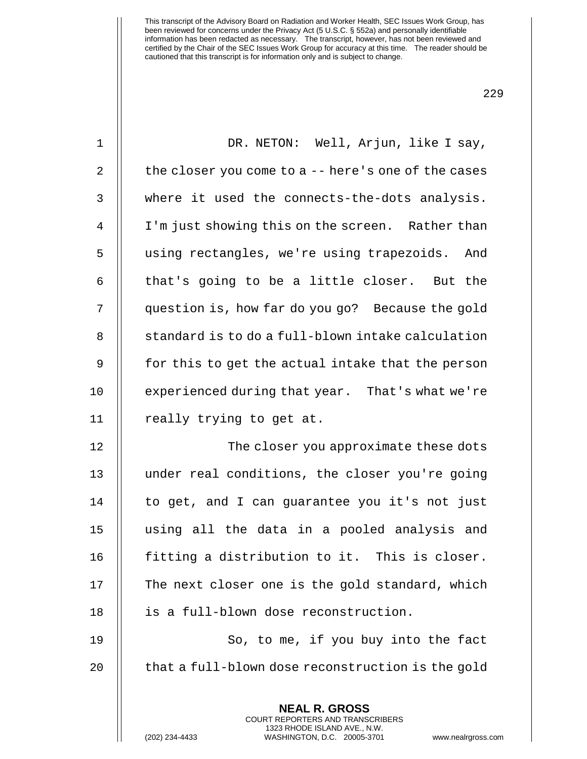DR. NETON: Well, Arjun, like I say, the closer you come to a -- here's one of the cases where it used the connects-the-dots analysis. I'm just showing this on the screen. Rather than using rectangles, we're using trapezoids. And that's going to be a little closer. But the question is, how far do you go? Because the gold standard is to do a full-blown intake calculation for this to get the actual intake that the person experienced during that year. That's what we're really trying to get at.

The closer you approximate these dots under real conditions, the closer you're going to get, and I can guarantee you it's not just using all the data in a pooled analysis and fitting a distribution to it. This is closer. The next closer one is the gold standard, which is a full-blown dose reconstruction.

So, to me, if you buy into the fact that a full-blown dose reconstruction is the gold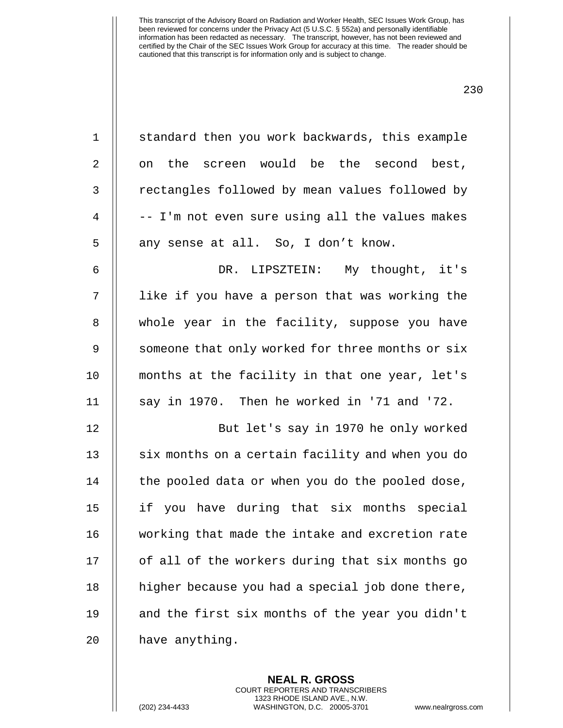standard then you work backwards, this example on the screen would be the second best, rectangles followed by mean values followed by -- I'm not even sure using all the values makes any sense at all. So, I don’t know.

DR. LIPSZTEIN: My thought, it's like if you have a person that was working the whole year in the facility, suppose you have someone that only worked for three months or six months at the facility in that one year, let's say in 1970. Then he worked in '71 and '72.

But let's say in 1970 he only worked six months on a certain facility and when you do the pooled data or when you do the pooled dose, if you have during that six months special working that made the intake and excretion rate of all of the workers during that six months go higher because you had a special job done there, and the first six months of the year you didn't have anything.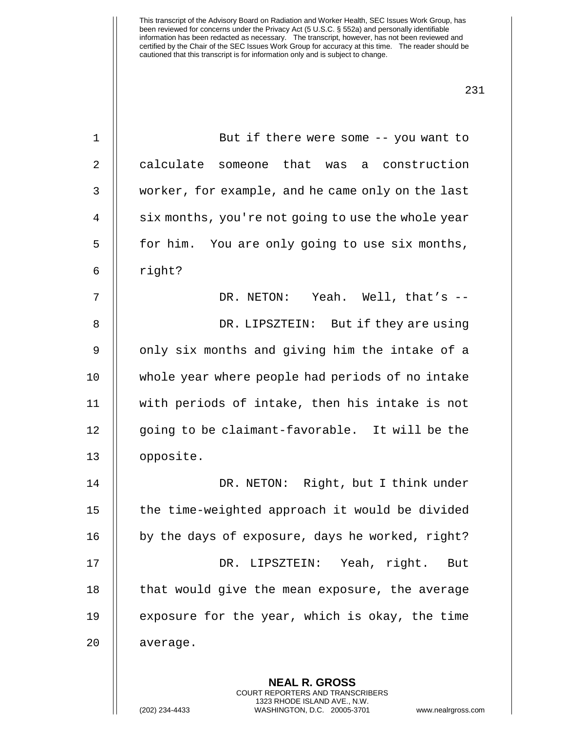But if there were some -- you want to calculate someone that was a construction worker, for example, and he came only on the last six months, you're not going to use the whole year for him. You are only going to use six months, right?

DR. NETON: Yeah. Well, that's --

DR. LIPSZTEIN: But if they are using only six months and giving him the intake of a whole year where people had periods of no intake with periods of intake, then his intake is not going to be claimant-favorable. It will be the opposite.

DR. NETON: Right, but I think under the time-weighted approach it would be divided by the days of exposure, days he worked, right?

DR. LIPSZTEIN: Yeah, right. But that would give the mean exposure, the average exposure for the year, which is okay, the time average.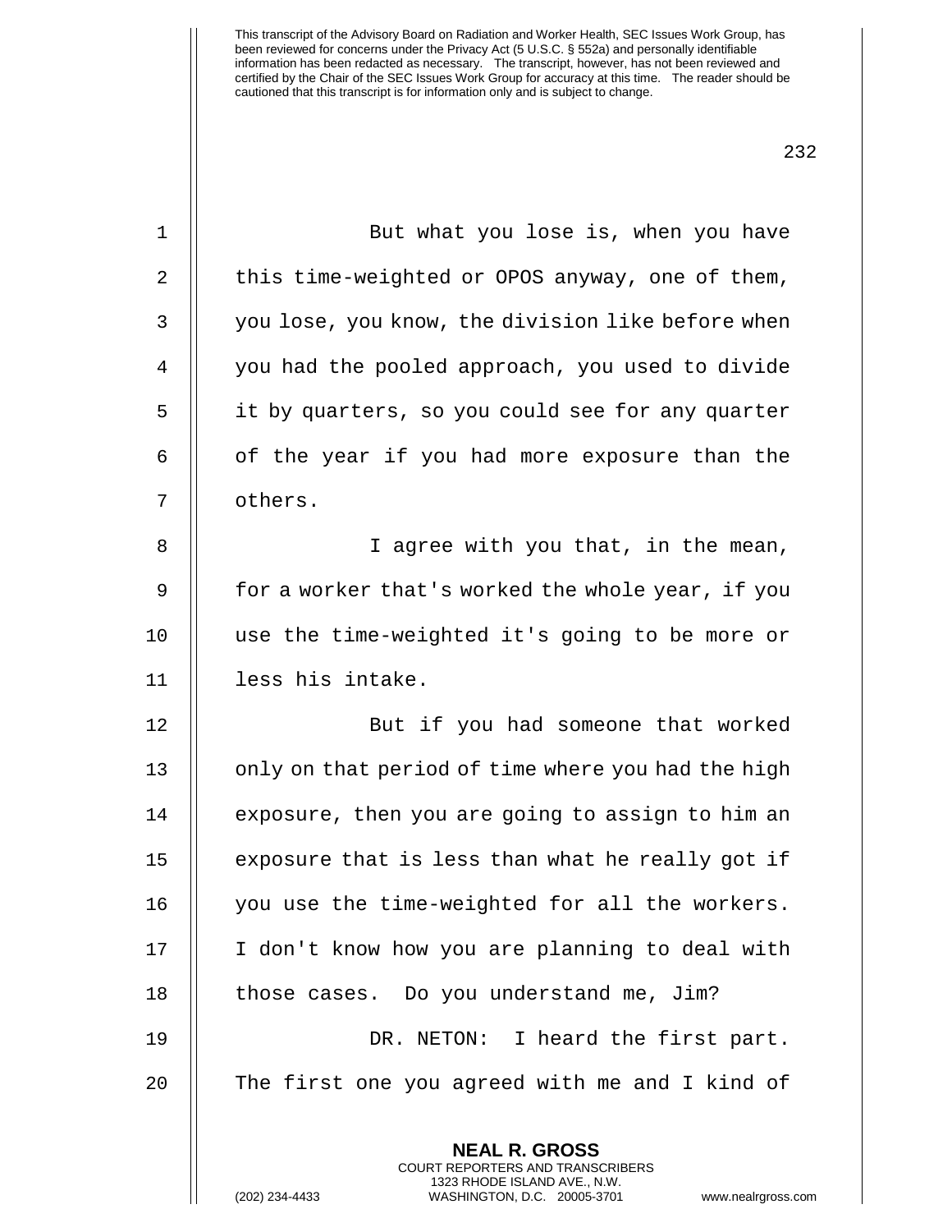But what you lose is, when you have this time-weighted or OPOS anyway, one of them, you lose, you know, the division like before when you had the pooled approach, you used to divide it by quarters, so you could see for any quarter of the year if you had more exposure than the others.

I agree with you that, in the mean, for a worker that's worked the whole year, if you use the time-weighted it's going to be more or less his intake.

But if you had someone that worked only on that period of time where you had the high exposure, then you are going to assign to him an exposure that is less than what he really got if you use the time-weighted for all the workers. I don't know how you are planning to deal with those cases. Do you understand me, Jim?

DR. NETON: I heard the first part. The first one you agreed with me and I kind of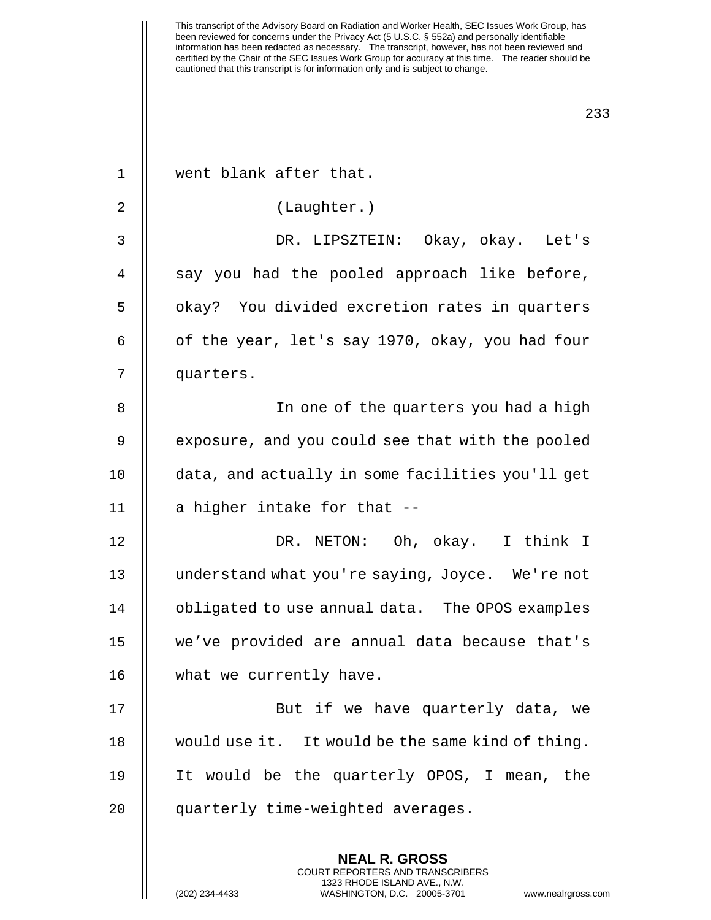went blank after that.

(Laughter.)

DR. LIPSZTEIN: Okay, okay. Let's say you had the pooled approach like before, okay? You divided excretion rates in quarters of the year, let's say 1970, okay, you had four quarters.

In one of the quarters you had a high exposure, and you could see that with the pooled data, and actually in some facilities you'll get a higher intake for that --

DR. NETON: Oh, okay. I think I understand what you're saying, Joyce. We're not obligated to use annual data. The OPOS examples we've provided are annual data because that's what we currently have.

But if we have quarterly data, we would use it. It would be the same kind of thing. It would be the quarterly OPOS, I mean, the quarterly time-weighted averages.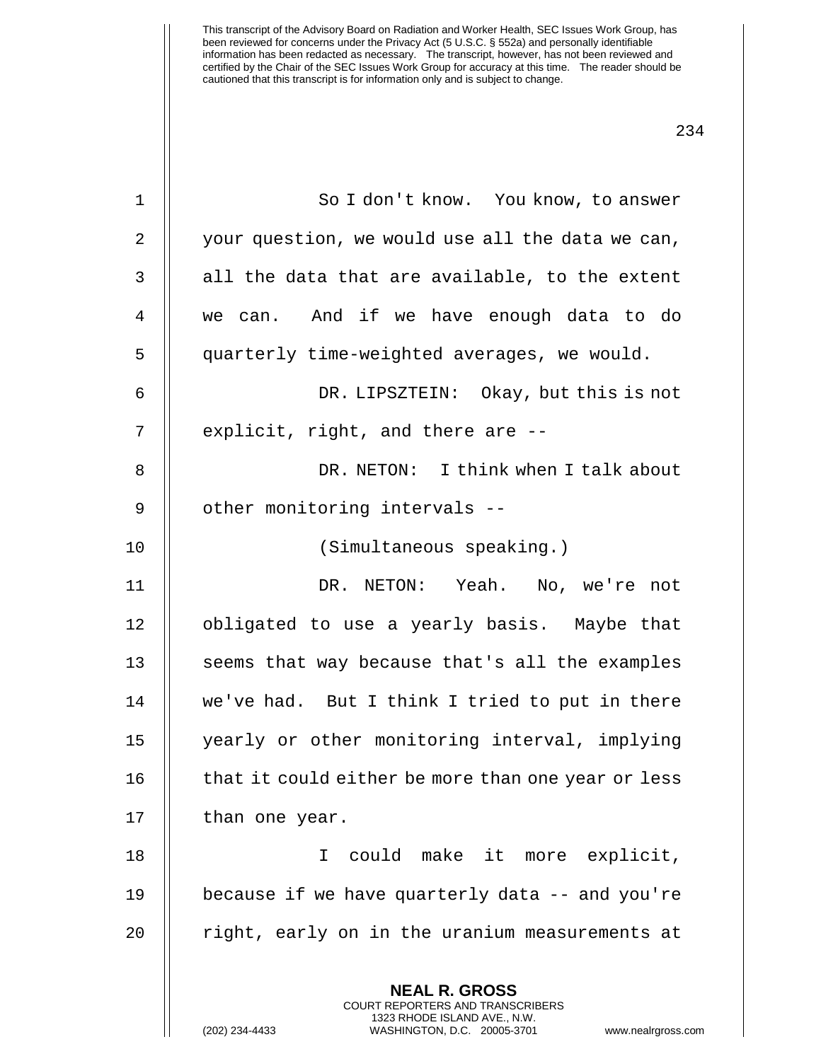So I don't know. You know, to answer your question, we would use all the data we can, all the data that are available, to the extent we can. And if we have enough data to do quarterly time-weighted averages, we would.

DR. LIPSZTEIN: Okay, but this is not explicit, right, and there are --

DR. NETON: I think when I talk about other monitoring intervals --

(Simultaneous speaking.)

DR. NETON: Yeah. No, we're not obligated to use a yearly basis. Maybe that seems that way because that's all the examples we've had. But I think I tried to put in there yearly or other monitoring interval, implying that it could either be more than one year or less than one year.

I could make it more explicit, because if we have quarterly data -- and you're right, early on in the uranium measurements at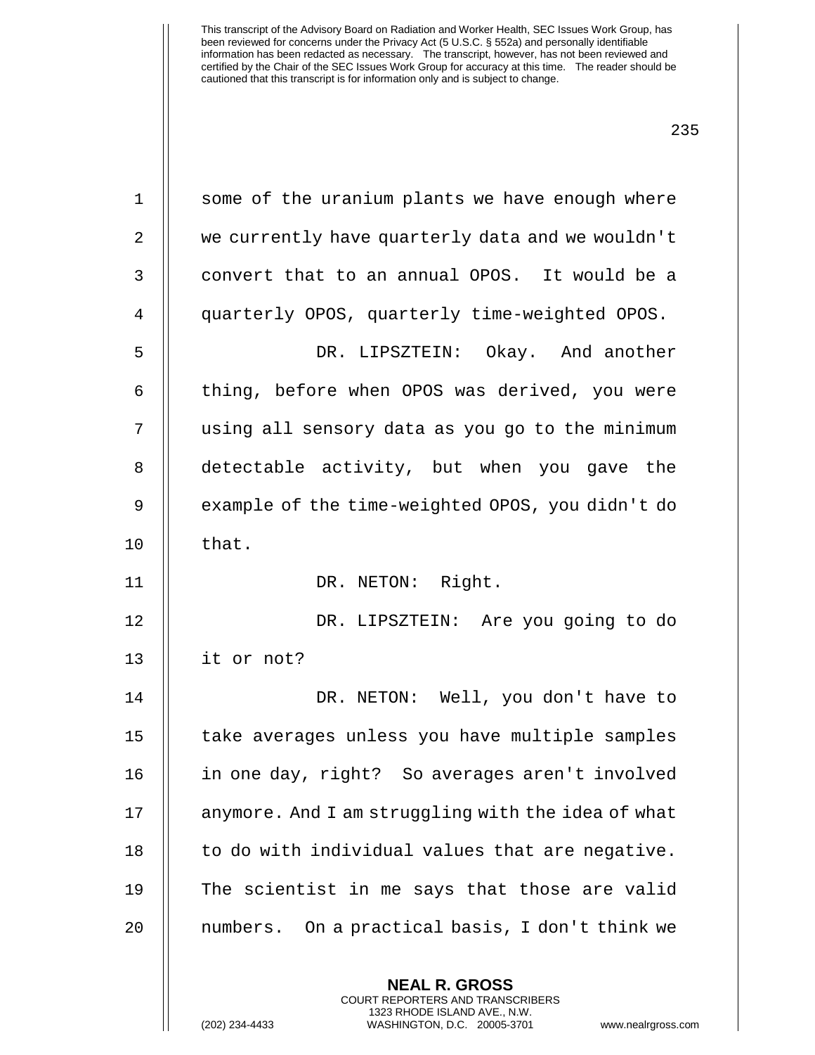some of the uranium plants we have enough where we currently have quarterly data and we wouldn't convert that to an annual OPOS. It would be a quarterly OPOS, quarterly time-weighted OPOS.

DR. LIPSZTEIN: Okay. And another thing, before when OPOS was derived, you were using all sensory data as you go to the minimum detectable activity, but when you gave the example of the time-weighted OPOS, you didn't do that.

DR. NETON: Right.

DR. LIPSZTEIN: Are you going to do it or not?

DR. NETON: Well, you don't have to take averages unless you have multiple samples in one day, right? So averages aren't involved anymore. And I am struggling with the idea of what to do with individual values that are negative. The scientist in me says that those are valid numbers. On a practical basis, I don't think we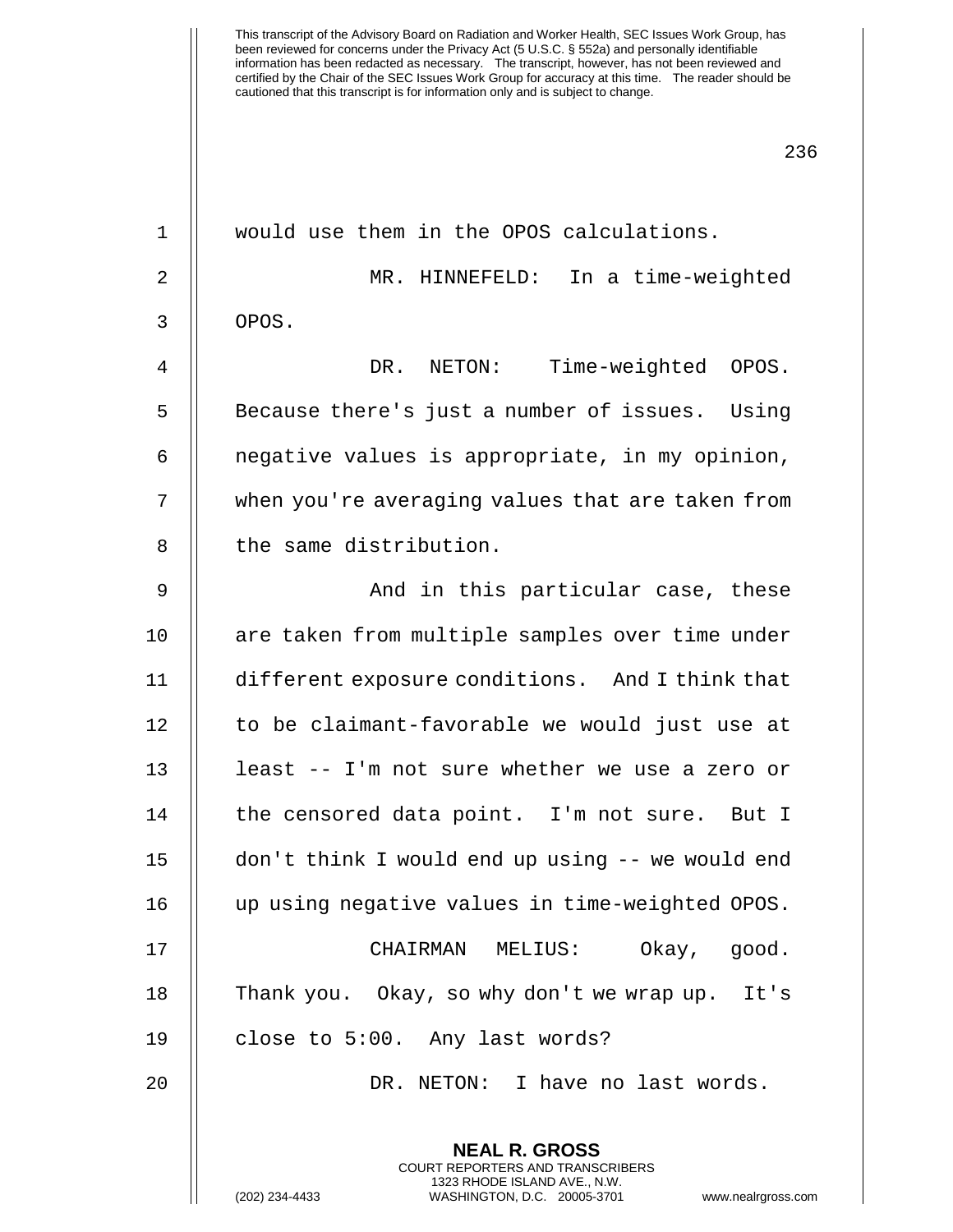would use them in the OPOS calculations.

MR. HINNEFELD: In a time-weighted OPOS.

DR. NETON: Time-weighted OPOS. Because there's just a number of issues. Using negative values is appropriate, in my opinion, when you're averaging values that are taken from the same distribution.

And in this particular case, these are taken from multiple samples over time under different exposure conditions. And I think that to be claimant-favorable we would just use at least -- I'm not sure whether we use a zero or the censored data point. I'm not sure. But I don't think I would end up using -- we would end up using negative values in time-weighted OPOS.

CHAIRMAN MELIUS: Okay, good. Thank you. Okay, so why don't we wrap up. It's close to 5:00. Any last words?

DR. NETON: I have no last words.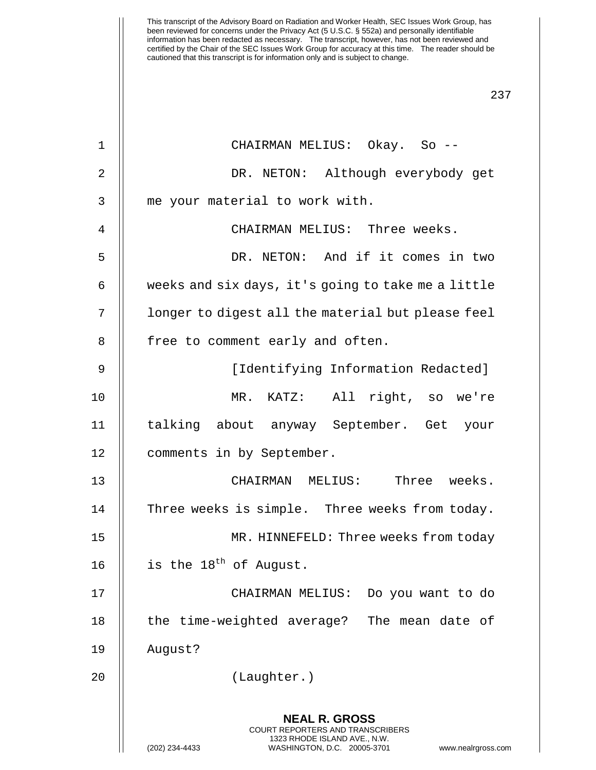CHAIRMAN MELIUS: Okay. So --

DR. NETON: Although everybody get me your material to work with.

CHAIRMAN MELIUS: Three weeks.

DR. NETON: And if it comes in two weeks and six days, it's going to take me a little longer to digest all the material but please feel free to comment early and often.

[Identifying Information Redacted]

MR. KATZ: All right, so we're talking about anyway September. Get your comments in by September.

CHAIRMAN MELIUS: Three weeks. Three weeks is simple. Three weeks from today.

MR. HINNEFELD: Three weeks from today is the 18th of August.

CHAIRMAN MELIUS: Do you want to do the time-weighted average? The mean date of August?

(Laughter.)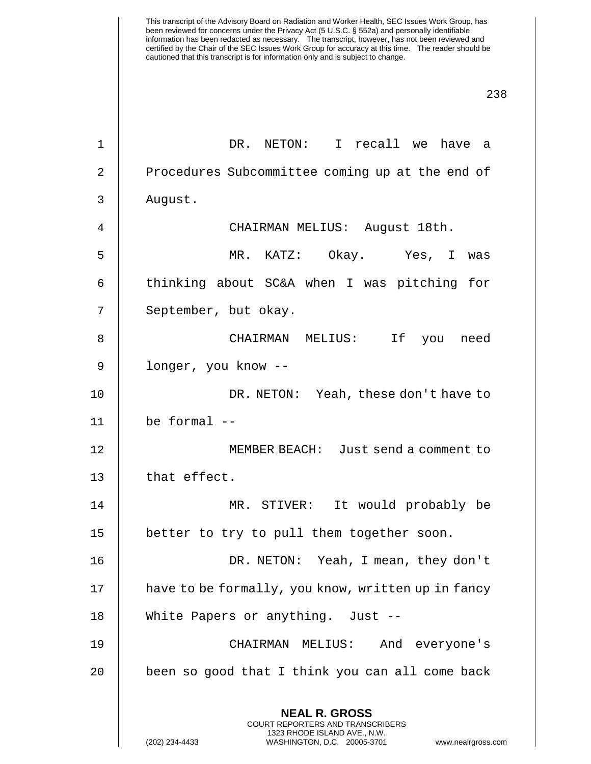This transcript of the Advisory Board on Radiation and Worker Health, SEC Issues Work Group, has been reviewed for concerns under the Privacy Act (5 U.S.C. § 552a) and personally identifiable information has been redacted as necessary. The transcript, however, has not been reviewed and certified by the Chair of the SEC Issues Work Group for accuracy at this time. The reader should be cautioned that this transcript is for information only and is subject to change.

DR. NETON: I recall we have a Procedures Subcommittee coming up at the end of August.

CHAIRMAN MELIUS: August 18th.

MR. KATZ: Okay. Yes, I was thinking about SC&A when I was pitching for September, but okay.

CHAIRMAN MELIUS: If you need longer, you know --

DR. NETON: Yeah, these don't have to be formal --

MEMBER BEACH: Just send a comment to that effect.

MR. STIVER: It would probably be better to try to pull them together soon.

DR. NETON: Yeah, I mean, they don't have to be formally, you know, written up in fancy White Papers or anything. Just --

CHAIRMAN MELIUS: And everyone's been so good that I think you can all come back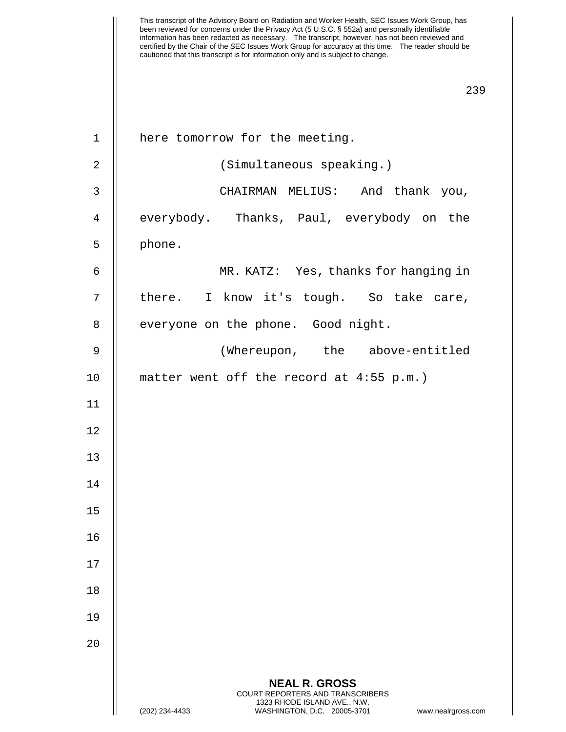here tomorrow for the meeting.

(Simultaneous speaking.)

CHAIRMAN MELIUS: And thank you, everybody. Thanks, Paul, everybody on the phone.

MR. KATZ: Yes, thanks for hanging in there. I know it's tough. So take care, everyone on the phone. Good night.

(Whereupon, the above-entitled matter went off the record at 4:55 p.m.)